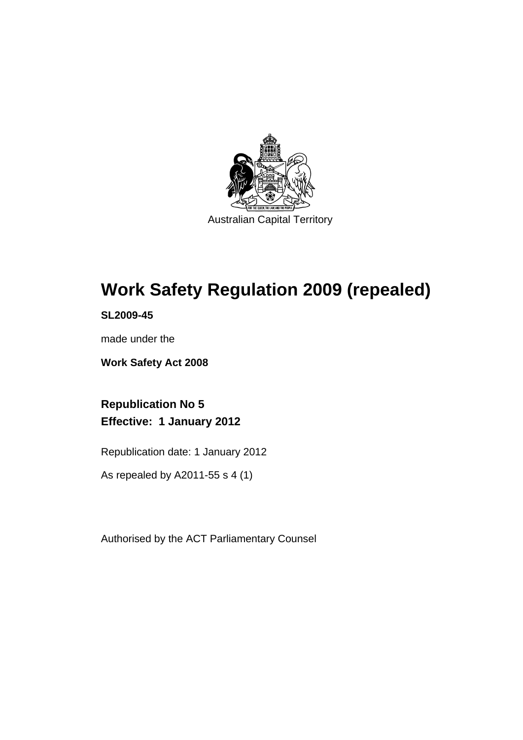Australian Capital Territory

# Work Safety Regulation 2009 (repealed)

**SL2009-45**

made under the

**Work Safety Act 2008**

**Republication No 5**
**Effective: 1 January 2012**

Republication date: 1 January 2012

As repealed by A2011-55 s 4 (1)

Authorised by the ACT Parliamentary Counsel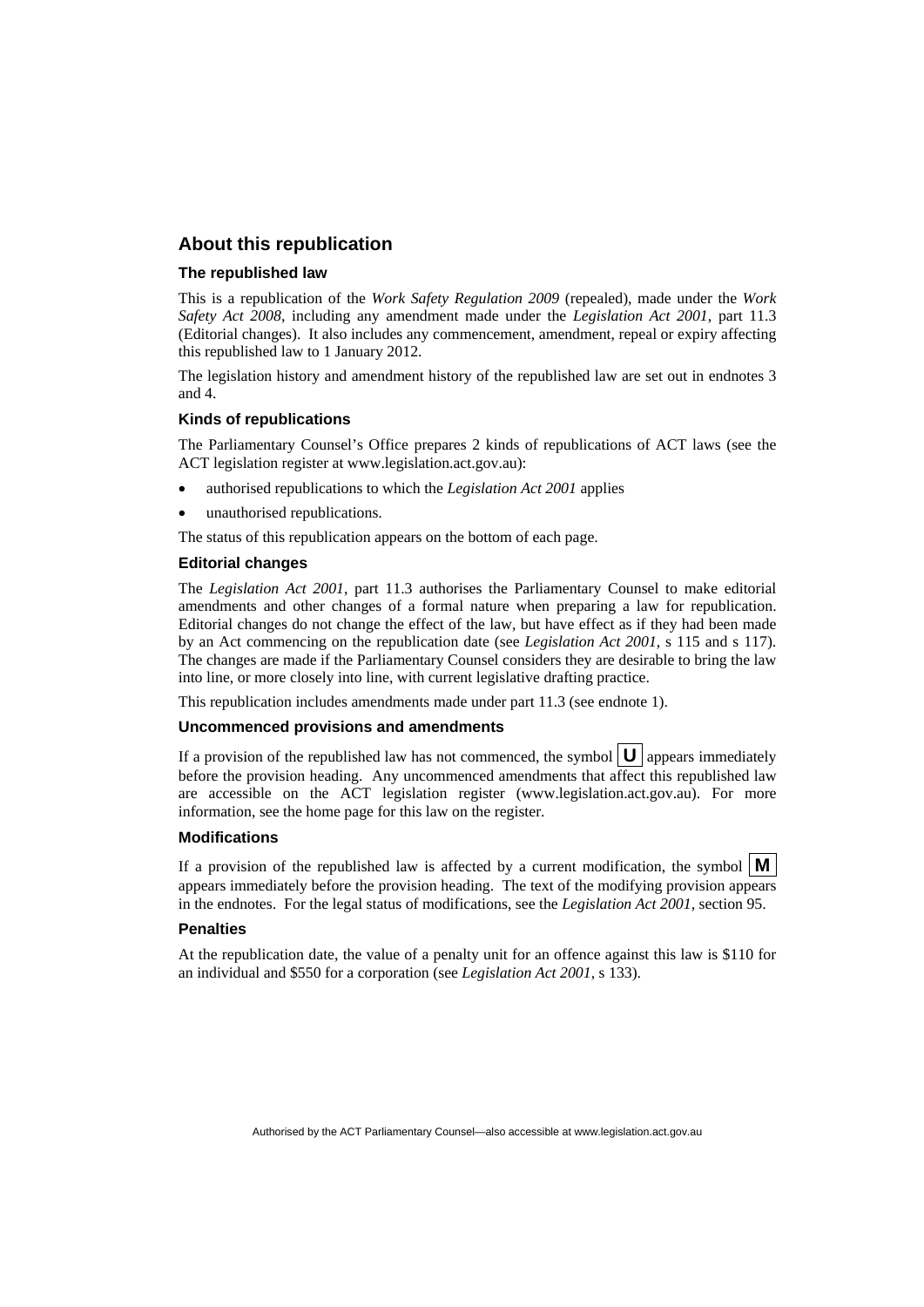## About this republication

### The republished law

This is a republication of the *Work Safety Regulation 2009* (repealed), made under the *Work Safety Act 2008*, including any amendment made under the *Legislation Act 2001*, part 11.3 (Editorial changes). It also includes any commencement, amendment, repeal or expiry affecting this republished law to 1 January 2012.

The legislation history and amendment history of the republished law are set out in endnotes 3 and 4.

### Kinds of republications

The Parliamentary Counsel's Office prepares 2 kinds of republications of ACT laws (see the ACT legislation register at www.legislation.act.gov.au):

- authorised republications to which the *Legislation Act 2001* applies
- unauthorised republications.

The status of this republication appears on the bottom of each page.

### Editorial changes

The *Legislation Act 2001*, part 11.3 authorises the Parliamentary Counsel to make editorial amendments and other changes of a formal nature when preparing a law for republication. Editorial changes do not change the effect of the law, but have effect as if they had been made by an Act commencing on the republication date (see *Legislation Act 2001*, s 115 and s 117). The changes are made if the Parliamentary Counsel considers they are desirable to bring the law into line, or more closely into line, with current legislative drafting practice.

This republication includes amendments made under part 11.3 (see endnote 1).

### Uncommenced provisions and amendments

If a provision of the republished law has not commenced, the symbol **U** appears immediately before the provision heading. Any uncommenced amendments that affect this republished law are accessible on the ACT legislation register (www.legislation.act.gov.au). For more information, see the home page for this law on the register.

### Modifications

If a provision of the republished law is affected by a current modification, the symbol **M** appears immediately before the provision heading. The text of the modifying provision appears in the endnotes. For the legal status of modifications, see the *Legislation Act 2001*, section 95.

### Penalties

At the republication date, the value of a penalty unit for an offence against this law is $110 for an individual and $550 for a corporation (see *Legislation Act 2001*, s 133).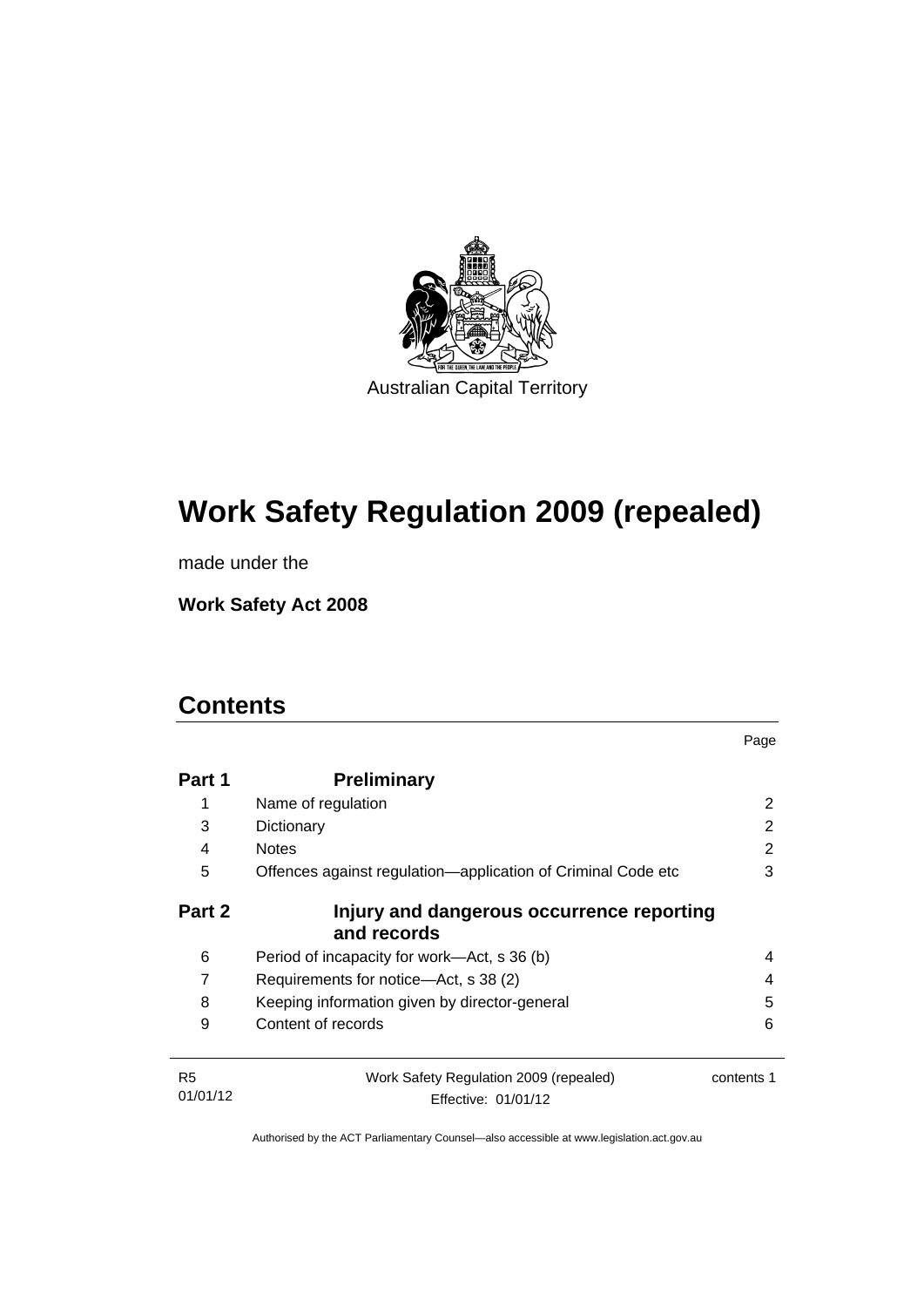Australian Capital Territory

# Work Safety Regulation 2009 (repealed)

made under the

**Work Safety Act 2008**

## Contents

| | | Page |
|---|---|---|
| **Part 1** | **Preliminary** | |
| 1 | Name of regulation | 2 |
| 3 | Dictionary | 2 |
| 4 | Notes | 2 |
| 5 | Offences against regulation—application of Criminal Code etc | 3 |
| **Part 2** | **Injury and dangerous occurrence reporting and records** | |
| 6 | Period of incapacity for work—Act, s 36 (b) | 4 |
| 7 | Requirements for notice—Act, s 38 (2) | 4 |
| 8 | Keeping information given by director-general | 5 |
| 9 | Content of records | 6 |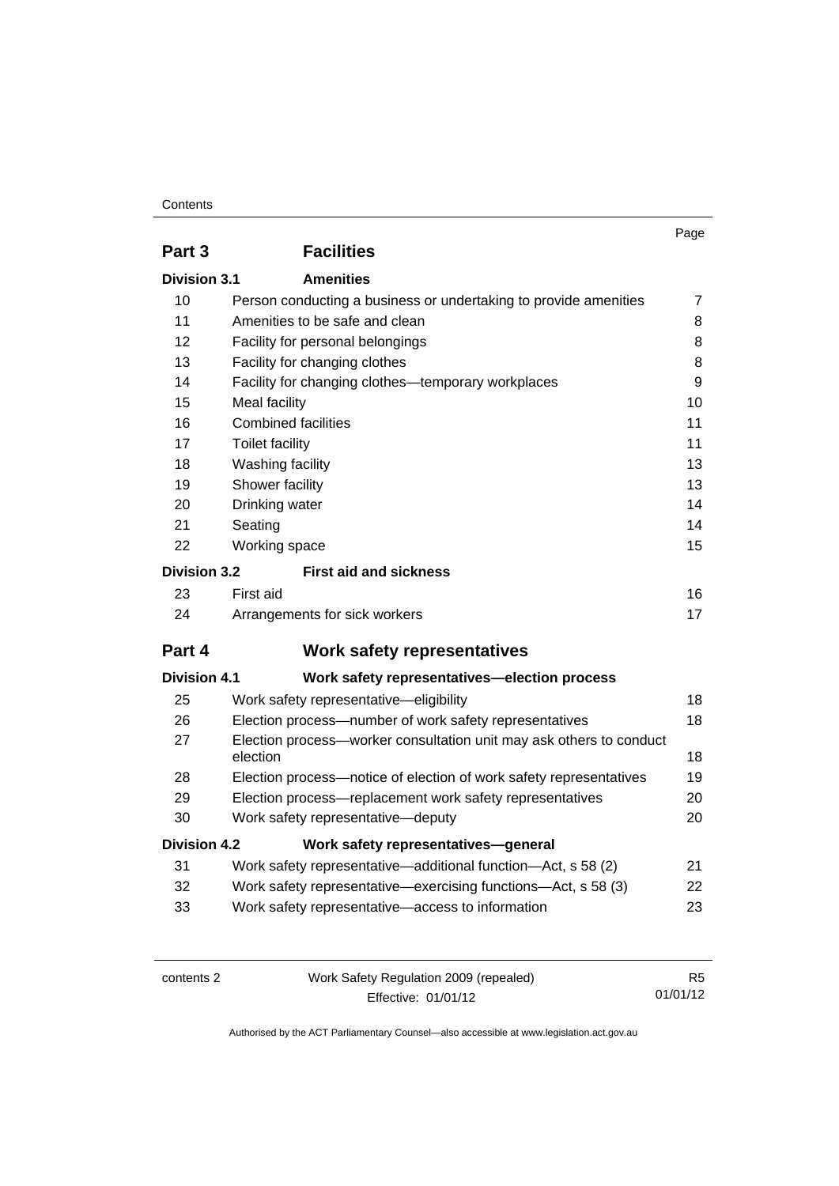| | | Page |
|---|---|---|
| **Part 3** | **Facilities** | |
| **Division 3.1** | **Amenities** | |
| 10 | Person conducting a business or undertaking to provide amenities | 7 |
| 11 | Amenities to be safe and clean | 8 |
| 12 | Facility for personal belongings | 8 |
| 13 | Facility for changing clothes | 8 |
| 14 | Facility for changing clothes—temporary workplaces | 9 |
| 15 | Meal facility | 10 |
| 16 | Combined facilities | 11 |
| 17 | Toilet facility | 11 |
| 18 | Washing facility | 13 |
| 19 | Shower facility | 13 |
| 20 | Drinking water | 14 |
| 21 | Seating | 14 |
| 22 | Working space | 15 |
| **Division 3.2** | **First aid and sickness** | |
| 23 | First aid | 16 |
| 24 | Arrangements for sick workers | 17 |
| **Part 4** | **Work safety representatives** | |
| **Division 4.1** | **Work safety representatives—election process** | |
| 25 | Work safety representative—eligibility | 18 |
| 26 | Election process—number of work safety representatives | 18 |
| 27 | Election process—worker consultation unit may ask others to conduct election | 18 |
| 28 | Election process—notice of election of work safety representatives | 19 |
| 29 | Election process—replacement work safety representatives | 20 |
| 30 | Work safety representative—deputy | 20 |
| **Division 4.2** | **Work safety representatives—general** | |
| 31 | Work safety representative—additional function—Act, s 58 (2) | 21 |
| 32 | Work safety representative—exercising functions—Act, s 58 (3) | 22 |
| 33 | Work safety representative—access to information | 23 |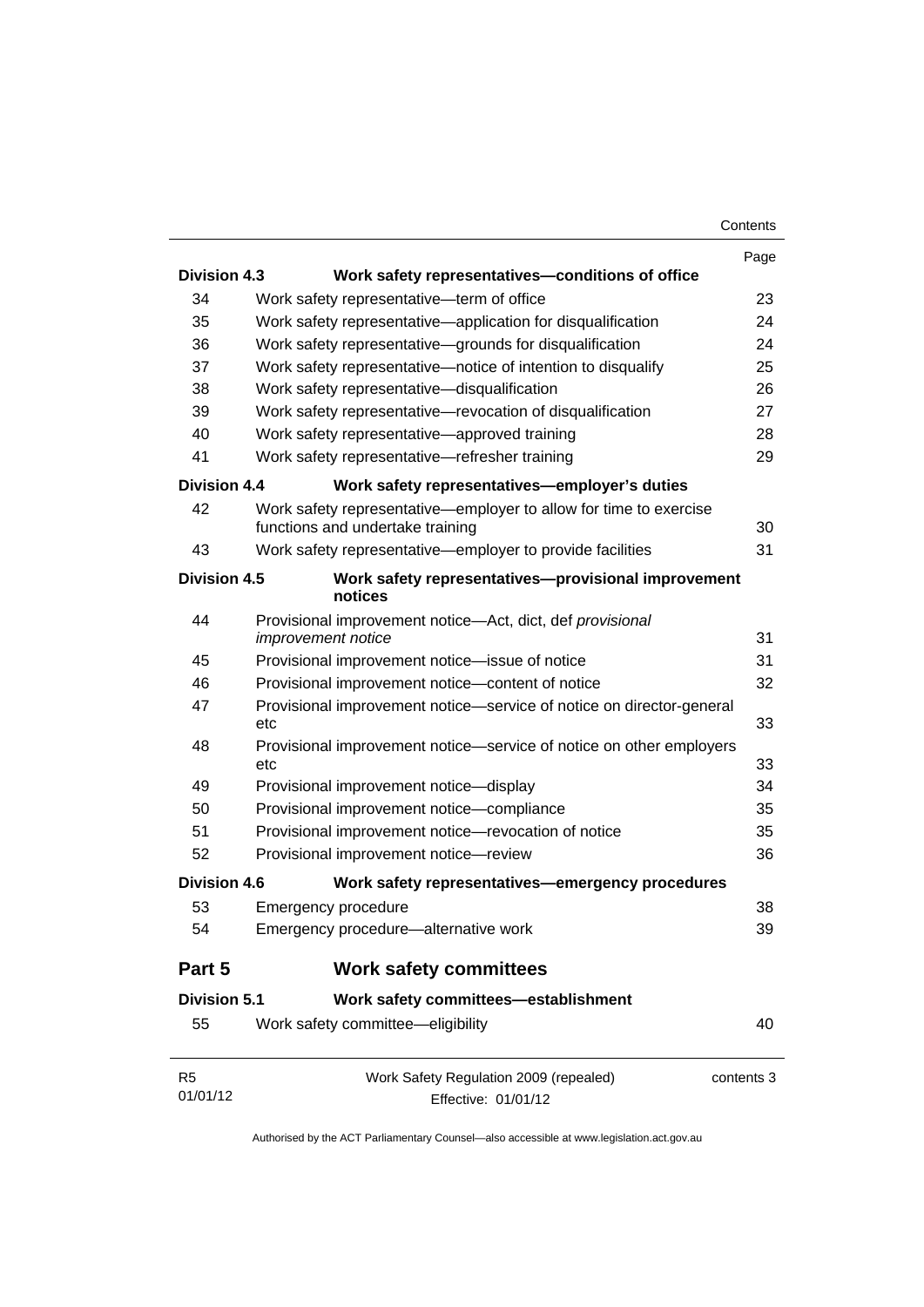| | | Page |
|---|---|---|
| **Division 4.3** | **Work safety representatives—conditions of office** | |
| 34 | Work safety representative—term of office | 23 |
| 35 | Work safety representative—application for disqualification | 24 |
| 36 | Work safety representative—grounds for disqualification | 24 |
| 37 | Work safety representative—notice of intention to disqualify | 25 |
| 38 | Work safety representative—disqualification | 26 |
| 39 | Work safety representative—revocation of disqualification | 27 |
| 40 | Work safety representative—approved training | 28 |
| 41 | Work safety representative—refresher training | 29 |
| **Division 4.4** | **Work safety representatives—employer's duties** | |
| 42 | Work safety representative—employer to allow for time to exercise functions and undertake training | 30 |
| 43 | Work safety representative—employer to provide facilities | 31 |
| **Division 4.5** | **Work safety representatives—provisional improvement notices** | |
| 44 | Provisional improvement notice—Act, dict, def *provisional improvement notice* | 31 |
| 45 | Provisional improvement notice—issue of notice | 31 |
| 46 | Provisional improvement notice—content of notice | 32 |
| 47 | Provisional improvement notice—service of notice on director-general etc | 33 |
| 48 | Provisional improvement notice—service of notice on other employers etc | 33 |
| 49 | Provisional improvement notice—display | 34 |
| 50 | Provisional improvement notice—compliance | 35 |
| 51 | Provisional improvement notice—revocation of notice | 35 |
| 52 | Provisional improvement notice—review | 36 |
| **Division 4.6** | **Work safety representatives—emergency procedures** | |
| 53 | Emergency procedure | 38 |
| 54 | Emergency procedure—alternative work | 39 |
| **Part 5** | **Work safety committees** | |
| **Division 5.1** | **Work safety committees—establishment** | |
| 55 | Work safety committee—eligibility | 40 |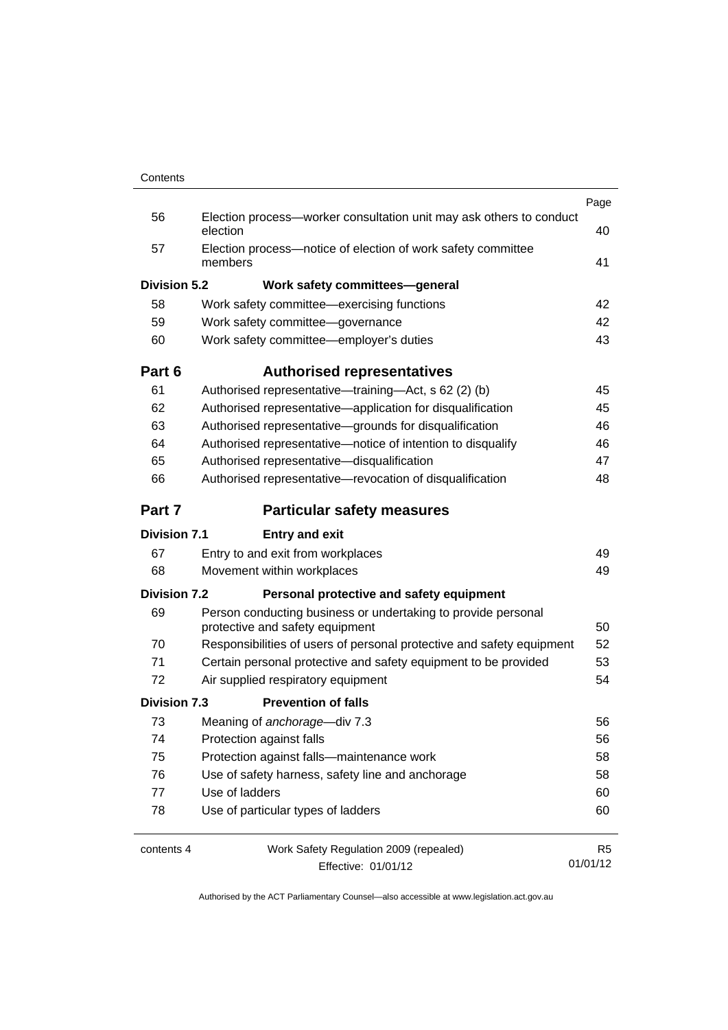| | | Page |
|---|---|---|
| 56 | Election process—worker consultation unit may ask others to conduct election | 40 |
| 57 | Election process—notice of election of work safety committee members | 41 |
| **Division 5.2** | **Work safety committees—general** | |
| 58 | Work safety committee—exercising functions | 42 |
| 59 | Work safety committee—governance | 42 |
| 60 | Work safety committee—employer's duties | 43 |
| **Part 6** | **Authorised representatives** | |
| 61 | Authorised representative—training—Act, s 62 (2) (b) | 45 |
| 62 | Authorised representative—application for disqualification | 45 |
| 63 | Authorised representative—grounds for disqualification | 46 |
| 64 | Authorised representative—notice of intention to disqualify | 46 |
| 65 | Authorised representative—disqualification | 47 |
| 66 | Authorised representative—revocation of disqualification | 48 |
| **Part 7** | **Particular safety measures** | |
| **Division 7.1** | **Entry and exit** | |
| 67 | Entry to and exit from workplaces | 49 |
| 68 | Movement within workplaces | 49 |
| **Division 7.2** | **Personal protective and safety equipment** | |
| 69 | Person conducting business or undertaking to provide personal protective and safety equipment | 50 |
| 70 | Responsibilities of users of personal protective and safety equipment | 52 |
| 71 | Certain personal protective and safety equipment to be provided | 53 |
| 72 | Air supplied respiratory equipment | 54 |
| **Division 7.3** | **Prevention of falls** | |
| 73 | Meaning of *anchorage*—div 7.3 | 56 |
| 74 | Protection against falls | 56 |
| 75 | Protection against falls—maintenance work | 58 |
| 76 | Use of safety harness, safety line and anchorage | 58 |
| 77 | Use of ladders | 60 |
| 78 | Use of particular types of ladders | 60 |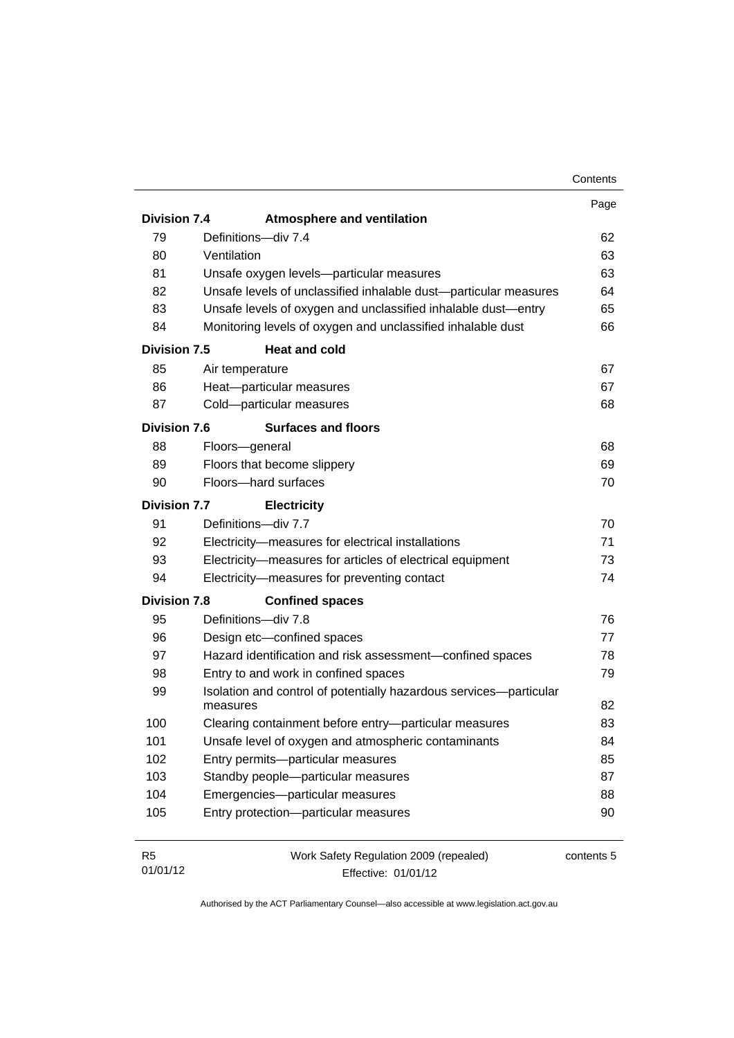| | | Page |
|---|---|---|
| **Division 7.4** | **Atmosphere and ventilation** | |
| 79 | Definitions—div 7.4 | 62 |
| 80 | Ventilation | 63 |
| 81 | Unsafe oxygen levels—particular measures | 63 |
| 82 | Unsafe levels of unclassified inhalable dust—particular measures | 64 |
| 83 | Unsafe levels of oxygen and unclassified inhalable dust—entry | 65 |
| 84 | Monitoring levels of oxygen and unclassified inhalable dust | 66 |
| **Division 7.5** | **Heat and cold** | |
| 85 | Air temperature | 67 |
| 86 | Heat—particular measures | 67 |
| 87 | Cold—particular measures | 68 |
| **Division 7.6** | **Surfaces and floors** | |
| 88 | Floors—general | 68 |
| 89 | Floors that become slippery | 69 |
| 90 | Floors—hard surfaces | 70 |
| **Division 7.7** | **Electricity** | |
| 91 | Definitions—div 7.7 | 70 |
| 92 | Electricity—measures for electrical installations | 71 |
| 93 | Electricity—measures for articles of electrical equipment | 73 |
| 94 | Electricity—measures for preventing contact | 74 |
| **Division 7.8** | **Confined spaces** | |
| 95 | Definitions—div 7.8 | 76 |
| 96 | Design etc—confined spaces | 77 |
| 97 | Hazard identification and risk assessment—confined spaces | 78 |
| 98 | Entry to and work in confined spaces | 79 |
| 99 | Isolation and control of potentially hazardous services—particular measures | 82 |
| 100 | Clearing containment before entry—particular measures | 83 |
| 101 | Unsafe level of oxygen and atmospheric contaminants | 84 |
| 102 | Entry permits—particular measures | 85 |
| 103 | Standby people—particular measures | 87 |
| 104 | Emergencies—particular measures | 88 |
| 105 | Entry protection—particular measures | 90 |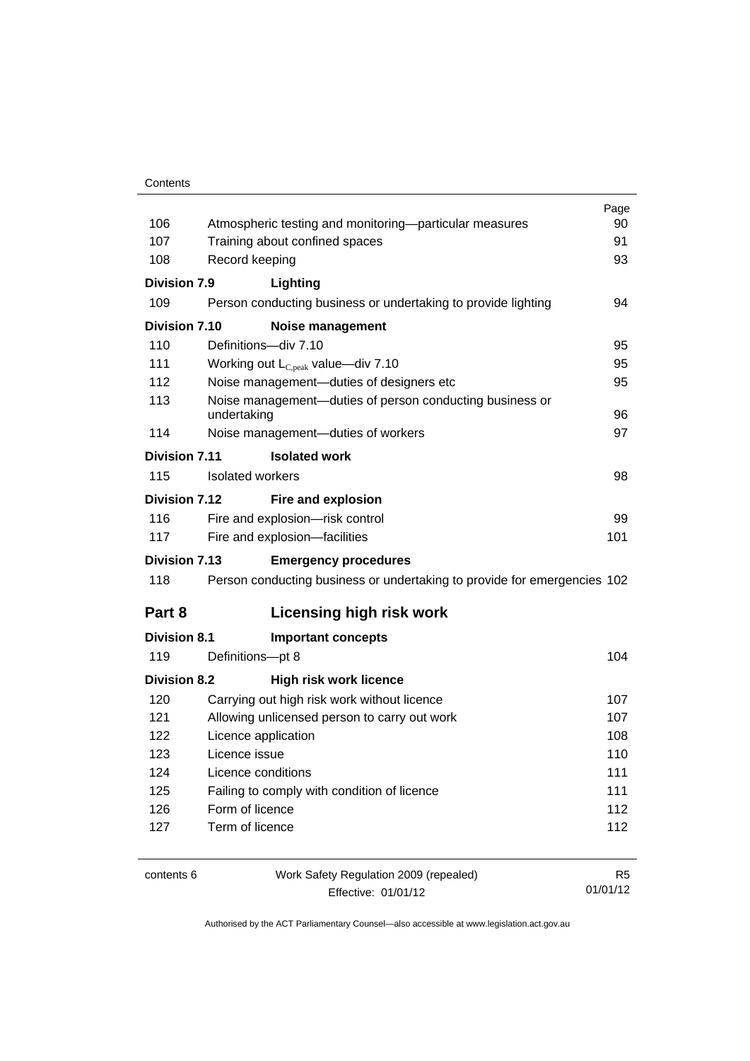| | | Page |
|---|---|---|
| 106 | Atmospheric testing and monitoring—particular measures | 90 |
| 107 | Training about confined spaces | 91 |
| 108 | Record keeping | 93 |
| **Division 7.9** | **Lighting** | |
| 109 | Person conducting business or undertaking to provide lighting | 94 |
| **Division 7.10** | **Noise management** | |
| 110 | Definitions—div 7.10 | 95 |
| 111 | Working out $L_{C,peak}$ value—div 7.10 | 95 |
| 112 | Noise management—duties of designers etc | 95 |
| 113 | Noise management—duties of person conducting business or undertaking | 96 |
| 114 | Noise management—duties of workers | 97 |
| **Division 7.11** | **Isolated work** | |
| 115 | Isolated workers | 98 |
| **Division 7.12** | **Fire and explosion** | |
| 116 | Fire and explosion—risk control | 99 |
| 117 | Fire and explosion—facilities | 101 |
| **Division 7.13** | **Emergency procedures** | |
| 118 | Person conducting business or undertaking to provide for emergencies | 102 |
| **Part 8** | **Licensing high risk work** | |
| **Division 8.1** | **Important concepts** | |
| 119 | Definitions—pt 8 | 104 |
| **Division 8.2** | **High risk work licence** | |
| 120 | Carrying out high risk work without licence | 107 |
| 121 | Allowing unlicensed person to carry out work | 107 |
| 122 | Licence application | 108 |
| 123 | Licence issue | 110 |
| 124 | Licence conditions | 111 |
| 125 | Failing to comply with condition of licence | 111 |
| 126 | Form of licence | 112 |
| 127 | Term of licence | 112 |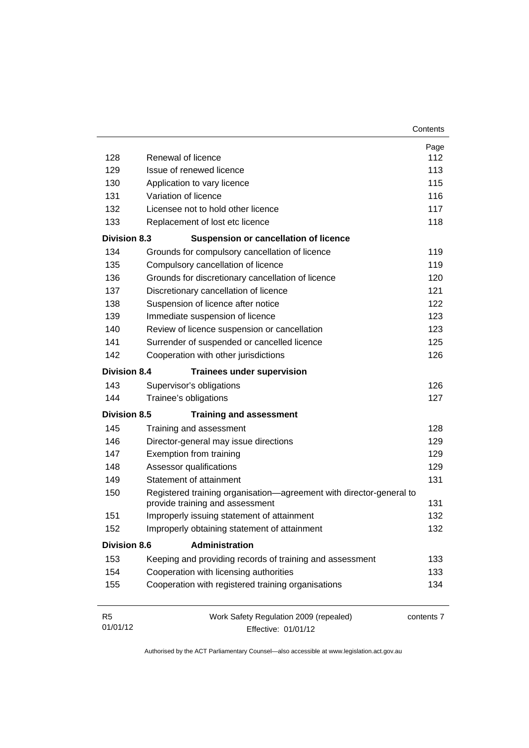| | | Page |
|---|---|---|
| 128 | Renewal of licence | 112 |
| 129 | Issue of renewed licence | 113 |
| 130 | Application to vary licence | 115 |
| 131 | Variation of licence | 116 |
| 132 | Licensee not to hold other licence | 117 |
| 133 | Replacement of lost etc licence | 118 |
| **Division 8.3** | **Suspension or cancellation of licence** | |
| 134 | Grounds for compulsory cancellation of licence | 119 |
| 135 | Compulsory cancellation of licence | 119 |
| 136 | Grounds for discretionary cancellation of licence | 120 |
| 137 | Discretionary cancellation of licence | 121 |
| 138 | Suspension of licence after notice | 122 |
| 139 | Immediate suspension of licence | 123 |
| 140 | Review of licence suspension or cancellation | 123 |
| 141 | Surrender of suspended or cancelled licence | 125 |
| 142 | Cooperation with other jurisdictions | 126 |
| **Division 8.4** | **Trainees under supervision** | |
| 143 | Supervisor's obligations | 126 |
| 144 | Trainee's obligations | 127 |
| **Division 8.5** | **Training and assessment** | |
| 145 | Training and assessment | 128 |
| 146 | Director-general may issue directions | 129 |
| 147 | Exemption from training | 129 |
| 148 | Assessor qualifications | 129 |
| 149 | Statement of attainment | 131 |
| 150 | Registered training organisation—agreement with director-general to provide training and assessment | 131 |
| 151 | Improperly issuing statement of attainment | 132 |
| 152 | Improperly obtaining statement of attainment | 132 |
| **Division 8.6** | **Administration** | |
| 153 | Keeping and providing records of training and assessment | 133 |
| 154 | Cooperation with licensing authorities | 133 |
| 155 | Cooperation with registered training organisations | 134 |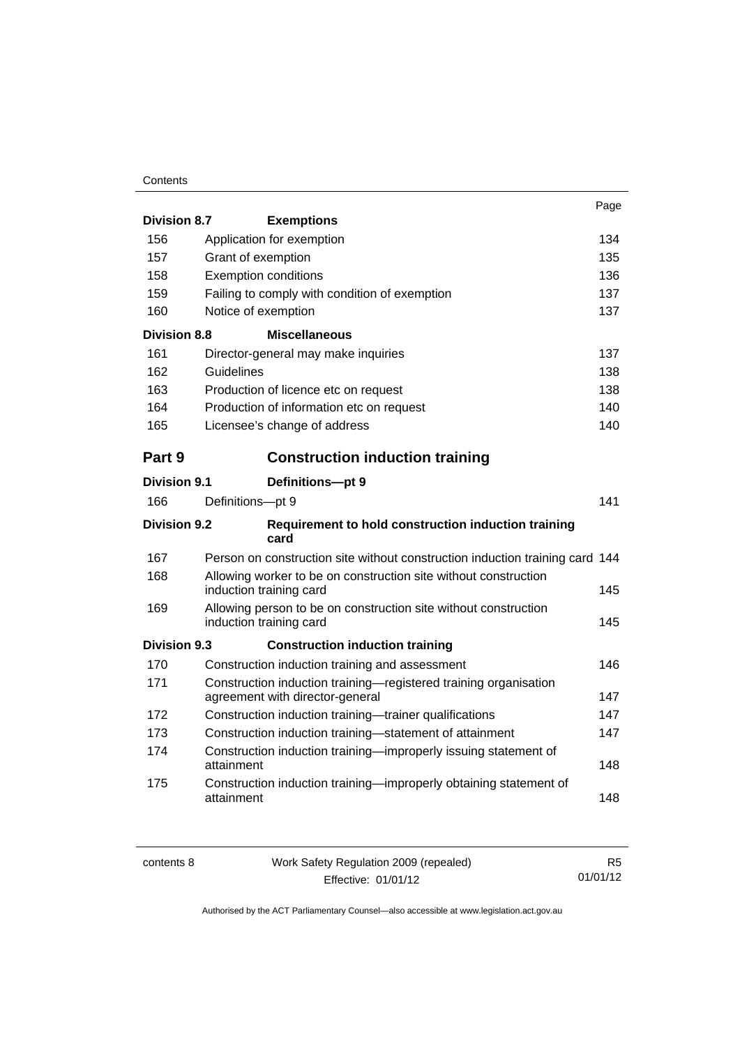| | | Page |
|---|---|---|
| **Division 8.7** | **Exemptions** | |
| 156 | Application for exemption | 134 |
| 157 | Grant of exemption | 135 |
| 158 | Exemption conditions | 136 |
| 159 | Failing to comply with condition of exemption | 137 |
| 160 | Notice of exemption | 137 |
| **Division 8.8** | **Miscellaneous** | |
| 161 | Director-general may make inquiries | 137 |
| 162 | Guidelines | 138 |
| 163 | Production of licence etc on request | 138 |
| 164 | Production of information etc on request | 140 |
| 165 | Licensee's change of address | 140 |
| **Part 9** | **Construction induction training** | |
| **Division 9.1** | **Definitions—pt 9** | |
| 166 | Definitions—pt 9 | 141 |
| **Division 9.2** | **Requirement to hold construction induction training card** | |
| 167 | Person on construction site without construction induction training card | 144 |
| 168 | Allowing worker to be on construction site without construction induction training card | 145 |
| 169 | Allowing person to be on construction site without construction induction training card | 145 |
| **Division 9.3** | **Construction induction training** | |
| 170 | Construction induction training and assessment | 146 |
| 171 | Construction induction training—registered training organisation agreement with director-general | 147 |
| 172 | Construction induction training—trainer qualifications | 147 |
| 173 | Construction induction training—statement of attainment | 147 |
| 174 | Construction induction training—improperly issuing statement of attainment | 148 |
| 175 | Construction induction training—improperly obtaining statement of attainment | 148 |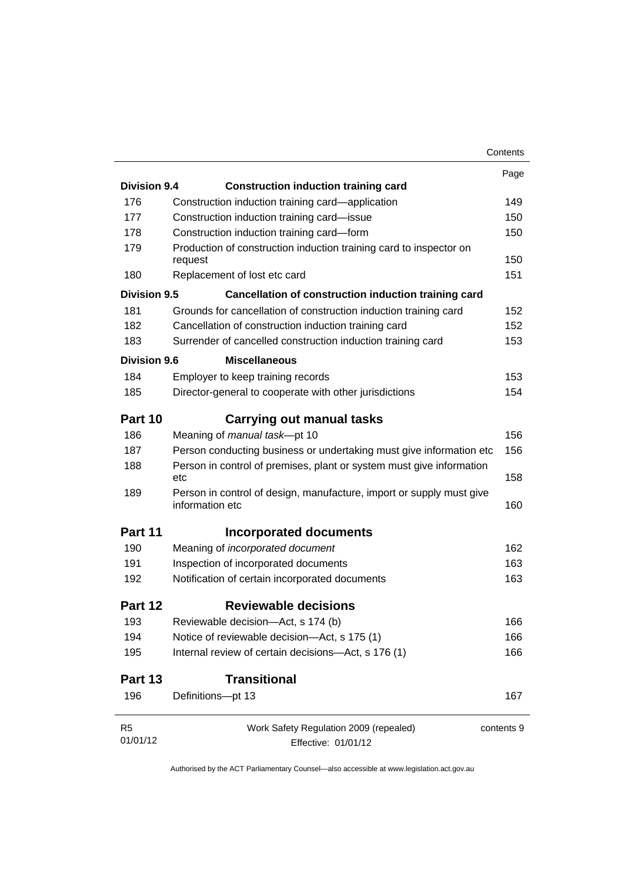| | | Page |
|---|---|---|
| **Division 9.4** | **Construction induction training card** | |
| 176 | Construction induction training card—application | 149 |
| 177 | Construction induction training card—issue | 150 |
| 178 | Construction induction training card—form | 150 |
| 179 | Production of construction induction training card to inspector on request | 150 |
| 180 | Replacement of lost etc card | 151 |
| **Division 9.5** | **Cancellation of construction induction training card** | |
| 181 | Grounds for cancellation of construction induction training card | 152 |
| 182 | Cancellation of construction induction training card | 152 |
| 183 | Surrender of cancelled construction induction training card | 153 |
| **Division 9.6** | **Miscellaneous** | |
| 184 | Employer to keep training records | 153 |
| 185 | Director-general to cooperate with other jurisdictions | 154 |
| **Part 10** | **Carrying out manual tasks** | |
| 186 | Meaning of *manual task*—pt 10 | 156 |
| 187 | Person conducting business or undertaking must give information etc | 156 |
| 188 | Person in control of premises, plant or system must give information etc | 158 |
| 189 | Person in control of design, manufacture, import or supply must give information etc | 160 |
| **Part 11** | **Incorporated documents** | |
| 190 | Meaning of *incorporated document* | 162 |
| 191 | Inspection of incorporated documents | 163 |
| 192 | Notification of certain incorporated documents | 163 |
| **Part 12** | **Reviewable decisions** | |
| 193 | Reviewable decision—Act, s 174 (b) | 166 |
| 194 | Notice of reviewable decision—Act, s 175 (1) | 166 |
| 195 | Internal review of certain decisions—Act, s 176 (1) | 166 |
| **Part 13** | **Transitional** | |
| 196 | Definitions—pt 13 | 167 |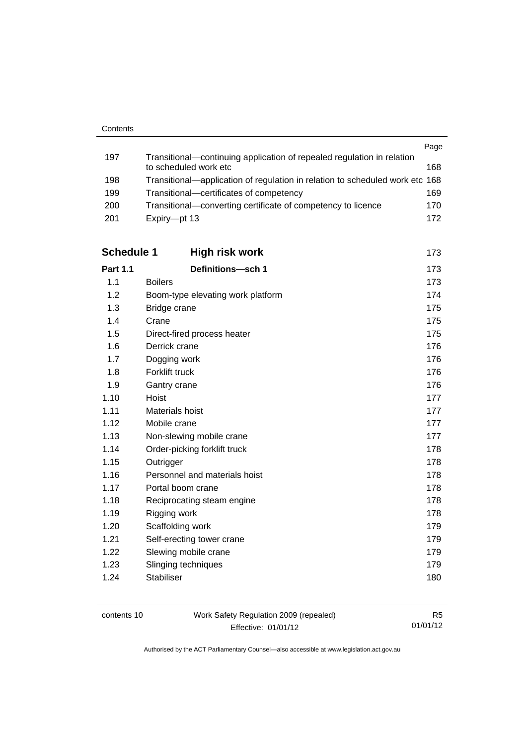| | | Page |
|---|---|---|
| 197 | Transitional—continuing application of repealed regulation in relation to scheduled work etc | 168 |
| 198 | Transitional—application of regulation in relation to scheduled work etc | 168 |
| 199 | Transitional—certificates of competency | 169 |
| 200 | Transitional—converting certificate of competency to licence | 170 |
| 201 | Expiry—pt 13 | 172 |

| | | |
|---|---|---|
| **Schedule 1** | **High risk work** | 173 |
| **Part 1.1** | **Definitions—sch 1** | 173 |
| 1.1 | Boilers | 173 |
| 1.2 | Boom-type elevating work platform | 174 |
| 1.3 | Bridge crane | 175 |
| 1.4 | Crane | 175 |
| 1.5 | Direct-fired process heater | 175 |
| 1.6 | Derrick crane | 176 |
| 1.7 | Dogging work | 176 |
| 1.8 | Forklift truck | 176 |
| 1.9 | Gantry crane | 176 |
| 1.10 | Hoist | 177 |
| 1.11 | Materials hoist | 177 |
| 1.12 | Mobile crane | 177 |
| 1.13 | Non-slewing mobile crane | 177 |
| 1.14 | Order-picking forklift truck | 178 |
| 1.15 | Outrigger | 178 |
| 1.16 | Personnel and materials hoist | 178 |
| 1.17 | Portal boom crane | 178 |
| 1.18 | Reciprocating steam engine | 178 |
| 1.19 | Rigging work | 178 |
| 1.20 | Scaffolding work | 179 |
| 1.21 | Self-erecting tower crane | 179 |
| 1.22 | Slewing mobile crane | 179 |
| 1.23 | Slinging techniques | 179 |
| 1.24 | Stabiliser | 180 |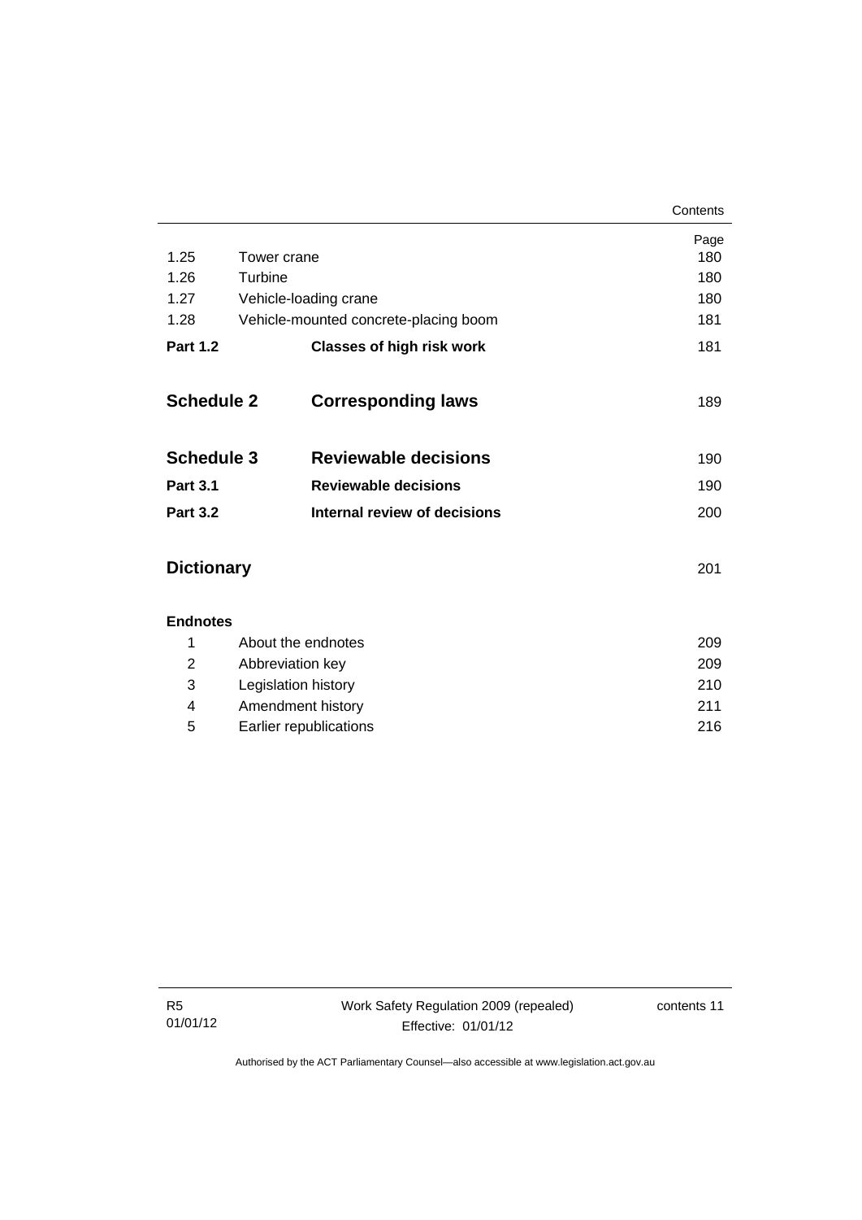| | | Page |
|---|---|---|
| 1.25 | Tower crane | 180 |
| 1.26 | Turbine | 180 |
| 1.27 | Vehicle-loading crane | 180 |
| 1.28 | Vehicle-mounted concrete-placing boom | 181 |
| **Part 1.2** | **Classes of high risk work** | 181 |
| **Schedule 2** | **Corresponding laws** | 189 |
| **Schedule 3** | **Reviewable decisions** | 190 |
| **Part 3.1** | **Reviewable decisions** | 190 |
| **Part 3.2** | **Internal review of decisions** | 200 |
| **Dictionary** | | 201 |
| **Endnotes** | | |
| 1 | About the endnotes | 209 |
| 2 | Abbreviation key | 209 |
| 3 | Legislation history | 210 |
| 4 | Amendment history | 211 |
| 5 | Earlier republications | 216 |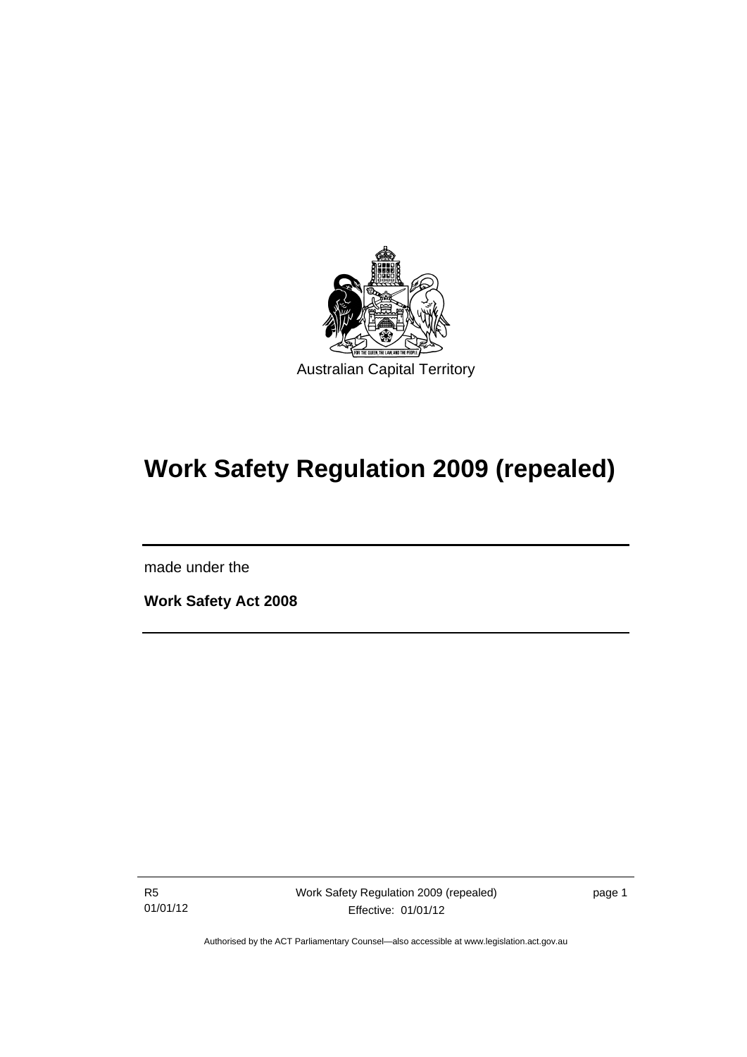Australian Capital Territory

# Work Safety Regulation 2009 (repealed)

made under the

**Work Safety Act 2008**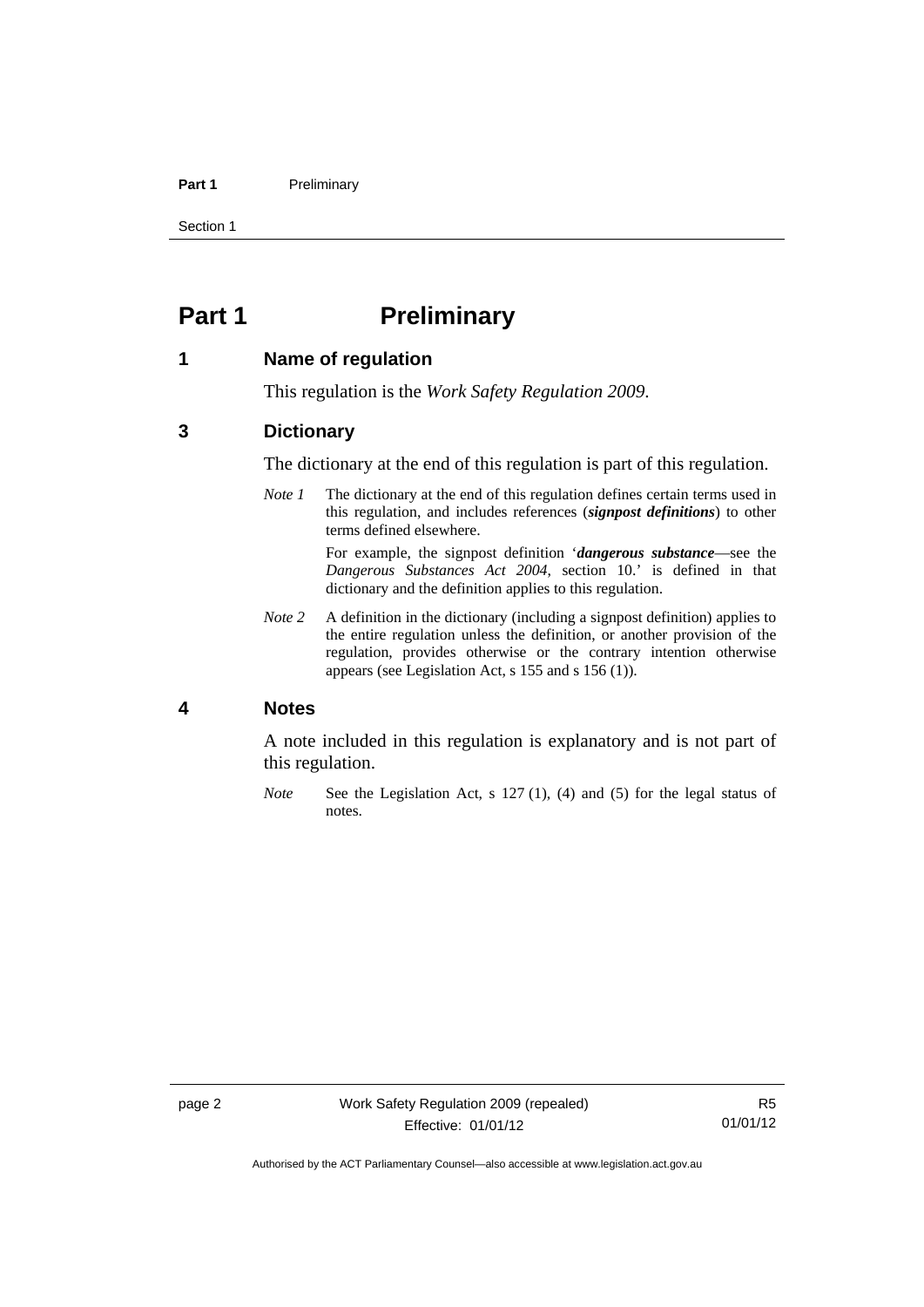# Part 1 Preliminary

## 1 Name of regulation

This regulation is the *Work Safety Regulation 2009*.

## 3 Dictionary

The dictionary at the end of this regulation is part of this regulation.

*Note 1* The dictionary at the end of this regulation defines certain terms used in this regulation, and includes references (***signpost definitions***) to other terms defined elsewhere.

For example, the signpost definition '***dangerous substance***—see the *Dangerous Substances Act 2004*, section 10.' is defined in that dictionary and the definition applies to this regulation.

*Note 2* A definition in the dictionary (including a signpost definition) applies to the entire regulation unless the definition, or another provision of the regulation, provides otherwise or the contrary intention otherwise appears (see Legislation Act, s 155 and s 156 (1)).

## 4 Notes

A note included in this regulation is explanatory and is not part of this regulation.

*Note* See the Legislation Act, s 127 (1), (4) and (5) for the legal status of notes.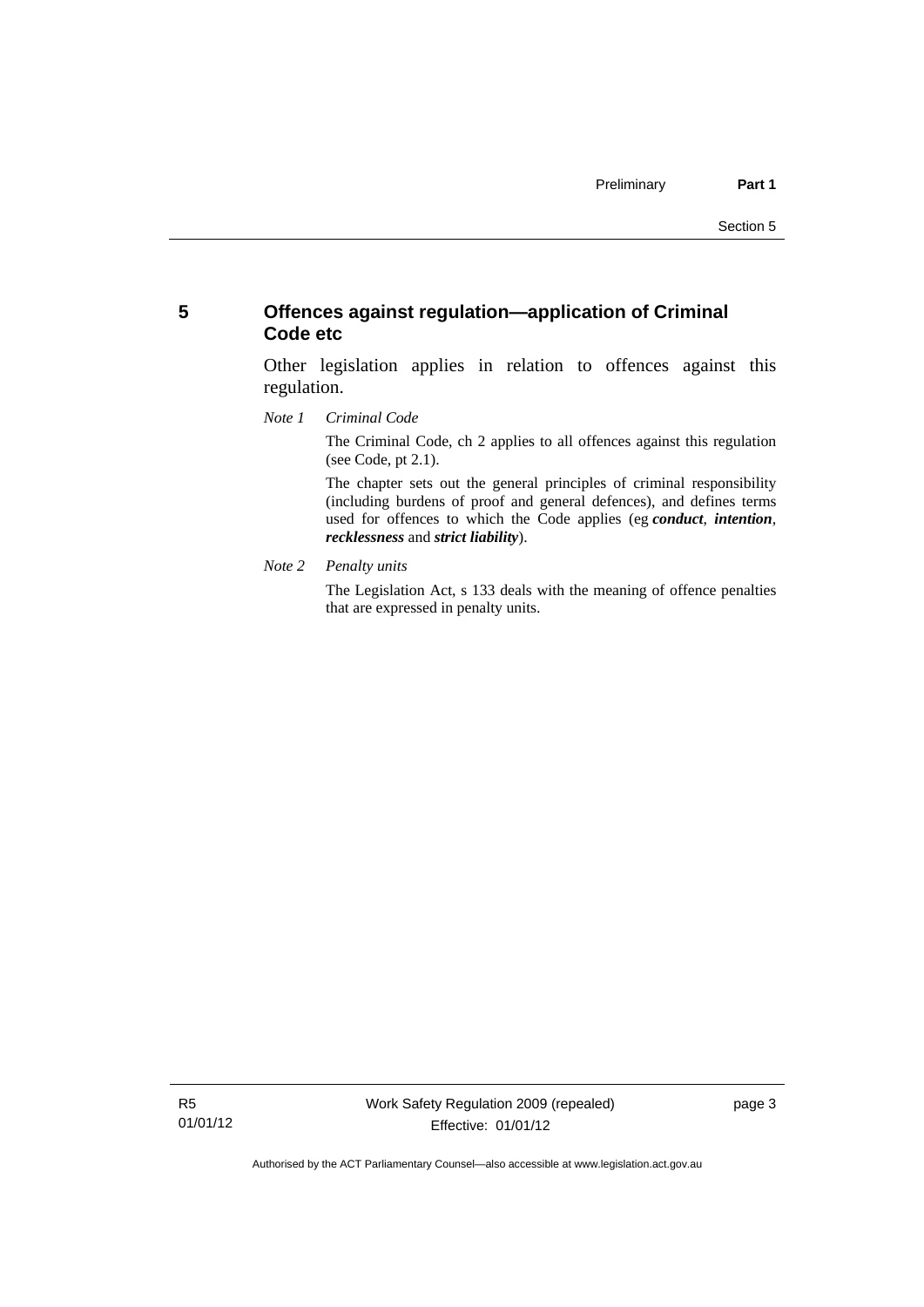## 5 Offences against regulation—application of Criminal Code etc

Other legislation applies in relation to offences against this regulation.

*Note 1 Criminal Code*

The Criminal Code, ch 2 applies to all offences against this regulation (see Code, pt 2.1).

The chapter sets out the general principles of criminal responsibility (including burdens of proof and general defences), and defines terms used for offences to which the Code applies (eg ***conduct***, ***intention***, ***recklessness*** and ***strict liability***).

*Note 2 Penalty units*

The Legislation Act, s 133 deals with the meaning of offence penalties that are expressed in penalty units.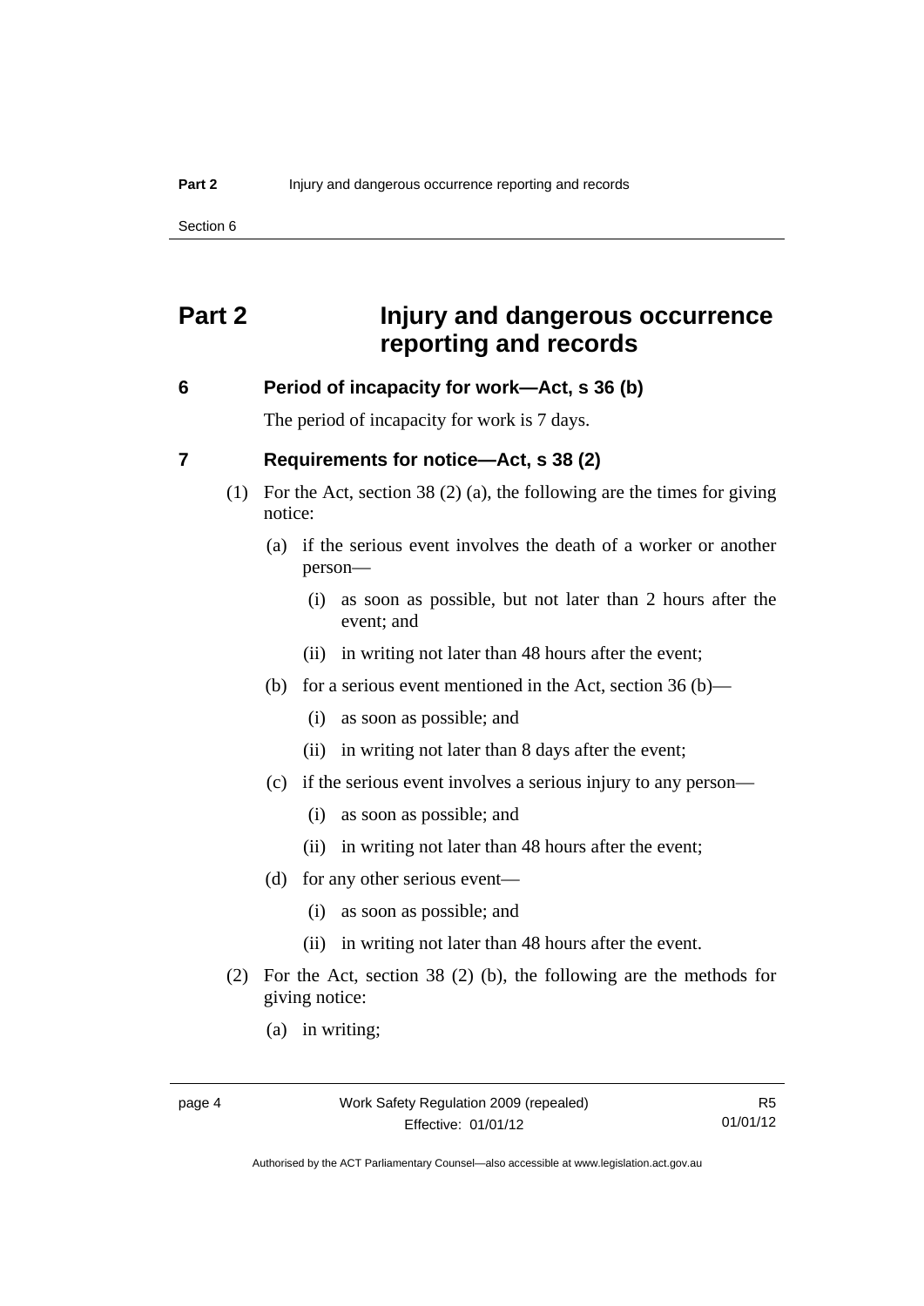# Part 2 Injury and dangerous occurrence reporting and records

## 6 Period of incapacity for work—Act, s 36 (b)

The period of incapacity for work is 7 days.

## 7 Requirements for notice—Act, s 38 (2)

(1) For the Act, section 38 (2) (a), the following are the times for giving notice:

(a) if the serious event involves the death of a worker or another person—

(i) as soon as possible, but not later than 2 hours after the event; and

(ii) in writing not later than 48 hours after the event;

(b) for a serious event mentioned in the Act, section 36 (b)—

(i) as soon as possible; and

(ii) in writing not later than 8 days after the event;

(c) if the serious event involves a serious injury to any person—

(i) as soon as possible; and

(ii) in writing not later than 48 hours after the event;

(d) for any other serious event—

(i) as soon as possible; and

(ii) in writing not later than 48 hours after the event.

(2) For the Act, section 38 (2) (b), the following are the methods for giving notice:

(a) in writing;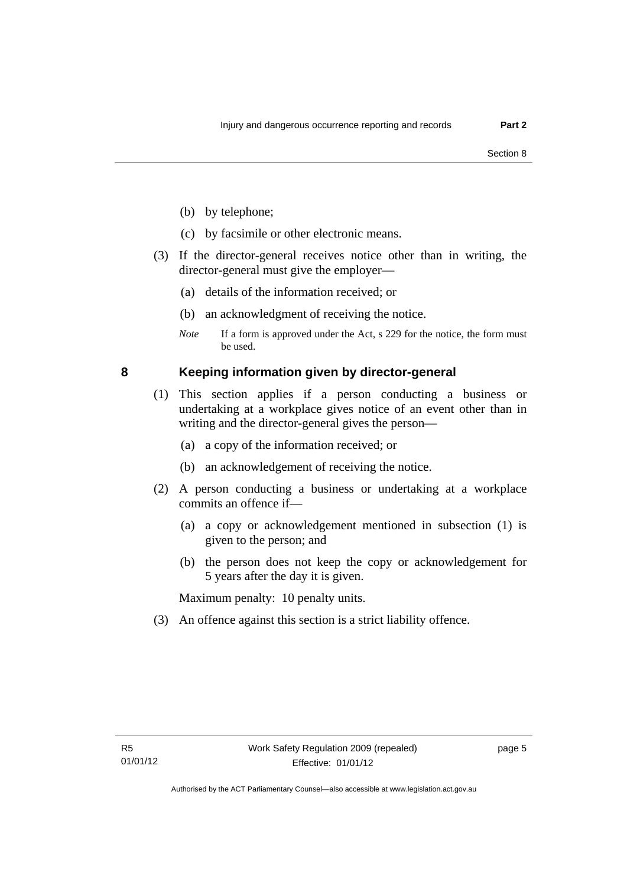(b) by telephone;

(c) by facsimile or other electronic means.

(3) If the director-general receives notice other than in writing, the director-general must give the employer—

(a) details of the information received; or

(b) an acknowledgment of receiving the notice.

*Note* If a form is approved under the Act, s 229 for the notice, the form must be used.

## 8 Keeping information given by director-general

(1) This section applies if a person conducting a business or undertaking at a workplace gives notice of an event other than in writing and the director-general gives the person—

(a) a copy of the information received; or

(b) an acknowledgement of receiving the notice.

(2) A person conducting a business or undertaking at a workplace commits an offence if—

(a) a copy or acknowledgement mentioned in subsection (1) is given to the person; and

(b) the person does not keep the copy or acknowledgement for 5 years after the day it is given.

Maximum penalty: 10 penalty units.

(3) An offence against this section is a strict liability offence.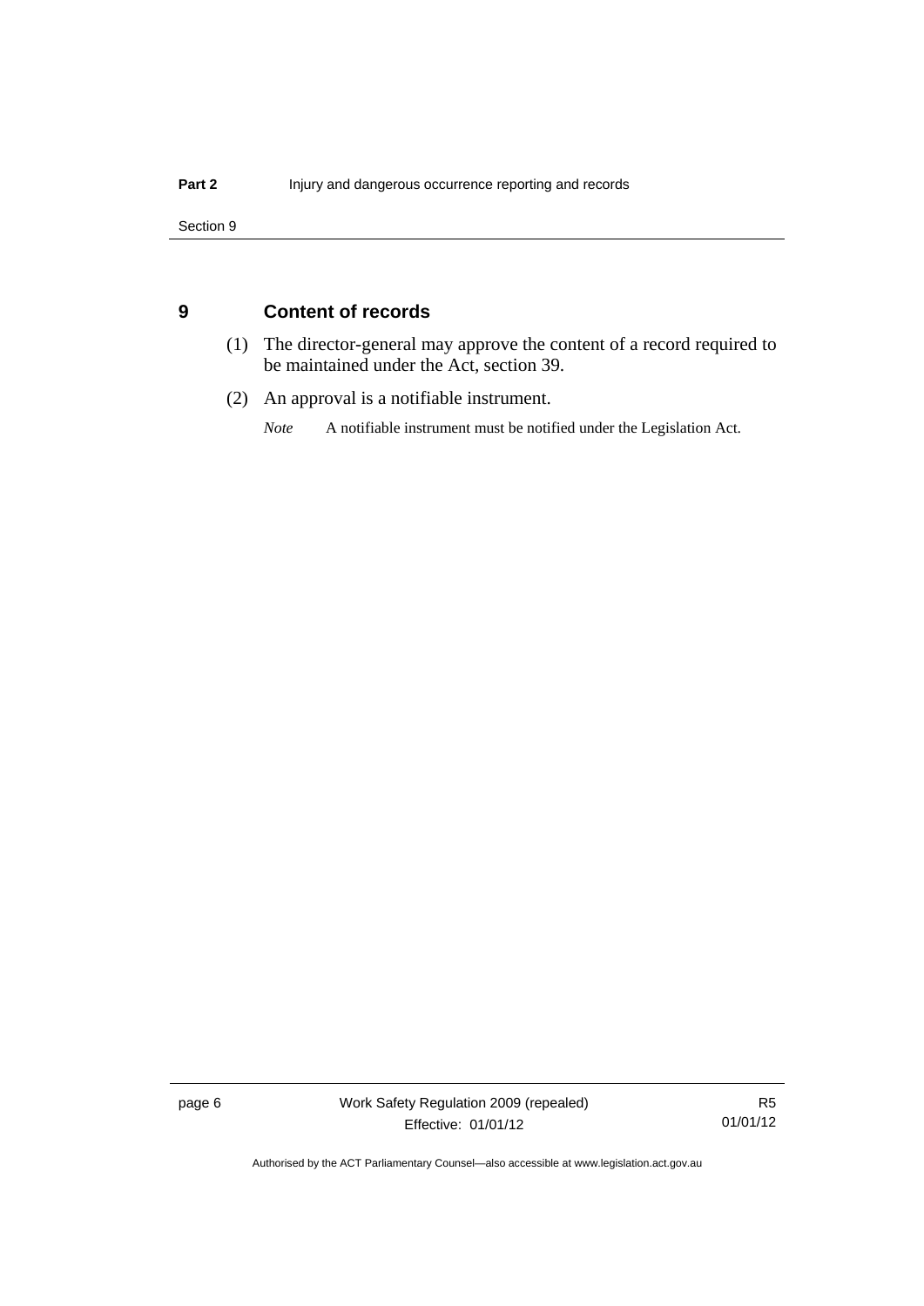## 9 Content of records

(1) The director-general may approve the content of a record required to be maintained under the Act, section 39.

(2) An approval is a notifiable instrument.

*Note* A notifiable instrument must be notified under the Legislation Act.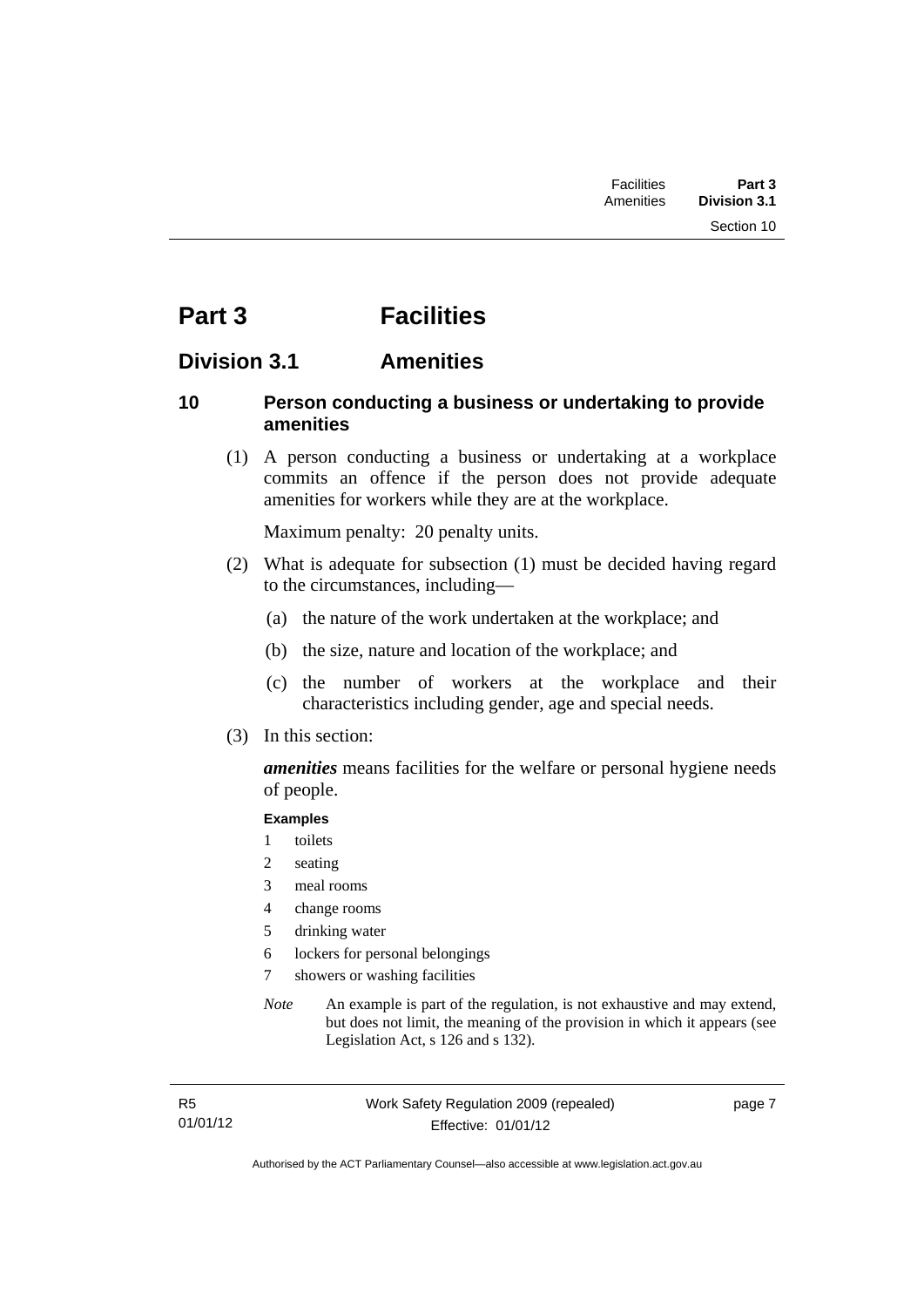# Part 3 Facilities

## Division 3.1 Amenities

### 10 Person conducting a business or undertaking to provide amenities

(1) A person conducting a business or undertaking at a workplace commits an offence if the person does not provide adequate amenities for workers while they are at the workplace.

Maximum penalty: 20 penalty units.

(2) What is adequate for subsection (1) must be decided having regard to the circumstances, including—

(a) the nature of the work undertaken at the workplace; and

(b) the size, nature and location of the workplace; and

(c) the number of workers at the workplace and their characteristics including gender, age and special needs.

(3) In this section:

***amenities*** means facilities for the welfare or personal hygiene needs of people.

**Examples**

1 toilets
2 seating
3 meal rooms
4 change rooms
5 drinking water
6 lockers for personal belongings
7 showers or washing facilities

*Note* An example is part of the regulation, is not exhaustive and may extend, but does not limit, the meaning of the provision in which it appears (see Legislation Act, s 126 and s 132).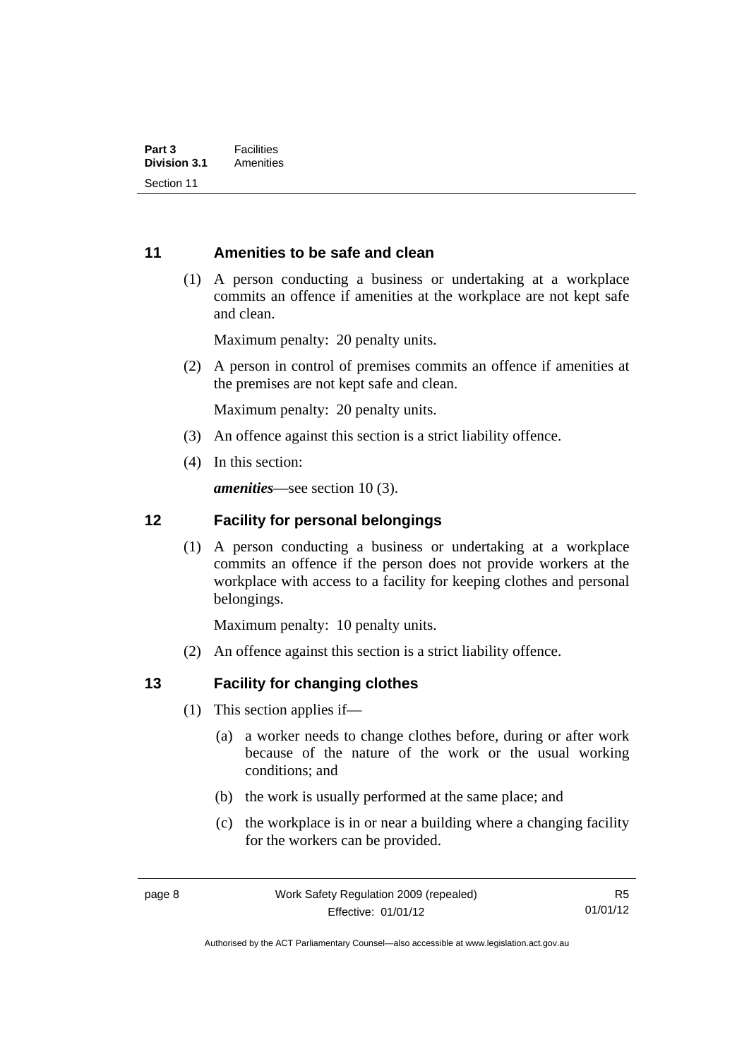## 11 Amenities to be safe and clean

(1) A person conducting a business or undertaking at a workplace commits an offence if amenities at the workplace are not kept safe and clean.

Maximum penalty: 20 penalty units.

(2) A person in control of premises commits an offence if amenities at the premises are not kept safe and clean.

Maximum penalty: 20 penalty units.

(3) An offence against this section is a strict liability offence.

(4) In this section:

***amenities***—see section 10 (3).

## 12 Facility for personal belongings

(1) A person conducting a business or undertaking at a workplace commits an offence if the person does not provide workers at the workplace with access to a facility for keeping clothes and personal belongings.

Maximum penalty: 10 penalty units.

(2) An offence against this section is a strict liability offence.

## 13 Facility for changing clothes

(1) This section applies if—

(a) a worker needs to change clothes before, during or after work because of the nature of the work or the usual working conditions; and

(b) the work is usually performed at the same place; and

(c) the workplace is in or near a building where a changing facility for the workers can be provided.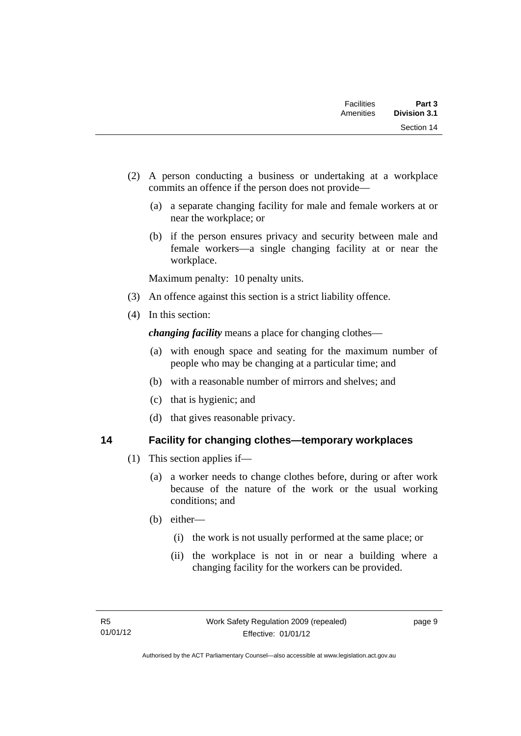(2) A person conducting a business or undertaking at a workplace commits an offence if the person does not provide—

(a) a separate changing facility for male and female workers at or near the workplace; or

(b) if the person ensures privacy and security between male and female workers—a single changing facility at or near the workplace.

Maximum penalty: 10 penalty units.

(3) An offence against this section is a strict liability offence.

(4) In this section:

***changing facility*** means a place for changing clothes—

(a) with enough space and seating for the maximum number of people who may be changing at a particular time; and

(b) with a reasonable number of mirrors and shelves; and

(c) that is hygienic; and

(d) that gives reasonable privacy.

## 14 Facility for changing clothes—temporary workplaces

(1) This section applies if—

(a) a worker needs to change clothes before, during or after work because of the nature of the work or the usual working conditions; and

(b) either—

(i) the work is not usually performed at the same place; or

(ii) the workplace is not in or near a building where a changing facility for the workers can be provided.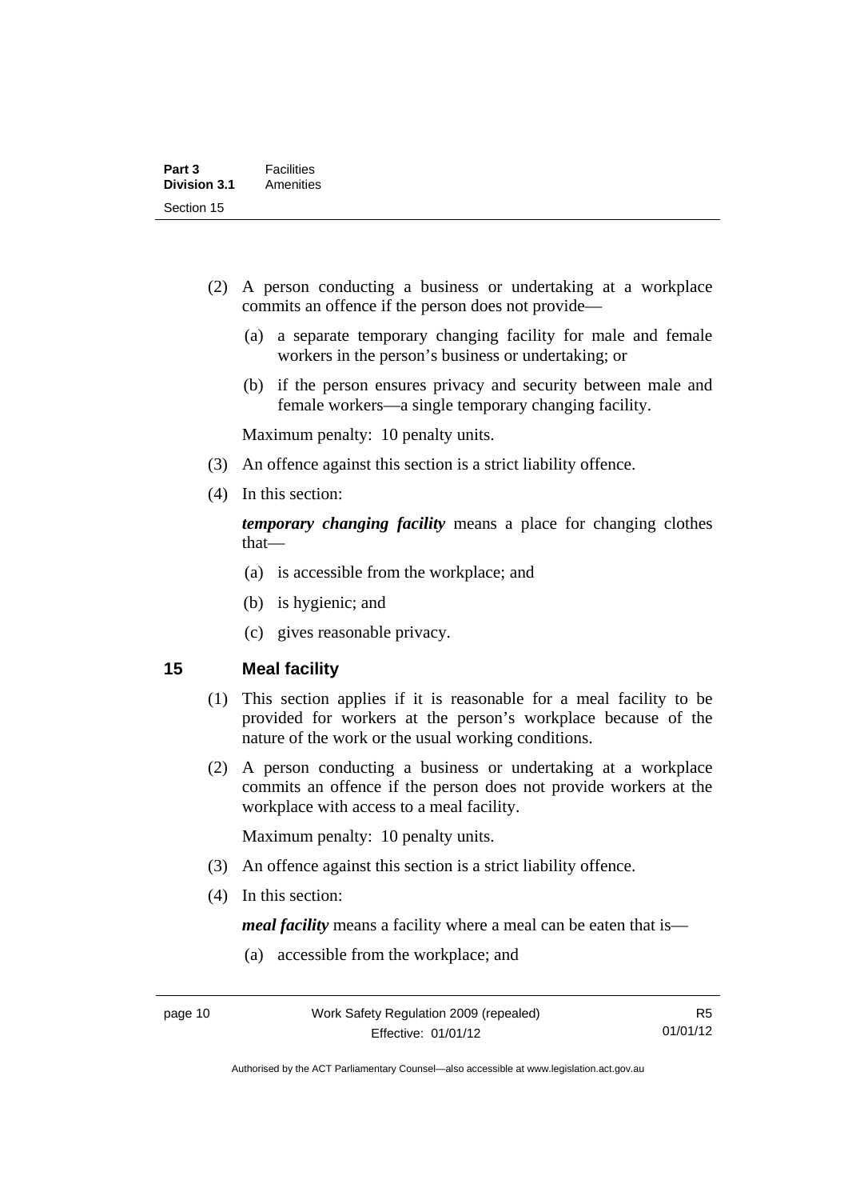(2) A person conducting a business or undertaking at a workplace commits an offence if the person does not provide—

(a) a separate temporary changing facility for male and female workers in the person's business or undertaking; or

(b) if the person ensures privacy and security between male and female workers—a single temporary changing facility.

Maximum penalty: 10 penalty units.

(3) An offence against this section is a strict liability offence.

(4) In this section:

***temporary changing facility*** means a place for changing clothes that—

(a) is accessible from the workplace; and

(b) is hygienic; and

(c) gives reasonable privacy.

## 15 Meal facility

(1) This section applies if it is reasonable for a meal facility to be provided for workers at the person's workplace because of the nature of the work or the usual working conditions.

(2) A person conducting a business or undertaking at a workplace commits an offence if the person does not provide workers at the workplace with access to a meal facility.

Maximum penalty: 10 penalty units.

(3) An offence against this section is a strict liability offence.

(4) In this section:

***meal facility*** means a facility where a meal can be eaten that is—

(a) accessible from the workplace; and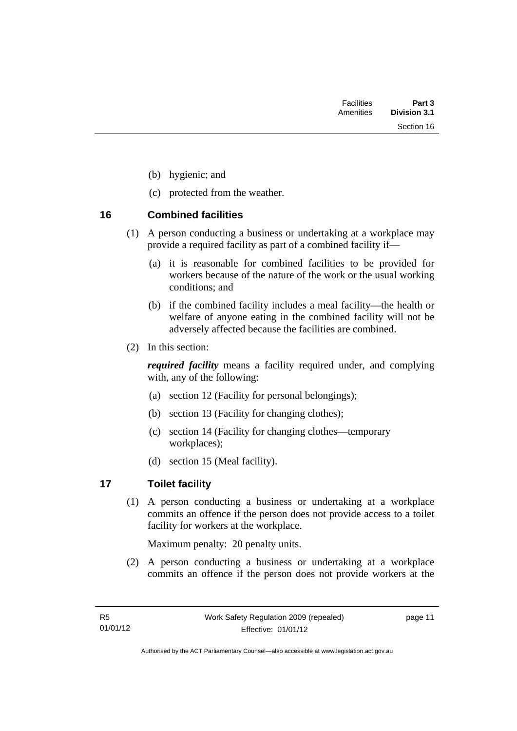(b) hygienic; and

(c) protected from the weather.

## 16 Combined facilities

(1) A person conducting a business or undertaking at a workplace may provide a required facility as part of a combined facility if—

(a) it is reasonable for combined facilities to be provided for workers because of the nature of the work or the usual working conditions; and

(b) if the combined facility includes a meal facility—the health or welfare of anyone eating in the combined facility will not be adversely affected because the facilities are combined.

(2) In this section:

***required facility*** means a facility required under, and complying with, any of the following:

(a) section 12 (Facility for personal belongings);

(b) section 13 (Facility for changing clothes);

(c) section 14 (Facility for changing clothes—temporary workplaces);

(d) section 15 (Meal facility).

## 17 Toilet facility

(1) A person conducting a business or undertaking at a workplace commits an offence if the person does not provide access to a toilet facility for workers at the workplace.

Maximum penalty: 20 penalty units.

(2) A person conducting a business or undertaking at a workplace commits an offence if the person does not provide workers at the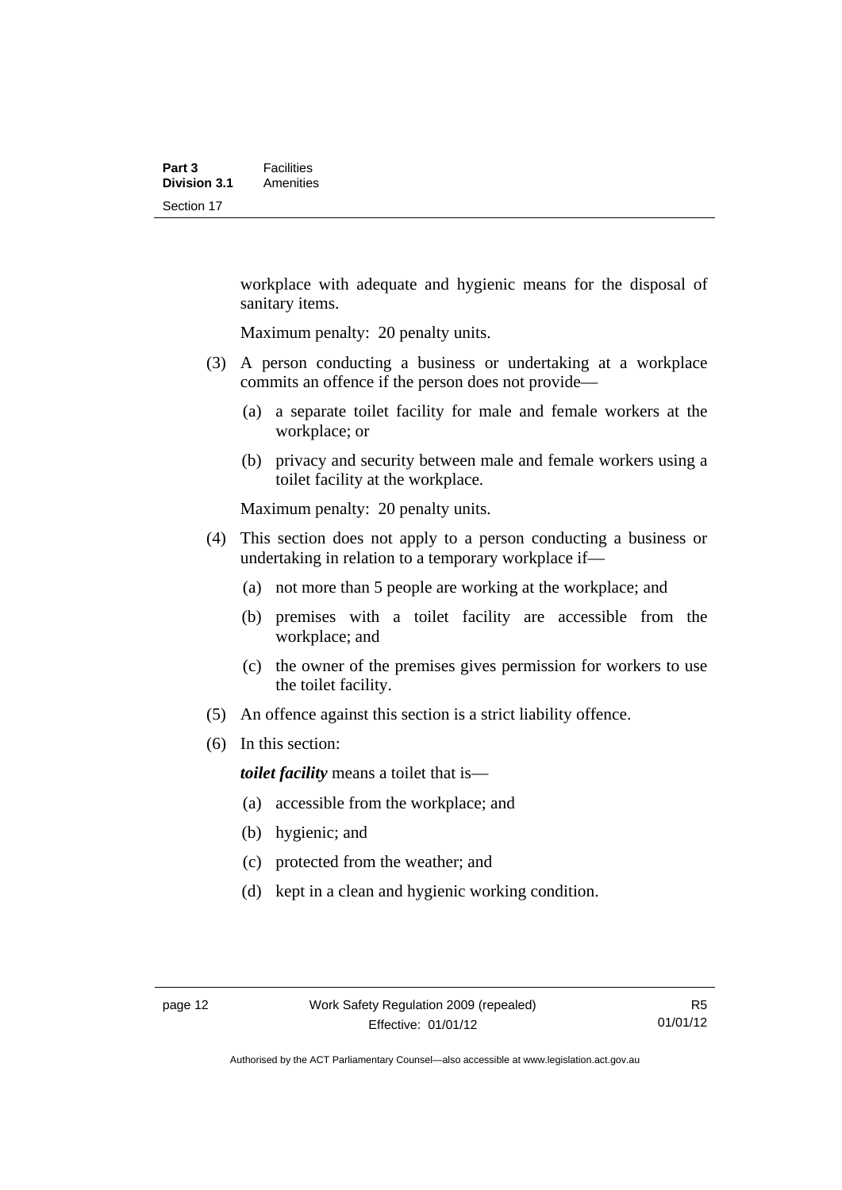workplace with adequate and hygienic means for the disposal of sanitary items.

Maximum penalty: 20 penalty units.

(3) A person conducting a business or undertaking at a workplace commits an offence if the person does not provide—

(a) a separate toilet facility for male and female workers at the workplace; or

(b) privacy and security between male and female workers using a toilet facility at the workplace.

Maximum penalty: 20 penalty units.

(4) This section does not apply to a person conducting a business or undertaking in relation to a temporary workplace if—

(a) not more than 5 people are working at the workplace; and

(b) premises with a toilet facility are accessible from the workplace; and

(c) the owner of the premises gives permission for workers to use the toilet facility.

(5) An offence against this section is a strict liability offence.

(6) In this section:

***toilet facility*** means a toilet that is—

(a) accessible from the workplace; and

(b) hygienic; and

(c) protected from the weather; and

(d) kept in a clean and hygienic working condition.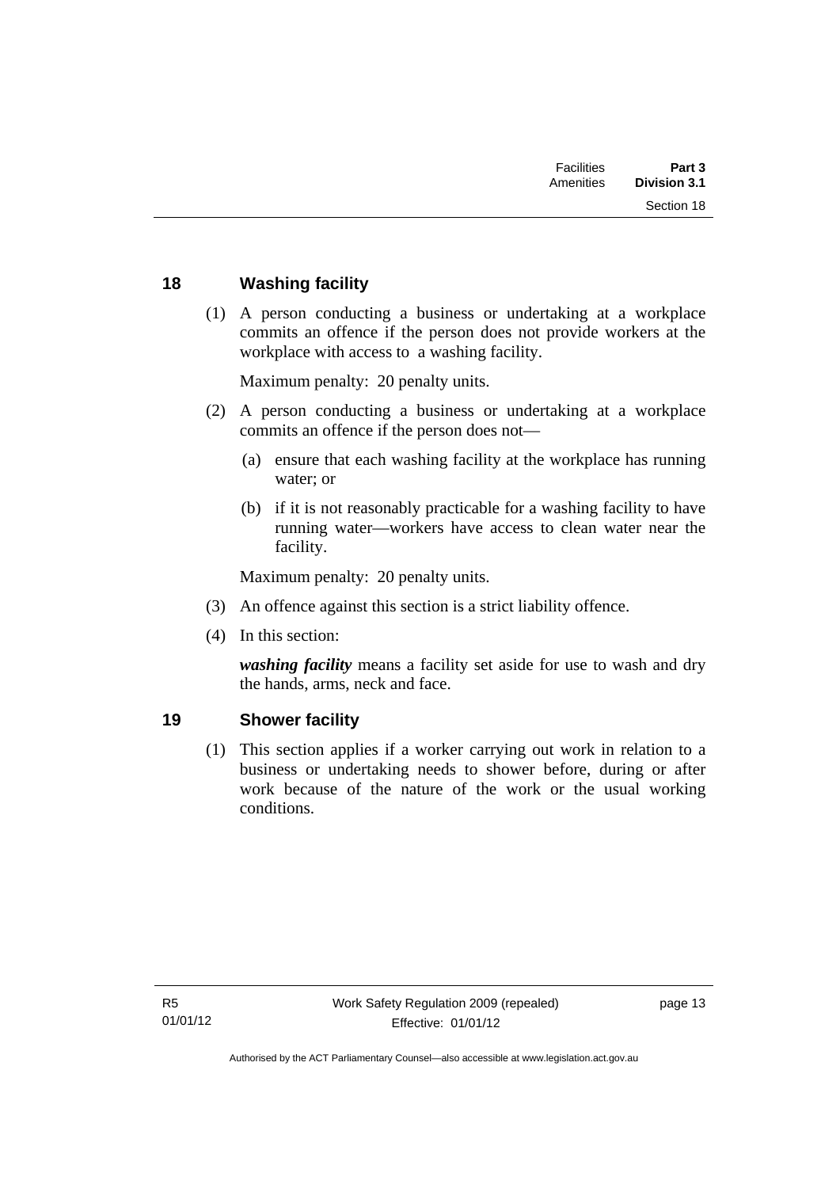## 18 Washing facility

(1) A person conducting a business or undertaking at a workplace commits an offence if the person does not provide workers at the workplace with access to a washing facility.

Maximum penalty: 20 penalty units.

(2) A person conducting a business or undertaking at a workplace commits an offence if the person does not—

(a) ensure that each washing facility at the workplace has running water; or

(b) if it is not reasonably practicable for a washing facility to have running water—workers have access to clean water near the facility.

Maximum penalty: 20 penalty units.

(3) An offence against this section is a strict liability offence.

(4) In this section:

***washing facility*** means a facility set aside for use to wash and dry the hands, arms, neck and face.

## 19 Shower facility

(1) This section applies if a worker carrying out work in relation to a business or undertaking needs to shower before, during or after work because of the nature of the work or the usual working conditions.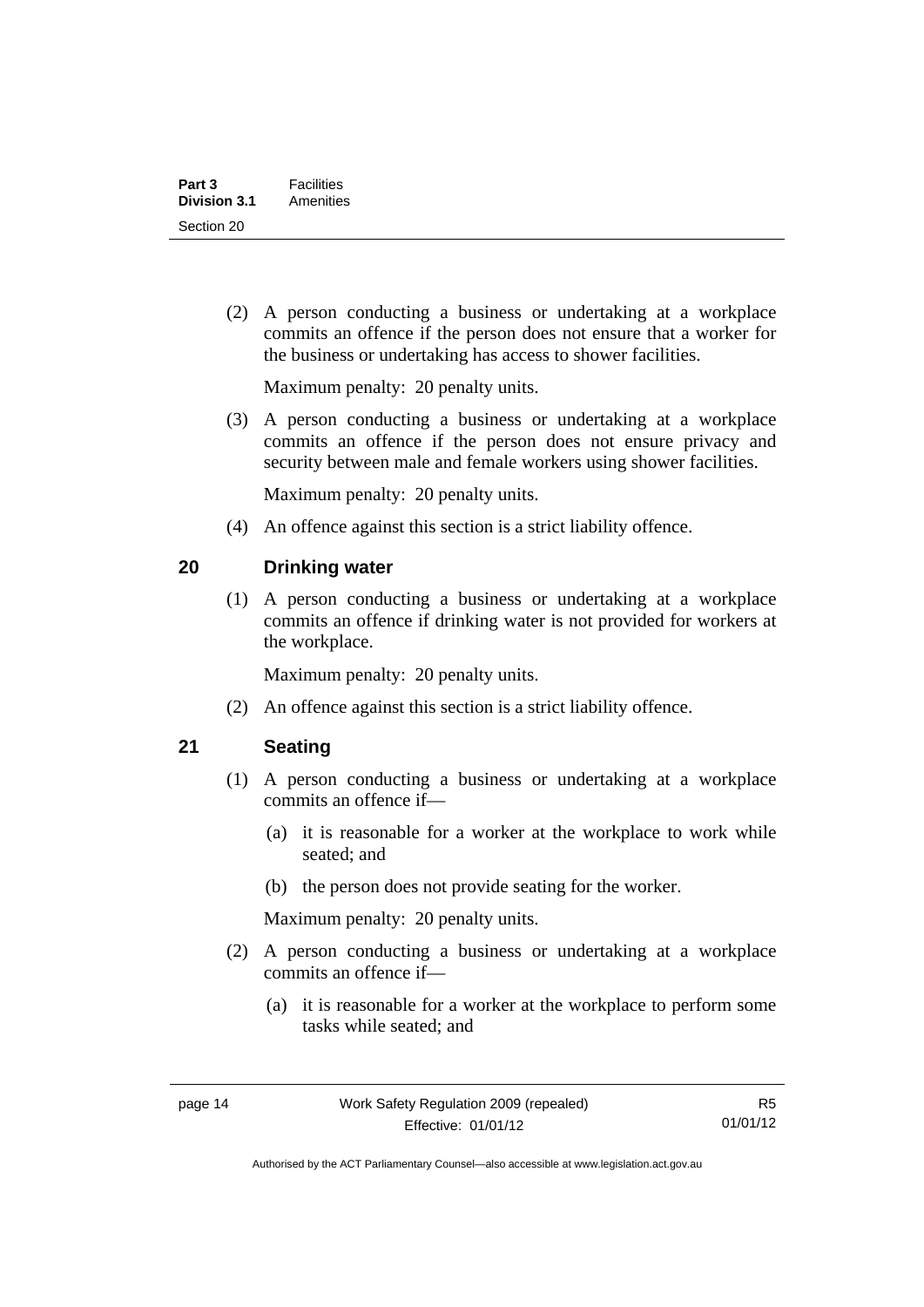(2) A person conducting a business or undertaking at a workplace commits an offence if the person does not ensure that a worker for the business or undertaking has access to shower facilities.

Maximum penalty: 20 penalty units.

(3) A person conducting a business or undertaking at a workplace commits an offence if the person does not ensure privacy and security between male and female workers using shower facilities.

Maximum penalty: 20 penalty units.

(4) An offence against this section is a strict liability offence.

## 20 Drinking water

(1) A person conducting a business or undertaking at a workplace commits an offence if drinking water is not provided for workers at the workplace.

Maximum penalty: 20 penalty units.

(2) An offence against this section is a strict liability offence.

## 21 Seating

(1) A person conducting a business or undertaking at a workplace commits an offence if—

(a) it is reasonable for a worker at the workplace to work while seated; and

(b) the person does not provide seating for the worker.

Maximum penalty: 20 penalty units.

(2) A person conducting a business or undertaking at a workplace commits an offence if—

(a) it is reasonable for a worker at the workplace to perform some tasks while seated; and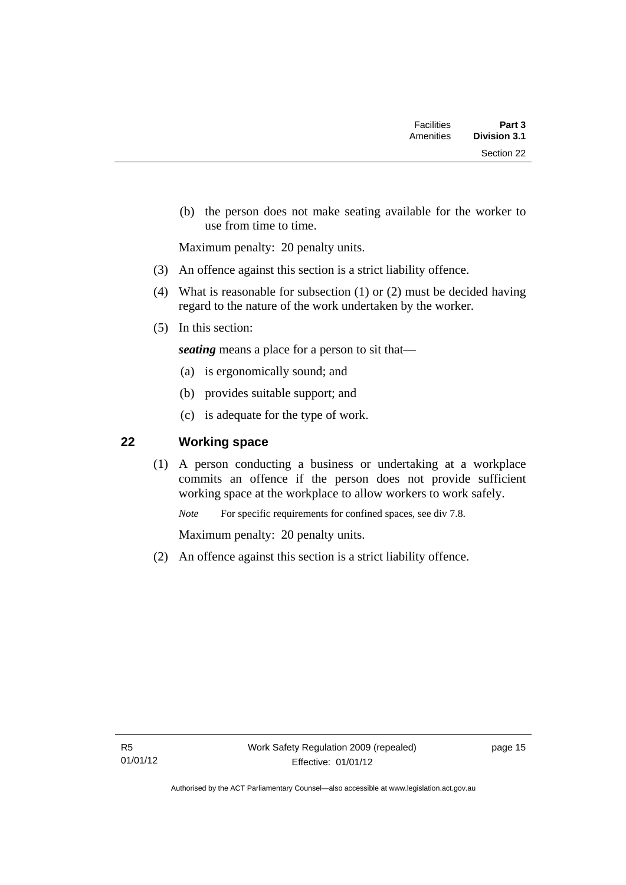(b) the person does not make seating available for the worker to use from time to time.

Maximum penalty: 20 penalty units.

(3) An offence against this section is a strict liability offence.

(4) What is reasonable for subsection (1) or (2) must be decided having regard to the nature of the work undertaken by the worker.

(5) In this section:

***seating*** means a place for a person to sit that—

(a) is ergonomically sound; and

(b) provides suitable support; and

(c) is adequate for the type of work.

## 22 Working space

(1) A person conducting a business or undertaking at a workplace commits an offence if the person does not provide sufficient working space at the workplace to allow workers to work safely.

*Note* For specific requirements for confined spaces, see div 7.8.

Maximum penalty: 20 penalty units.

(2) An offence against this section is a strict liability offence.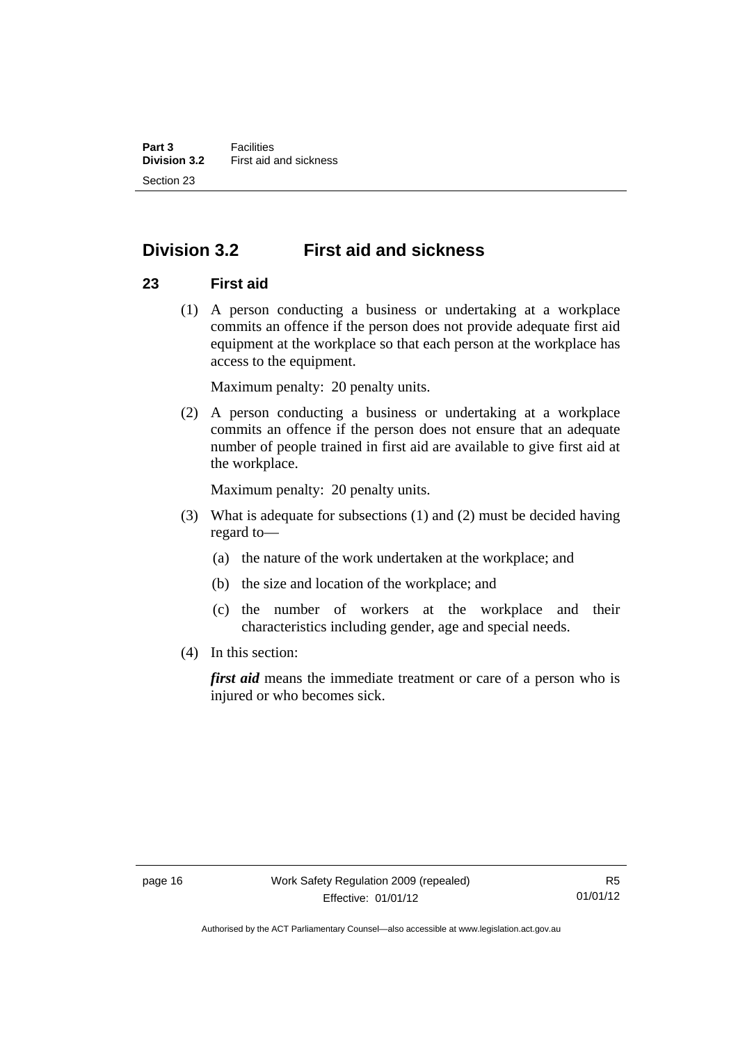## Division 3.2 First aid and sickness

### 23 First aid

(1) A person conducting a business or undertaking at a workplace commits an offence if the person does not provide adequate first aid equipment at the workplace so that each person at the workplace has access to the equipment.

Maximum penalty: 20 penalty units.

(2) A person conducting a business or undertaking at a workplace commits an offence if the person does not ensure that an adequate number of people trained in first aid are available to give first aid at the workplace.

Maximum penalty: 20 penalty units.

(3) What is adequate for subsections (1) and (2) must be decided having regard to—

(a) the nature of the work undertaken at the workplace; and

(b) the size and location of the workplace; and

(c) the number of workers at the workplace and their characteristics including gender, age and special needs.

(4) In this section:

***first aid*** means the immediate treatment or care of a person who is injured or who becomes sick.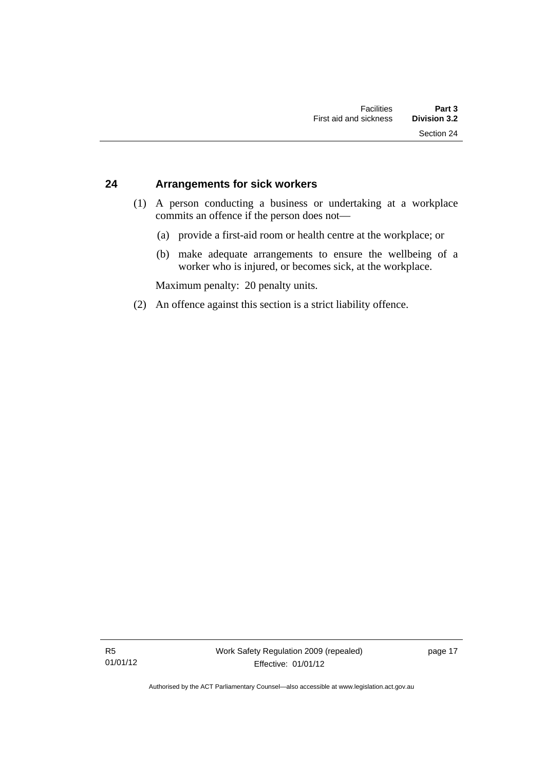## 24 Arrangements for sick workers

(1) A person conducting a business or undertaking at a workplace commits an offence if the person does not—

(a) provide a first-aid room or health centre at the workplace; or

(b) make adequate arrangements to ensure the wellbeing of a worker who is injured, or becomes sick, at the workplace.

Maximum penalty: 20 penalty units.

(2) An offence against this section is a strict liability offence.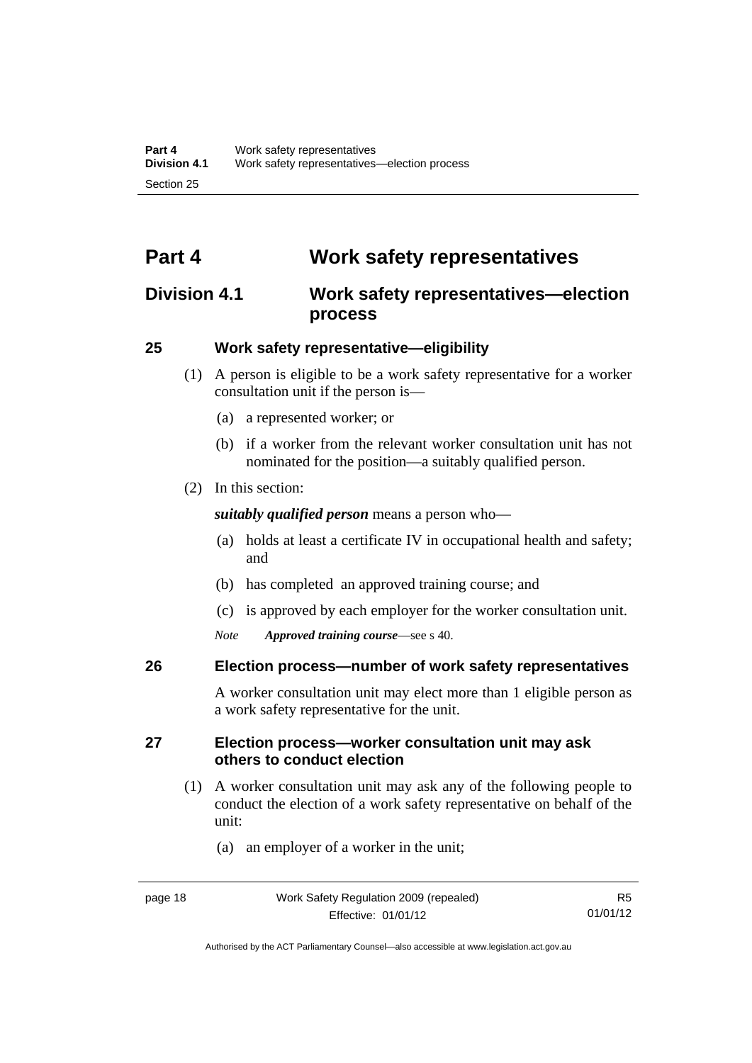# Part 4 Work safety representatives

## Division 4.1 Work safety representatives—election process

### 25 Work safety representative—eligibility

(1) A person is eligible to be a work safety representative for a worker consultation unit if the person is—

(a) a represented worker; or

(b) if a worker from the relevant worker consultation unit has not nominated for the position—a suitably qualified person.

(2) In this section:

***suitably qualified person*** means a person who—

(a) holds at least a certificate IV in occupational health and safety; and

(b) has completed an approved training course; and

(c) is approved by each employer for the worker consultation unit.

*Note* ***Approved training course***—see s 40.

### 26 Election process—number of work safety representatives

A worker consultation unit may elect more than 1 eligible person as a work safety representative for the unit.

### 27 Election process—worker consultation unit may ask others to conduct election

(1) A worker consultation unit may ask any of the following people to conduct the election of a work safety representative on behalf of the unit:

(a) an employer of a worker in the unit;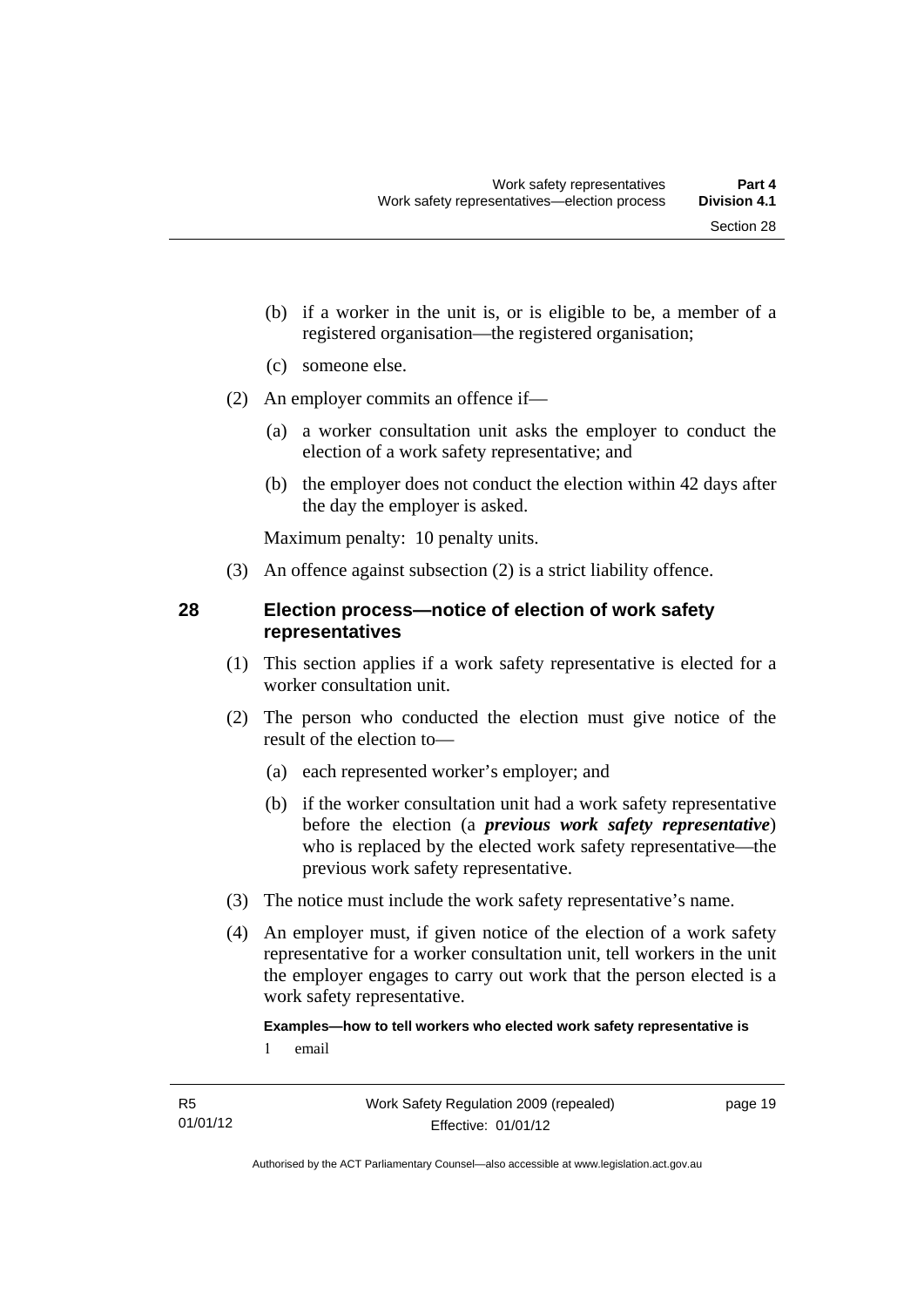(b) if a worker in the unit is, or is eligible to be, a member of a registered organisation—the registered organisation;

(c) someone else.

(2) An employer commits an offence if—

(a) a worker consultation unit asks the employer to conduct the election of a work safety representative; and

(b) the employer does not conduct the election within 42 days after the day the employer is asked.

Maximum penalty: 10 penalty units.

(3) An offence against subsection (2) is a strict liability offence.

## 28 Election process—notice of election of work safety representatives

(1) This section applies if a work safety representative is elected for a worker consultation unit.

(2) The person who conducted the election must give notice of the result of the election to—

(a) each represented worker's employer; and

(b) if the worker consultation unit had a work safety representative before the election (a ***previous work safety representative***) who is replaced by the elected work safety representative—the previous work safety representative.

(3) The notice must include the work safety representative's name.

(4) An employer must, if given notice of the election of a work safety representative for a worker consultation unit, tell workers in the unit the employer engages to carry out work that the person elected is a work safety representative.

**Examples—how to tell workers who elected work safety representative is**

1 email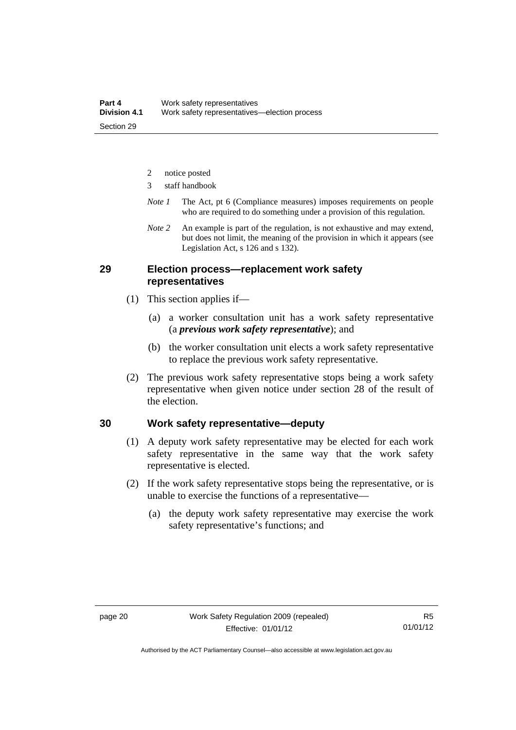2 notice posted

3 staff handbook

*Note 1* The Act, pt 6 (Compliance measures) imposes requirements on people who are required to do something under a provision of this regulation.

*Note 2* An example is part of the regulation, is not exhaustive and may extend, but does not limit, the meaning of the provision in which it appears (see Legislation Act, s 126 and s 132).

## 29 Election process—replacement work safety representatives

(1) This section applies if—

(a) a worker consultation unit has a work safety representative (a ***previous work safety representative***); and

(b) the worker consultation unit elects a work safety representative to replace the previous work safety representative.

(2) The previous work safety representative stops being a work safety representative when given notice under section 28 of the result of the election.

## 30 Work safety representative—deputy

(1) A deputy work safety representative may be elected for each work safety representative in the same way that the work safety representative is elected.

(2) If the work safety representative stops being the representative, or is unable to exercise the functions of a representative—

(a) the deputy work safety representative may exercise the work safety representative's functions; and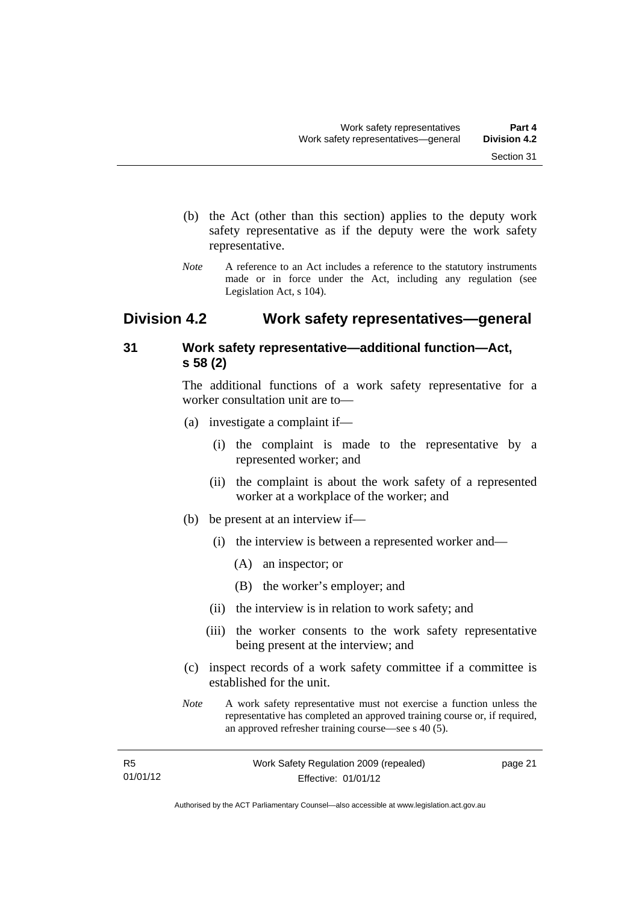(b) the Act (other than this section) applies to the deputy work safety representative as if the deputy were the work safety representative.

*Note* A reference to an Act includes a reference to the statutory instruments made or in force under the Act, including any regulation (see Legislation Act, s 104).

## Division 4.2 Work safety representatives—general

### 31 Work safety representative—additional function—Act, s 58 (2)

The additional functions of a work safety representative for a worker consultation unit are to—

(a) investigate a complaint if—

(i) the complaint is made to the representative by a represented worker; and

(ii) the complaint is about the work safety of a represented worker at a workplace of the worker; and

(b) be present at an interview if—

(i) the interview is between a represented worker and—

(A) an inspector; or

(B) the worker's employer; and

(ii) the interview is in relation to work safety; and

(iii) the worker consents to the work safety representative being present at the interview; and

(c) inspect records of a work safety committee if a committee is established for the unit.

*Note* A work safety representative must not exercise a function unless the representative has completed an approved training course or, if required, an approved refresher training course—see s 40 (5).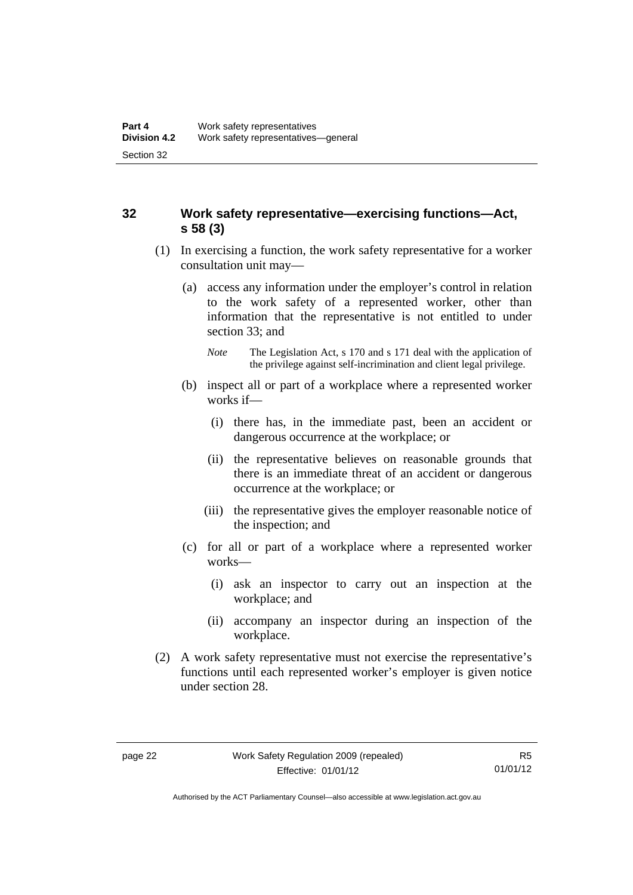## 32 Work safety representative—exercising functions—Act, s 58 (3)

(1) In exercising a function, the work safety representative for a worker consultation unit may—

(a) access any information under the employer's control in relation to the work safety of a represented worker, other than information that the representative is not entitled to under section 33; and

*Note* The Legislation Act, s 170 and s 171 deal with the application of the privilege against self-incrimination and client legal privilege.

(b) inspect all or part of a workplace where a represented worker works if—

(i) there has, in the immediate past, been an accident or dangerous occurrence at the workplace; or

(ii) the representative believes on reasonable grounds that there is an immediate threat of an accident or dangerous occurrence at the workplace; or

(iii) the representative gives the employer reasonable notice of the inspection; and

(c) for all or part of a workplace where a represented worker works—

(i) ask an inspector to carry out an inspection at the workplace; and

(ii) accompany an inspector during an inspection of the workplace.

(2) A work safety representative must not exercise the representative's functions until each represented worker's employer is given notice under section 28.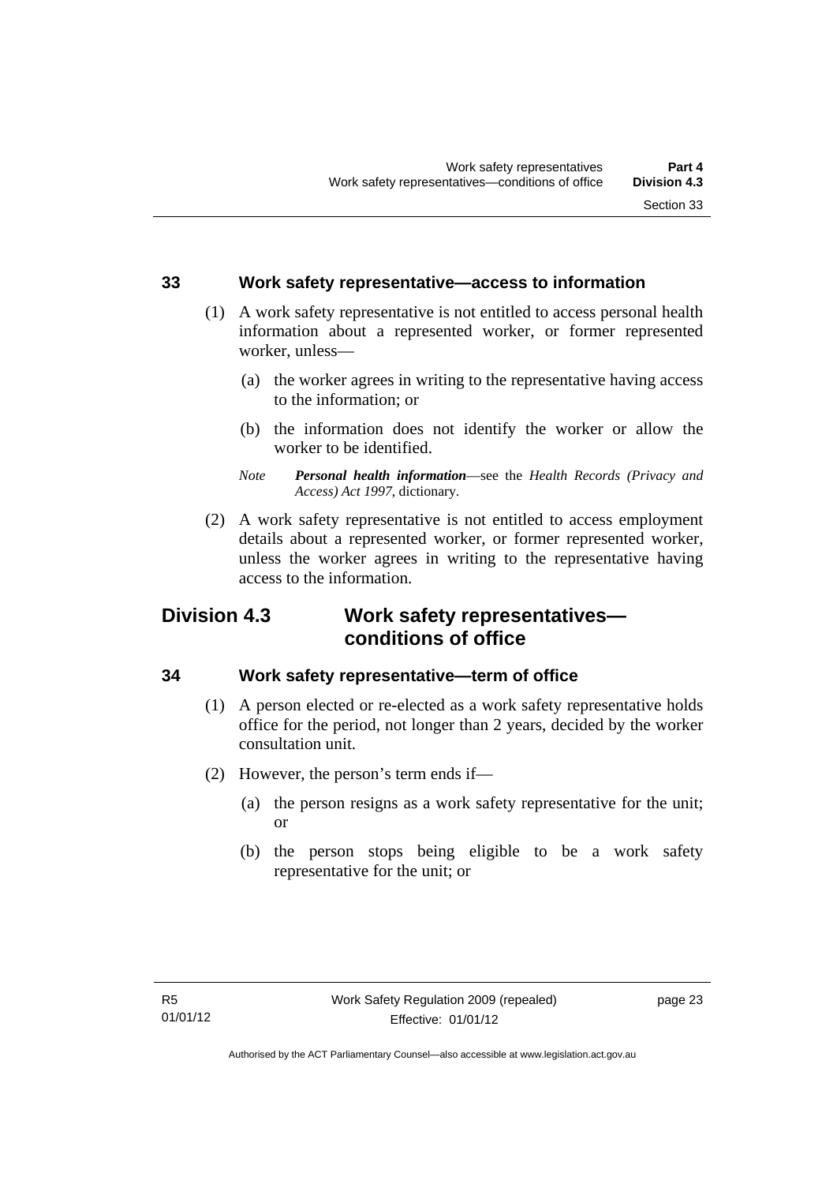## 33 Work safety representative—access to information

(1) A work safety representative is not entitled to access personal health information about a represented worker, or former represented worker, unless—

(a) the worker agrees in writing to the representative having access to the information; or

(b) the information does not identify the worker or allow the worker to be identified.

*Note* ***Personal health information***—see the *Health Records (Privacy and Access) Act 1997*, dictionary.

(2) A work safety representative is not entitled to access employment details about a represented worker, or former represented worker, unless the worker agrees in writing to the representative having access to the information.

# Division 4.3 Work safety representatives—conditions of office

## 34 Work safety representative—term of office

(1) A person elected or re-elected as a work safety representative holds office for the period, not longer than 2 years, decided by the worker consultation unit.

(2) However, the person's term ends if—

(a) the person resigns as a work safety representative for the unit; or

(b) the person stops being eligible to be a work safety representative for the unit; or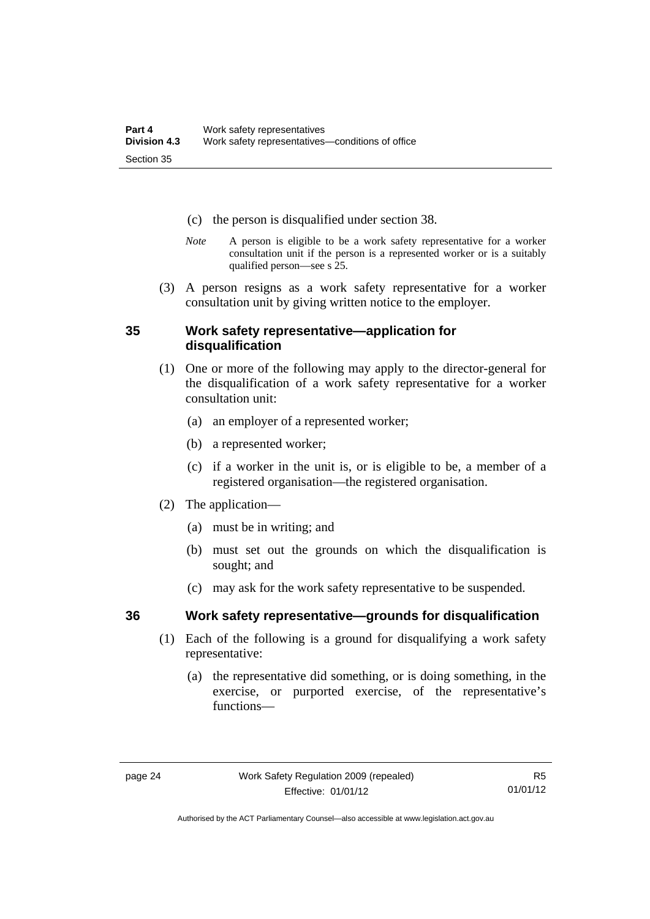(c) the person is disqualified under section 38.

*Note* A person is eligible to be a work safety representative for a worker consultation unit if the person is a represented worker or is a suitably qualified person—see s 25.

(3) A person resigns as a work safety representative for a worker consultation unit by giving written notice to the employer.

## 35 Work safety representative—application for disqualification

(1) One or more of the following may apply to the director-general for the disqualification of a work safety representative for a worker consultation unit:

(a) an employer of a represented worker;

(b) a represented worker;

(c) if a worker in the unit is, or is eligible to be, a member of a registered organisation—the registered organisation.

(2) The application—

(a) must be in writing; and

(b) must set out the grounds on which the disqualification is sought; and

(c) may ask for the work safety representative to be suspended.

## 36 Work safety representative—grounds for disqualification

(1) Each of the following is a ground for disqualifying a work safety representative:

(a) the representative did something, or is doing something, in the exercise, or purported exercise, of the representative's functions—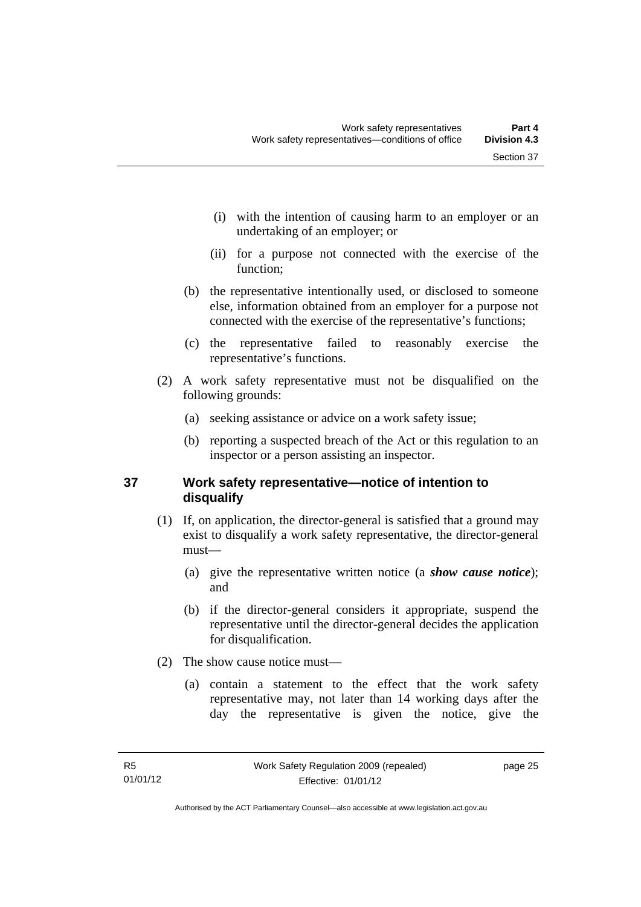(i) with the intention of causing harm to an employer or an undertaking of an employer; or

(ii) for a purpose not connected with the exercise of the function;

(b) the representative intentionally used, or disclosed to someone else, information obtained from an employer for a purpose not connected with the exercise of the representative's functions;

(c) the representative failed to reasonably exercise the representative's functions.

(2) A work safety representative must not be disqualified on the following grounds:

(a) seeking assistance or advice on a work safety issue;

(b) reporting a suspected breach of the Act or this regulation to an inspector or a person assisting an inspector.

## 37 Work safety representative—notice of intention to disqualify

(1) If, on application, the director-general is satisfied that a ground may exist to disqualify a work safety representative, the director-general must—

(a) give the representative written notice (a ***show cause notice***); and

(b) if the director-general considers it appropriate, suspend the representative until the director-general decides the application for disqualification.

(2) The show cause notice must—

(a) contain a statement to the effect that the work safety representative may, not later than 14 working days after the day the representative is given the notice, give the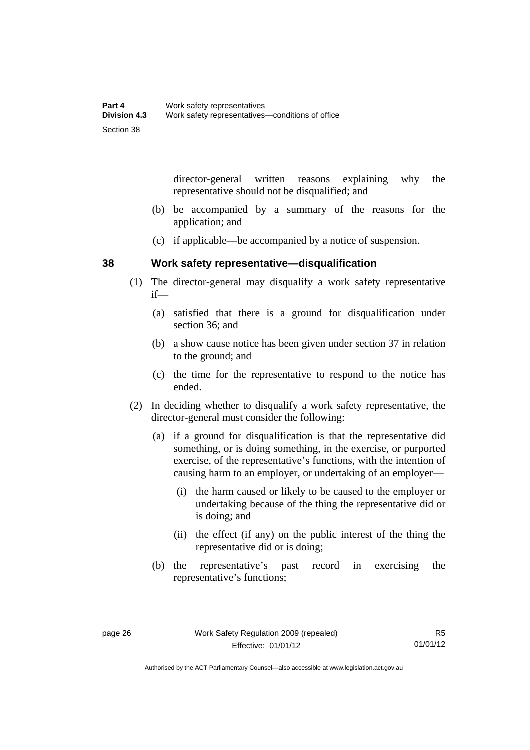director-general written reasons explaining why the representative should not be disqualified; and

(b) be accompanied by a summary of the reasons for the application; and

(c) if applicable—be accompanied by a notice of suspension.

### 38 Work safety representative—disqualification

(1) The director-general may disqualify a work safety representative if—

(a) satisfied that there is a ground for disqualification under section 36; and

(b) a show cause notice has been given under section 37 in relation to the ground; and

(c) the time for the representative to respond to the notice has ended.

(2) In deciding whether to disqualify a work safety representative, the director-general must consider the following:

(a) if a ground for disqualification is that the representative did something, or is doing something, in the exercise, or purported exercise, of the representative's functions, with the intention of causing harm to an employer, or undertaking of an employer—

(i) the harm caused or likely to be caused to the employer or undertaking because of the thing the representative did or is doing; and

(ii) the effect (if any) on the public interest of the thing the representative did or is doing;

(b) the representative's past record in exercising the representative's functions;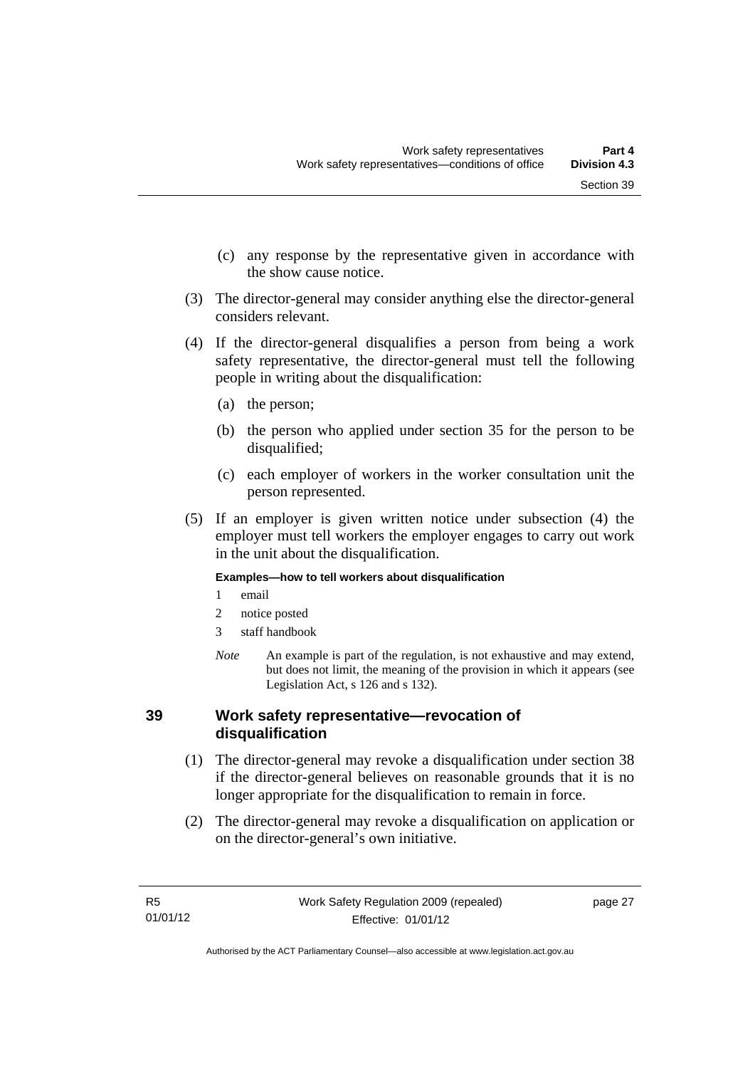(c) any response by the representative given in accordance with the show cause notice.

(3) The director-general may consider anything else the director-general considers relevant.

(4) If the director-general disqualifies a person from being a work safety representative, the director-general must tell the following people in writing about the disqualification:

(a) the person;

(b) the person who applied under section 35 for the person to be disqualified;

(c) each employer of workers in the worker consultation unit the person represented.

(5) If an employer is given written notice under subsection (4) the employer must tell workers the employer engages to carry out work in the unit about the disqualification.

**Examples—how to tell workers about disqualification**

1 email

2 notice posted

3 staff handbook

*Note* An example is part of the regulation, is not exhaustive and may extend, but does not limit, the meaning of the provision in which it appears (see Legislation Act, s 126 and s 132).

## 39 Work safety representative—revocation of disqualification

(1) The director-general may revoke a disqualification under section 38 if the director-general believes on reasonable grounds that it is no longer appropriate for the disqualification to remain in force.

(2) The director-general may revoke a disqualification on application or on the director-general's own initiative.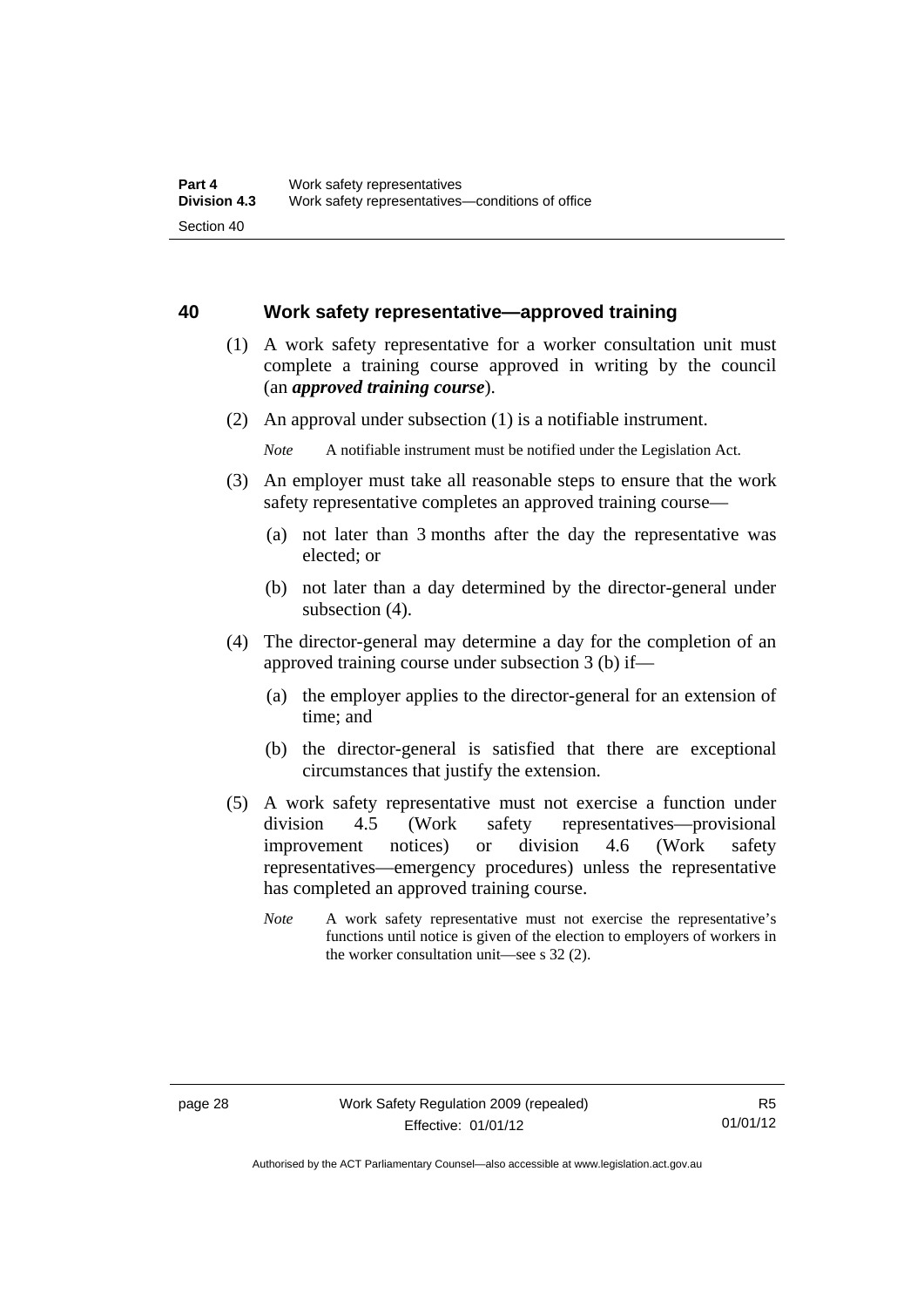## 40 Work safety representative—approved training

(1) A work safety representative for a worker consultation unit must complete a training course approved in writing by the council (an ***approved training course***).

(2) An approval under subsection (1) is a notifiable instrument.

*Note* A notifiable instrument must be notified under the Legislation Act.

(3) An employer must take all reasonable steps to ensure that the work safety representative completes an approved training course—

(a) not later than 3 months after the day the representative was elected; or

(b) not later than a day determined by the director-general under subsection (4).

(4) The director-general may determine a day for the completion of an approved training course under subsection 3 (b) if—

(a) the employer applies to the director-general for an extension of time; and

(b) the director-general is satisfied that there are exceptional circumstances that justify the extension.

(5) A work safety representative must not exercise a function under division 4.5 (Work safety representatives—provisional improvement notices) or division 4.6 (Work safety representatives—emergency procedures) unless the representative has completed an approved training course.

*Note* A work safety representative must not exercise the representative's functions until notice is given of the election to employers of workers in the worker consultation unit—see s 32 (2).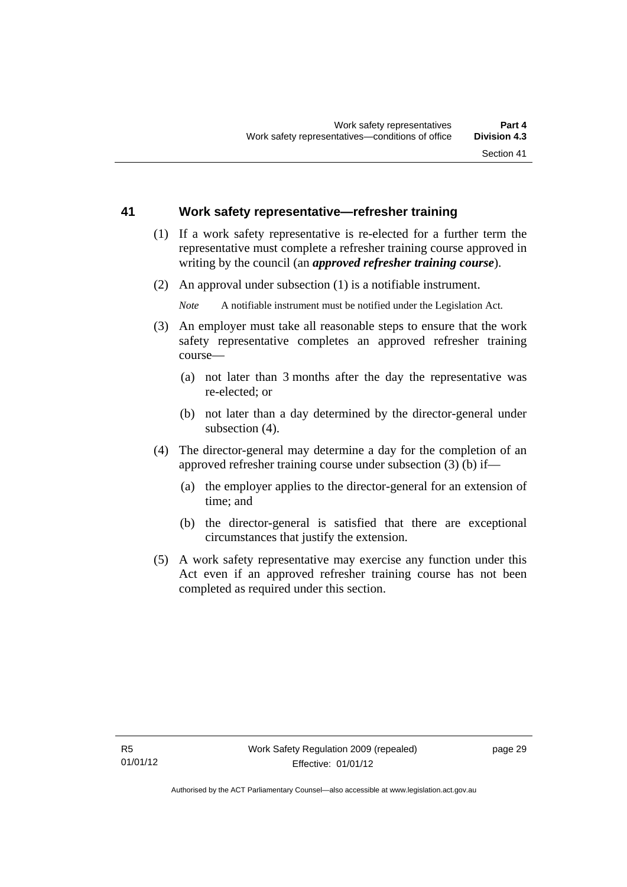## 41 Work safety representative—refresher training

(1) If a work safety representative is re-elected for a further term the representative must complete a refresher training course approved in writing by the council (an ***approved refresher training course***).

(2) An approval under subsection (1) is a notifiable instrument.

*Note* A notifiable instrument must be notified under the Legislation Act.

(3) An employer must take all reasonable steps to ensure that the work safety representative completes an approved refresher training course—

(a) not later than 3 months after the day the representative was re-elected; or

(b) not later than a day determined by the director-general under subsection (4).

(4) The director-general may determine a day for the completion of an approved refresher training course under subsection (3) (b) if—

(a) the employer applies to the director-general for an extension of time; and

(b) the director-general is satisfied that there are exceptional circumstances that justify the extension.

(5) A work safety representative may exercise any function under this Act even if an approved refresher training course has not been completed as required under this section.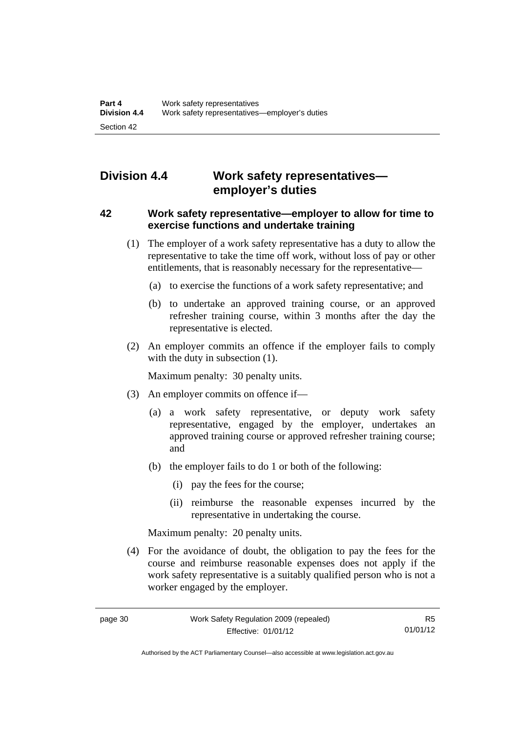## Division 4.4 Work safety representatives—employer's duties

### 42 Work safety representative—employer to allow for time to exercise functions and undertake training

(1) The employer of a work safety representative has a duty to allow the representative to take the time off work, without loss of pay or other entitlements, that is reasonably necessary for the representative—

(a) to exercise the functions of a work safety representative; and

(b) to undertake an approved training course, or an approved refresher training course, within 3 months after the day the representative is elected.

(2) An employer commits an offence if the employer fails to comply with the duty in subsection (1).

Maximum penalty: 30 penalty units.

(3) An employer commits on offence if—

(a) a work safety representative, or deputy work safety representative, engaged by the employer, undertakes an approved training course or approved refresher training course; and

(b) the employer fails to do 1 or both of the following:

(i) pay the fees for the course;

(ii) reimburse the reasonable expenses incurred by the representative in undertaking the course.

Maximum penalty: 20 penalty units.

(4) For the avoidance of doubt, the obligation to pay the fees for the course and reimburse reasonable expenses does not apply if the work safety representative is a suitably qualified person who is not a worker engaged by the employer.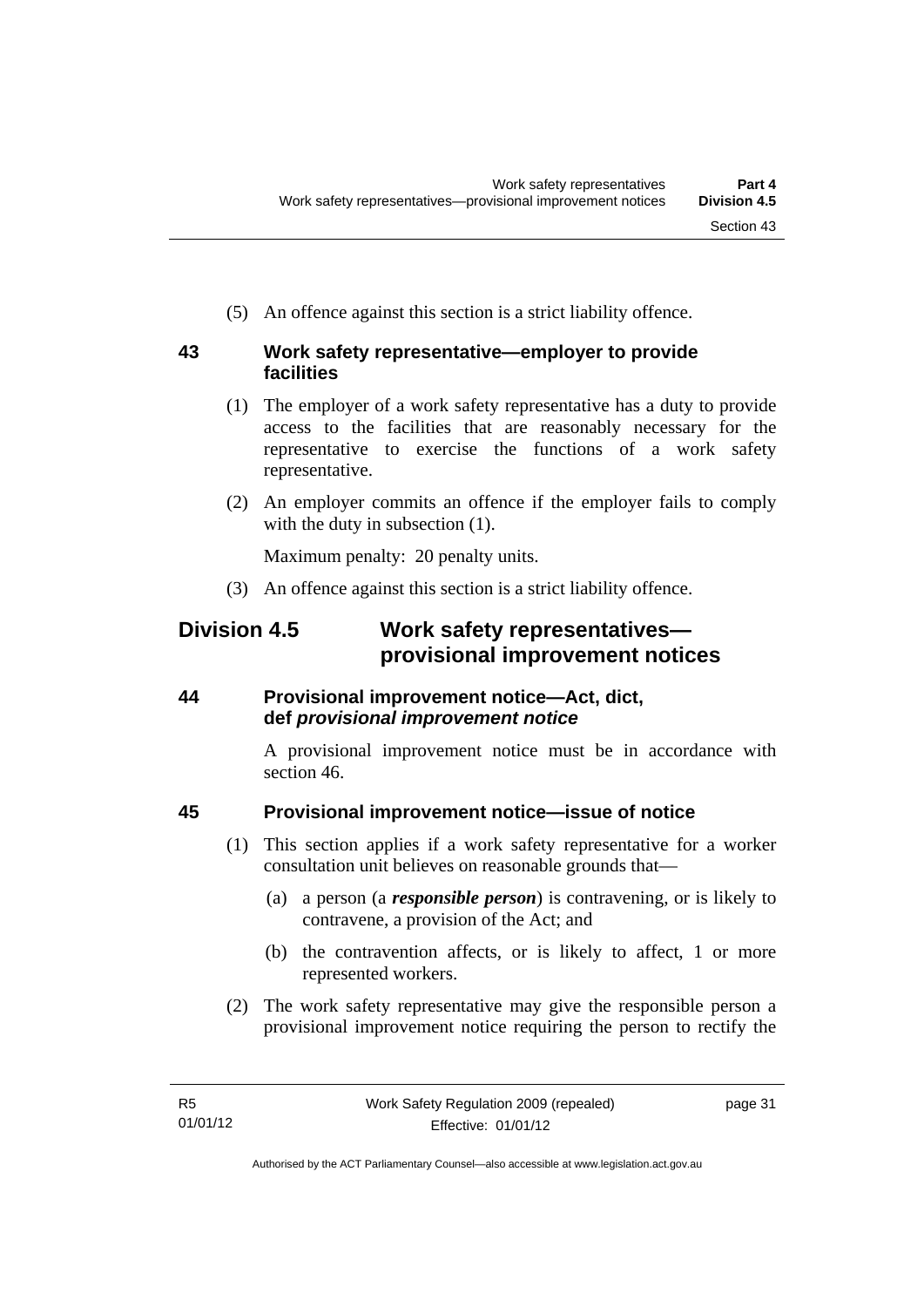(5) An offence against this section is a strict liability offence.

### 43 Work safety representative—employer to provide facilities

(1) The employer of a work safety representative has a duty to provide access to the facilities that are reasonably necessary for the representative to exercise the functions of a work safety representative.

(2) An employer commits an offence if the employer fails to comply with the duty in subsection (1).

Maximum penalty: 20 penalty units.

(3) An offence against this section is a strict liability offence.

## Division 4.5 Work safety representatives—provisional improvement notices

### 44 Provisional improvement notice—Act, dict, def *provisional improvement notice*

A provisional improvement notice must be in accordance with section 46.

### 45 Provisional improvement notice—issue of notice

(1) This section applies if a work safety representative for a worker consultation unit believes on reasonable grounds that—

(a) a person (a ***responsible person***) is contravening, or is likely to contravene, a provision of the Act; and

(b) the contravention affects, or is likely to affect, 1 or more represented workers.

(2) The work safety representative may give the responsible person a provisional improvement notice requiring the person to rectify the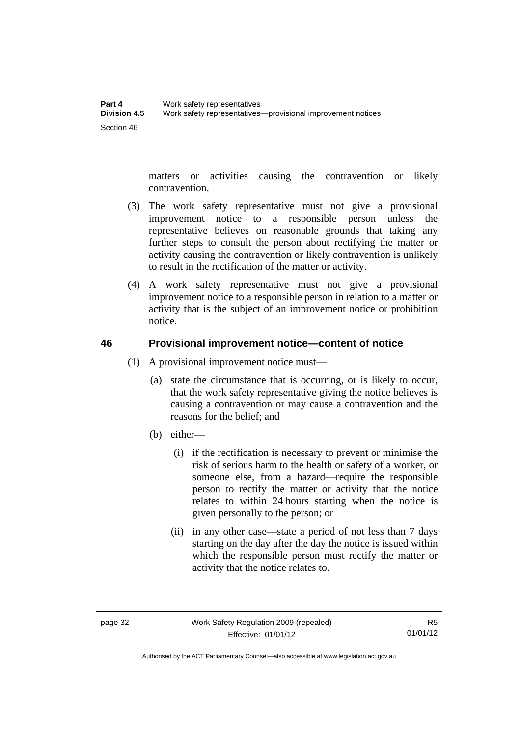matters or activities causing the contravention or likely contravention.

(3) The work safety representative must not give a provisional improvement notice to a responsible person unless the representative believes on reasonable grounds that taking any further steps to consult the person about rectifying the matter or activity causing the contravention or likely contravention is unlikely to result in the rectification of the matter or activity.

(4) A work safety representative must not give a provisional improvement notice to a responsible person in relation to a matter or activity that is the subject of an improvement notice or prohibition notice.

## 46 Provisional improvement notice—content of notice

(1) A provisional improvement notice must—

(a) state the circumstance that is occurring, or is likely to occur, that the work safety representative giving the notice believes is causing a contravention or may cause a contravention and the reasons for the belief; and

(b) either—

(i) if the rectification is necessary to prevent or minimise the risk of serious harm to the health or safety of a worker, or someone else, from a hazard—require the responsible person to rectify the matter or activity that the notice relates to within 24 hours starting when the notice is given personally to the person; or

(ii) in any other case—state a period of not less than 7 days starting on the day after the day the notice is issued within which the responsible person must rectify the matter or activity that the notice relates to.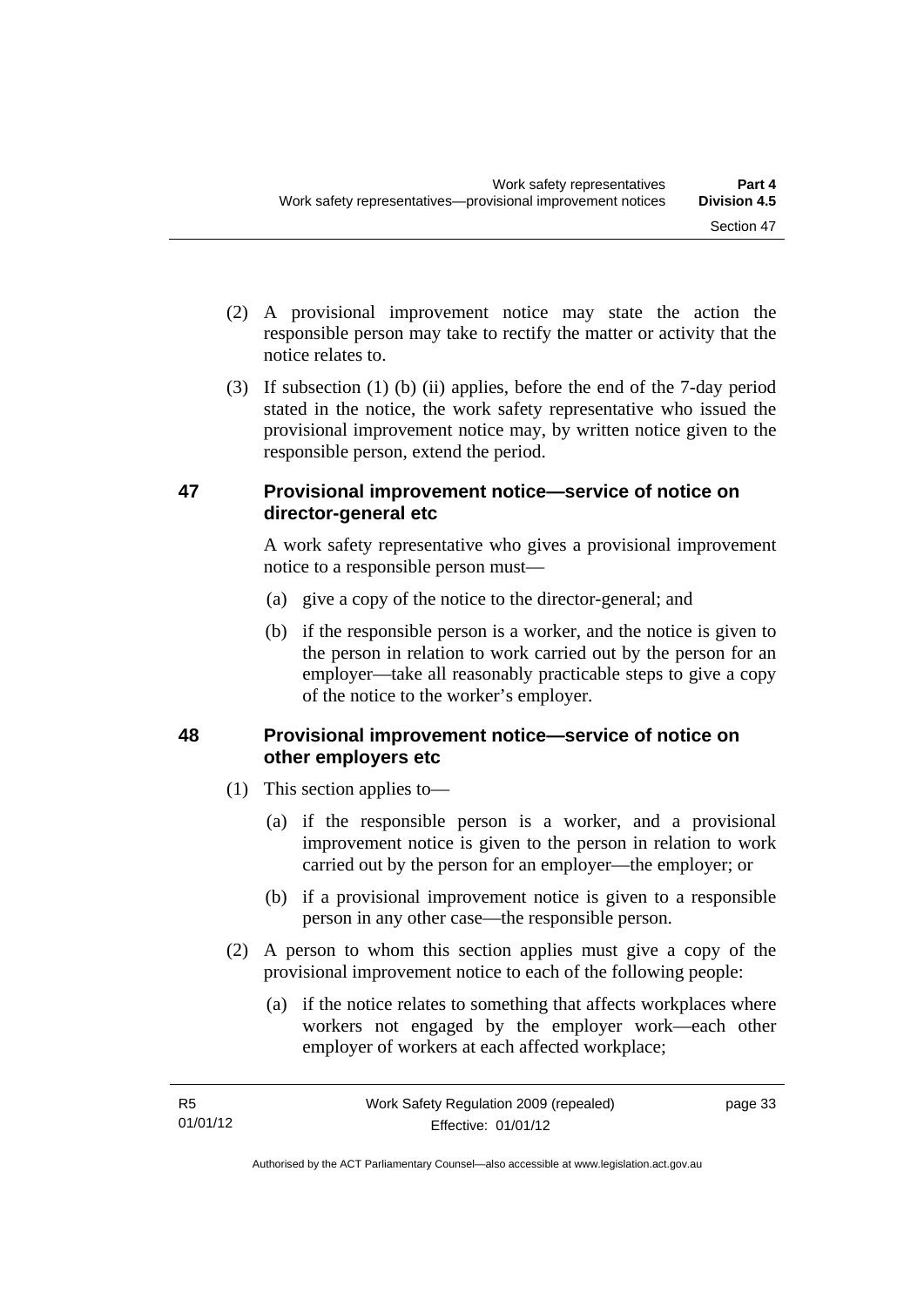(2) A provisional improvement notice may state the action the responsible person may take to rectify the matter or activity that the notice relates to.

(3) If subsection (1) (b) (ii) applies, before the end of the 7-day period stated in the notice, the work safety representative who issued the provisional improvement notice may, by written notice given to the responsible person, extend the period.

## 47 Provisional improvement notice—service of notice on director-general etc

A work safety representative who gives a provisional improvement notice to a responsible person must—

(a) give a copy of the notice to the director-general; and

(b) if the responsible person is a worker, and the notice is given to the person in relation to work carried out by the person for an employer—take all reasonably practicable steps to give a copy of the notice to the worker's employer.

## 48 Provisional improvement notice—service of notice on other employers etc

(1) This section applies to—

(a) if the responsible person is a worker, and a provisional improvement notice is given to the person in relation to work carried out by the person for an employer—the employer; or

(b) if a provisional improvement notice is given to a responsible person in any other case—the responsible person.

(2) A person to whom this section applies must give a copy of the provisional improvement notice to each of the following people:

(a) if the notice relates to something that affects workplaces where workers not engaged by the employer work—each other employer of workers at each affected workplace;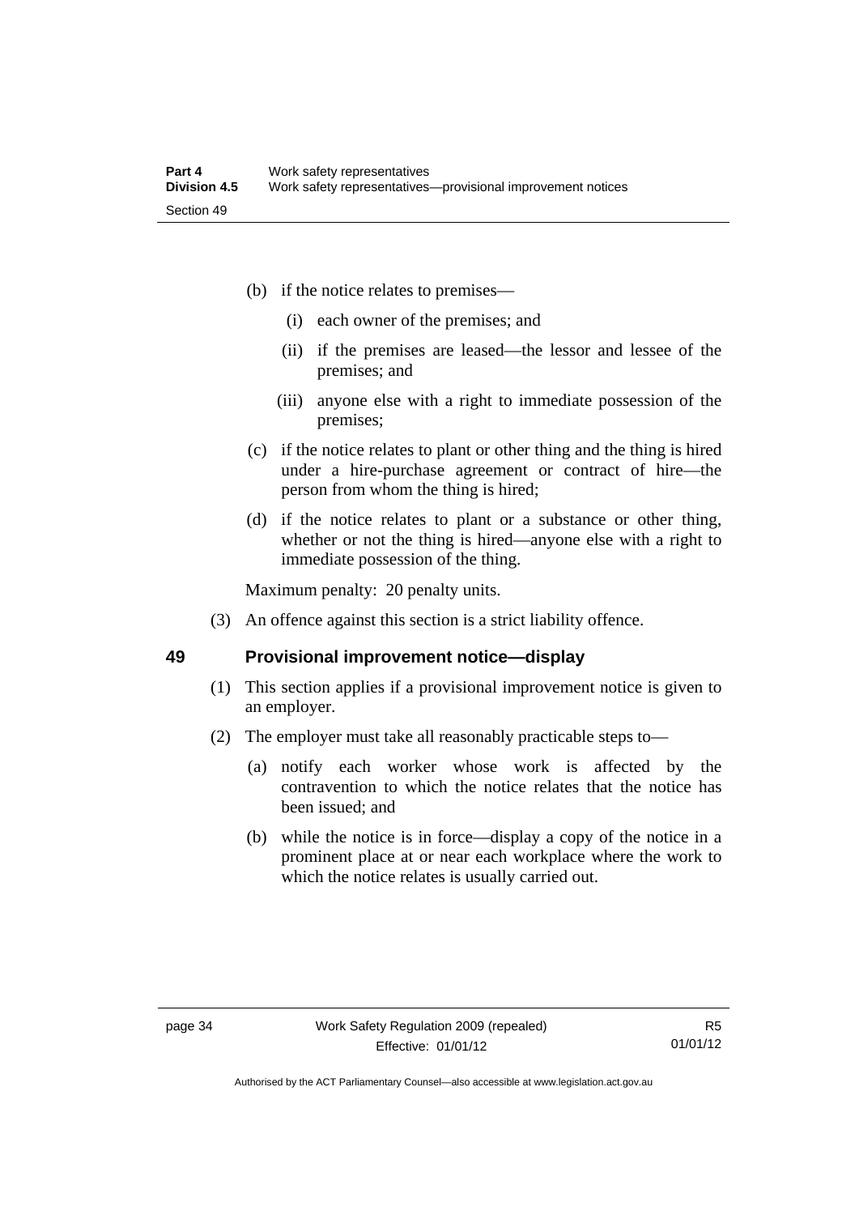(b) if the notice relates to premises—

  (i) each owner of the premises; and

  (ii) if the premises are leased—the lessor and lessee of the premises; and

  (iii) anyone else with a right to immediate possession of the premises;

(c) if the notice relates to plant or other thing and the thing is hired under a hire-purchase agreement or contract of hire—the person from whom the thing is hired;

(d) if the notice relates to plant or a substance or other thing, whether or not the thing is hired—anyone else with a right to immediate possession of the thing.

Maximum penalty: 20 penalty units.

(3) An offence against this section is a strict liability offence.

## 49 Provisional improvement notice—display

(1) This section applies if a provisional improvement notice is given to an employer.

(2) The employer must take all reasonably practicable steps to—

  (a) notify each worker whose work is affected by the contravention to which the notice relates that the notice has been issued; and

  (b) while the notice is in force—display a copy of the notice in a prominent place at or near each workplace where the work to which the notice relates is usually carried out.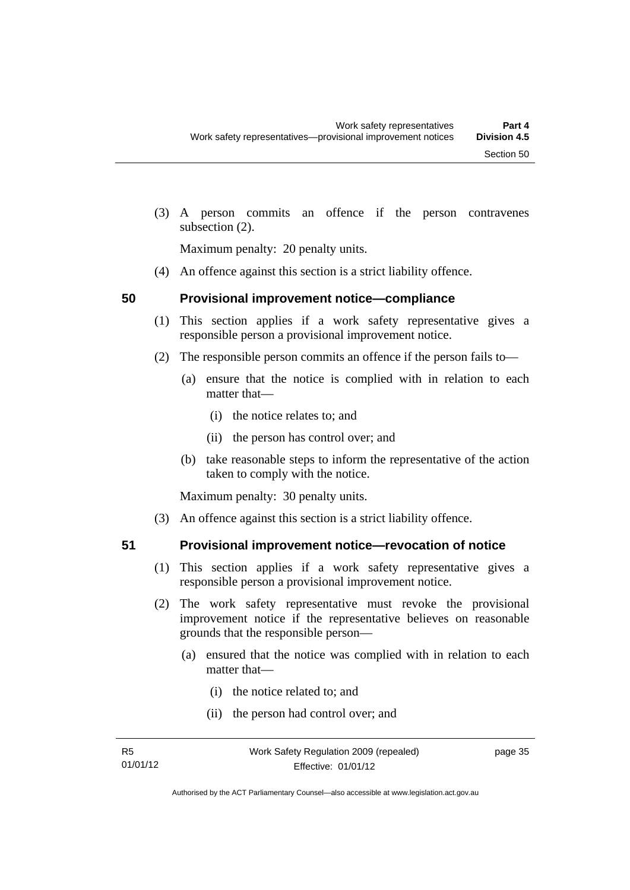(3) A person commits an offence if the person contravenes subsection (2).

Maximum penalty: 20 penalty units.

(4) An offence against this section is a strict liability offence.

## 50 Provisional improvement notice—compliance

(1) This section applies if a work safety representative gives a responsible person a provisional improvement notice.

(2) The responsible person commits an offence if the person fails to—

(a) ensure that the notice is complied with in relation to each matter that—

(i) the notice relates to; and

(ii) the person has control over; and

(b) take reasonable steps to inform the representative of the action taken to comply with the notice.

Maximum penalty: 30 penalty units.

(3) An offence against this section is a strict liability offence.

## 51 Provisional improvement notice—revocation of notice

(1) This section applies if a work safety representative gives a responsible person a provisional improvement notice.

(2) The work safety representative must revoke the provisional improvement notice if the representative believes on reasonable grounds that the responsible person—

(a) ensured that the notice was complied with in relation to each matter that—

(i) the notice related to; and

(ii) the person had control over; and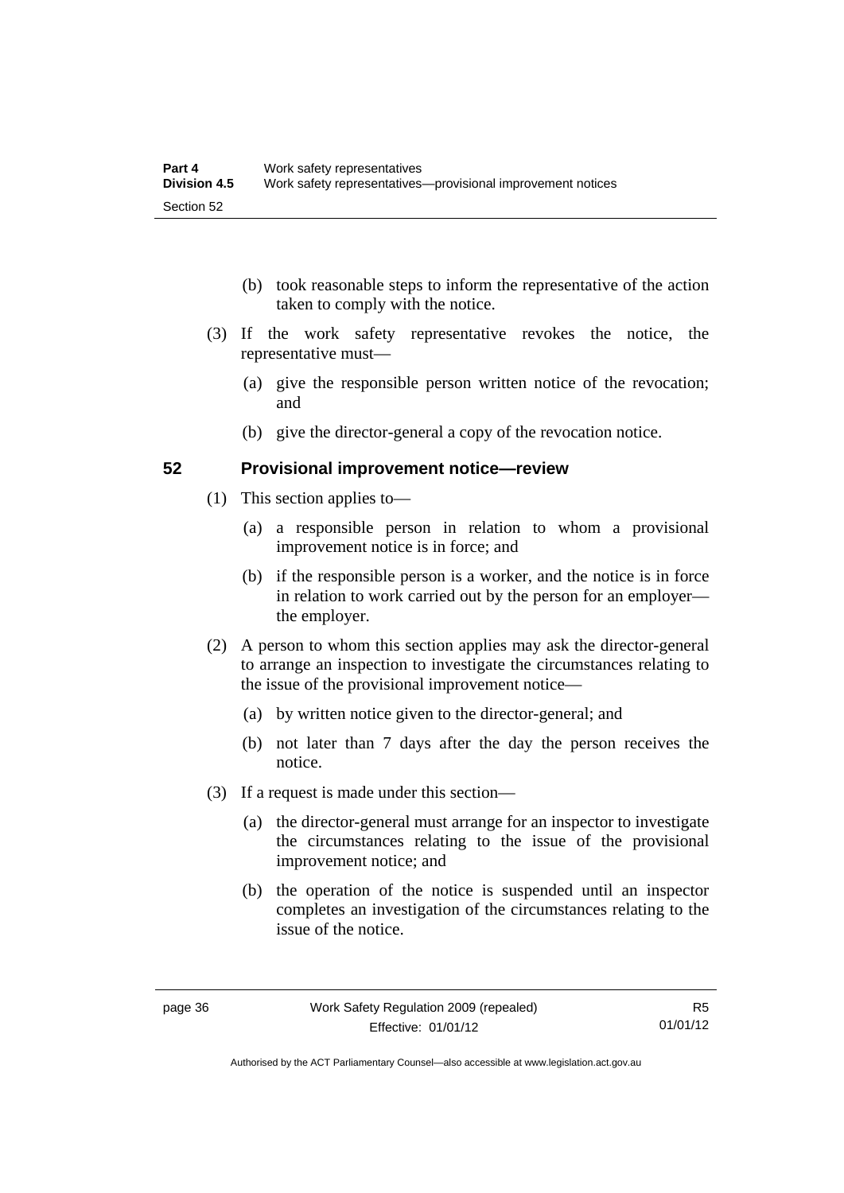(b) took reasonable steps to inform the representative of the action taken to comply with the notice.

(3) If the work safety representative revokes the notice, the representative must—

(a) give the responsible person written notice of the revocation; and

(b) give the director-general a copy of the revocation notice.

## 52 Provisional improvement notice—review

(1) This section applies to—

(a) a responsible person in relation to whom a provisional improvement notice is in force; and

(b) if the responsible person is a worker, and the notice is in force in relation to work carried out by the person for an employer—the employer.

(2) A person to whom this section applies may ask the director-general to arrange an inspection to investigate the circumstances relating to the issue of the provisional improvement notice—

(a) by written notice given to the director-general; and

(b) not later than 7 days after the day the person receives the notice.

(3) If a request is made under this section—

(a) the director-general must arrange for an inspector to investigate the circumstances relating to the issue of the provisional improvement notice; and

(b) the operation of the notice is suspended until an inspector completes an investigation of the circumstances relating to the issue of the notice.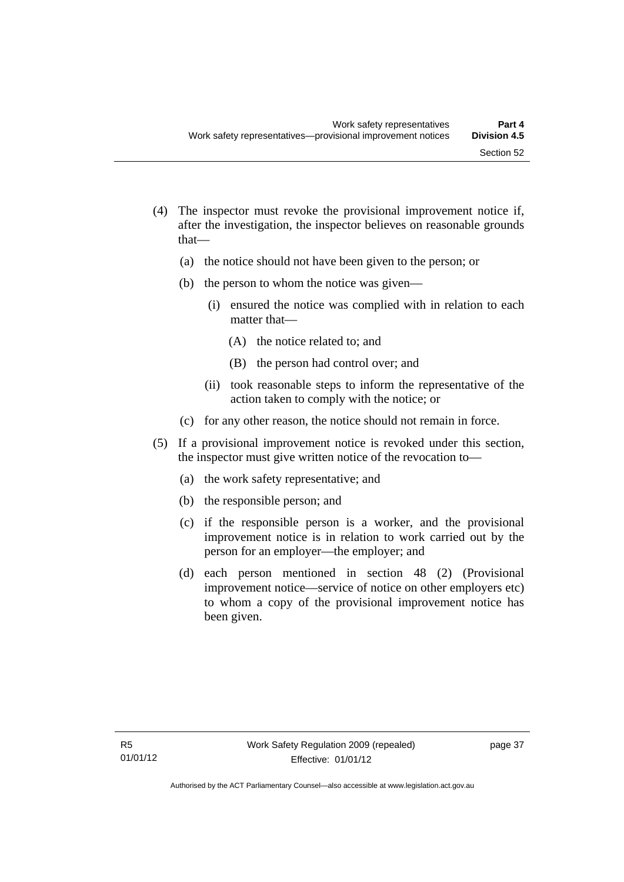(4) The inspector must revoke the provisional improvement notice if, after the investigation, the inspector believes on reasonable grounds that—

(a) the notice should not have been given to the person; or

(b) the person to whom the notice was given—

(i) ensured the notice was complied with in relation to each matter that—

(A) the notice related to; and

(B) the person had control over; and

(ii) took reasonable steps to inform the representative of the action taken to comply with the notice; or

(c) for any other reason, the notice should not remain in force.

(5) If a provisional improvement notice is revoked under this section, the inspector must give written notice of the revocation to—

(a) the work safety representative; and

(b) the responsible person; and

(c) if the responsible person is a worker, and the provisional improvement notice is in relation to work carried out by the person for an employer—the employer; and

(d) each person mentioned in section 48 (2) (Provisional improvement notice—service of notice on other employers etc) to whom a copy of the provisional improvement notice has been given.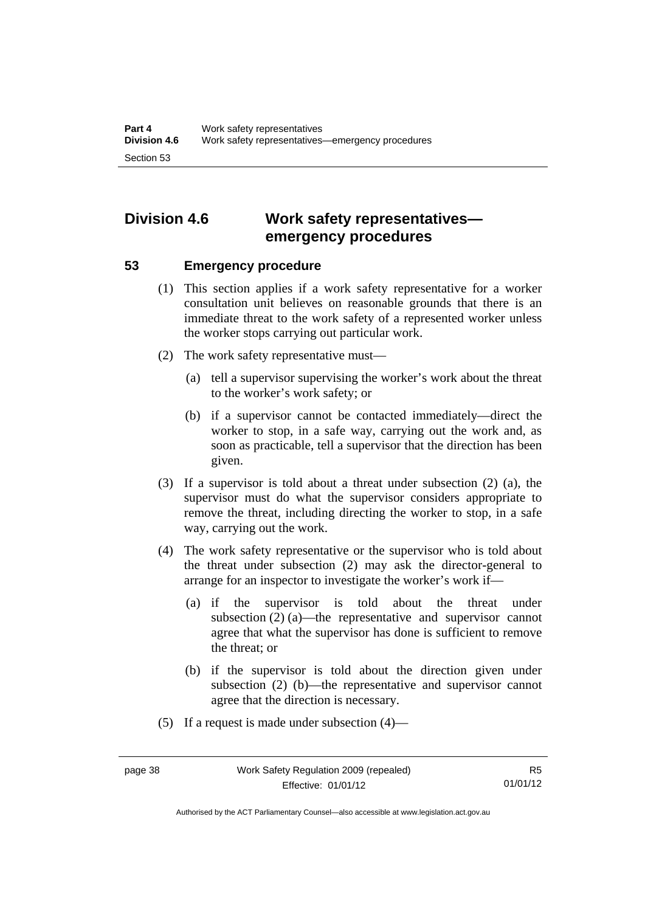## Division 4.6 Work safety representatives—emergency procedures

### 53 Emergency procedure

(1) This section applies if a work safety representative for a worker consultation unit believes on reasonable grounds that there is an immediate threat to the work safety of a represented worker unless the worker stops carrying out particular work.

(2) The work safety representative must—

(a) tell a supervisor supervising the worker's work about the threat to the worker's work safety; or

(b) if a supervisor cannot be contacted immediately—direct the worker to stop, in a safe way, carrying out the work and, as soon as practicable, tell a supervisor that the direction has been given.

(3) If a supervisor is told about a threat under subsection (2) (a), the supervisor must do what the supervisor considers appropriate to remove the threat, including directing the worker to stop, in a safe way, carrying out the work.

(4) The work safety representative or the supervisor who is told about the threat under subsection (2) may ask the director-general to arrange for an inspector to investigate the worker's work if—

(a) if the supervisor is told about the threat under subsection (2) (a)—the representative and supervisor cannot agree that what the supervisor has done is sufficient to remove the threat; or

(b) if the supervisor is told about the direction given under subsection (2) (b)—the representative and supervisor cannot agree that the direction is necessary.

(5) If a request is made under subsection (4)—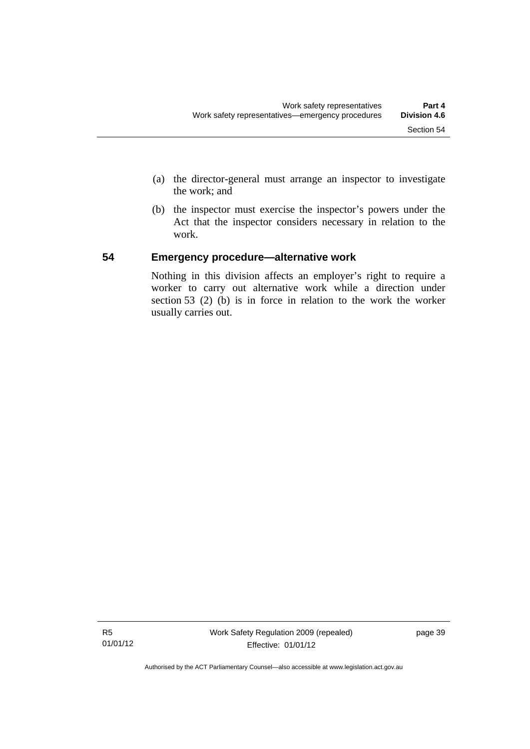(a) the director-general must arrange an inspector to investigate the work; and

(b) the inspector must exercise the inspector's powers under the Act that the inspector considers necessary in relation to the work.

## 54 Emergency procedure—alternative work

Nothing in this division affects an employer's right to require a worker to carry out alternative work while a direction under section 53 (2) (b) is in force in relation to the work the worker usually carries out.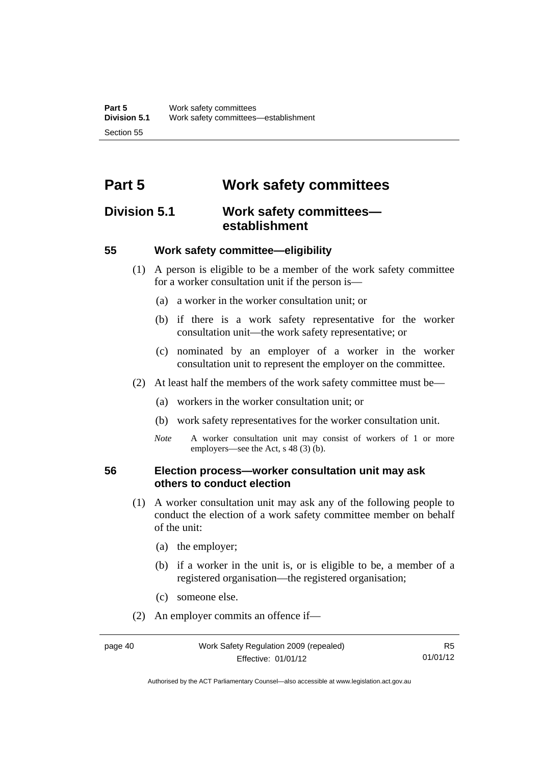# Part 5 Work safety committees

## Division 5.1 Work safety committees—establishment

### 55 Work safety committee—eligibility

(1) A person is eligible to be a member of the work safety committee for a worker consultation unit if the person is—

(a) a worker in the worker consultation unit; or

(b) if there is a work safety representative for the worker consultation unit—the work safety representative; or

(c) nominated by an employer of a worker in the worker consultation unit to represent the employer on the committee.

(2) At least half the members of the work safety committee must be—

(a) workers in the worker consultation unit; or

(b) work safety representatives for the worker consultation unit.

*Note* A worker consultation unit may consist of workers of 1 or more employers—see the Act, s 48 (3) (b).

### 56 Election process—worker consultation unit may ask others to conduct election

(1) A worker consultation unit may ask any of the following people to conduct the election of a work safety committee member on behalf of the unit:

(a) the employer;

(b) if a worker in the unit is, or is eligible to be, a member of a registered organisation—the registered organisation;

(c) someone else.

(2) An employer commits an offence if—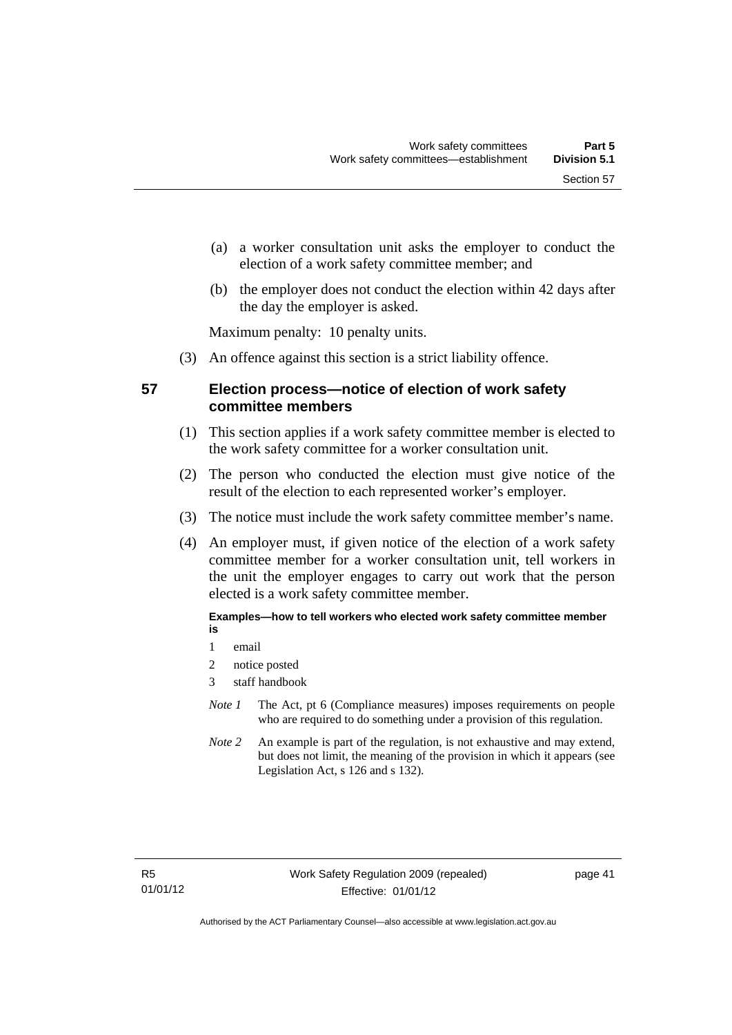(a) a worker consultation unit asks the employer to conduct the election of a work safety committee member; and

(b) the employer does not conduct the election within 42 days after the day the employer is asked.

Maximum penalty: 10 penalty units.

(3) An offence against this section is a strict liability offence.

## 57 Election process—notice of election of work safety committee members

(1) This section applies if a work safety committee member is elected to the work safety committee for a worker consultation unit.

(2) The person who conducted the election must give notice of the result of the election to each represented worker's employer.

(3) The notice must include the work safety committee member's name.

(4) An employer must, if given notice of the election of a work safety committee member for a worker consultation unit, tell workers in the unit the employer engages to carry out work that the person elected is a work safety committee member.

**Examples—how to tell workers who elected work safety committee member is**

1 email

2 notice posted

3 staff handbook

*Note 1* The Act, pt 6 (Compliance measures) imposes requirements on people who are required to do something under a provision of this regulation.

*Note 2* An example is part of the regulation, is not exhaustive and may extend, but does not limit, the meaning of the provision in which it appears (see Legislation Act, s 126 and s 132).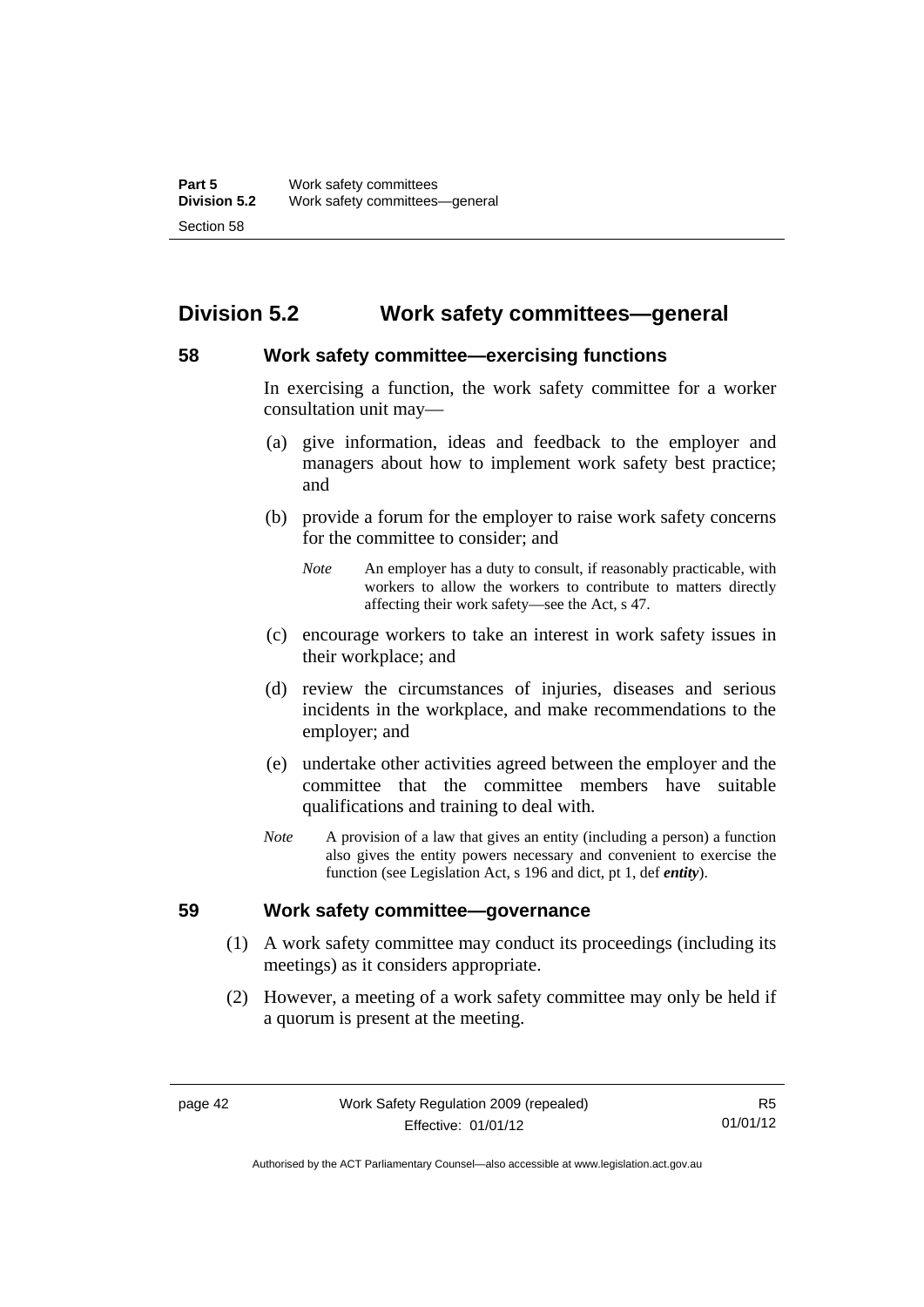## Division 5.2 Work safety committees—general

### 58 Work safety committee—exercising functions

In exercising a function, the work safety committee for a worker consultation unit may—

(a) give information, ideas and feedback to the employer and managers about how to implement work safety best practice; and

(b) provide a forum for the employer to raise work safety concerns for the committee to consider; and

*Note* An employer has a duty to consult, if reasonably practicable, with workers to allow the workers to contribute to matters directly affecting their work safety—see the Act, s 47.

(c) encourage workers to take an interest in work safety issues in their workplace; and

(d) review the circumstances of injuries, diseases and serious incidents in the workplace, and make recommendations to the employer; and

(e) undertake other activities agreed between the employer and the committee that the committee members have suitable qualifications and training to deal with.

*Note* A provision of a law that gives an entity (including a person) a function also gives the entity powers necessary and convenient to exercise the function (see Legislation Act, s 196 and dict, pt 1, def ***entity***).

### 59 Work safety committee—governance

(1) A work safety committee may conduct its proceedings (including its meetings) as it considers appropriate.

(2) However, a meeting of a work safety committee may only be held if a quorum is present at the meeting.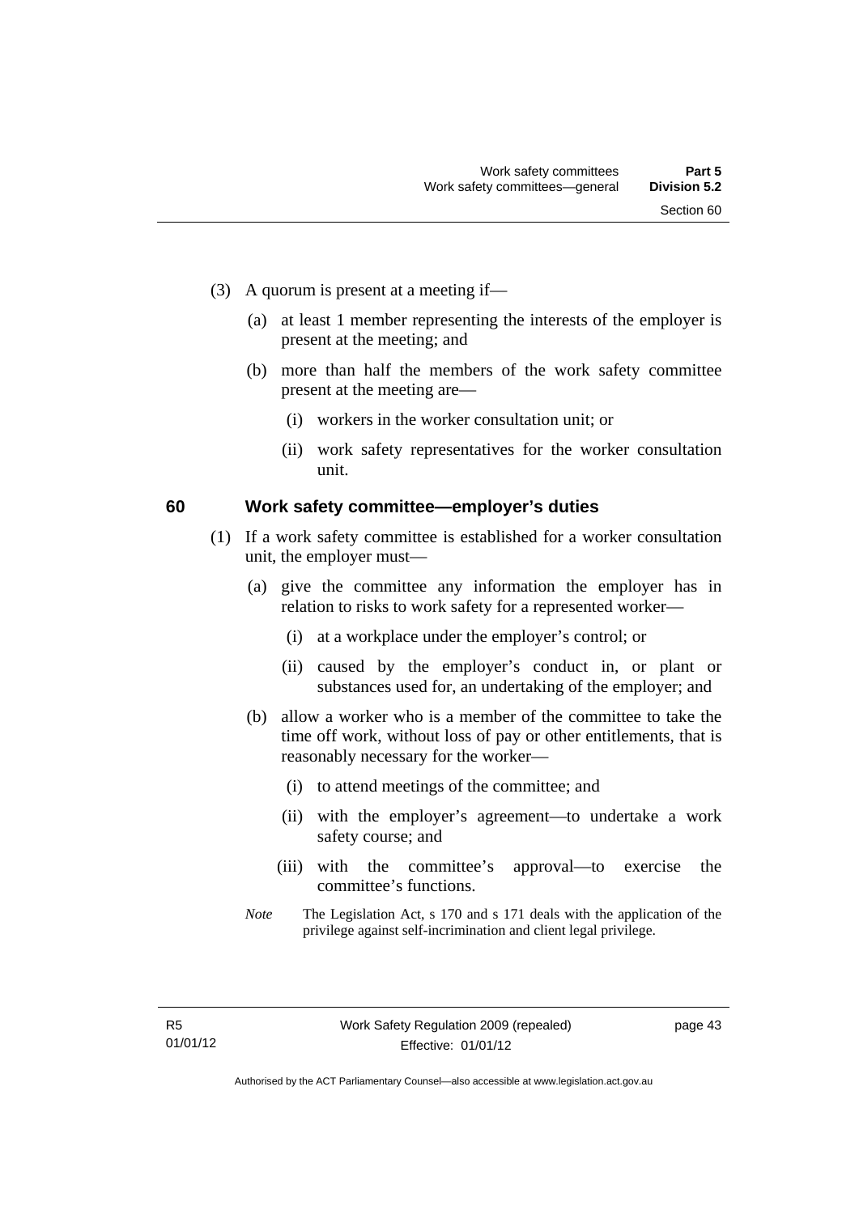(3) A quorum is present at a meeting if—

(a) at least 1 member representing the interests of the employer is present at the meeting; and

(b) more than half the members of the work safety committee present at the meeting are—

(i) workers in the worker consultation unit; or

(ii) work safety representatives for the worker consultation unit.

## 60 Work safety committee—employer's duties

(1) If a work safety committee is established for a worker consultation unit, the employer must—

(a) give the committee any information the employer has in relation to risks to work safety for a represented worker—

(i) at a workplace under the employer's control; or

(ii) caused by the employer's conduct in, or plant or substances used for, an undertaking of the employer; and

(b) allow a worker who is a member of the committee to take the time off work, without loss of pay or other entitlements, that is reasonably necessary for the worker—

(i) to attend meetings of the committee; and

(ii) with the employer's agreement—to undertake a work safety course; and

(iii) with the committee's approval—to exercise the committee's functions.

*Note* The Legislation Act, s 170 and s 171 deals with the application of the privilege against self-incrimination and client legal privilege.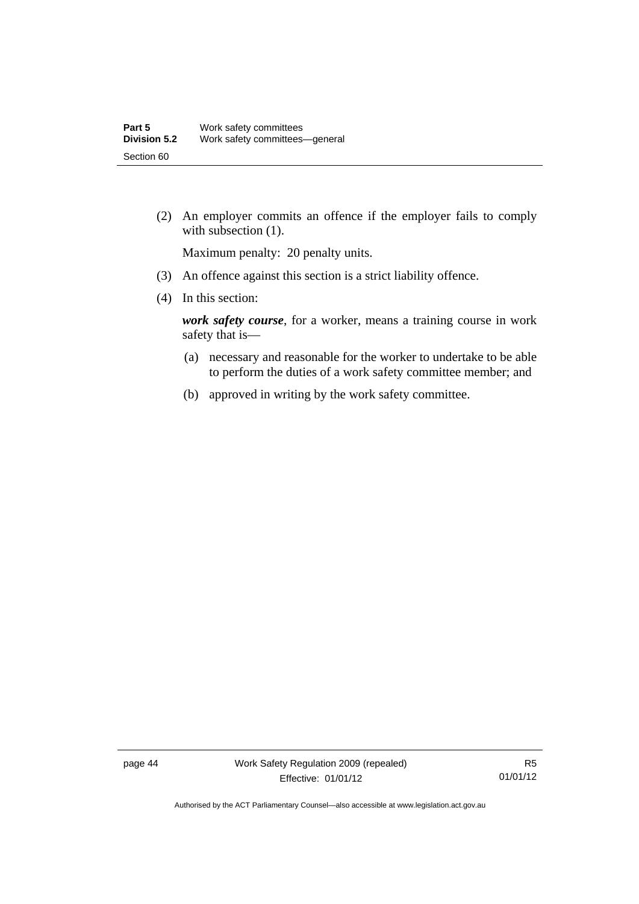(2) An employer commits an offence if the employer fails to comply with subsection (1).

Maximum penalty: 20 penalty units.

(3) An offence against this section is a strict liability offence.

(4) In this section:

***work safety course***, for a worker, means a training course in work safety that is—

(a) necessary and reasonable for the worker to undertake to be able to perform the duties of a work safety committee member; and

(b) approved in writing by the work safety committee.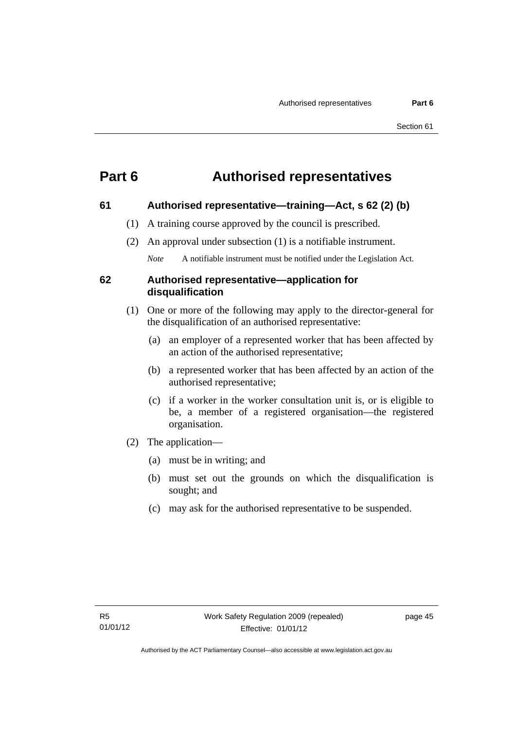# Part 6 Authorised representatives

## 61 Authorised representative—training—Act, s 62 (2) (b)

(1) A training course approved by the council is prescribed.

(2) An approval under subsection (1) is a notifiable instrument.

*Note* A notifiable instrument must be notified under the Legislation Act.

## 62 Authorised representative—application for disqualification

(1) One or more of the following may apply to the director-general for the disqualification of an authorised representative:

(a) an employer of a represented worker that has been affected by an action of the authorised representative;

(b) a represented worker that has been affected by an action of the authorised representative;

(c) if a worker in the worker consultation unit is, or is eligible to be, a member of a registered organisation—the registered organisation.

(2) The application—

(a) must be in writing; and

(b) must set out the grounds on which the disqualification is sought; and

(c) may ask for the authorised representative to be suspended.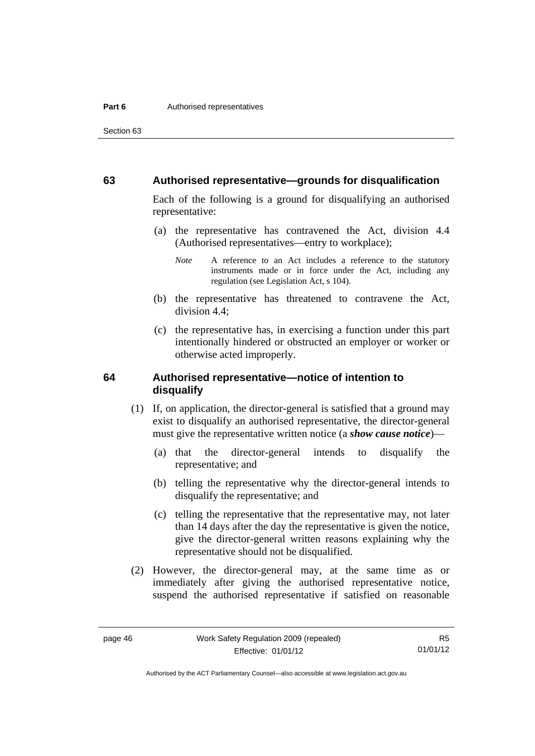## 63 Authorised representative—grounds for disqualification

Each of the following is a ground for disqualifying an authorised representative:

(a) the representative has contravened the Act, division 4.4 (Authorised representatives—entry to workplace);

*Note* A reference to an Act includes a reference to the statutory instruments made or in force under the Act, including any regulation (see Legislation Act, s 104).

(b) the representative has threatened to contravene the Act, division 4.4;

(c) the representative has, in exercising a function under this part intentionally hindered or obstructed an employer or worker or otherwise acted improperly.

## 64 Authorised representative—notice of intention to disqualify

(1) If, on application, the director-general is satisfied that a ground may exist to disqualify an authorised representative, the director-general must give the representative written notice (a ***show cause notice***)—

(a) that the director-general intends to disqualify the representative; and

(b) telling the representative why the director-general intends to disqualify the representative; and

(c) telling the representative that the representative may, not later than 14 days after the day the representative is given the notice, give the director-general written reasons explaining why the representative should not be disqualified.

(2) However, the director-general may, at the same time as or immediately after giving the authorised representative notice, suspend the authorised representative if satisfied on reasonable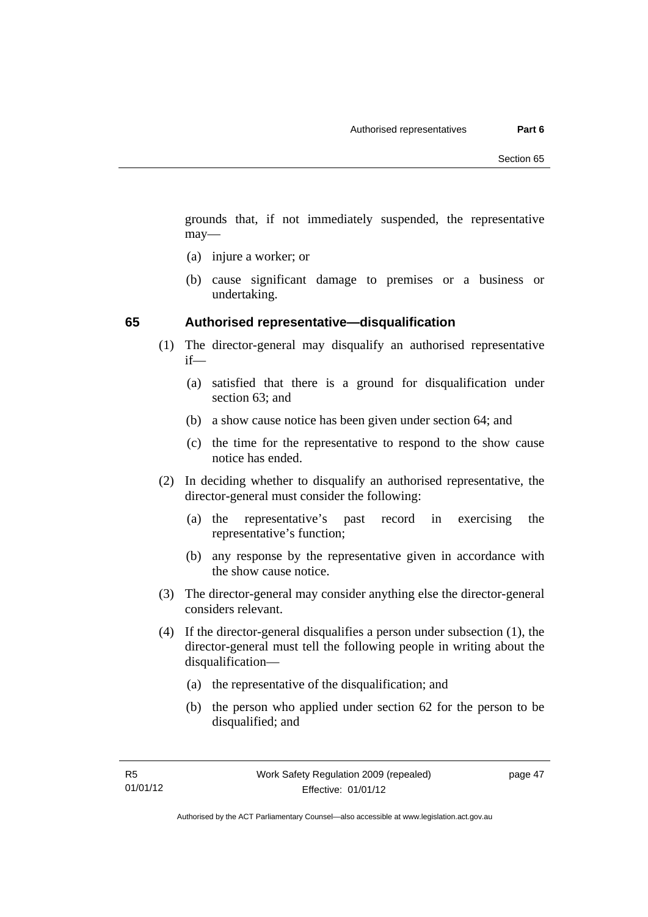grounds that, if not immediately suspended, the representative may—

(a) injure a worker; or

(b) cause significant damage to premises or a business or undertaking.

### 65 Authorised representative—disqualification

(1) The director-general may disqualify an authorised representative if—

(a) satisfied that there is a ground for disqualification under section 63; and

(b) a show cause notice has been given under section 64; and

(c) the time for the representative to respond to the show cause notice has ended.

(2) In deciding whether to disqualify an authorised representative, the director-general must consider the following:

(a) the representative's past record in exercising the representative's function;

(b) any response by the representative given in accordance with the show cause notice.

(3) The director-general may consider anything else the director-general considers relevant.

(4) If the director-general disqualifies a person under subsection (1), the director-general must tell the following people in writing about the disqualification—

(a) the representative of the disqualification; and

(b) the person who applied under section 62 for the person to be disqualified; and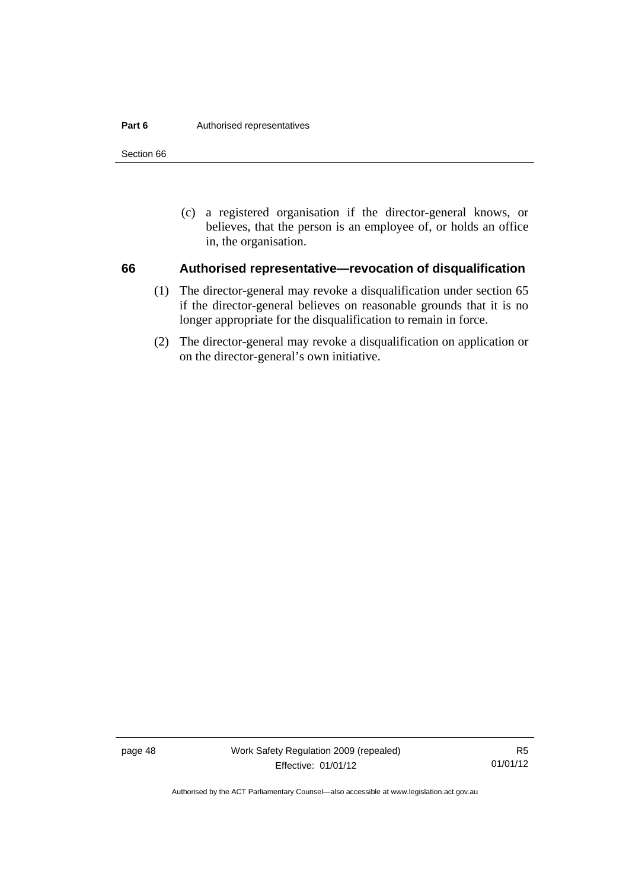(c) a registered organisation if the director-general knows, or believes, that the person is an employee of, or holds an office in, the organisation.

### 66 Authorised representative—revocation of disqualification

(1) The director-general may revoke a disqualification under section 65 if the director-general believes on reasonable grounds that it is no longer appropriate for the disqualification to remain in force.

(2) The director-general may revoke a disqualification on application or on the director-general's own initiative.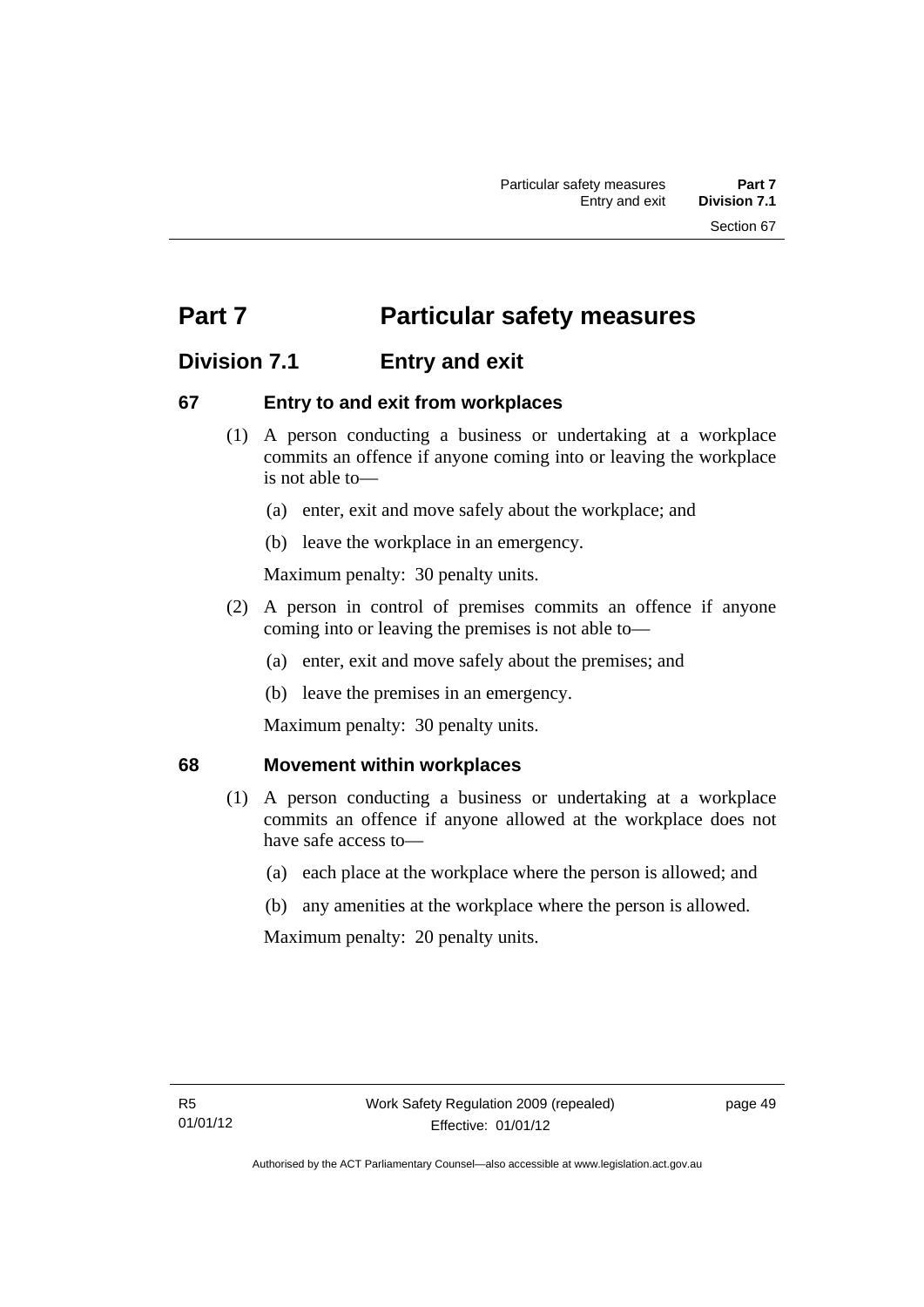# Part 7 Particular safety measures

## Division 7.1 Entry and exit

### 67 Entry to and exit from workplaces

(1) A person conducting a business or undertaking at a workplace commits an offence if anyone coming into or leaving the workplace is not able to—

(a) enter, exit and move safely about the workplace; and

(b) leave the workplace in an emergency.

Maximum penalty: 30 penalty units.

(2) A person in control of premises commits an offence if anyone coming into or leaving the premises is not able to—

(a) enter, exit and move safely about the premises; and

(b) leave the premises in an emergency.

Maximum penalty: 30 penalty units.

### 68 Movement within workplaces

(1) A person conducting a business or undertaking at a workplace commits an offence if anyone allowed at the workplace does not have safe access to—

(a) each place at the workplace where the person is allowed; and

(b) any amenities at the workplace where the person is allowed.

Maximum penalty: 20 penalty units.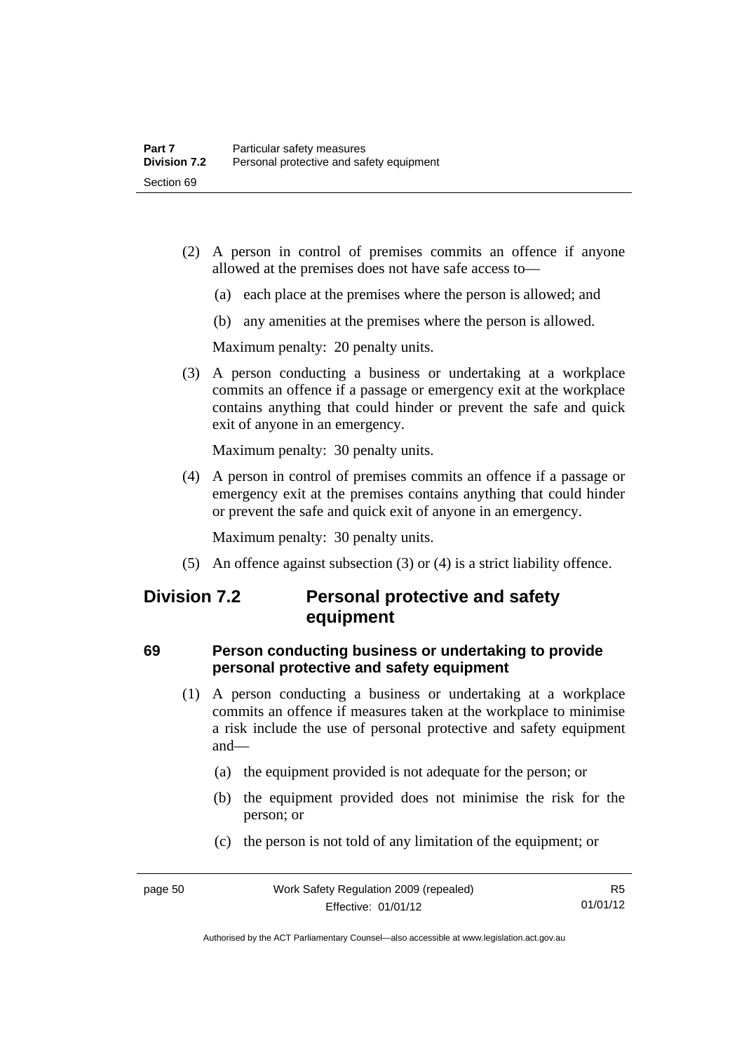(2) A person in control of premises commits an offence if anyone allowed at the premises does not have safe access to—

(a) each place at the premises where the person is allowed; and

(b) any amenities at the premises where the person is allowed.

Maximum penalty: 20 penalty units.

(3) A person conducting a business or undertaking at a workplace commits an offence if a passage or emergency exit at the workplace contains anything that could hinder or prevent the safe and quick exit of anyone in an emergency.

Maximum penalty: 30 penalty units.

(4) A person in control of premises commits an offence if a passage or emergency exit at the premises contains anything that could hinder or prevent the safe and quick exit of anyone in an emergency.

Maximum penalty: 30 penalty units.

(5) An offence against subsection (3) or (4) is a strict liability offence.

## Division 7.2 Personal protective and safety equipment

### 69 Person conducting business or undertaking to provide personal protective and safety equipment

(1) A person conducting a business or undertaking at a workplace commits an offence if measures taken at the workplace to minimise a risk include the use of personal protective and safety equipment and—

(a) the equipment provided is not adequate for the person; or

(b) the equipment provided does not minimise the risk for the person; or

(c) the person is not told of any limitation of the equipment; or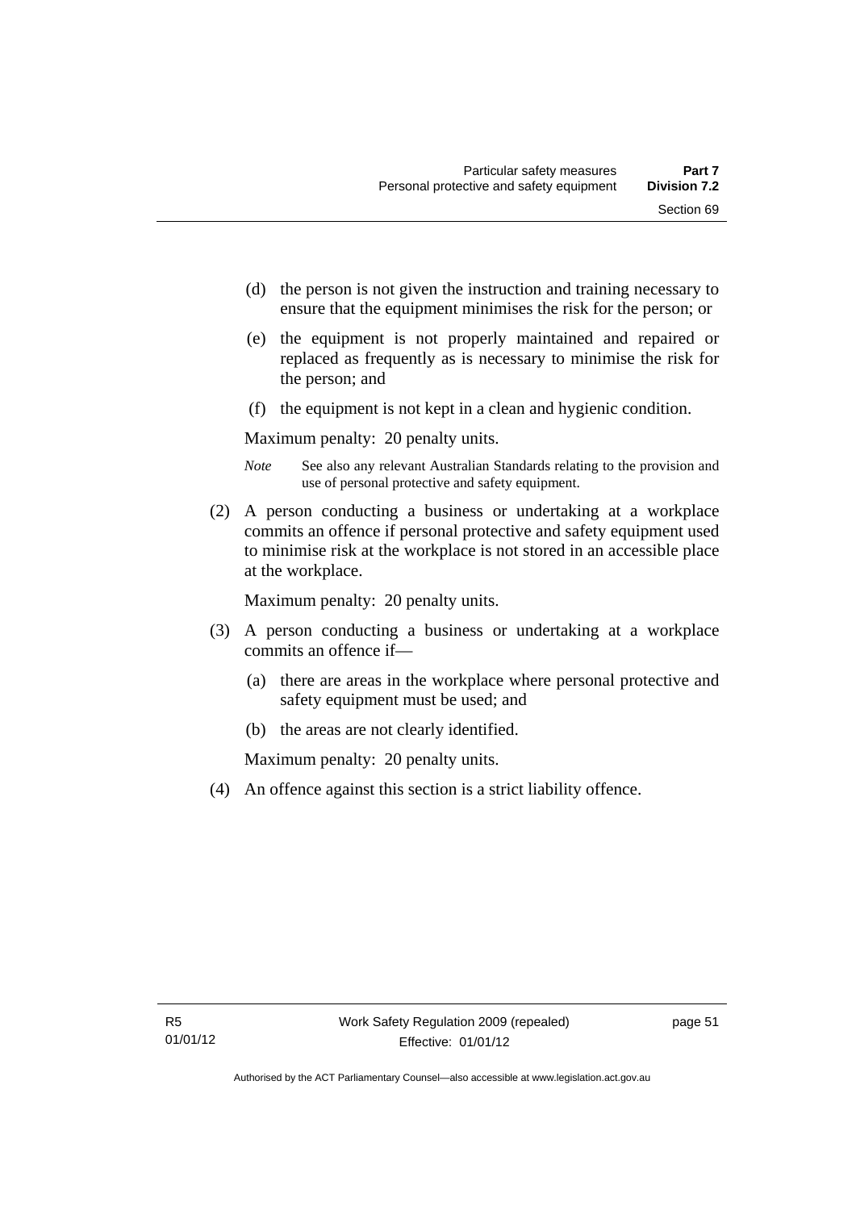(d) the person is not given the instruction and training necessary to ensure that the equipment minimises the risk for the person; or

(e) the equipment is not properly maintained and repaired or replaced as frequently as is necessary to minimise the risk for the person; and

(f) the equipment is not kept in a clean and hygienic condition.

Maximum penalty: 20 penalty units.

*Note* See also any relevant Australian Standards relating to the provision and use of personal protective and safety equipment.

(2) A person conducting a business or undertaking at a workplace commits an offence if personal protective and safety equipment used to minimise risk at the workplace is not stored in an accessible place at the workplace.

Maximum penalty: 20 penalty units.

(3) A person conducting a business or undertaking at a workplace commits an offence if—

(a) there are areas in the workplace where personal protective and safety equipment must be used; and

(b) the areas are not clearly identified.

Maximum penalty: 20 penalty units.

(4) An offence against this section is a strict liability offence.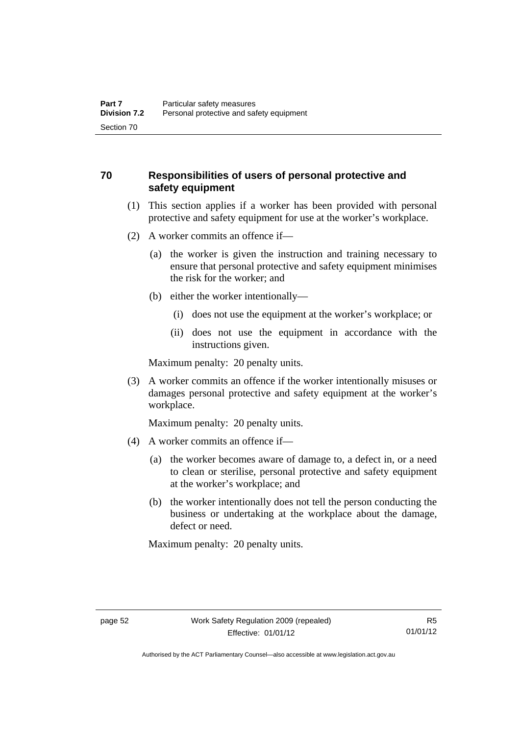## 70 Responsibilities of users of personal protective and safety equipment

(1) This section applies if a worker has been provided with personal protective and safety equipment for use at the worker's workplace.

(2) A worker commits an offence if—

(a) the worker is given the instruction and training necessary to ensure that personal protective and safety equipment minimises the risk for the worker; and

(b) either the worker intentionally—

(i) does not use the equipment at the worker's workplace; or

(ii) does not use the equipment in accordance with the instructions given.

Maximum penalty: 20 penalty units.

(3) A worker commits an offence if the worker intentionally misuses or damages personal protective and safety equipment at the worker's workplace.

Maximum penalty: 20 penalty units.

(4) A worker commits an offence if—

(a) the worker becomes aware of damage to, a defect in, or a need to clean or sterilise, personal protective and safety equipment at the worker's workplace; and

(b) the worker intentionally does not tell the person conducting the business or undertaking at the workplace about the damage, defect or need.

Maximum penalty: 20 penalty units.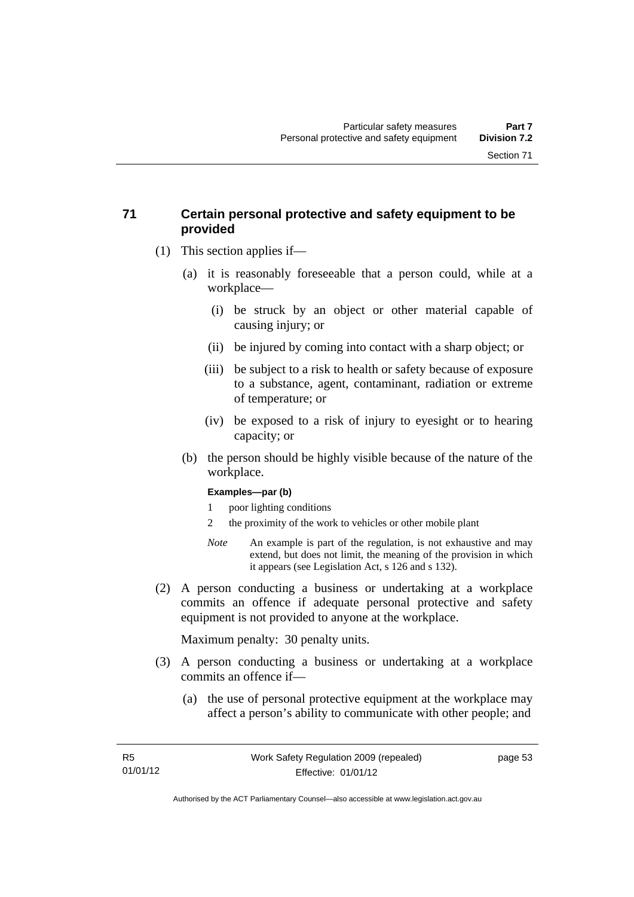## 71 Certain personal protective and safety equipment to be provided

(1) This section applies if—

(a) it is reasonably foreseeable that a person could, while at a workplace—

(i) be struck by an object or other material capable of causing injury; or

(ii) be injured by coming into contact with a sharp object; or

(iii) be subject to a risk to health or safety because of exposure to a substance, agent, contaminant, radiation or extreme of temperature; or

(iv) be exposed to a risk of injury to eyesight or to hearing capacity; or

(b) the person should be highly visible because of the nature of the workplace.

**Examples—par (b)**

1 poor lighting conditions

2 the proximity of the work to vehicles or other mobile plant

*Note* An example is part of the regulation, is not exhaustive and may extend, but does not limit, the meaning of the provision in which it appears (see Legislation Act, s 126 and s 132).

(2) A person conducting a business or undertaking at a workplace commits an offence if adequate personal protective and safety equipment is not provided to anyone at the workplace.

Maximum penalty: 30 penalty units.

(3) A person conducting a business or undertaking at a workplace commits an offence if—

(a) the use of personal protective equipment at the workplace may affect a person's ability to communicate with other people; and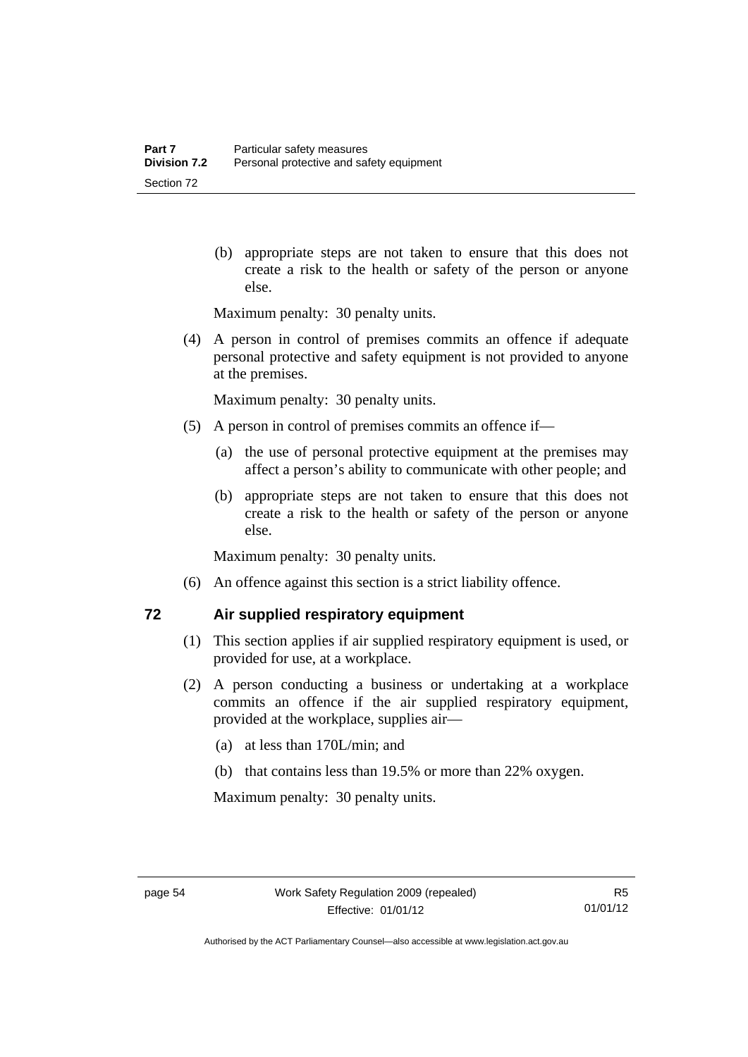(b) appropriate steps are not taken to ensure that this does not create a risk to the health or safety of the person or anyone else.

Maximum penalty: 30 penalty units.

(4) A person in control of premises commits an offence if adequate personal protective and safety equipment is not provided to anyone at the premises.

Maximum penalty: 30 penalty units.

(5) A person in control of premises commits an offence if—

(a) the use of personal protective equipment at the premises may affect a person's ability to communicate with other people; and

(b) appropriate steps are not taken to ensure that this does not create a risk to the health or safety of the person or anyone else.

Maximum penalty: 30 penalty units.

(6) An offence against this section is a strict liability offence.

## 72 Air supplied respiratory equipment

(1) This section applies if air supplied respiratory equipment is used, or provided for use, at a workplace.

(2) A person conducting a business or undertaking at a workplace commits an offence if the air supplied respiratory equipment, provided at the workplace, supplies air—

(a) at less than 170L/min; and

(b) that contains less than 19.5% or more than 22% oxygen.

Maximum penalty: 30 penalty units.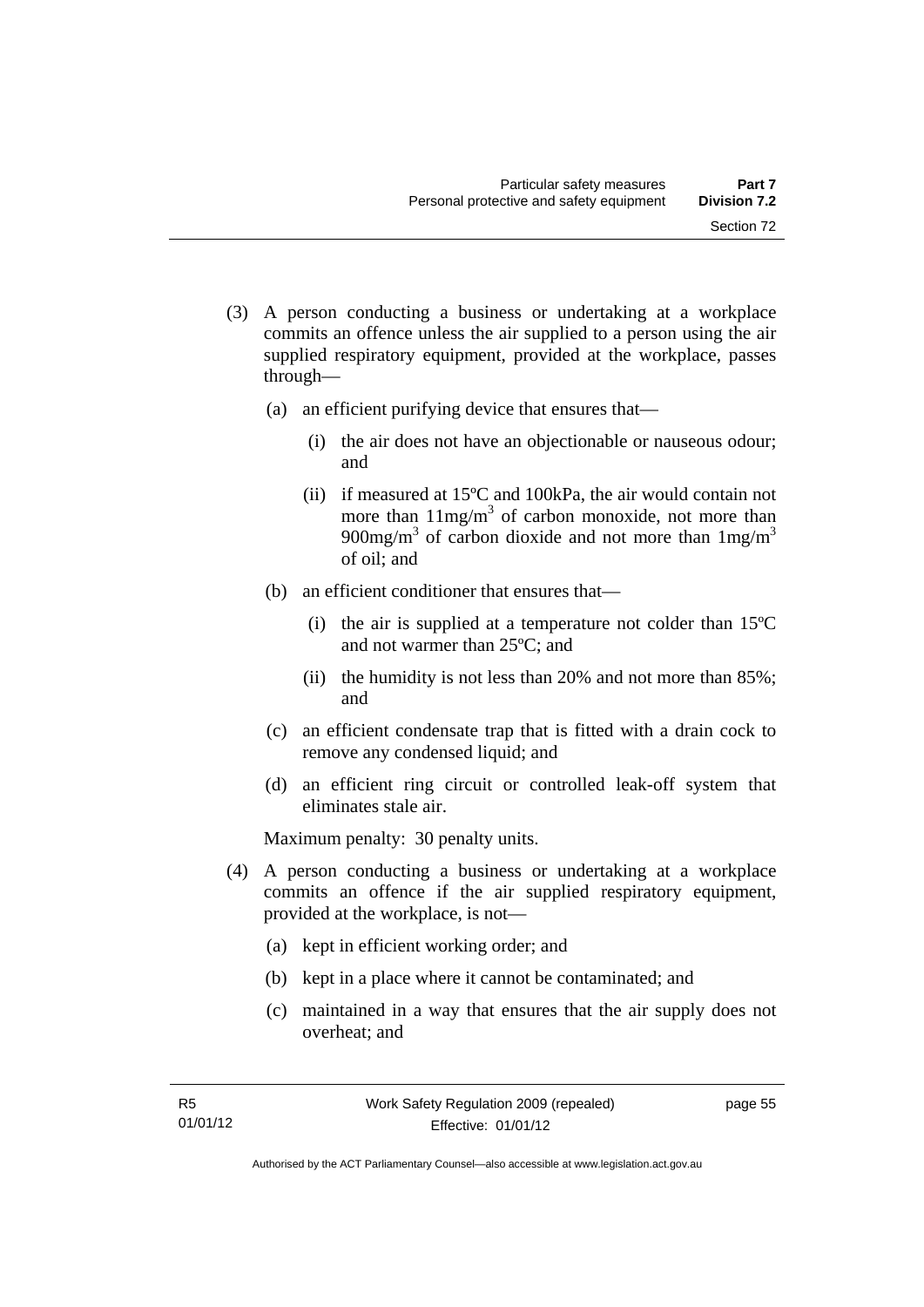(3) A person conducting a business or undertaking at a workplace commits an offence unless the air supplied to a person using the air supplied respiratory equipment, provided at the workplace, passes through—

(a) an efficient purifying device that ensures that—

(i) the air does not have an objectionable or nauseous odour; and

(ii) if measured at 15ºC and 100kPa, the air would contain not more than $11mg/m^3$ of carbon monoxide, not more than $900mg/m^3$ of carbon dioxide and not more than $1mg/m^3$ of oil; and

(b) an efficient conditioner that ensures that—

(i) the air is supplied at a temperature not colder than 15ºC and not warmer than 25ºC; and

(ii) the humidity is not less than 20% and not more than 85%; and

(c) an efficient condensate trap that is fitted with a drain cock to remove any condensed liquid; and

(d) an efficient ring circuit or controlled leak-off system that eliminates stale air.

Maximum penalty: 30 penalty units.

(4) A person conducting a business or undertaking at a workplace commits an offence if the air supplied respiratory equipment, provided at the workplace, is not—

(a) kept in efficient working order; and

(b) kept in a place where it cannot be contaminated; and

(c) maintained in a way that ensures that the air supply does not overheat; and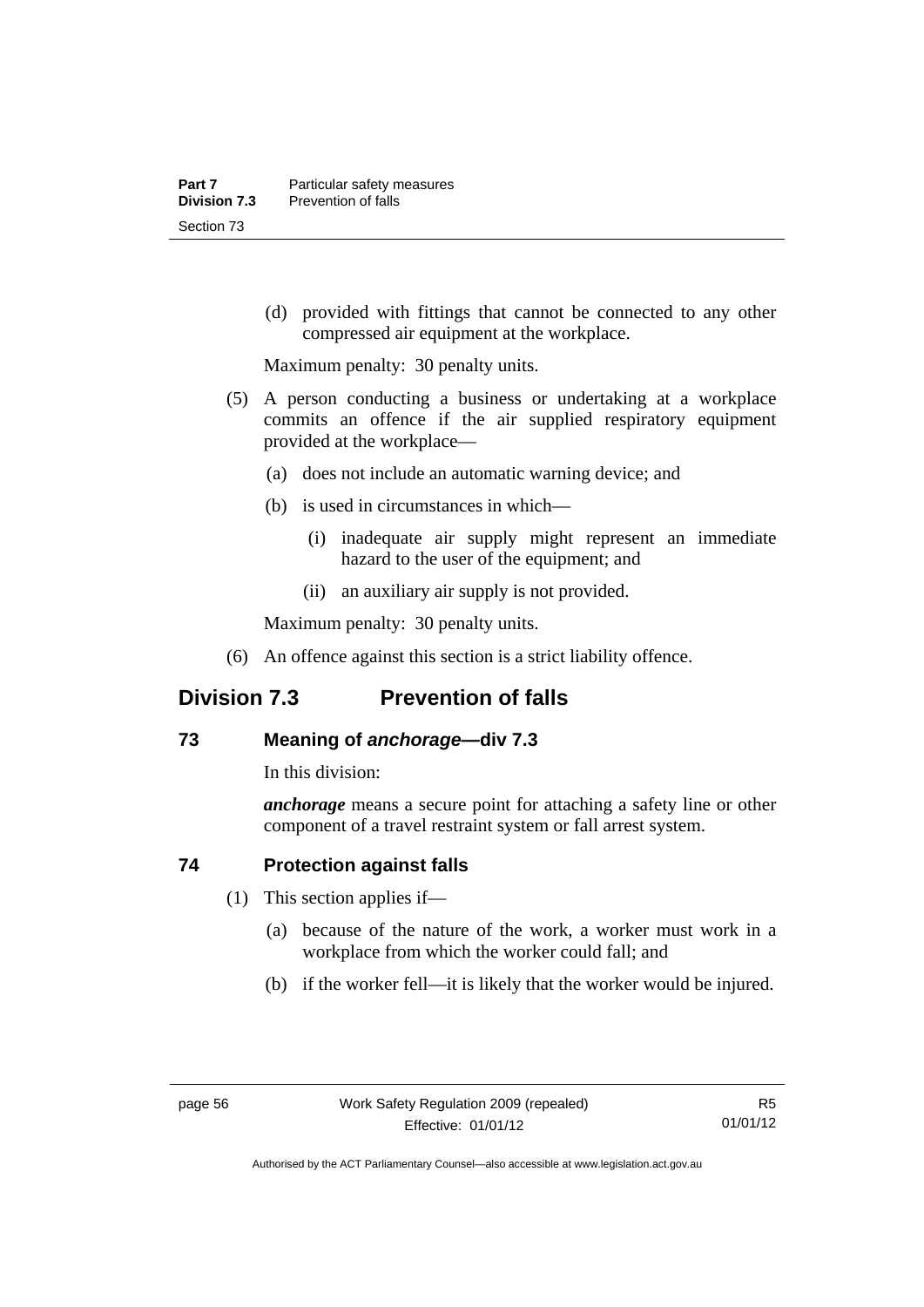(d) provided with fittings that cannot be connected to any other compressed air equipment at the workplace.

Maximum penalty: 30 penalty units.

(5) A person conducting a business or undertaking at a workplace commits an offence if the air supplied respiratory equipment provided at the workplace—

(a) does not include an automatic warning device; and

(b) is used in circumstances in which—

(i) inadequate air supply might represent an immediate hazard to the user of the equipment; and

(ii) an auxiliary air supply is not provided.

Maximum penalty: 30 penalty units.

(6) An offence against this section is a strict liability offence.

## Division 7.3 Prevention of falls

### 73 Meaning of *anchorage*—div 7.3

In this division:

***anchorage*** means a secure point for attaching a safety line or other component of a travel restraint system or fall arrest system.

### 74 Protection against falls

(1) This section applies if—

(a) because of the nature of the work, a worker must work in a workplace from which the worker could fall; and

(b) if the worker fell—it is likely that the worker would be injured.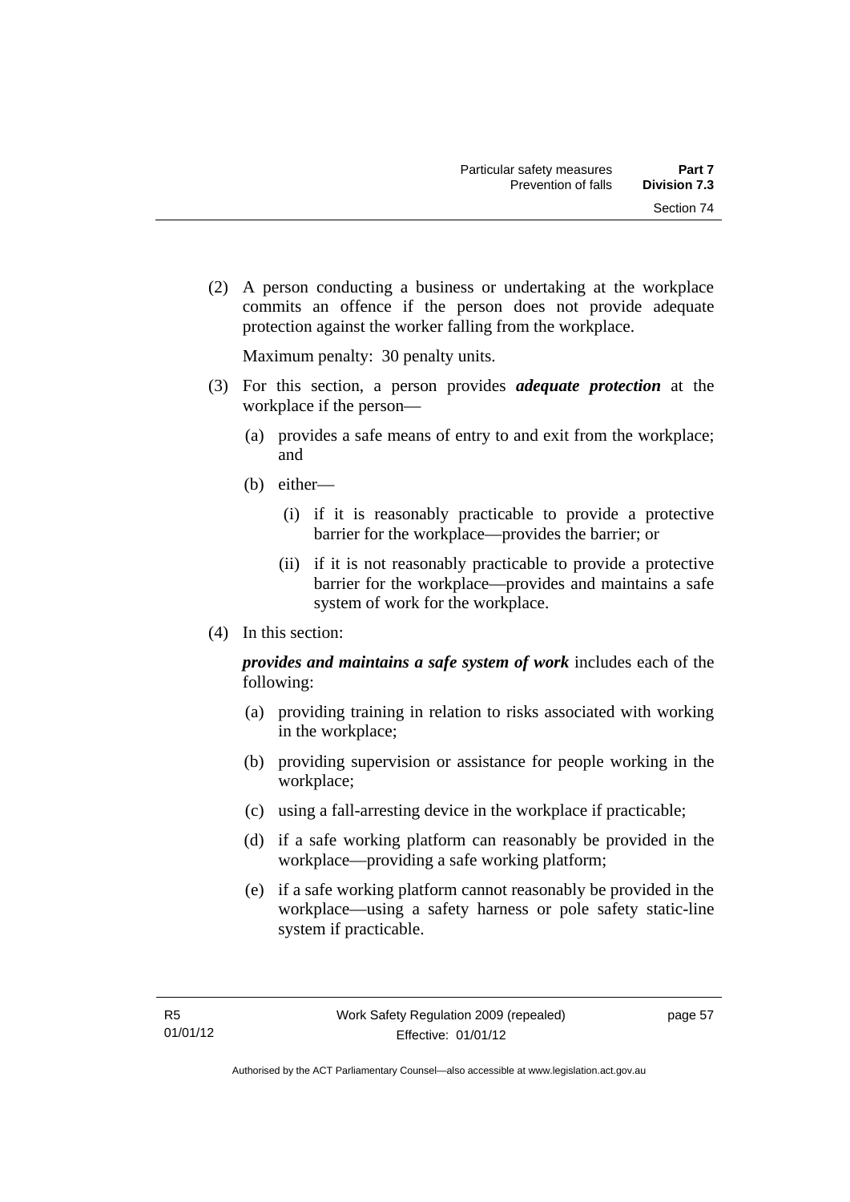(2) A person conducting a business or undertaking at the workplace commits an offence if the person does not provide adequate protection against the worker falling from the workplace.

Maximum penalty: 30 penalty units.

(3) For this section, a person provides ***adequate protection*** at the workplace if the person—

(a) provides a safe means of entry to and exit from the workplace; and

(b) either—

(i) if it is reasonably practicable to provide a protective barrier for the workplace—provides the barrier; or

(ii) if it is not reasonably practicable to provide a protective barrier for the workplace—provides and maintains a safe system of work for the workplace.

(4) In this section:

***provides and maintains a safe system of work*** includes each of the following:

(a) providing training in relation to risks associated with working in the workplace;

(b) providing supervision or assistance for people working in the workplace;

(c) using a fall-arresting device in the workplace if practicable;

(d) if a safe working platform can reasonably be provided in the workplace—providing a safe working platform;

(e) if a safe working platform cannot reasonably be provided in the workplace—using a safety harness or pole safety static-line system if practicable.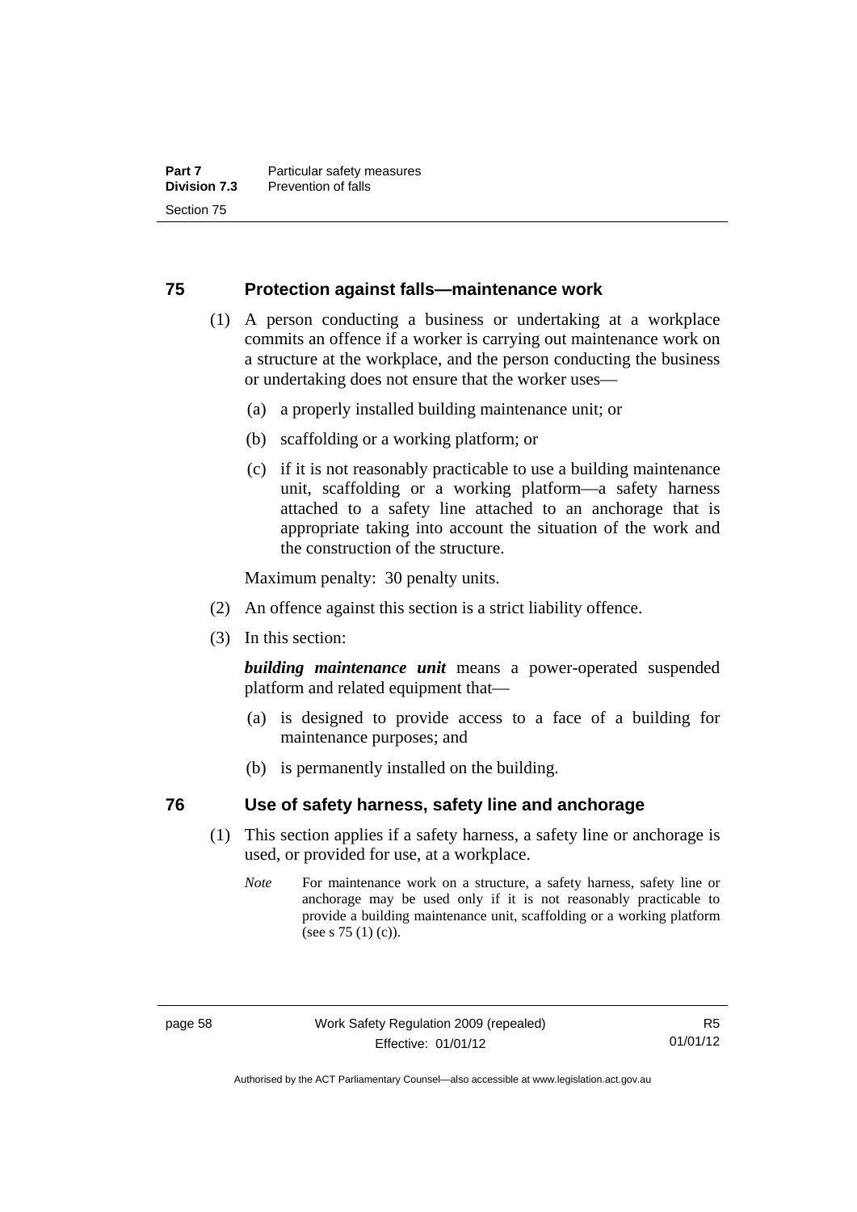## 75 Protection against falls—maintenance work

(1) A person conducting a business or undertaking at a workplace commits an offence if a worker is carrying out maintenance work on a structure at the workplace, and the person conducting the business or undertaking does not ensure that the worker uses—

(a) a properly installed building maintenance unit; or

(b) scaffolding or a working platform; or

(c) if it is not reasonably practicable to use a building maintenance unit, scaffolding or a working platform—a safety harness attached to a safety line attached to an anchorage that is appropriate taking into account the situation of the work and the construction of the structure.

Maximum penalty: 30 penalty units.

(2) An offence against this section is a strict liability offence.

(3) In this section:

***building maintenance unit*** means a power-operated suspended platform and related equipment that—

(a) is designed to provide access to a face of a building for maintenance purposes; and

(b) is permanently installed on the building.

## 76 Use of safety harness, safety line and anchorage

(1) This section applies if a safety harness, a safety line or anchorage is used, or provided for use, at a workplace.

*Note* For maintenance work on a structure, a safety harness, safety line or anchorage may be used only if it is not reasonably practicable to provide a building maintenance unit, scaffolding or a working platform (see s 75 (1) (c)).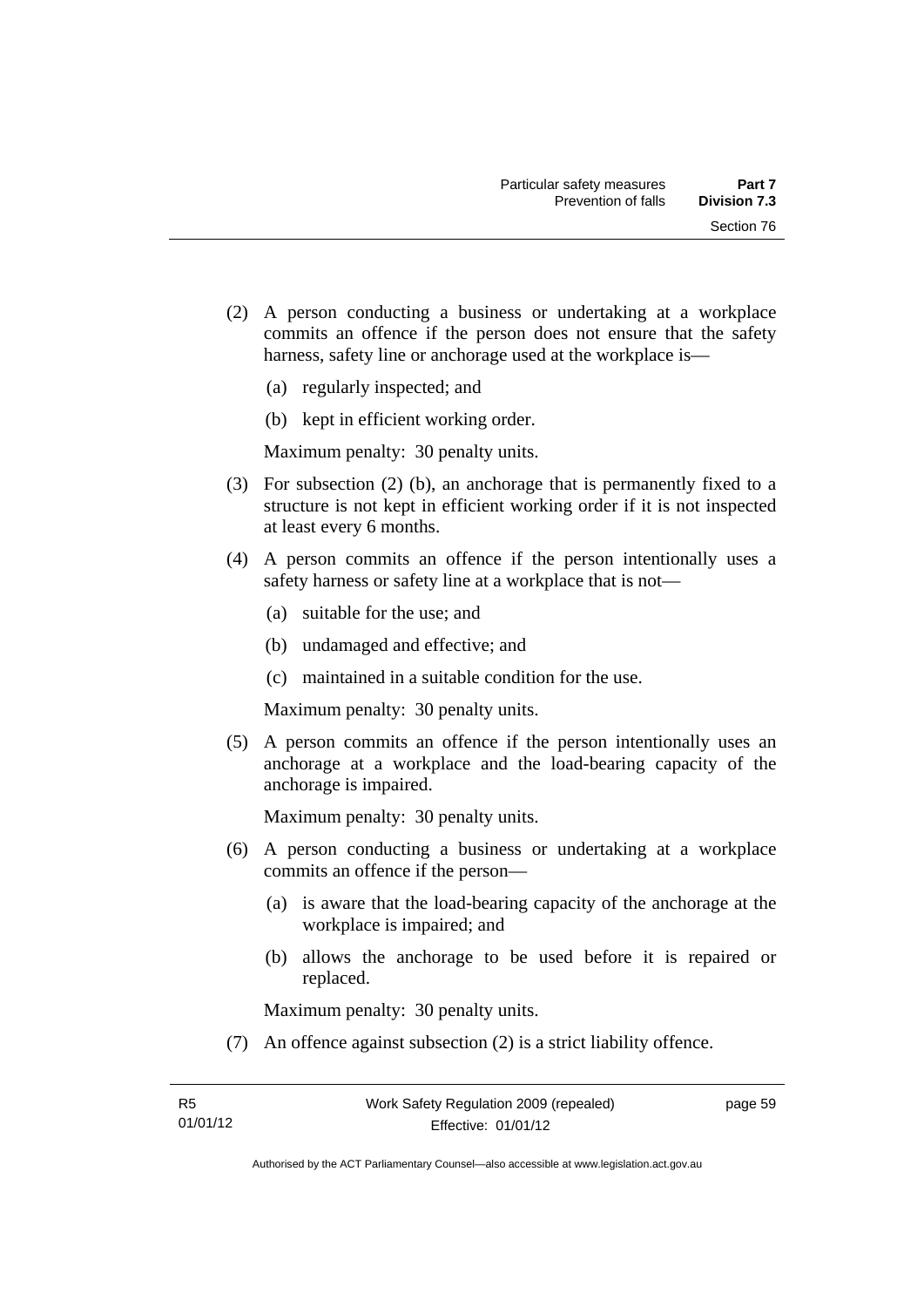(2) A person conducting a business or undertaking at a workplace commits an offence if the person does not ensure that the safety harness, safety line or anchorage used at the workplace is—

   (a) regularly inspected; and

   (b) kept in efficient working order.

   Maximum penalty: 30 penalty units.

(3) For subsection (2) (b), an anchorage that is permanently fixed to a structure is not kept in efficient working order if it is not inspected at least every 6 months.

(4) A person commits an offence if the person intentionally uses a safety harness or safety line at a workplace that is not—

   (a) suitable for the use; and

   (b) undamaged and effective; and

   (c) maintained in a suitable condition for the use.

   Maximum penalty: 30 penalty units.

(5) A person commits an offence if the person intentionally uses an anchorage at a workplace and the load-bearing capacity of the anchorage is impaired.

   Maximum penalty: 30 penalty units.

(6) A person conducting a business or undertaking at a workplace commits an offence if the person—

   (a) is aware that the load-bearing capacity of the anchorage at the workplace is impaired; and

   (b) allows the anchorage to be used before it is repaired or replaced.

   Maximum penalty: 30 penalty units.

(7) An offence against subsection (2) is a strict liability offence.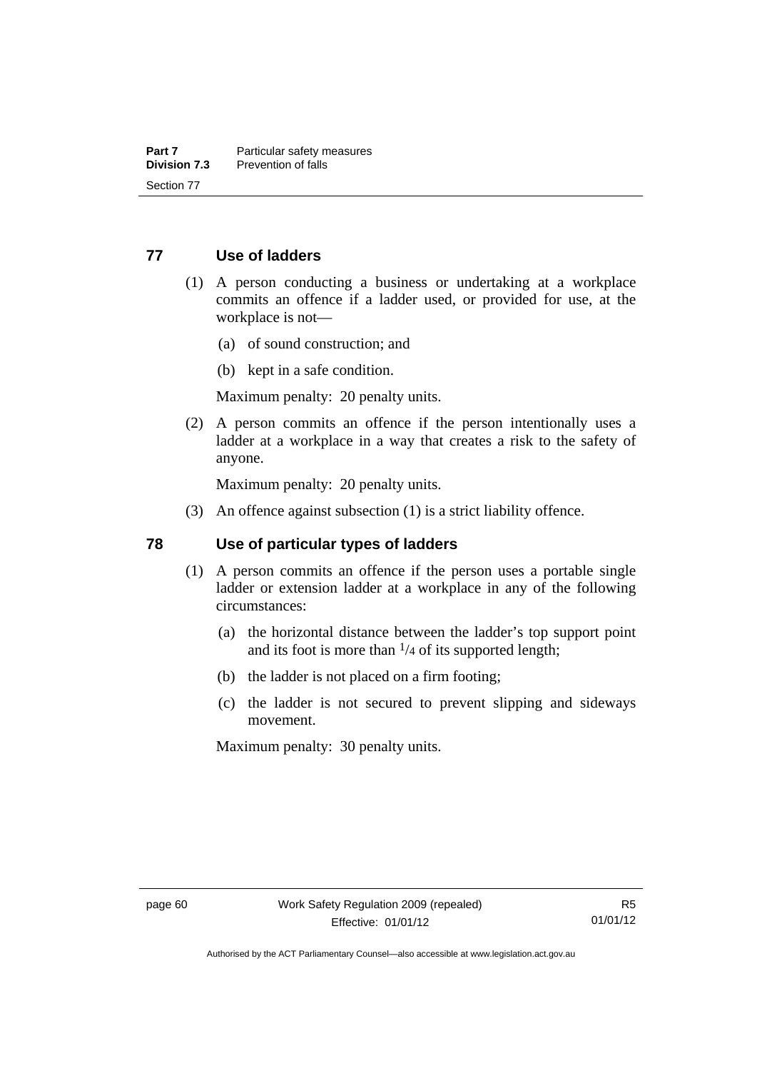## 77 Use of ladders

(1) A person conducting a business or undertaking at a workplace commits an offence if a ladder used, or provided for use, at the workplace is not—

(a) of sound construction; and

(b) kept in a safe condition.

Maximum penalty: 20 penalty units.

(2) A person commits an offence if the person intentionally uses a ladder at a workplace in a way that creates a risk to the safety of anyone.

Maximum penalty: 20 penalty units.

(3) An offence against subsection (1) is a strict liability offence.

## 78 Use of particular types of ladders

(1) A person commits an offence if the person uses a portable single ladder or extension ladder at a workplace in any of the following circumstances:

(a) the horizontal distance between the ladder's top support point and its foot is more than $^{1}/_{4}$ of its supported length;

(b) the ladder is not placed on a firm footing;

(c) the ladder is not secured to prevent slipping and sideways movement.

Maximum penalty: 30 penalty units.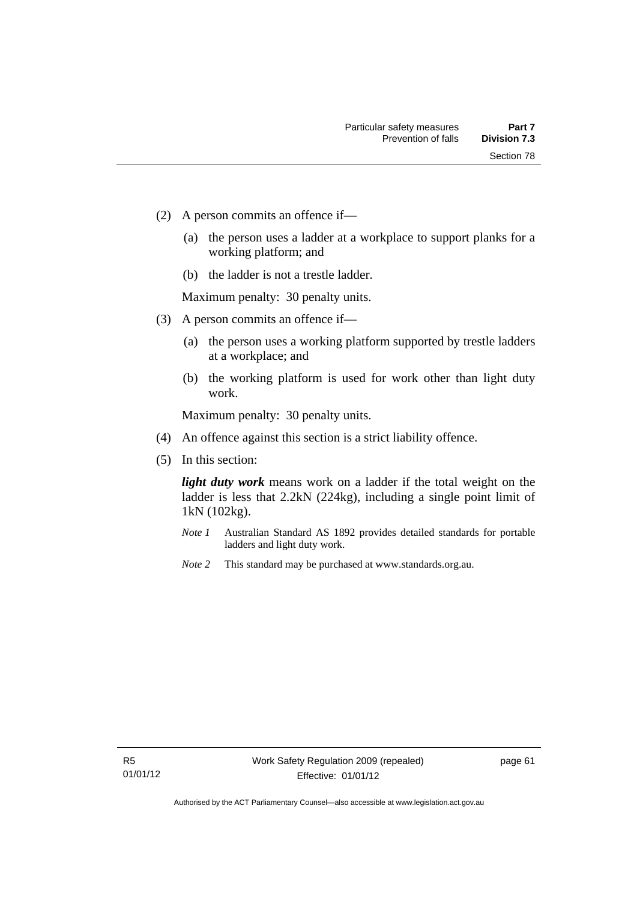(2) A person commits an offence if—

  (a) the person uses a ladder at a workplace to support planks for a working platform; and

  (b) the ladder is not a trestle ladder.

  Maximum penalty: 30 penalty units.

(3) A person commits an offence if—

  (a) the person uses a working platform supported by trestle ladders at a workplace; and

  (b) the working platform is used for work other than light duty work.

  Maximum penalty: 30 penalty units.

(4) An offence against this section is a strict liability offence.

(5) In this section:

  ***light duty work*** means work on a ladder if the total weight on the ladder is less that 2.2kN (224kg), including a single point limit of 1kN (102kg).

  *Note 1* Australian Standard AS 1892 provides detailed standards for portable ladders and light duty work.

  *Note 2* This standard may be purchased at www.standards.org.au.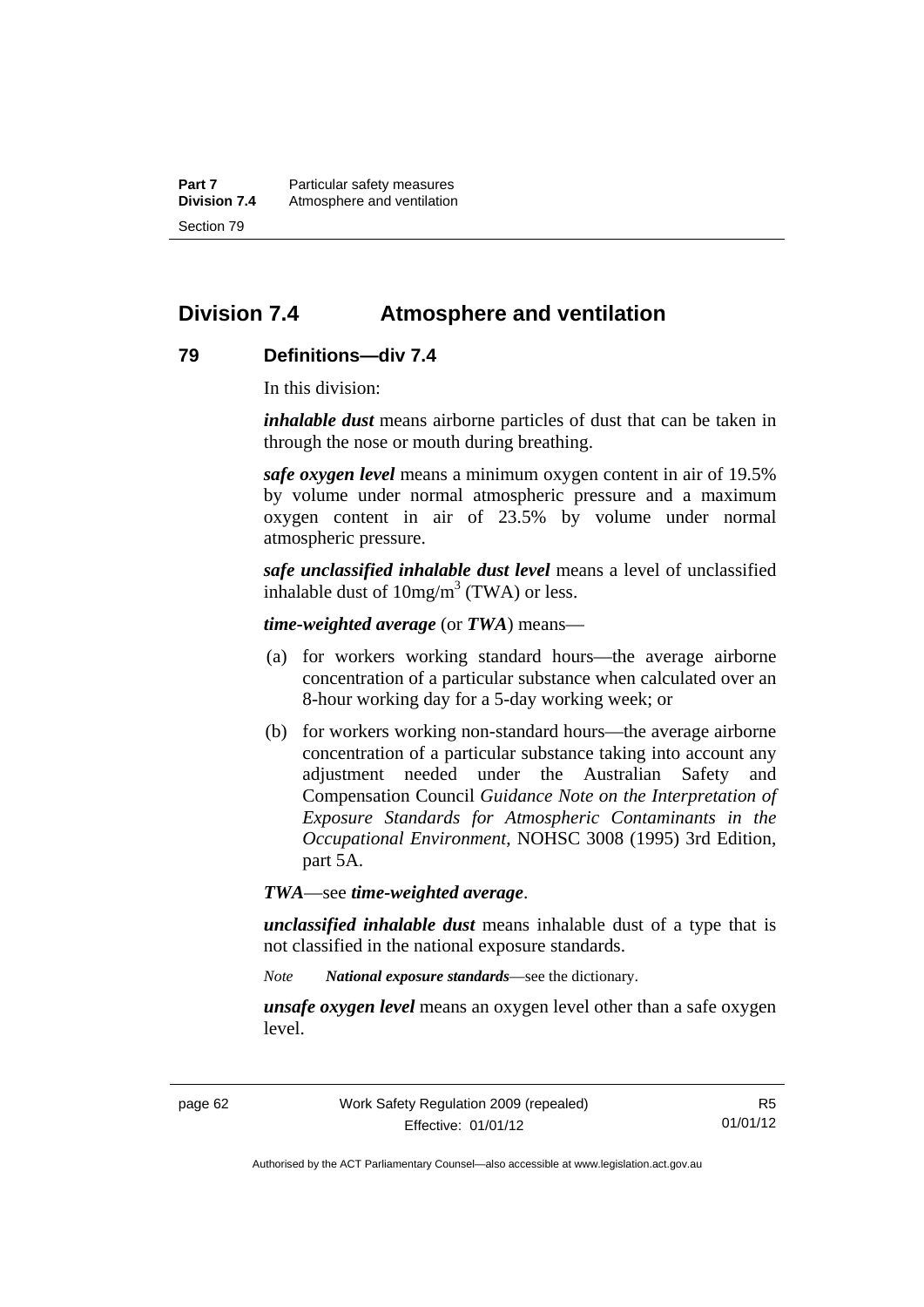## Division 7.4 Atmosphere and ventilation

### 79 Definitions—div 7.4

In this division:

***inhalable dust*** means airborne particles of dust that can be taken in through the nose or mouth during breathing.

***safe oxygen level*** means a minimum oxygen content in air of 19.5% by volume under normal atmospheric pressure and a maximum oxygen content in air of 23.5% by volume under normal atmospheric pressure.

***safe unclassified inhalable dust level*** means a level of unclassified inhalable dust of $10mg/m^3$ (TWA) or less.

***time-weighted average*** (or ***TWA***) means—

(a) for workers working standard hours—the average airborne concentration of a particular substance when calculated over an 8-hour working day for a 5-day working week; or

(b) for workers working non-standard hours—the average airborne concentration of a particular substance taking into account any adjustment needed under the Australian Safety and Compensation Council *Guidance Note on the Interpretation of Exposure Standards for Atmospheric Contaminants in the Occupational Environment*, NOHSC 3008 (1995) 3rd Edition, part 5A.

***TWA***—see ***time-weighted average***.

***unclassified inhalable dust*** means inhalable dust of a type that is not classified in the national exposure standards.

*Note* ***National exposure standards***—see the dictionary.

***unsafe oxygen level*** means an oxygen level other than a safe oxygen level.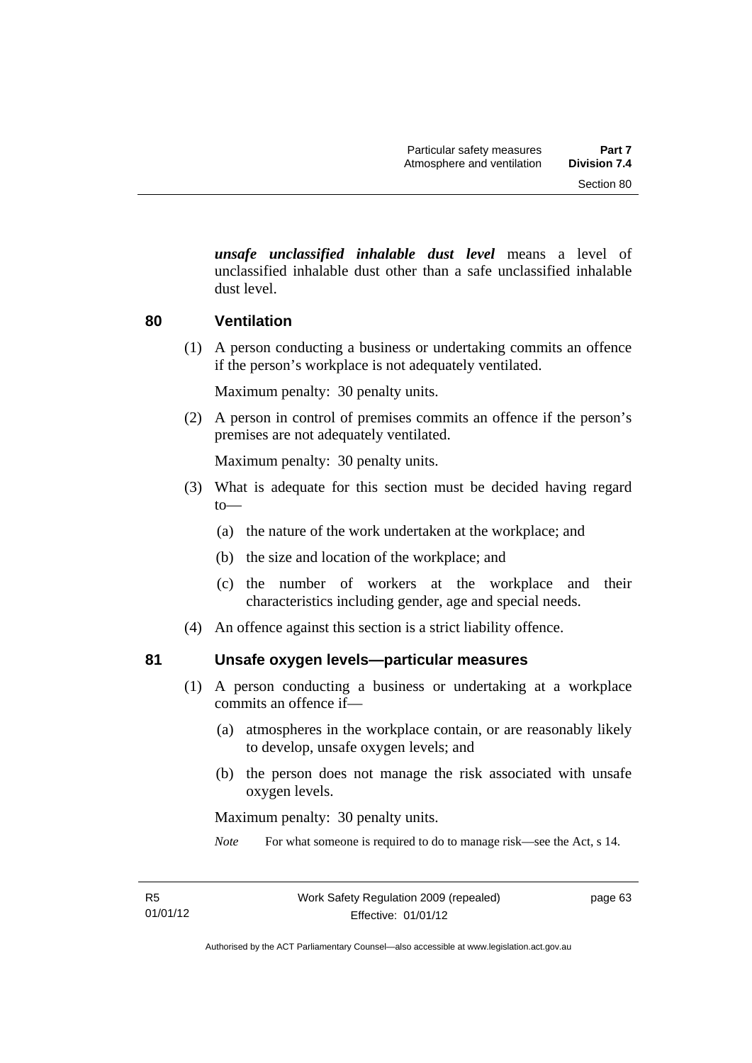***unsafe unclassified inhalable dust level*** means a level of unclassified inhalable dust other than a safe unclassified inhalable dust level.

## 80 Ventilation

(1) A person conducting a business or undertaking commits an offence if the person's workplace is not adequately ventilated.

Maximum penalty: 30 penalty units.

(2) A person in control of premises commits an offence if the person's premises are not adequately ventilated.

Maximum penalty: 30 penalty units.

(3) What is adequate for this section must be decided having regard to—

(a) the nature of the work undertaken at the workplace; and

(b) the size and location of the workplace; and

(c) the number of workers at the workplace and their characteristics including gender, age and special needs.

(4) An offence against this section is a strict liability offence.

## 81 Unsafe oxygen levels—particular measures

(1) A person conducting a business or undertaking at a workplace commits an offence if—

(a) atmospheres in the workplace contain, or are reasonably likely to develop, unsafe oxygen levels; and

(b) the person does not manage the risk associated with unsafe oxygen levels.

Maximum penalty: 30 penalty units.

*Note* For what someone is required to do to manage risk—see the Act, s 14.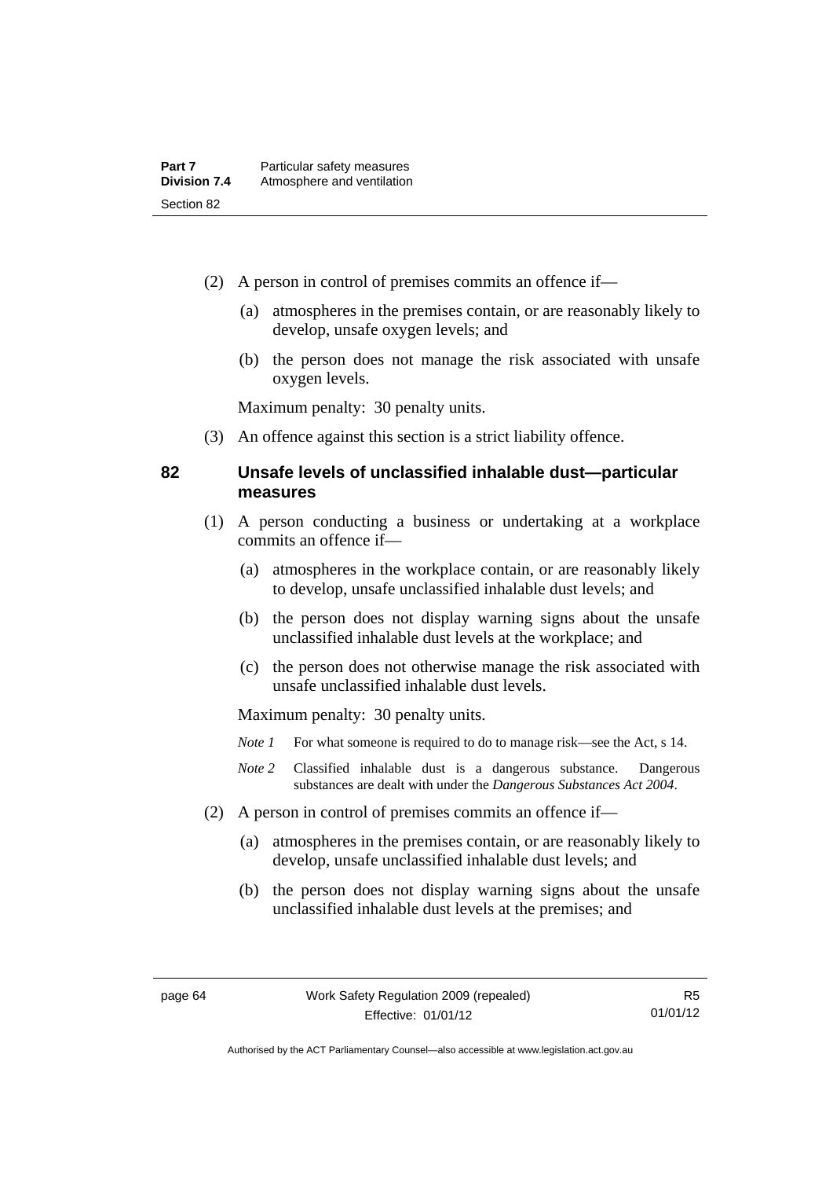(2) A person in control of premises commits an offence if—

(a) atmospheres in the premises contain, or are reasonably likely to develop, unsafe oxygen levels; and

(b) the person does not manage the risk associated with unsafe oxygen levels.

Maximum penalty: 30 penalty units.

(3) An offence against this section is a strict liability offence.

### 82 Unsafe levels of unclassified inhalable dust—particular measures

(1) A person conducting a business or undertaking at a workplace commits an offence if—

(a) atmospheres in the workplace contain, or are reasonably likely to develop, unsafe unclassified inhalable dust levels; and

(b) the person does not display warning signs about the unsafe unclassified inhalable dust levels at the workplace; and

(c) the person does not otherwise manage the risk associated with unsafe unclassified inhalable dust levels.

Maximum penalty: 30 penalty units.

*Note 1* For what someone is required to do to manage risk—see the Act, s 14.

*Note 2* Classified inhalable dust is a dangerous substance. Dangerous substances are dealt with under the *Dangerous Substances Act 2004*.

(2) A person in control of premises commits an offence if—

(a) atmospheres in the premises contain, or are reasonably likely to develop, unsafe unclassified inhalable dust levels; and

(b) the person does not display warning signs about the unsafe unclassified inhalable dust levels at the premises; and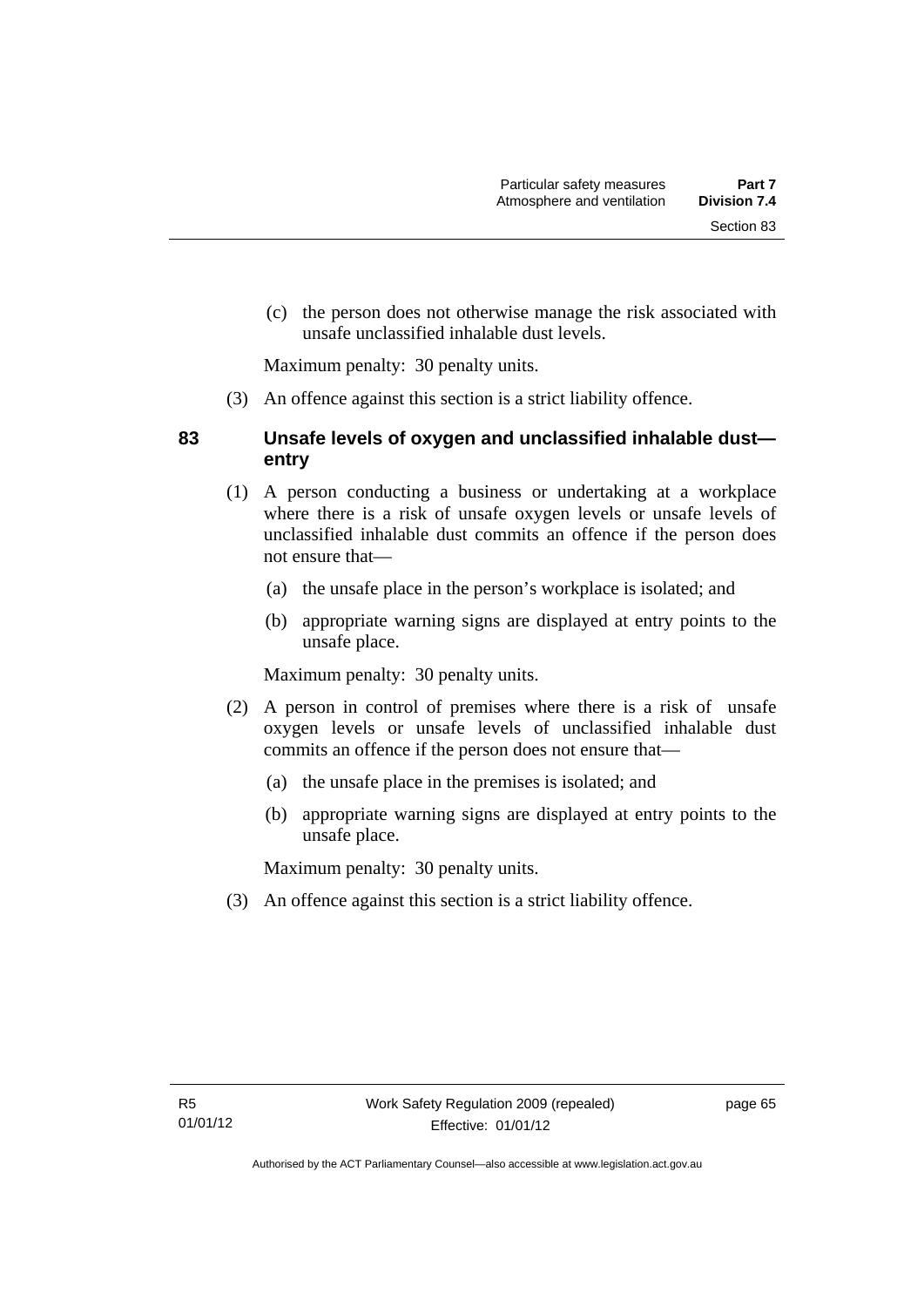(c) the person does not otherwise manage the risk associated with unsafe unclassified inhalable dust levels.

Maximum penalty: 30 penalty units.

(3) An offence against this section is a strict liability offence.

### 83 Unsafe levels of oxygen and unclassified inhalable dust—entry

(1) A person conducting a business or undertaking at a workplace where there is a risk of unsafe oxygen levels or unsafe levels of unclassified inhalable dust commits an offence if the person does not ensure that—

(a) the unsafe place in the person's workplace is isolated; and

(b) appropriate warning signs are displayed at entry points to the unsafe place.

Maximum penalty: 30 penalty units.

(2) A person in control of premises where there is a risk of unsafe oxygen levels or unsafe levels of unclassified inhalable dust commits an offence if the person does not ensure that—

(a) the unsafe place in the premises is isolated; and

(b) appropriate warning signs are displayed at entry points to the unsafe place.

Maximum penalty: 30 penalty units.

(3) An offence against this section is a strict liability offence.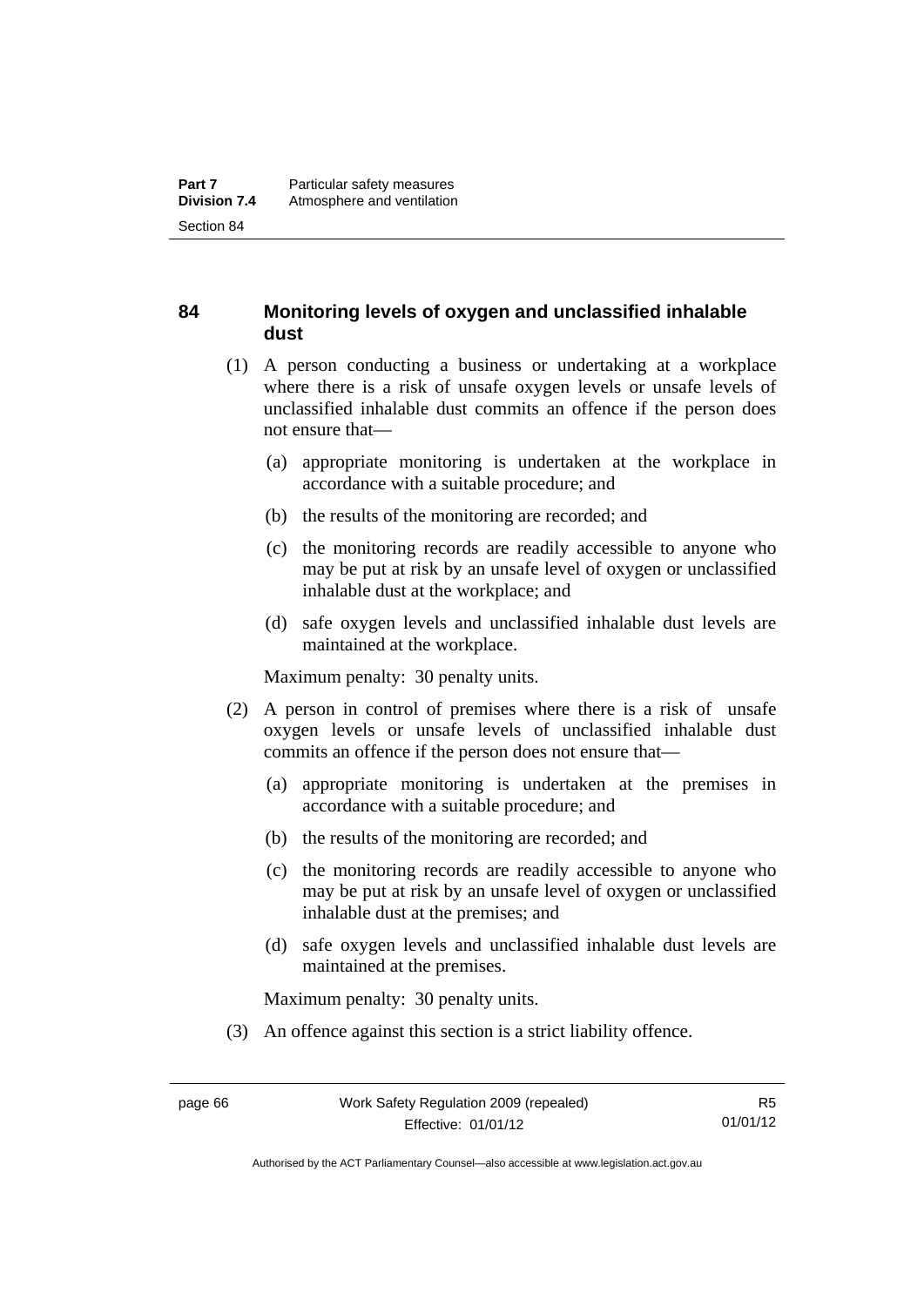## 84 Monitoring levels of oxygen and unclassified inhalable dust

(1) A person conducting a business or undertaking at a workplace where there is a risk of unsafe oxygen levels or unsafe levels of unclassified inhalable dust commits an offence if the person does not ensure that—

(a) appropriate monitoring is undertaken at the workplace in accordance with a suitable procedure; and

(b) the results of the monitoring are recorded; and

(c) the monitoring records are readily accessible to anyone who may be put at risk by an unsafe level of oxygen or unclassified inhalable dust at the workplace; and

(d) safe oxygen levels and unclassified inhalable dust levels are maintained at the workplace.

Maximum penalty: 30 penalty units.

(2) A person in control of premises where there is a risk of unsafe oxygen levels or unsafe levels of unclassified inhalable dust commits an offence if the person does not ensure that—

(a) appropriate monitoring is undertaken at the premises in accordance with a suitable procedure; and

(b) the results of the monitoring are recorded; and

(c) the monitoring records are readily accessible to anyone who may be put at risk by an unsafe level of oxygen or unclassified inhalable dust at the premises; and

(d) safe oxygen levels and unclassified inhalable dust levels are maintained at the premises.

Maximum penalty: 30 penalty units.

(3) An offence against this section is a strict liability offence.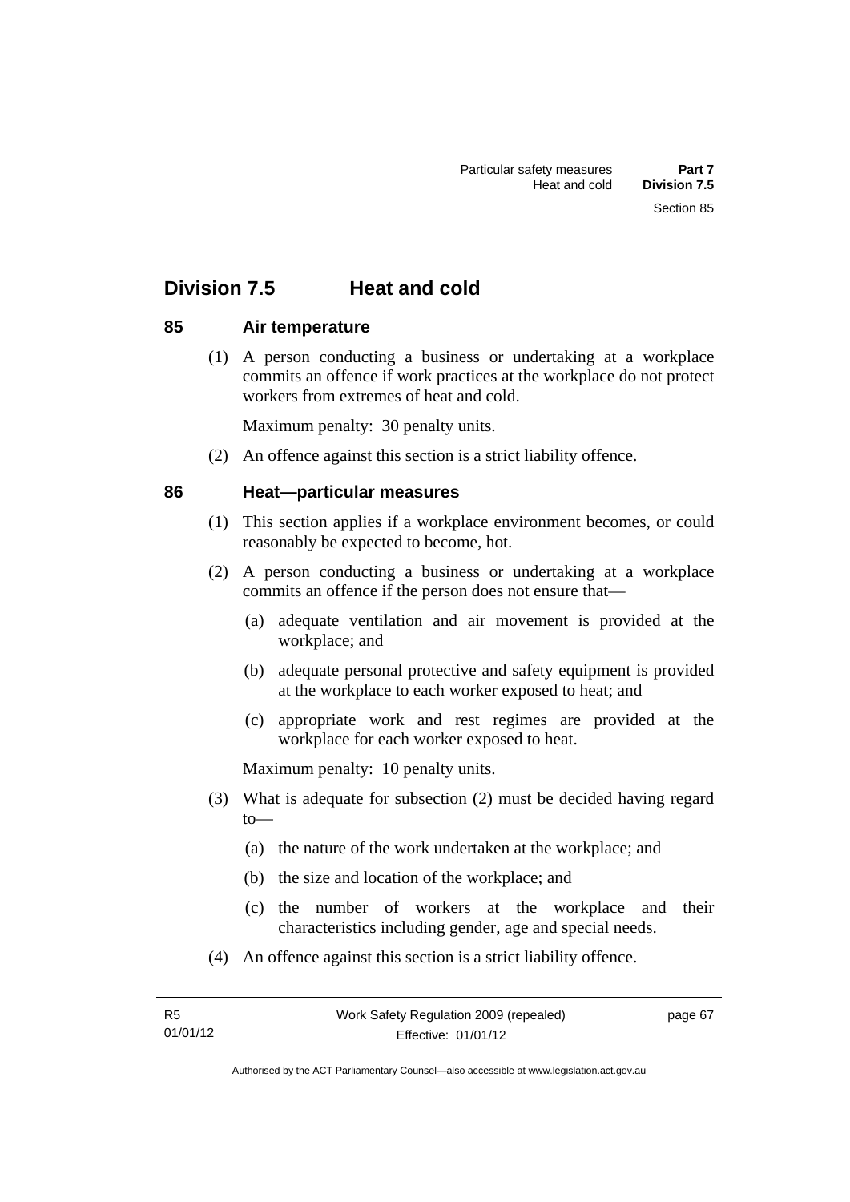## Division 7.5 Heat and cold

### 85 Air temperature

(1) A person conducting a business or undertaking at a workplace commits an offence if work practices at the workplace do not protect workers from extremes of heat and cold.

Maximum penalty: 30 penalty units.

(2) An offence against this section is a strict liability offence.

### 86 Heat—particular measures

(1) This section applies if a workplace environment becomes, or could reasonably be expected to become, hot.

(2) A person conducting a business or undertaking at a workplace commits an offence if the person does not ensure that—

(a) adequate ventilation and air movement is provided at the workplace; and

(b) adequate personal protective and safety equipment is provided at the workplace to each worker exposed to heat; and

(c) appropriate work and rest regimes are provided at the workplace for each worker exposed to heat.

Maximum penalty: 10 penalty units.

(3) What is adequate for subsection (2) must be decided having regard to—

(a) the nature of the work undertaken at the workplace; and

(b) the size and location of the workplace; and

(c) the number of workers at the workplace and their characteristics including gender, age and special needs.

(4) An offence against this section is a strict liability offence.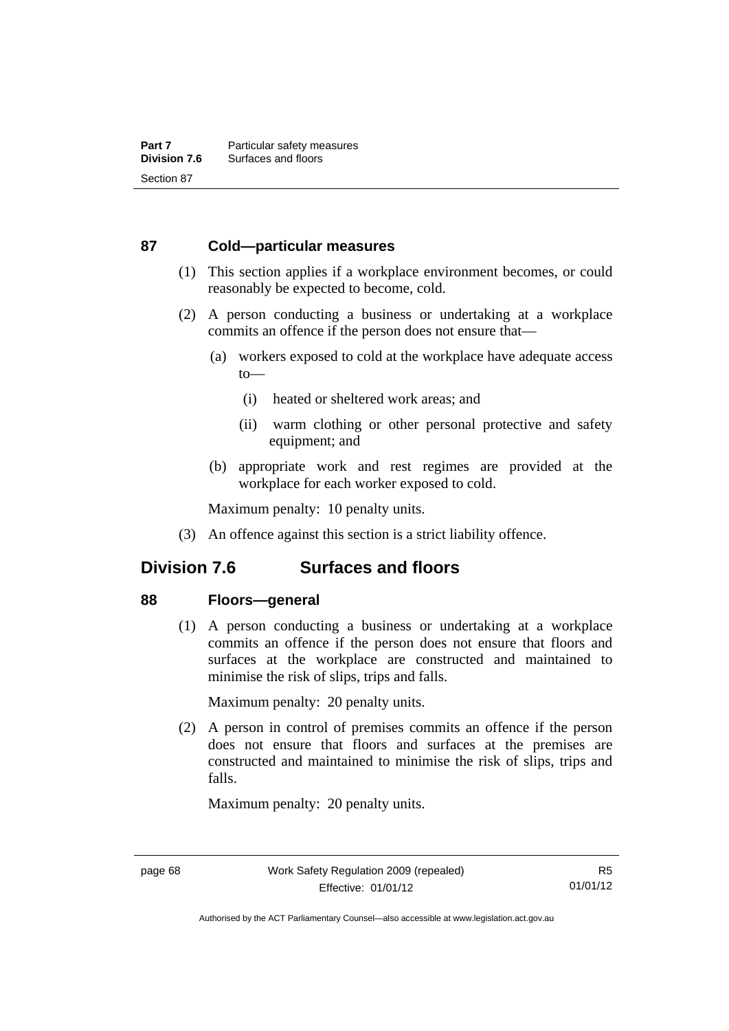### 87 Cold—particular measures

(1) This section applies if a workplace environment becomes, or could reasonably be expected to become, cold.

(2) A person conducting a business or undertaking at a workplace commits an offence if the person does not ensure that—

(a) workers exposed to cold at the workplace have adequate access to—

(i) heated or sheltered work areas; and

(ii) warm clothing or other personal protective and safety equipment; and

(b) appropriate work and rest regimes are provided at the workplace for each worker exposed to cold.

Maximum penalty: 10 penalty units.

(3) An offence against this section is a strict liability offence.

## Division 7.6 Surfaces and floors

### 88 Floors—general

(1) A person conducting a business or undertaking at a workplace commits an offence if the person does not ensure that floors and surfaces at the workplace are constructed and maintained to minimise the risk of slips, trips and falls.

Maximum penalty: 20 penalty units.

(2) A person in control of premises commits an offence if the person does not ensure that floors and surfaces at the premises are constructed and maintained to minimise the risk of slips, trips and falls.

Maximum penalty: 20 penalty units.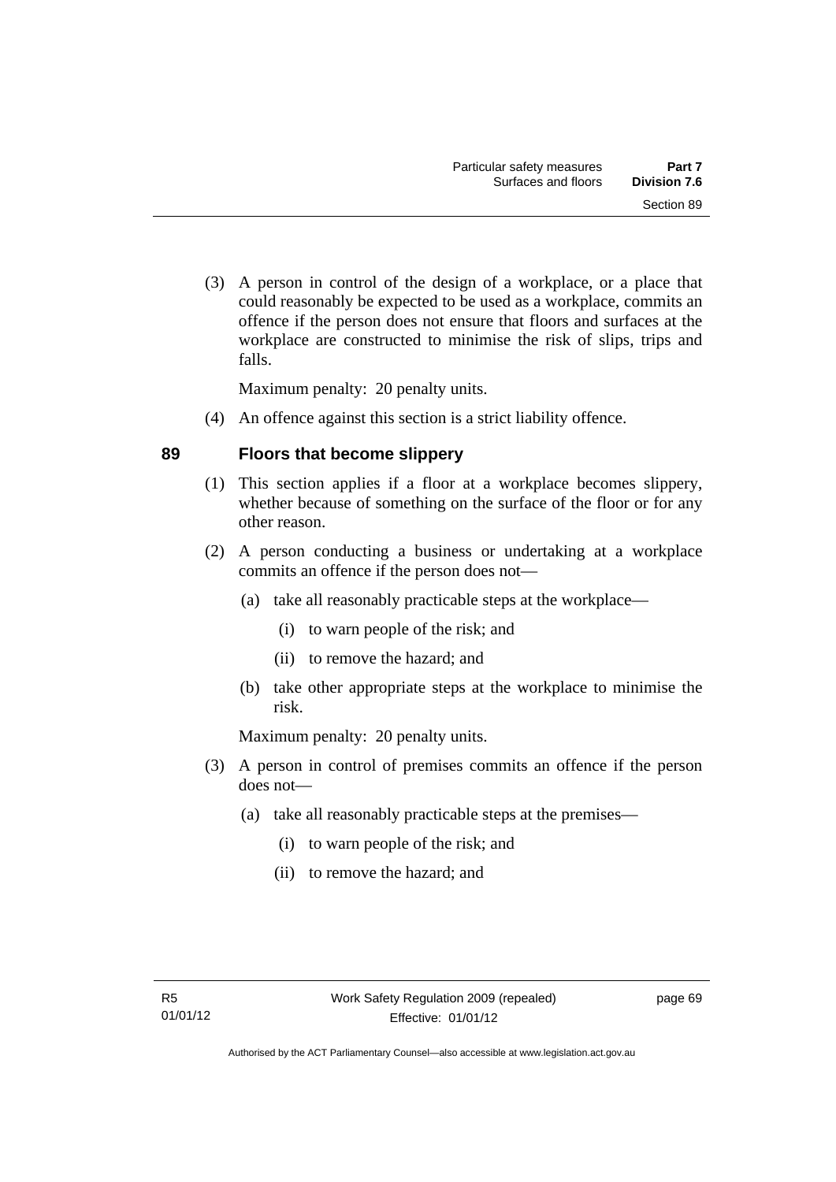(3) A person in control of the design of a workplace, or a place that could reasonably be expected to be used as a workplace, commits an offence if the person does not ensure that floors and surfaces at the workplace are constructed to minimise the risk of slips, trips and falls.

Maximum penalty: 20 penalty units.

(4) An offence against this section is a strict liability offence.

## 89 Floors that become slippery

(1) This section applies if a floor at a workplace becomes slippery, whether because of something on the surface of the floor or for any other reason.

(2) A person conducting a business or undertaking at a workplace commits an offence if the person does not—

- (a) take all reasonably practicable steps at the workplace—
  - (i) to warn people of the risk; and
  - (ii) to remove the hazard; and
- (b) take other appropriate steps at the workplace to minimise the risk.

Maximum penalty: 20 penalty units.

(3) A person in control of premises commits an offence if the person does not—

- (a) take all reasonably practicable steps at the premises—
  - (i) to warn people of the risk; and
  - (ii) to remove the hazard; and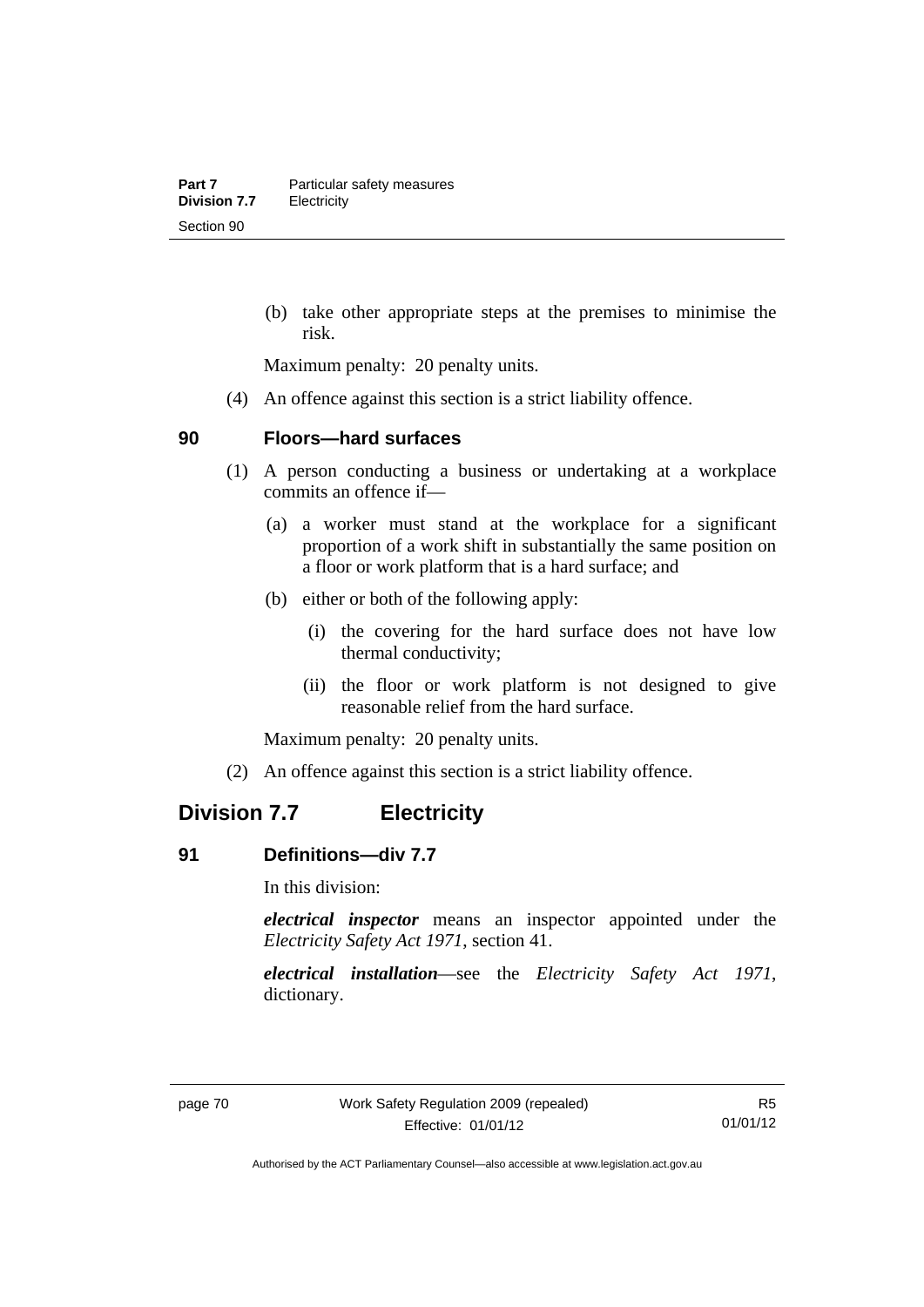(b) take other appropriate steps at the premises to minimise the risk.

Maximum penalty: 20 penalty units.

(4) An offence against this section is a strict liability offence.

### 90 Floors—hard surfaces

(1) A person conducting a business or undertaking at a workplace commits an offence if—

(a) a worker must stand at the workplace for a significant proportion of a work shift in substantially the same position on a floor or work platform that is a hard surface; and

(b) either or both of the following apply:

(i) the covering for the hard surface does not have low thermal conductivity;

(ii) the floor or work platform is not designed to give reasonable relief from the hard surface.

Maximum penalty: 20 penalty units.

(2) An offence against this section is a strict liability offence.

## Division 7.7 Electricity

### 91 Definitions—div 7.7

In this division:

***electrical inspector*** means an inspector appointed under the *Electricity Safety Act 1971*, section 41.

***electrical installation***—see the *Electricity Safety Act 1971*, dictionary.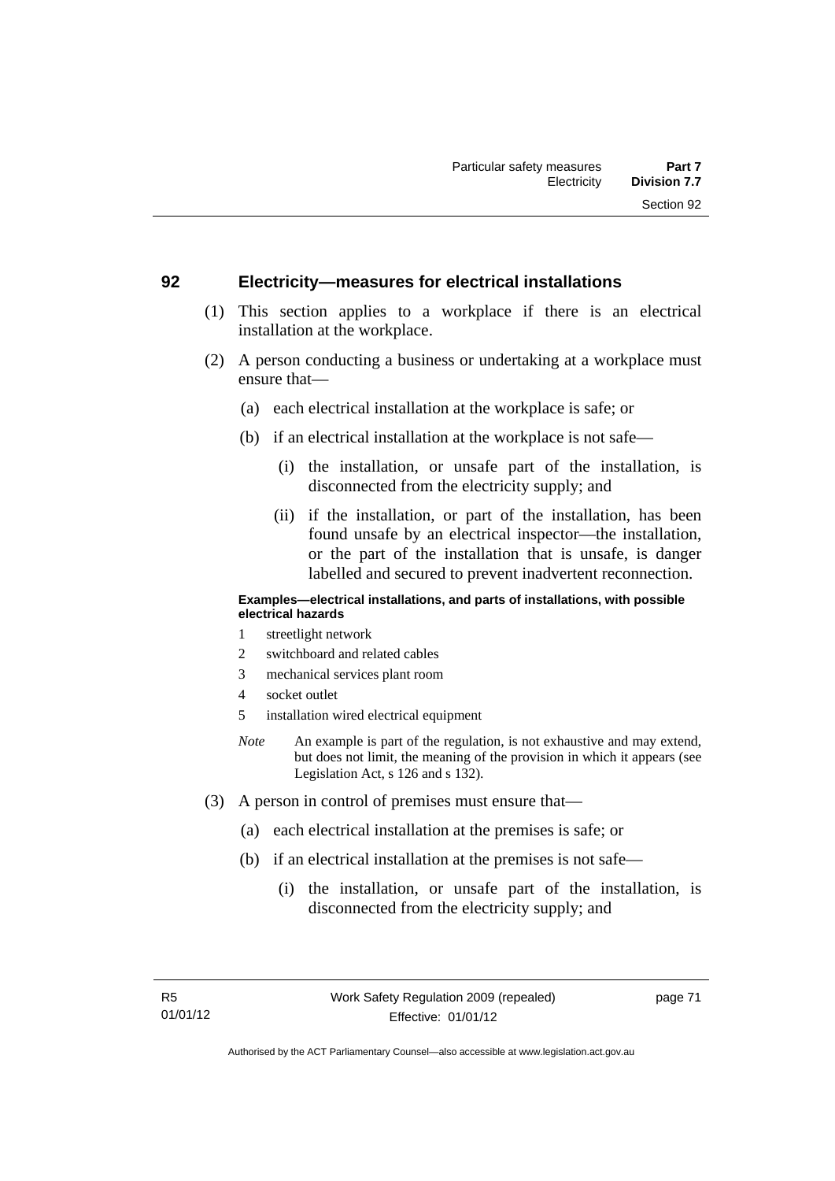## 92 Electricity—measures for electrical installations

(1) This section applies to a workplace if there is an electrical installation at the workplace.

(2) A person conducting a business or undertaking at a workplace must ensure that—

(a) each electrical installation at the workplace is safe; or

(b) if an electrical installation at the workplace is not safe—

(i) the installation, or unsafe part of the installation, is disconnected from the electricity supply; and

(ii) if the installation, or part of the installation, has been found unsafe by an electrical inspector—the installation, or the part of the installation that is unsafe, is danger labelled and secured to prevent inadvertent reconnection.

**Examples—electrical installations, and parts of installations, with possible electrical hazards**

1 streetlight network

2 switchboard and related cables

3 mechanical services plant room

4 socket outlet

5 installation wired electrical equipment

*Note* An example is part of the regulation, is not exhaustive and may extend, but does not limit, the meaning of the provision in which it appears (see Legislation Act, s 126 and s 132).

(3) A person in control of premises must ensure that—

(a) each electrical installation at the premises is safe; or

(b) if an electrical installation at the premises is not safe—

(i) the installation, or unsafe part of the installation, is disconnected from the electricity supply; and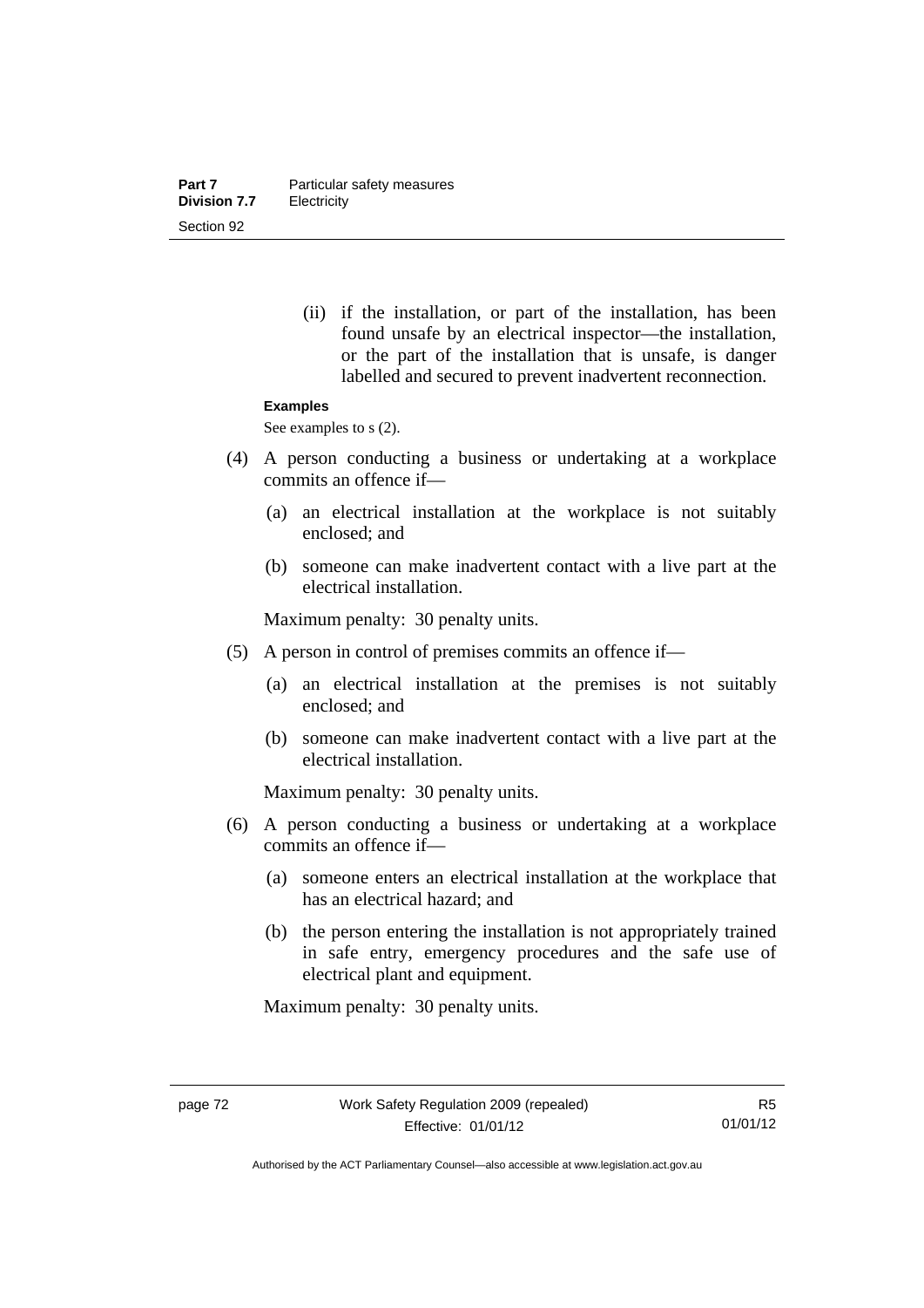(ii) if the installation, or part of the installation, has been found unsafe by an electrical inspector—the installation, or the part of the installation that is unsafe, is danger labelled and secured to prevent inadvertent reconnection.

**Examples**

See examples to s (2).

(4) A person conducting a business or undertaking at a workplace commits an offence if—

(a) an electrical installation at the workplace is not suitably enclosed; and

(b) someone can make inadvertent contact with a live part at the electrical installation.

Maximum penalty: 30 penalty units.

(5) A person in control of premises commits an offence if—

(a) an electrical installation at the premises is not suitably enclosed; and

(b) someone can make inadvertent contact with a live part at the electrical installation.

Maximum penalty: 30 penalty units.

(6) A person conducting a business or undertaking at a workplace commits an offence if—

(a) someone enters an electrical installation at the workplace that has an electrical hazard; and

(b) the person entering the installation is not appropriately trained in safe entry, emergency procedures and the safe use of electrical plant and equipment.

Maximum penalty: 30 penalty units.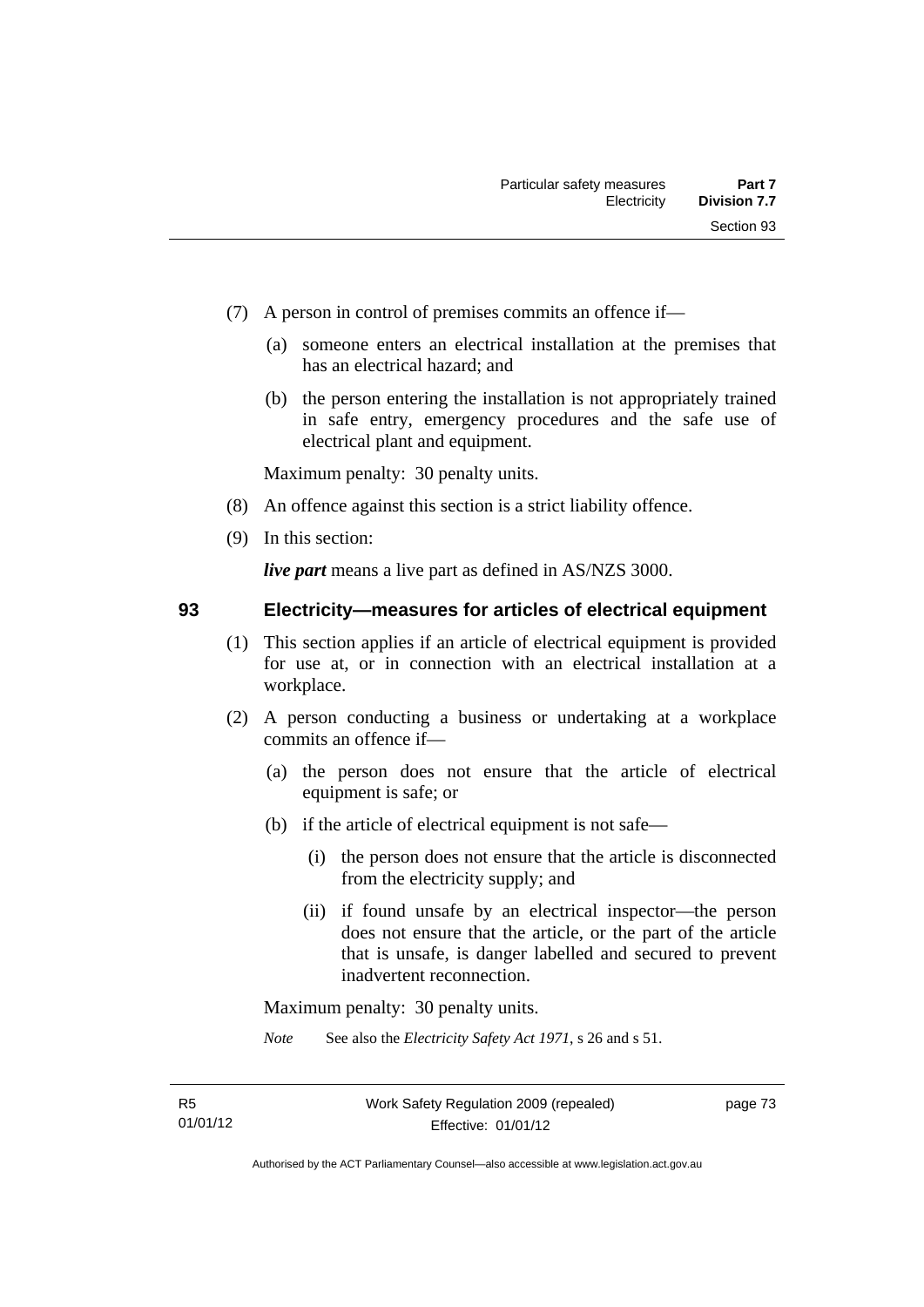(7) A person in control of premises commits an offence if—

 (a) someone enters an electrical installation at the premises that has an electrical hazard; and

 (b) the person entering the installation is not appropriately trained in safe entry, emergency procedures and the safe use of electrical plant and equipment.

Maximum penalty: 30 penalty units.

(8) An offence against this section is a strict liability offence.

(9) In this section:

***live part*** means a live part as defined in AS/NZS 3000.

## 93 Electricity—measures for articles of electrical equipment

(1) This section applies if an article of electrical equipment is provided for use at, or in connection with an electrical installation at a workplace.

(2) A person conducting a business or undertaking at a workplace commits an offence if—

 (a) the person does not ensure that the article of electrical equipment is safe; or

 (b) if the article of electrical equipment is not safe—

  (i) the person does not ensure that the article is disconnected from the electricity supply; and

  (ii) if found unsafe by an electrical inspector—the person does not ensure that the article, or the part of the article that is unsafe, is danger labelled and secured to prevent inadvertent reconnection.

Maximum penalty: 30 penalty units.

*Note* See also the *Electricity Safety Act 1971*, s 26 and s 51.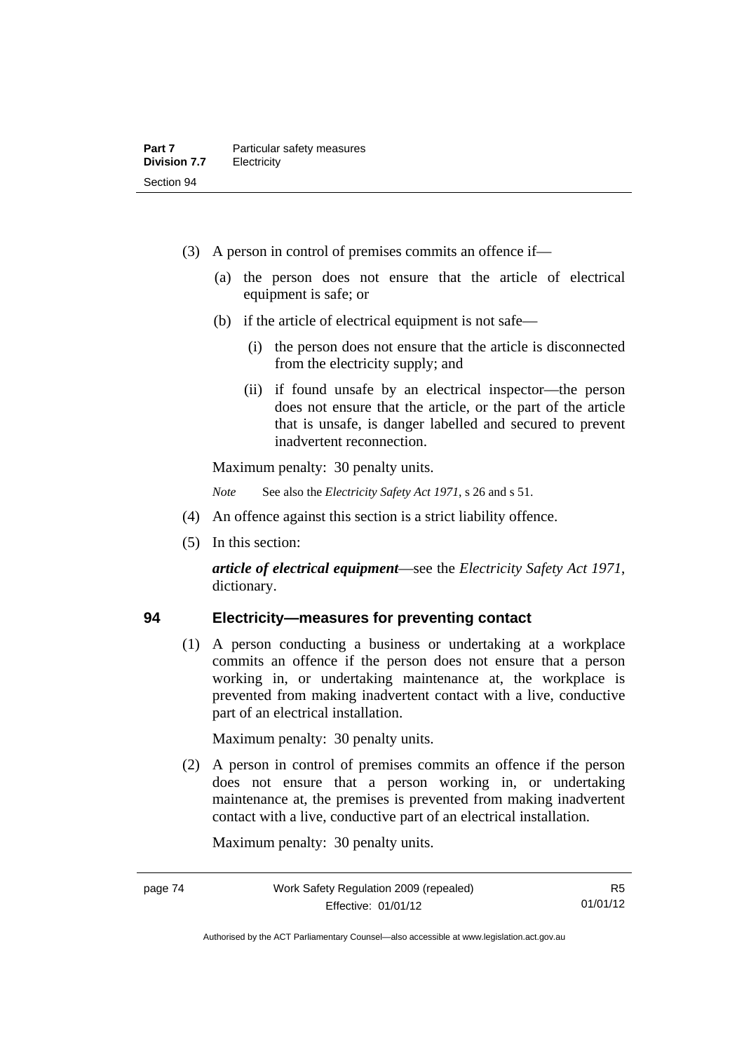(3) A person in control of premises commits an offence if—

(a) the person does not ensure that the article of electrical equipment is safe; or

(b) if the article of electrical equipment is not safe—

(i) the person does not ensure that the article is disconnected from the electricity supply; and

(ii) if found unsafe by an electrical inspector—the person does not ensure that the article, or the part of the article that is unsafe, is danger labelled and secured to prevent inadvertent reconnection.

Maximum penalty: 30 penalty units.

*Note* See also the *Electricity Safety Act 1971*, s 26 and s 51.

(4) An offence against this section is a strict liability offence.

(5) In this section:

***article of electrical equipment***—see the *Electricity Safety Act 1971*, dictionary.

## 94 Electricity—measures for preventing contact

(1) A person conducting a business or undertaking at a workplace commits an offence if the person does not ensure that a person working in, or undertaking maintenance at, the workplace is prevented from making inadvertent contact with a live, conductive part of an electrical installation.

Maximum penalty: 30 penalty units.

(2) A person in control of premises commits an offence if the person does not ensure that a person working in, or undertaking maintenance at, the premises is prevented from making inadvertent contact with a live, conductive part of an electrical installation.

Maximum penalty: 30 penalty units.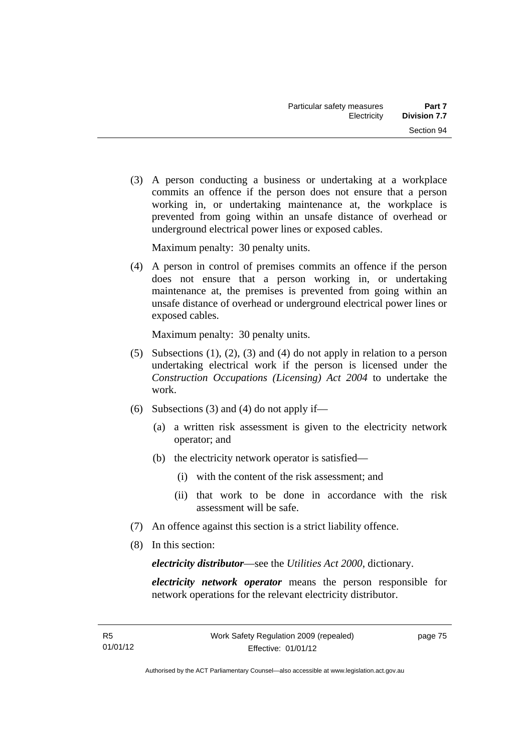(3) A person conducting a business or undertaking at a workplace commits an offence if the person does not ensure that a person working in, or undertaking maintenance at, the workplace is prevented from going within an unsafe distance of overhead or underground electrical power lines or exposed cables.

Maximum penalty: 30 penalty units.

(4) A person in control of premises commits an offence if the person does not ensure that a person working in, or undertaking maintenance at, the premises is prevented from going within an unsafe distance of overhead or underground electrical power lines or exposed cables.

Maximum penalty: 30 penalty units.

(5) Subsections (1), (2), (3) and (4) do not apply in relation to a person undertaking electrical work if the person is licensed under the *Construction Occupations (Licensing) Act 2004* to undertake the work.

(6) Subsections (3) and (4) do not apply if—

(a) a written risk assessment is given to the electricity network operator; and

(b) the electricity network operator is satisfied—

(i) with the content of the risk assessment; and

(ii) that work to be done in accordance with the risk assessment will be safe.

(7) An offence against this section is a strict liability offence.

(8) In this section:

***electricity distributor***—see the *Utilities Act 2000*, dictionary.

***electricity network operator*** means the person responsible for network operations for the relevant electricity distributor.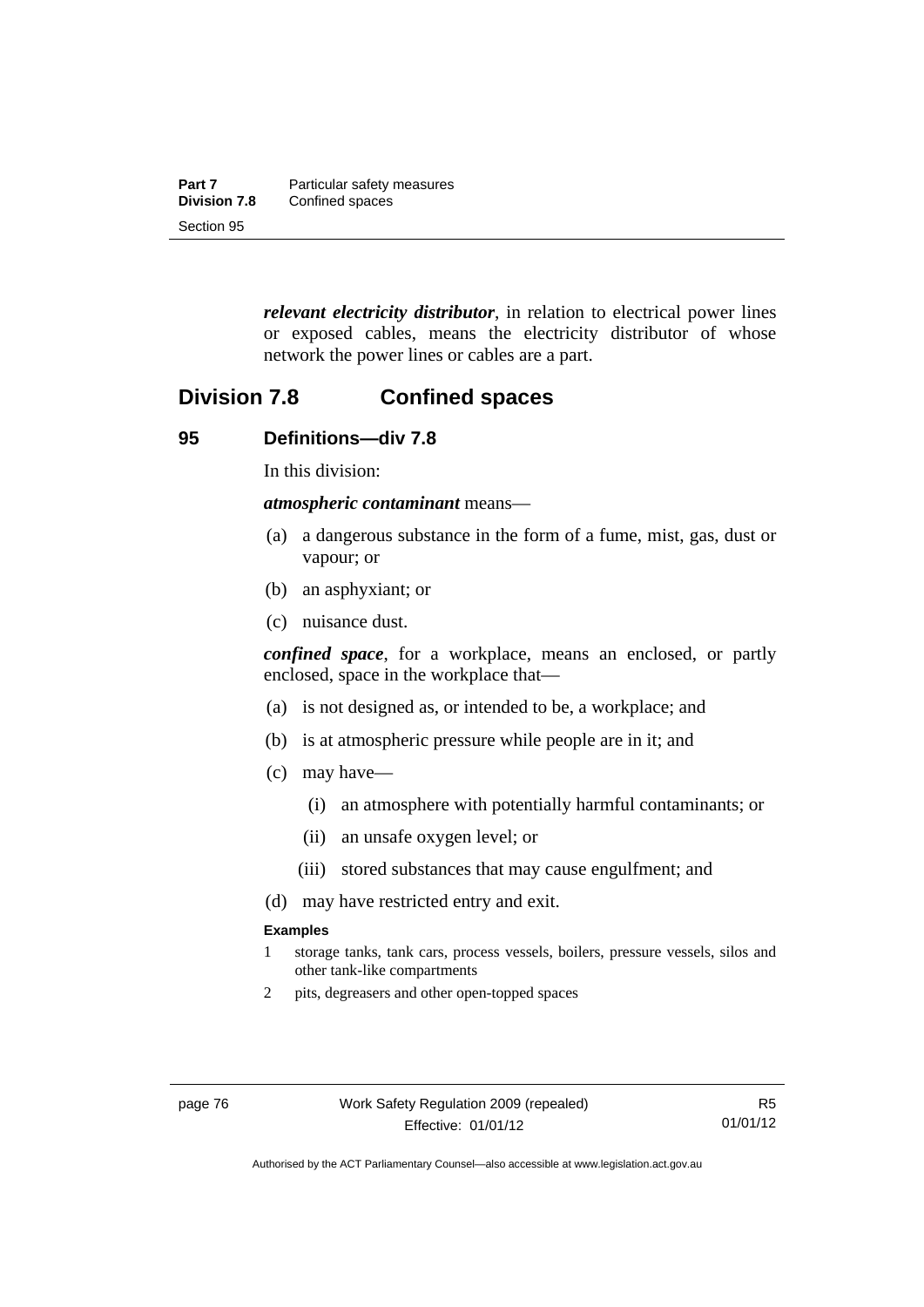***relevant electricity distributor***, in relation to electrical power lines or exposed cables, means the electricity distributor of whose network the power lines or cables are a part.

## Division 7.8 Confined spaces

### 95 Definitions—div 7.8

In this division:

***atmospheric contaminant*** means—

(a) a dangerous substance in the form of a fume, mist, gas, dust or vapour; or

(b) an asphyxiant; or

(c) nuisance dust.

***confined space***, for a workplace, means an enclosed, or partly enclosed, space in the workplace that—

(a) is not designed as, or intended to be, a workplace; and

(b) is at atmospheric pressure while people are in it; and

(c) may have—

(i) an atmosphere with potentially harmful contaminants; or

(ii) an unsafe oxygen level; or

(iii) stored substances that may cause engulfment; and

(d) may have restricted entry and exit.

**Examples**

1 storage tanks, tank cars, process vessels, boilers, pressure vessels, silos and other tank-like compartments

2 pits, degreasers and other open-topped spaces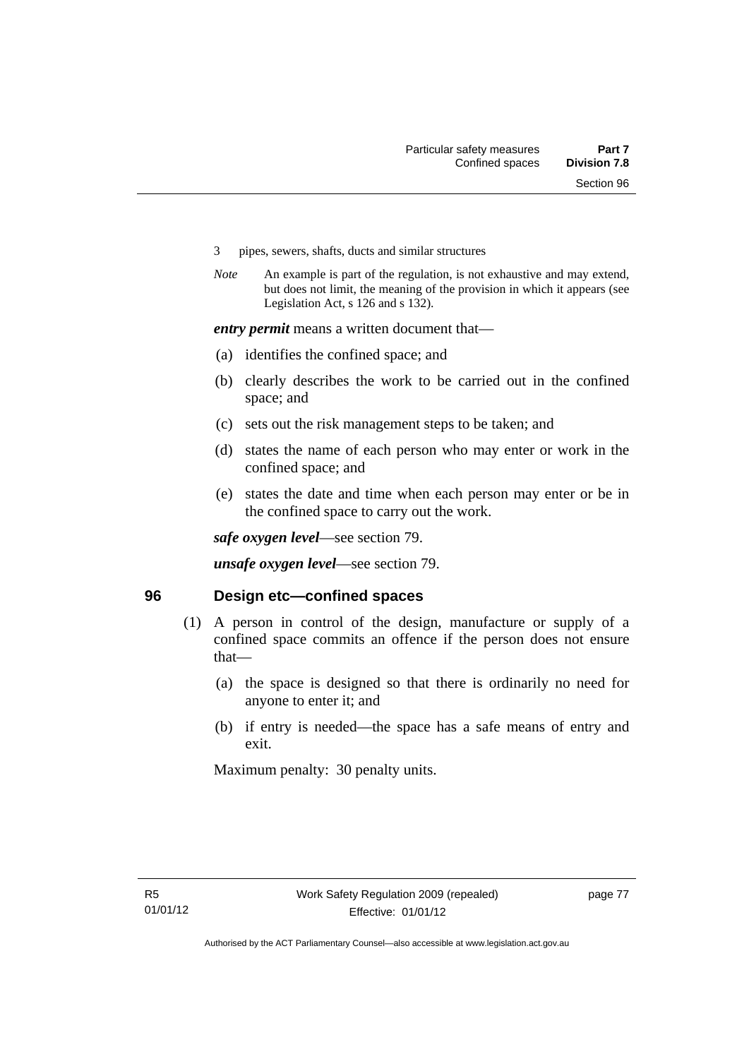3 pipes, sewers, shafts, ducts and similar structures

*Note* An example is part of the regulation, is not exhaustive and may extend, but does not limit, the meaning of the provision in which it appears (see Legislation Act, s 126 and s 132).

***entry permit*** means a written document that—

(a) identifies the confined space; and

(b) clearly describes the work to be carried out in the confined space; and

(c) sets out the risk management steps to be taken; and

(d) states the name of each person who may enter or work in the confined space; and

(e) states the date and time when each person may enter or be in the confined space to carry out the work.

***safe oxygen level***—see section 79.

***unsafe oxygen level***—see section 79.

## 96 Design etc—confined spaces

(1) A person in control of the design, manufacture or supply of a confined space commits an offence if the person does not ensure that—

(a) the space is designed so that there is ordinarily no need for anyone to enter it; and

(b) if entry is needed—the space has a safe means of entry and exit.

Maximum penalty: 30 penalty units.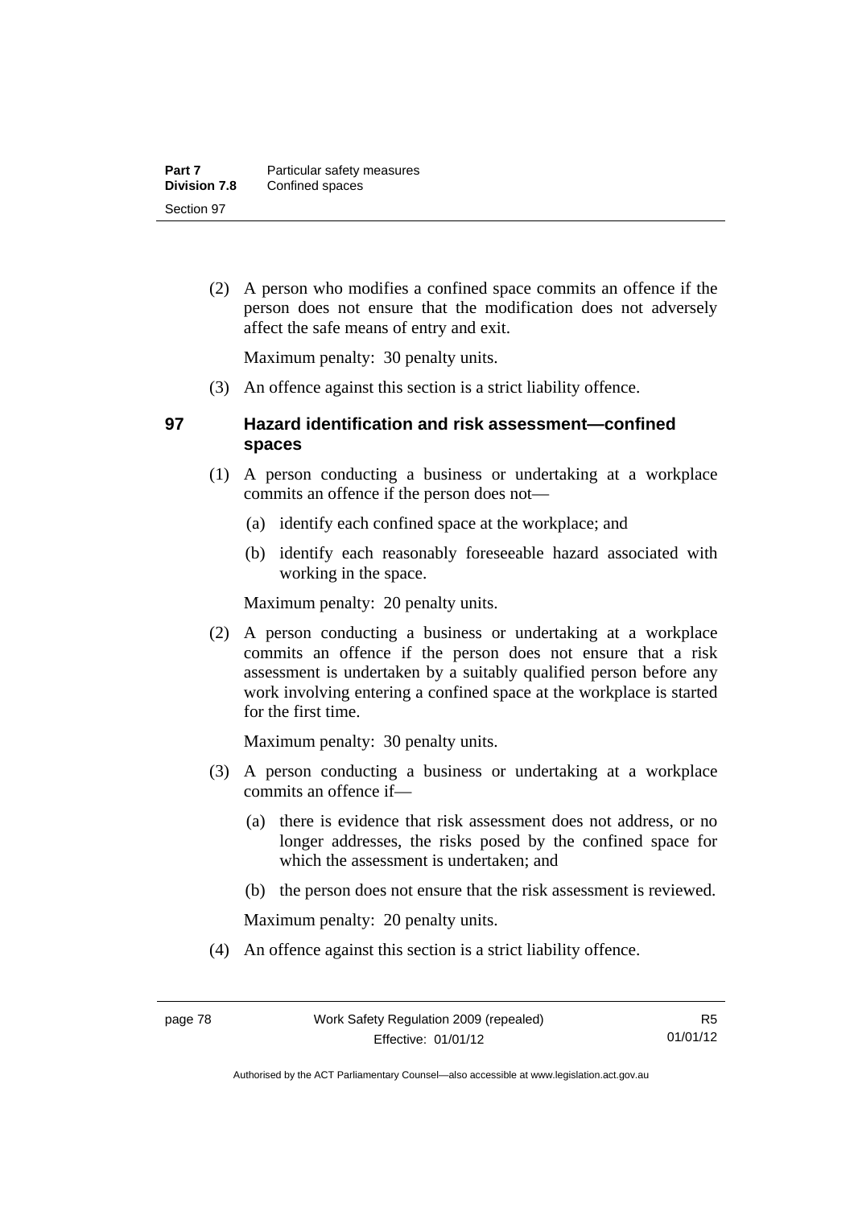(2) A person who modifies a confined space commits an offence if the person does not ensure that the modification does not adversely affect the safe means of entry and exit.

Maximum penalty: 30 penalty units.

(3) An offence against this section is a strict liability offence.

## 97 Hazard identification and risk assessment—confined spaces

(1) A person conducting a business or undertaking at a workplace commits an offence if the person does not—

(a) identify each confined space at the workplace; and

(b) identify each reasonably foreseeable hazard associated with working in the space.

Maximum penalty: 20 penalty units.

(2) A person conducting a business or undertaking at a workplace commits an offence if the person does not ensure that a risk assessment is undertaken by a suitably qualified person before any work involving entering a confined space at the workplace is started for the first time.

Maximum penalty: 30 penalty units.

(3) A person conducting a business or undertaking at a workplace commits an offence if—

(a) there is evidence that risk assessment does not address, or no longer addresses, the risks posed by the confined space for which the assessment is undertaken; and

(b) the person does not ensure that the risk assessment is reviewed.

Maximum penalty: 20 penalty units.

(4) An offence against this section is a strict liability offence.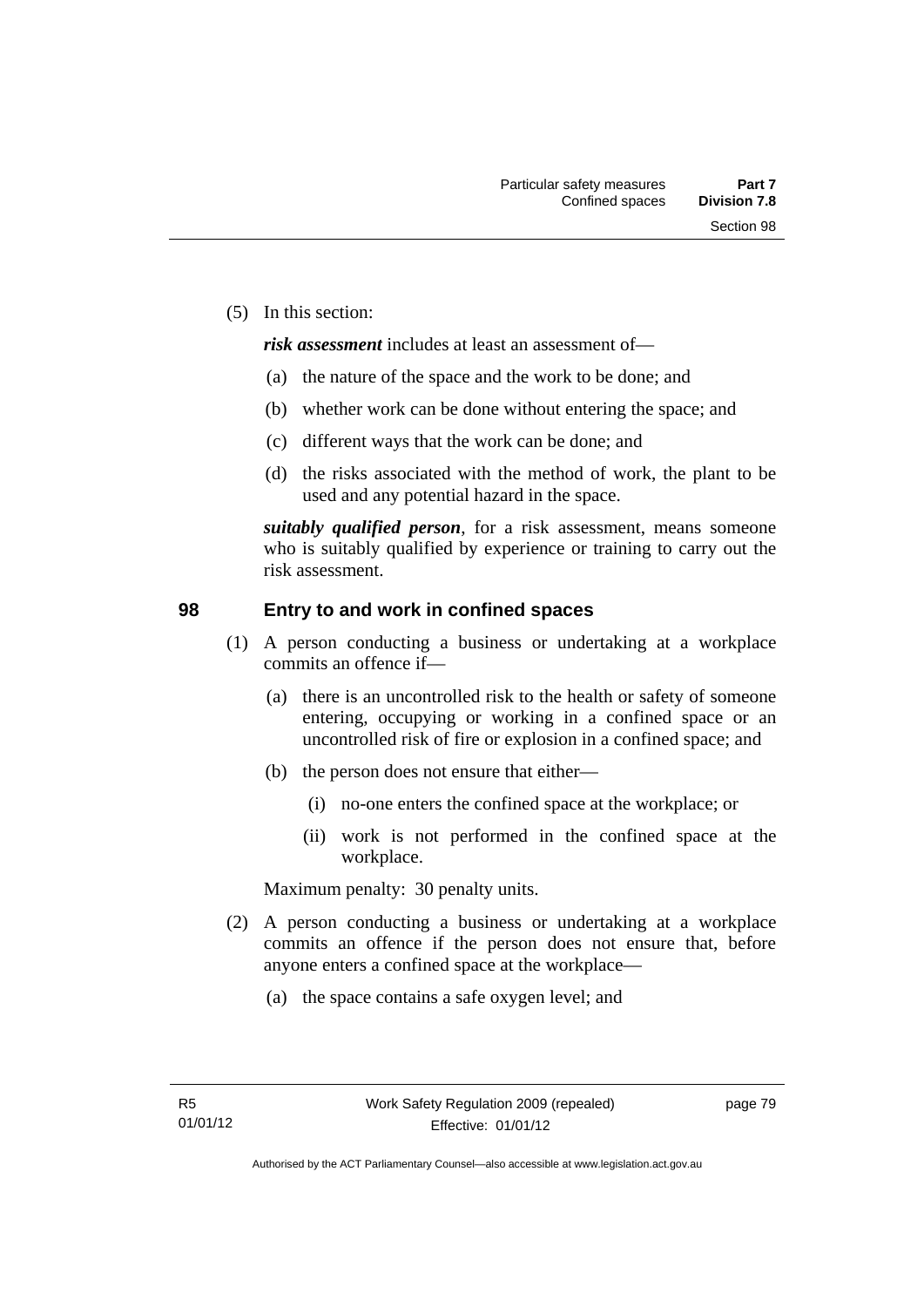(5) In this section:

***risk assessment*** includes at least an assessment of—

(a) the nature of the space and the work to be done; and

(b) whether work can be done without entering the space; and

(c) different ways that the work can be done; and

(d) the risks associated with the method of work, the plant to be used and any potential hazard in the space.

***suitably qualified person***, for a risk assessment, means someone who is suitably qualified by experience or training to carry out the risk assessment.

## 98 Entry to and work in confined spaces

(1) A person conducting a business or undertaking at a workplace commits an offence if—

(a) there is an uncontrolled risk to the health or safety of someone entering, occupying or working in a confined space or an uncontrolled risk of fire or explosion in a confined space; and

(b) the person does not ensure that either—

(i) no-one enters the confined space at the workplace; or

(ii) work is not performed in the confined space at the workplace.

Maximum penalty: 30 penalty units.

(2) A person conducting a business or undertaking at a workplace commits an offence if the person does not ensure that, before anyone enters a confined space at the workplace—

(a) the space contains a safe oxygen level; and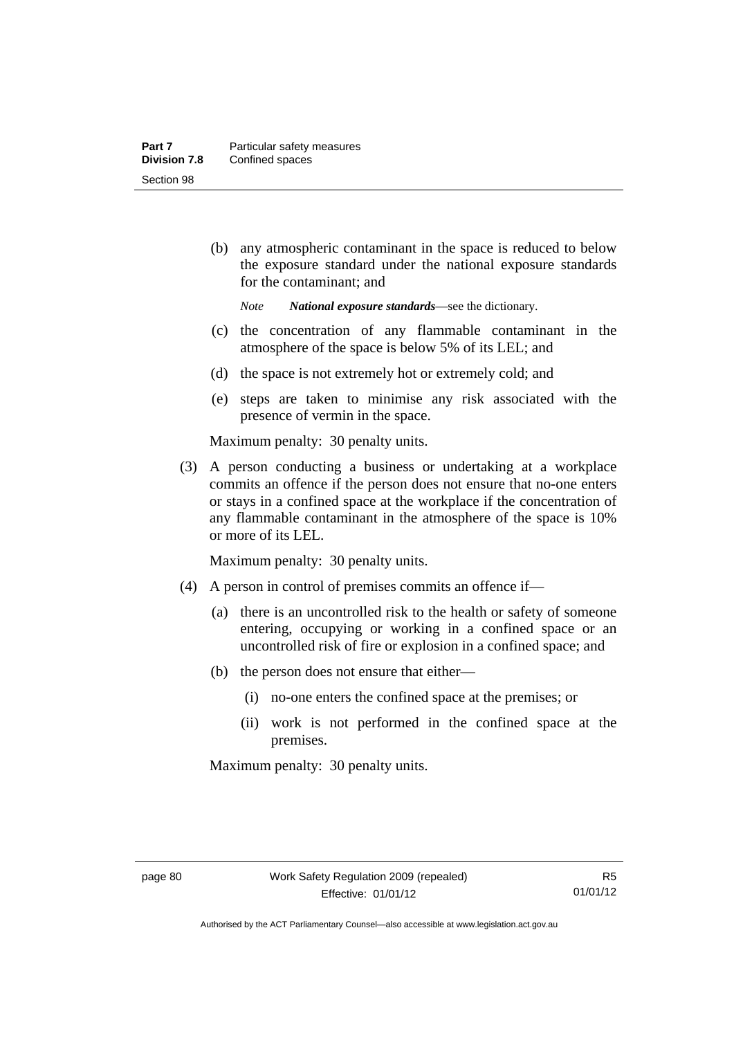(b) any atmospheric contaminant in the space is reduced to below the exposure standard under the national exposure standards for the contaminant; and

*Note* ***National exposure standards***—see the dictionary.

(c) the concentration of any flammable contaminant in the atmosphere of the space is below 5% of its LEL; and

(d) the space is not extremely hot or extremely cold; and

(e) steps are taken to minimise any risk associated with the presence of vermin in the space.

Maximum penalty: 30 penalty units.

(3) A person conducting a business or undertaking at a workplace commits an offence if the person does not ensure that no-one enters or stays in a confined space at the workplace if the concentration of any flammable contaminant in the atmosphere of the space is 10% or more of its LEL.

Maximum penalty: 30 penalty units.

(4) A person in control of premises commits an offence if—

(a) there is an uncontrolled risk to the health or safety of someone entering, occupying or working in a confined space or an uncontrolled risk of fire or explosion in a confined space; and

(b) the person does not ensure that either—

(i) no-one enters the confined space at the premises; or

(ii) work is not performed in the confined space at the premises.

Maximum penalty: 30 penalty units.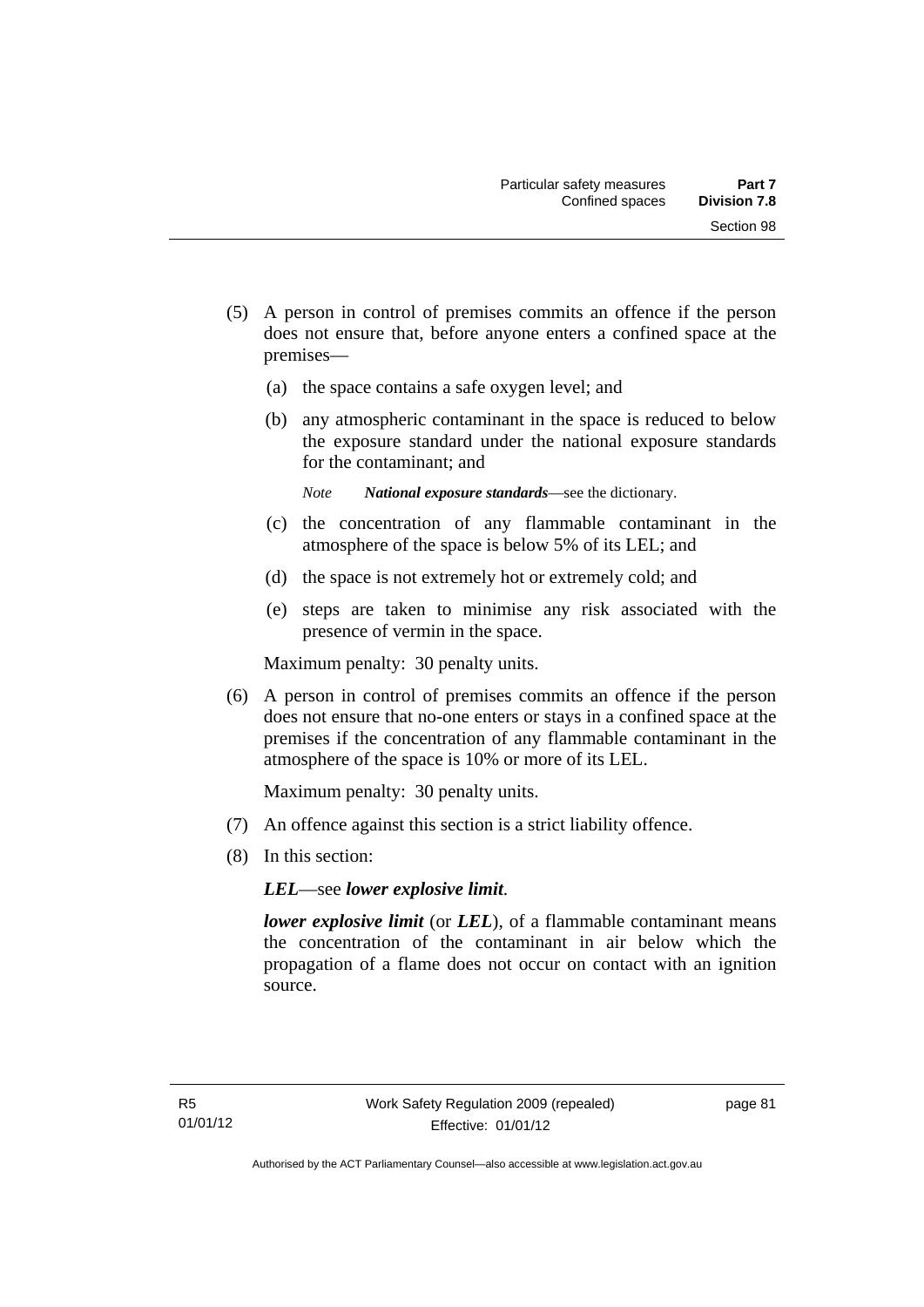(5) A person in control of premises commits an offence if the person does not ensure that, before anyone enters a confined space at the premises—

(a) the space contains a safe oxygen level; and

(b) any atmospheric contaminant in the space is reduced to below the exposure standard under the national exposure standards for the contaminant; and

*Note* ***National exposure standards***—see the dictionary.

(c) the concentration of any flammable contaminant in the atmosphere of the space is below 5% of its LEL; and

(d) the space is not extremely hot or extremely cold; and

(e) steps are taken to minimise any risk associated with the presence of vermin in the space.

Maximum penalty: 30 penalty units.

(6) A person in control of premises commits an offence if the person does not ensure that no-one enters or stays in a confined space at the premises if the concentration of any flammable contaminant in the atmosphere of the space is 10% or more of its LEL.

Maximum penalty: 30 penalty units.

(7) An offence against this section is a strict liability offence.

(8) In this section:

***LEL***—see ***lower explosive limit***.

***lower explosive limit*** (or ***LEL***), of a flammable contaminant means the concentration of the contaminant in air below which the propagation of a flame does not occur on contact with an ignition source.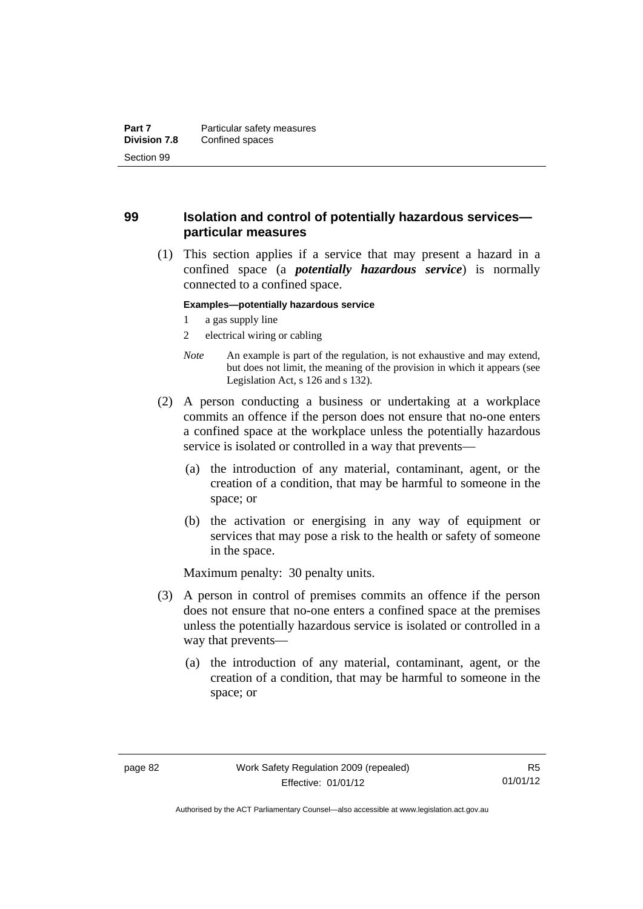## 99 Isolation and control of potentially hazardous services—particular measures

(1) This section applies if a service that may present a hazard in a confined space (a ***potentially hazardous service***) is normally connected to a confined space.

**Examples—potentially hazardous service**

1 a gas supply line

2 electrical wiring or cabling

*Note* An example is part of the regulation, is not exhaustive and may extend, but does not limit, the meaning of the provision in which it appears (see Legislation Act, s 126 and s 132).

(2) A person conducting a business or undertaking at a workplace commits an offence if the person does not ensure that no-one enters a confined space at the workplace unless the potentially hazardous service is isolated or controlled in a way that prevents—

(a) the introduction of any material, contaminant, agent, or the creation of a condition, that may be harmful to someone in the space; or

(b) the activation or energising in any way of equipment or services that may pose a risk to the health or safety of someone in the space.

Maximum penalty: 30 penalty units.

(3) A person in control of premises commits an offence if the person does not ensure that no-one enters a confined space at the premises unless the potentially hazardous service is isolated or controlled in a way that prevents—

(a) the introduction of any material, contaminant, agent, or the creation of a condition, that may be harmful to someone in the space; or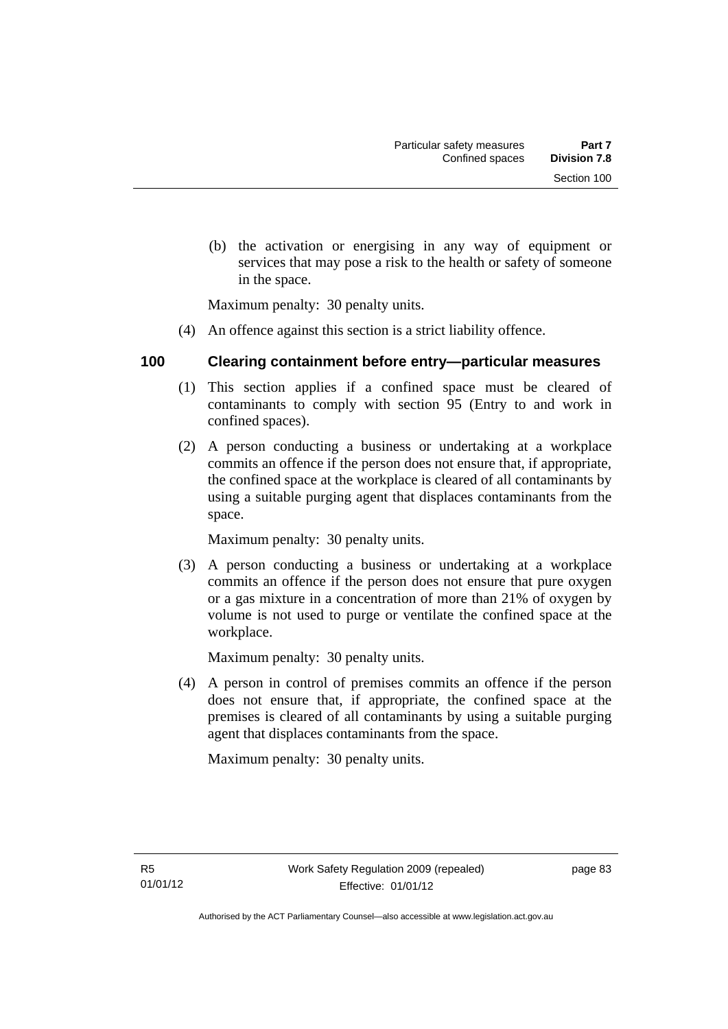(b) the activation or energising in any way of equipment or services that may pose a risk to the health or safety of someone in the space.

Maximum penalty: 30 penalty units.

(4) An offence against this section is a strict liability offence.

### 100 Clearing containment before entry—particular measures

(1) This section applies if a confined space must be cleared of contaminants to comply with section 95 (Entry to and work in confined spaces).

(2) A person conducting a business or undertaking at a workplace commits an offence if the person does not ensure that, if appropriate, the confined space at the workplace is cleared of all contaminants by using a suitable purging agent that displaces contaminants from the space.

Maximum penalty: 30 penalty units.

(3) A person conducting a business or undertaking at a workplace commits an offence if the person does not ensure that pure oxygen or a gas mixture in a concentration of more than 21% of oxygen by volume is not used to purge or ventilate the confined space at the workplace.

Maximum penalty: 30 penalty units.

(4) A person in control of premises commits an offence if the person does not ensure that, if appropriate, the confined space at the premises is cleared of all contaminants by using a suitable purging agent that displaces contaminants from the space.

Maximum penalty: 30 penalty units.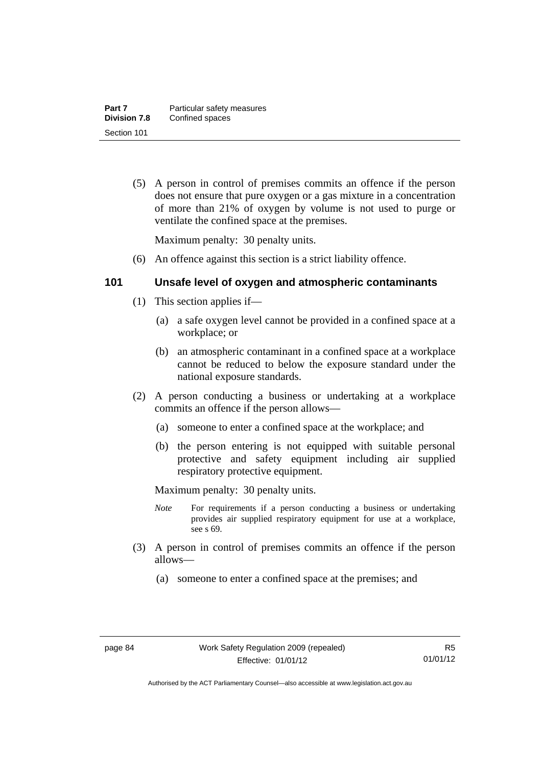(5) A person in control of premises commits an offence if the person does not ensure that pure oxygen or a gas mixture in a concentration of more than 21% of oxygen by volume is not used to purge or ventilate the confined space at the premises.

Maximum penalty: 30 penalty units.

(6) An offence against this section is a strict liability offence.

## 101 Unsafe level of oxygen and atmospheric contaminants

(1) This section applies if—

(a) a safe oxygen level cannot be provided in a confined space at a workplace; or

(b) an atmospheric contaminant in a confined space at a workplace cannot be reduced to below the exposure standard under the national exposure standards.

(2) A person conducting a business or undertaking at a workplace commits an offence if the person allows—

(a) someone to enter a confined space at the workplace; and

(b) the person entering is not equipped with suitable personal protective and safety equipment including air supplied respiratory protective equipment.

Maximum penalty: 30 penalty units.

*Note* For requirements if a person conducting a business or undertaking provides air supplied respiratory equipment for use at a workplace, see s 69.

(3) A person in control of premises commits an offence if the person allows—

(a) someone to enter a confined space at the premises; and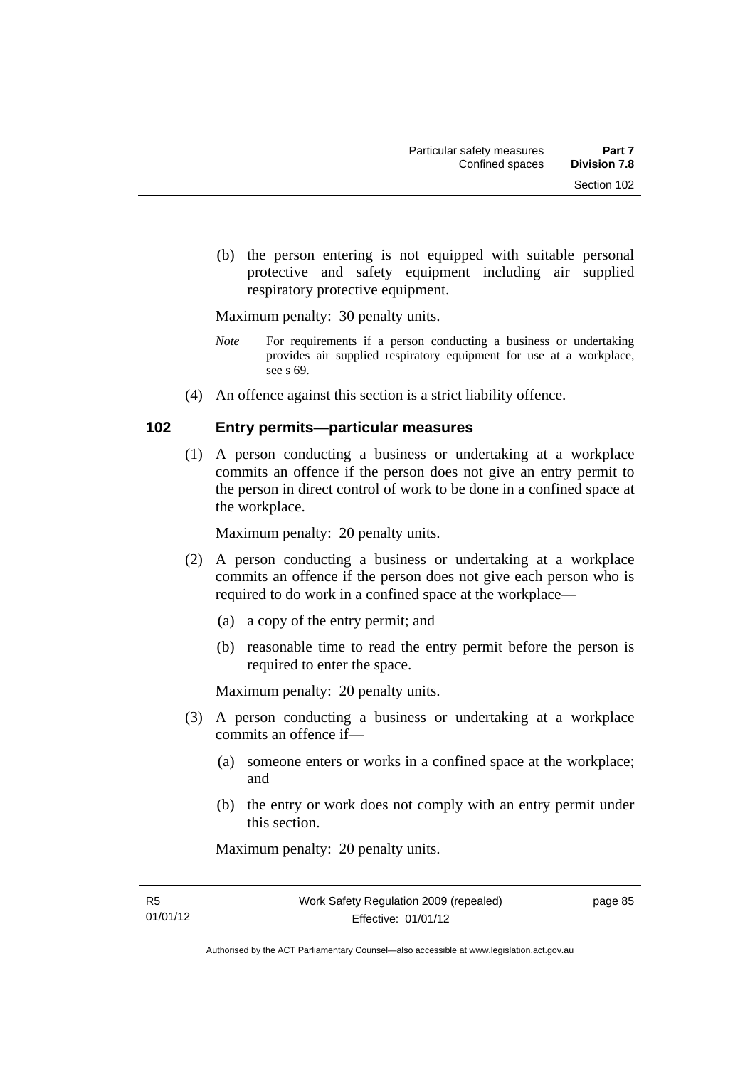(b) the person entering is not equipped with suitable personal protective and safety equipment including air supplied respiratory protective equipment.

Maximum penalty: 30 penalty units.

*Note* For requirements if a person conducting a business or undertaking provides air supplied respiratory equipment for use at a workplace, see s 69.

(4) An offence against this section is a strict liability offence.

### 102 Entry permits—particular measures

(1) A person conducting a business or undertaking at a workplace commits an offence if the person does not give an entry permit to the person in direct control of work to be done in a confined space at the workplace.

Maximum penalty: 20 penalty units.

(2) A person conducting a business or undertaking at a workplace commits an offence if the person does not give each person who is required to do work in a confined space at the workplace—

(a) a copy of the entry permit; and

(b) reasonable time to read the entry permit before the person is required to enter the space.

Maximum penalty: 20 penalty units.

(3) A person conducting a business or undertaking at a workplace commits an offence if—

(a) someone enters or works in a confined space at the workplace; and

(b) the entry or work does not comply with an entry permit under this section.

Maximum penalty: 20 penalty units.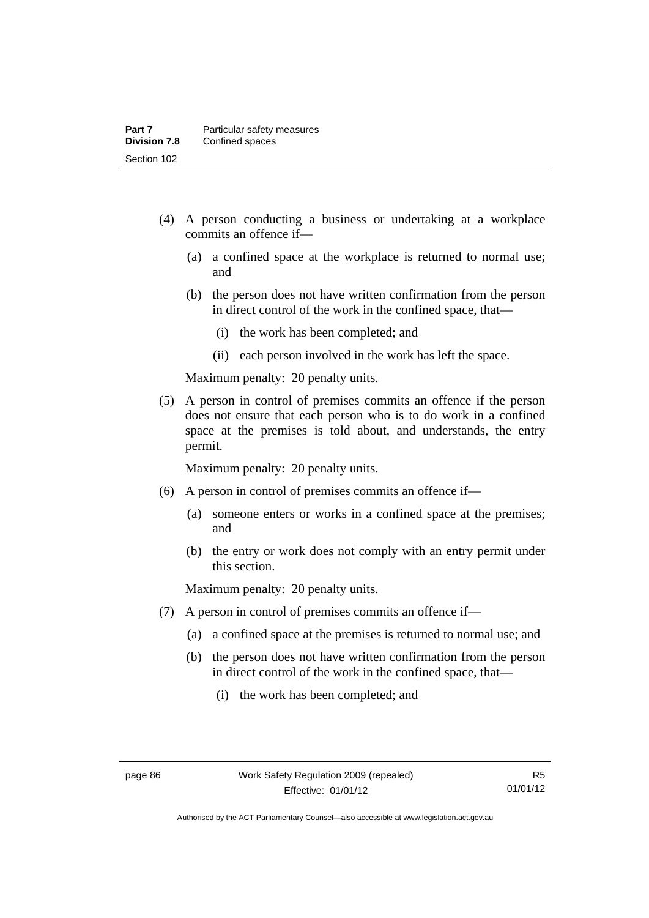(4) A person conducting a business or undertaking at a workplace commits an offence if—

   (a) a confined space at the workplace is returned to normal use; and

   (b) the person does not have written confirmation from the person in direct control of the work in the confined space, that—

      (i) the work has been completed; and

      (ii) each person involved in the work has left the space.

   Maximum penalty: 20 penalty units.

(5) A person in control of premises commits an offence if the person does not ensure that each person who is to do work in a confined space at the premises is told about, and understands, the entry permit.

   Maximum penalty: 20 penalty units.

(6) A person in control of premises commits an offence if—

   (a) someone enters or works in a confined space at the premises; and

   (b) the entry or work does not comply with an entry permit under this section.

   Maximum penalty: 20 penalty units.

(7) A person in control of premises commits an offence if—

   (a) a confined space at the premises is returned to normal use; and

   (b) the person does not have written confirmation from the person in direct control of the work in the confined space, that—

      (i) the work has been completed; and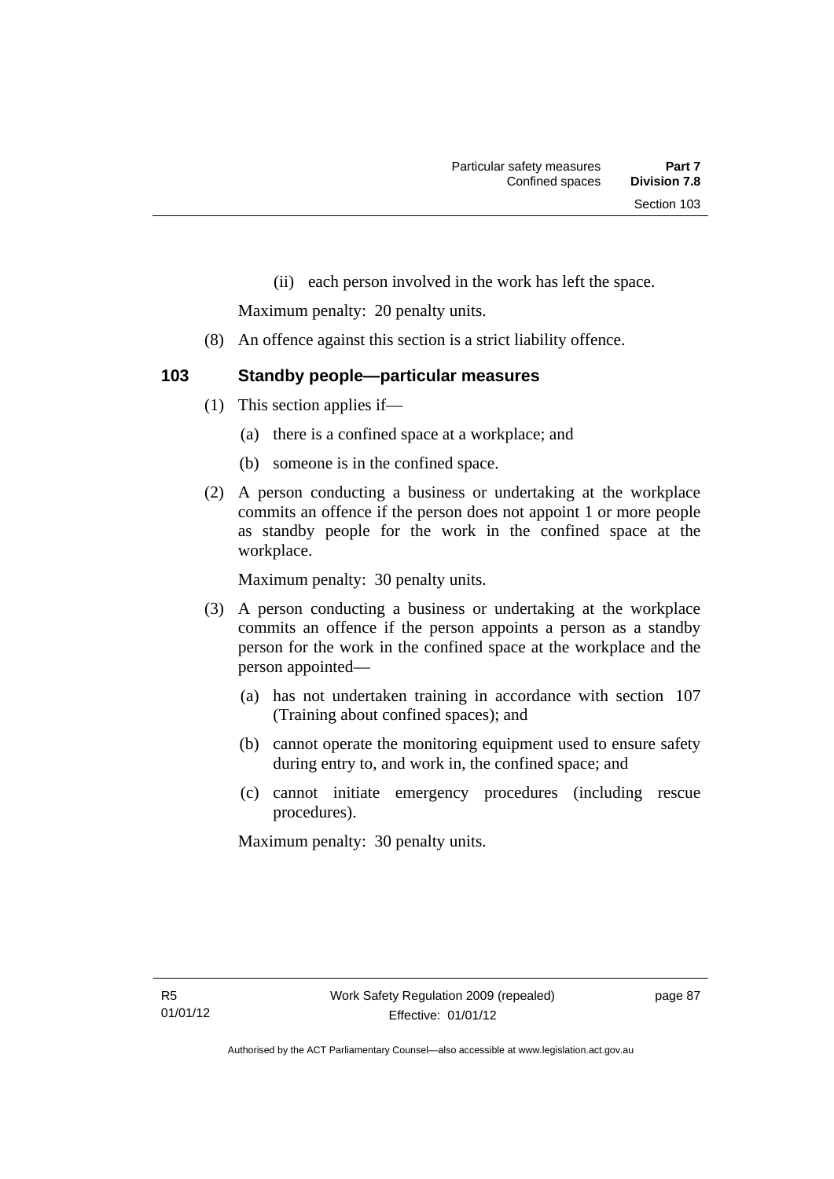(ii) each person involved in the work has left the space.

Maximum penalty: 20 penalty units.

(8) An offence against this section is a strict liability offence.

### 103 Standby people—particular measures

(1) This section applies if—

(a) there is a confined space at a workplace; and

(b) someone is in the confined space.

(2) A person conducting a business or undertaking at the workplace commits an offence if the person does not appoint 1 or more people as standby people for the work in the confined space at the workplace.

Maximum penalty: 30 penalty units.

(3) A person conducting a business or undertaking at the workplace commits an offence if the person appoints a person as a standby person for the work in the confined space at the workplace and the person appointed—

(a) has not undertaken training in accordance with section 107 (Training about confined spaces); and

(b) cannot operate the monitoring equipment used to ensure safety during entry to, and work in, the confined space; and

(c) cannot initiate emergency procedures (including rescue procedures).

Maximum penalty: 30 penalty units.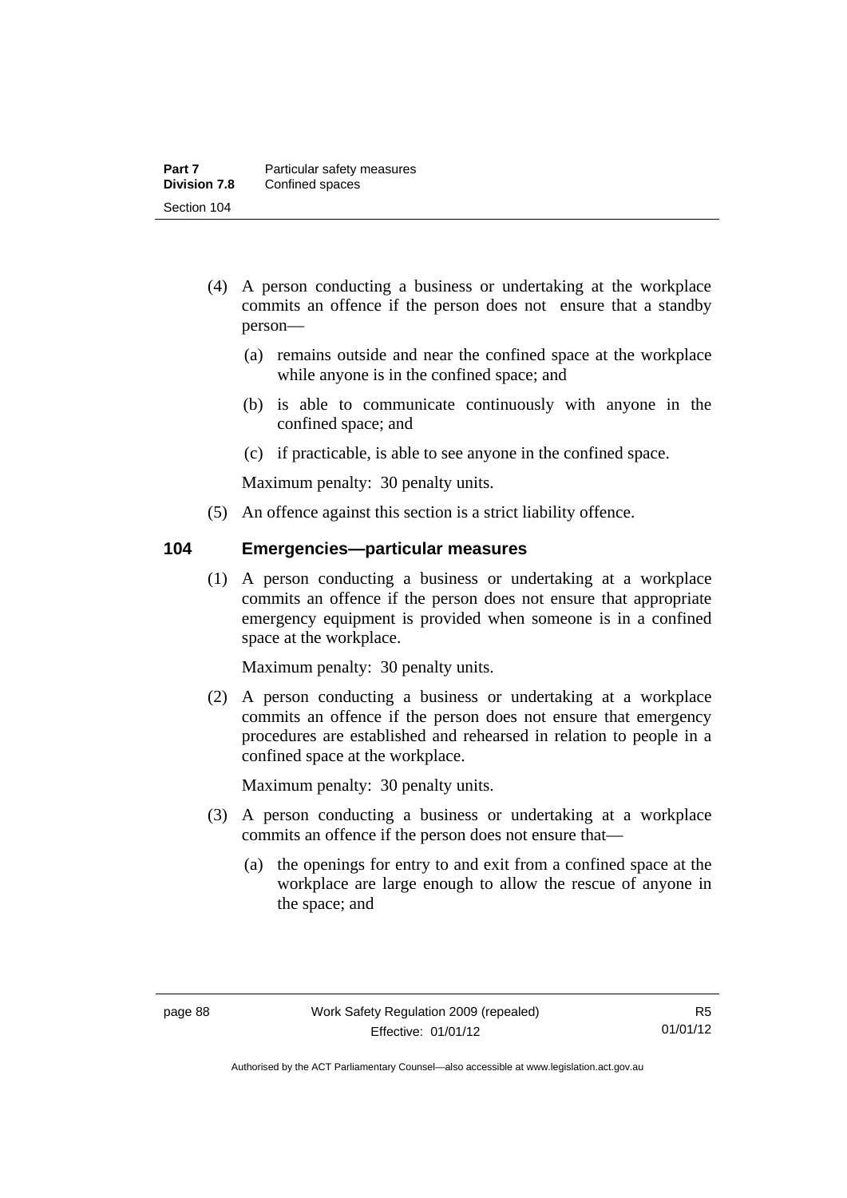(4) A person conducting a business or undertaking at the workplace commits an offence if the person does not ensure that a standby person—

(a) remains outside and near the confined space at the workplace while anyone is in the confined space; and

(b) is able to communicate continuously with anyone in the confined space; and

(c) if practicable, is able to see anyone in the confined space.

Maximum penalty: 30 penalty units.

(5) An offence against this section is a strict liability offence.

## 104 Emergencies—particular measures

(1) A person conducting a business or undertaking at a workplace commits an offence if the person does not ensure that appropriate emergency equipment is provided when someone is in a confined space at the workplace.

Maximum penalty: 30 penalty units.

(2) A person conducting a business or undertaking at a workplace commits an offence if the person does not ensure that emergency procedures are established and rehearsed in relation to people in a confined space at the workplace.

Maximum penalty: 30 penalty units.

(3) A person conducting a business or undertaking at a workplace commits an offence if the person does not ensure that—

(a) the openings for entry to and exit from a confined space at the workplace are large enough to allow the rescue of anyone in the space; and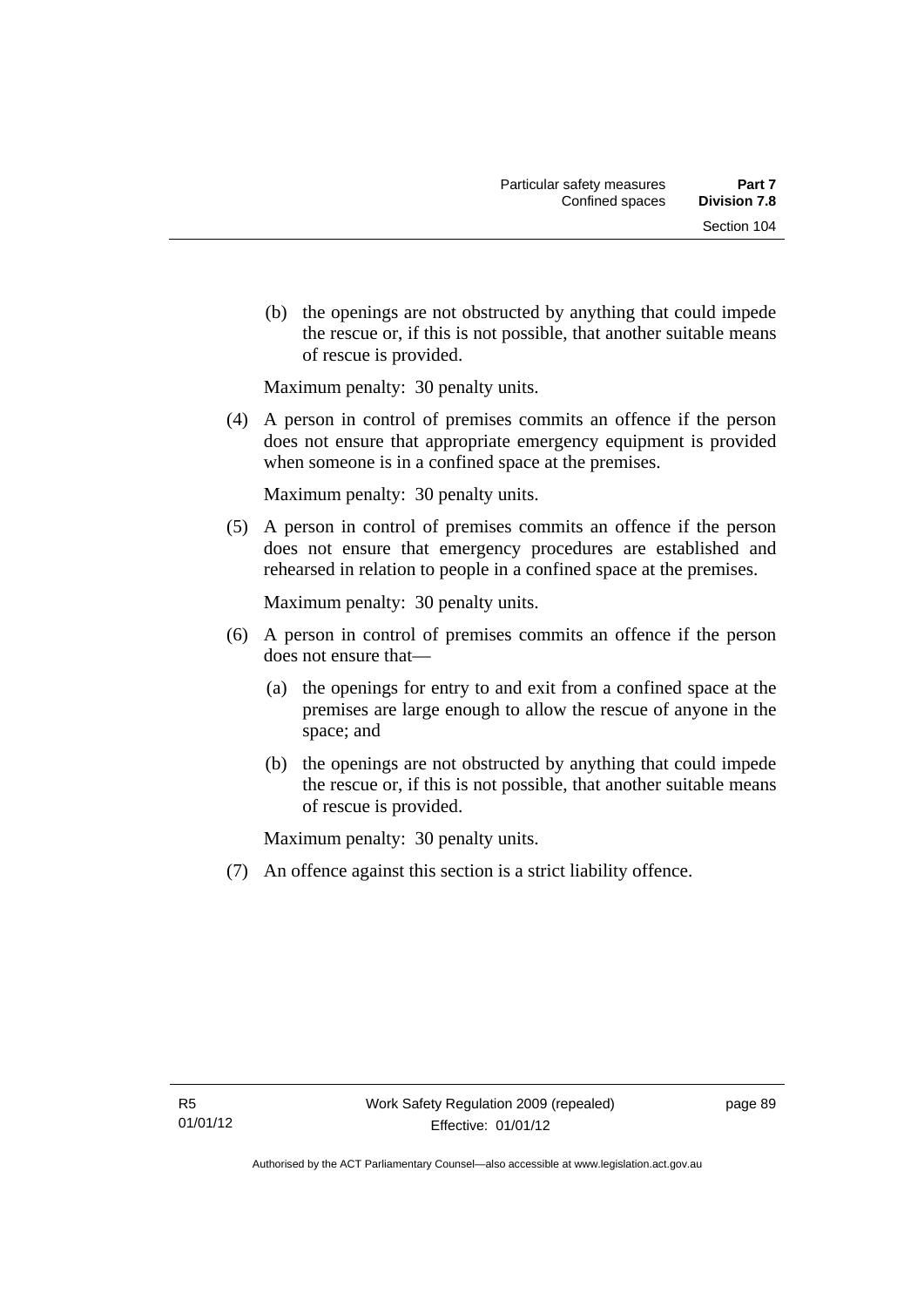(b) the openings are not obstructed by anything that could impede the rescue or, if this is not possible, that another suitable means of rescue is provided.

Maximum penalty: 30 penalty units.

(4) A person in control of premises commits an offence if the person does not ensure that appropriate emergency equipment is provided when someone is in a confined space at the premises.

Maximum penalty: 30 penalty units.

(5) A person in control of premises commits an offence if the person does not ensure that emergency procedures are established and rehearsed in relation to people in a confined space at the premises.

Maximum penalty: 30 penalty units.

(6) A person in control of premises commits an offence if the person does not ensure that—

(a) the openings for entry to and exit from a confined space at the premises are large enough to allow the rescue of anyone in the space; and

(b) the openings are not obstructed by anything that could impede the rescue or, if this is not possible, that another suitable means of rescue is provided.

Maximum penalty: 30 penalty units.

(7) An offence against this section is a strict liability offence.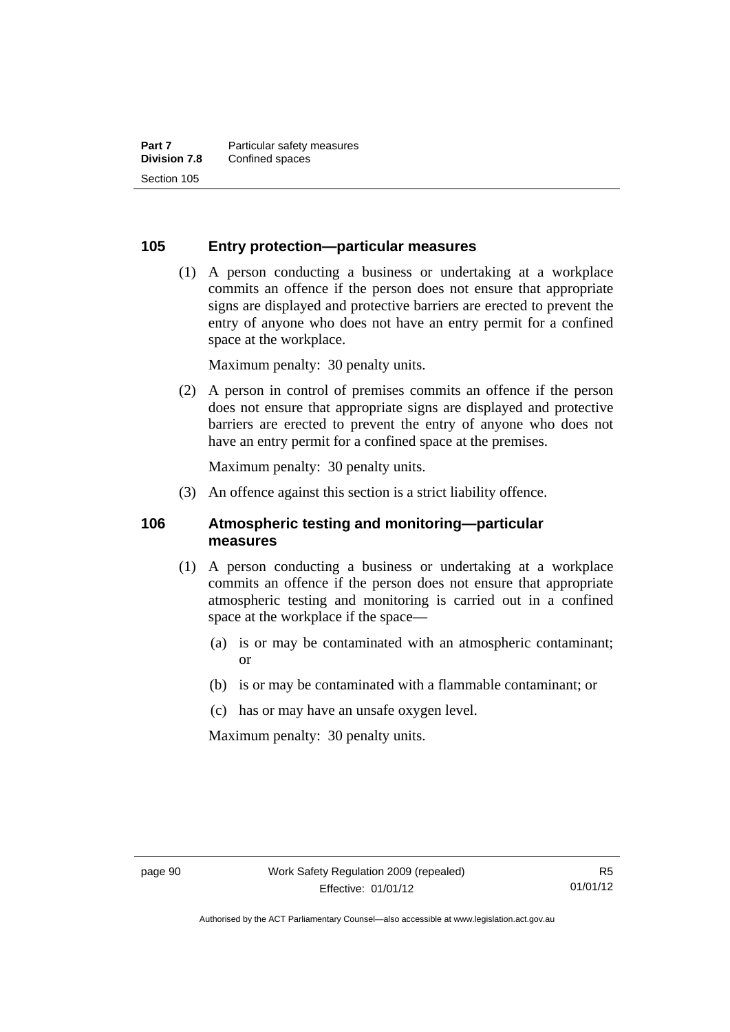### 105 Entry protection—particular measures

(1) A person conducting a business or undertaking at a workplace commits an offence if the person does not ensure that appropriate signs are displayed and protective barriers are erected to prevent the entry of anyone who does not have an entry permit for a confined space at the workplace.

Maximum penalty: 30 penalty units.

(2) A person in control of premises commits an offence if the person does not ensure that appropriate signs are displayed and protective barriers are erected to prevent the entry of anyone who does not have an entry permit for a confined space at the premises.

Maximum penalty: 30 penalty units.

(3) An offence against this section is a strict liability offence.

### 106 Atmospheric testing and monitoring—particular measures

(1) A person conducting a business or undertaking at a workplace commits an offence if the person does not ensure that appropriate atmospheric testing and monitoring is carried out in a confined space at the workplace if the space—

(a) is or may be contaminated with an atmospheric contaminant; or

(b) is or may be contaminated with a flammable contaminant; or

(c) has or may have an unsafe oxygen level.

Maximum penalty: 30 penalty units.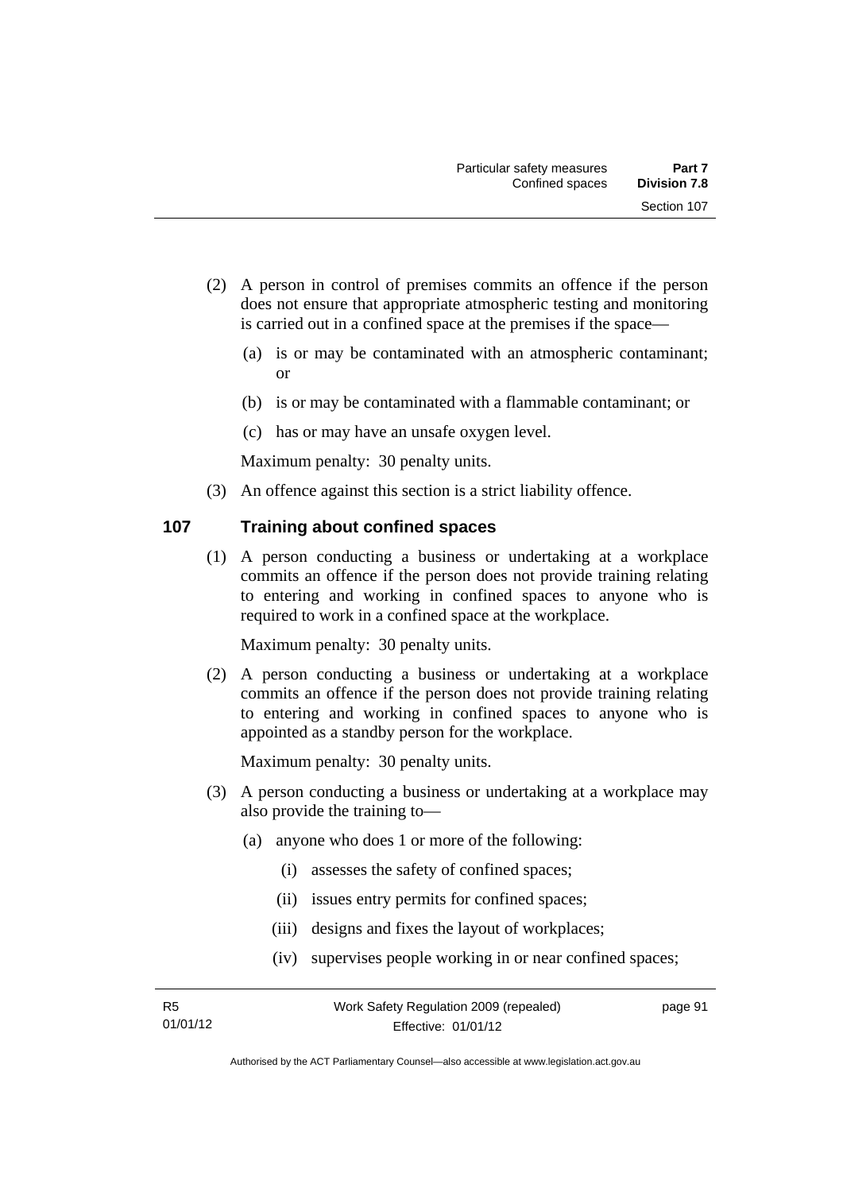(2) A person in control of premises commits an offence if the person does not ensure that appropriate atmospheric testing and monitoring is carried out in a confined space at the premises if the space—

(a) is or may be contaminated with an atmospheric contaminant; or

(b) is or may be contaminated with a flammable contaminant; or

(c) has or may have an unsafe oxygen level.

Maximum penalty: 30 penalty units.

(3) An offence against this section is a strict liability offence.

## 107 Training about confined spaces

(1) A person conducting a business or undertaking at a workplace commits an offence if the person does not provide training relating to entering and working in confined spaces to anyone who is required to work in a confined space at the workplace.

Maximum penalty: 30 penalty units.

(2) A person conducting a business or undertaking at a workplace commits an offence if the person does not provide training relating to entering and working in confined spaces to anyone who is appointed as a standby person for the workplace.

Maximum penalty: 30 penalty units.

(3) A person conducting a business or undertaking at a workplace may also provide the training to—

(a) anyone who does 1 or more of the following:

(i) assesses the safety of confined spaces;

(ii) issues entry permits for confined spaces;

(iii) designs and fixes the layout of workplaces;

(iv) supervises people working in or near confined spaces;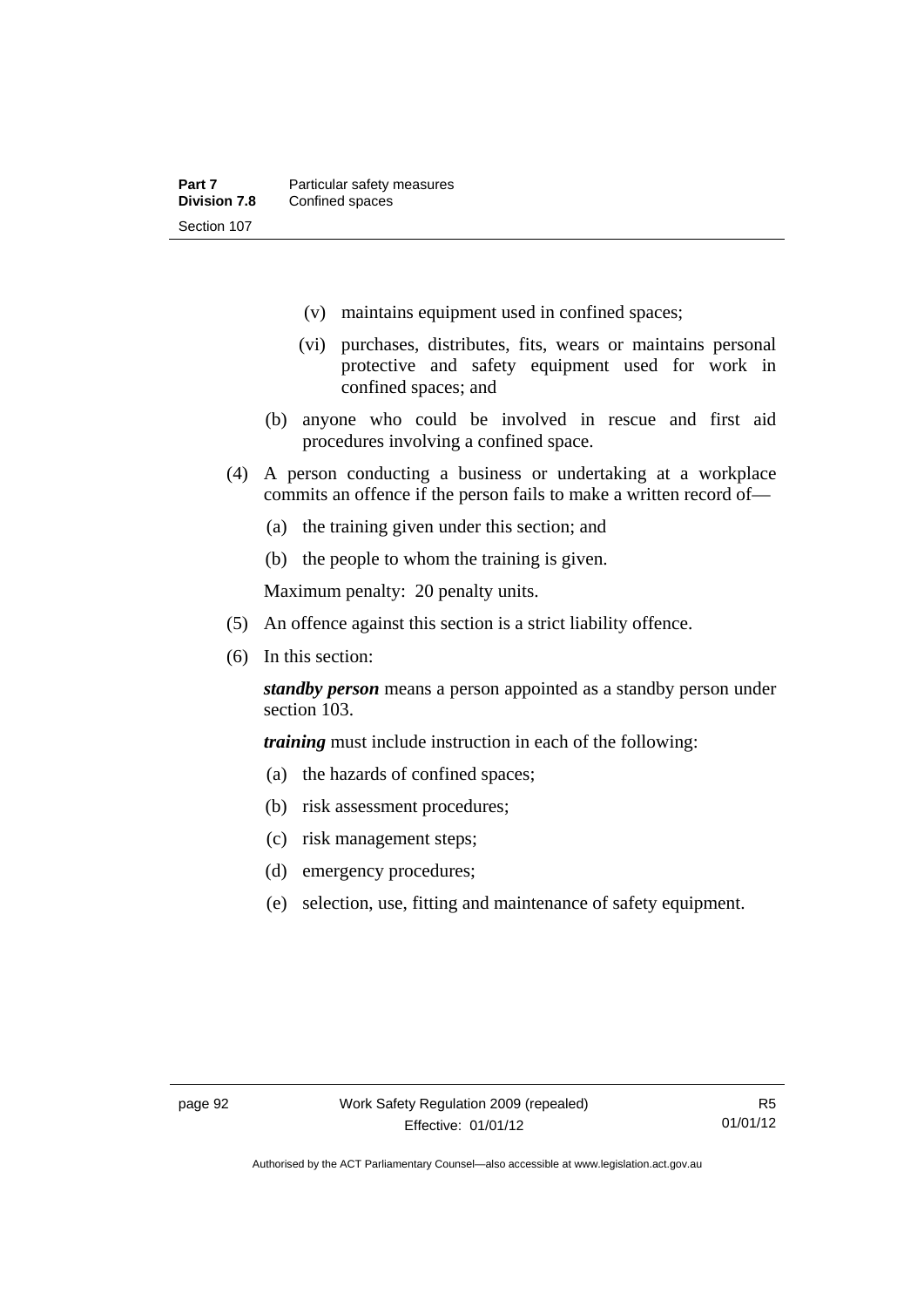(v) maintains equipment used in confined spaces;

(vi) purchases, distributes, fits, wears or maintains personal protective and safety equipment used for work in confined spaces; and

(b) anyone who could be involved in rescue and first aid procedures involving a confined space.

(4) A person conducting a business or undertaking at a workplace commits an offence if the person fails to make a written record of—

(a) the training given under this section; and

(b) the people to whom the training is given.

Maximum penalty: 20 penalty units.

(5) An offence against this section is a strict liability offence.

(6) In this section:

***standby person*** means a person appointed as a standby person under section 103.

***training*** must include instruction in each of the following:

(a) the hazards of confined spaces;

(b) risk assessment procedures;

(c) risk management steps;

(d) emergency procedures;

(e) selection, use, fitting and maintenance of safety equipment.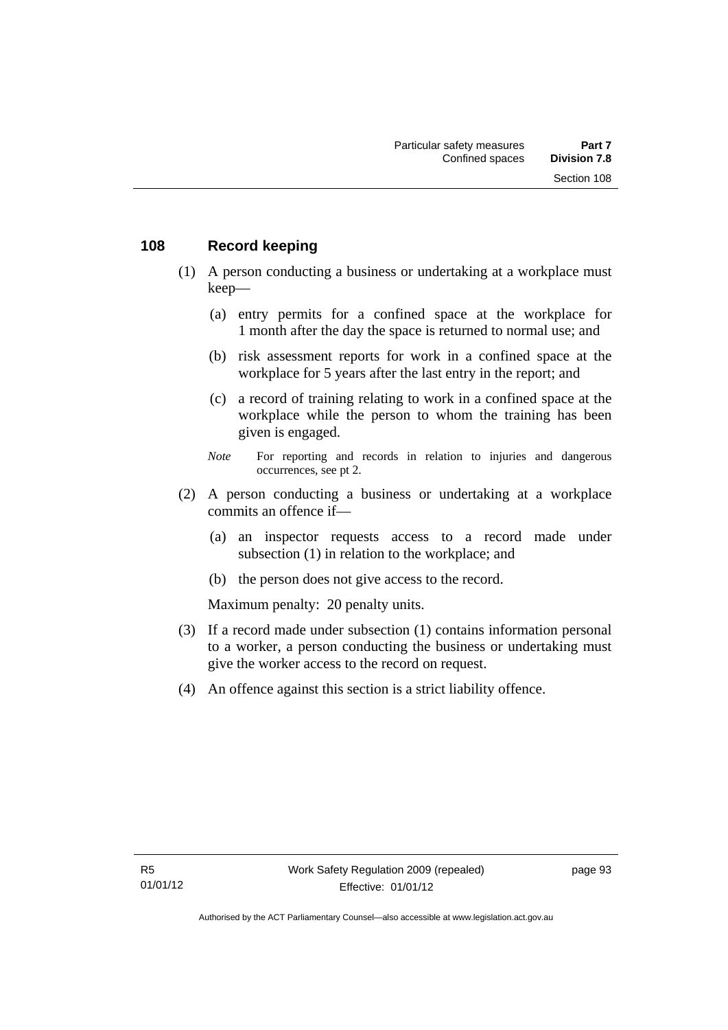## 108 Record keeping

(1) A person conducting a business or undertaking at a workplace must keep—

(a) entry permits for a confined space at the workplace for 1 month after the day the space is returned to normal use; and

(b) risk assessment reports for work in a confined space at the workplace for 5 years after the last entry in the report; and

(c) a record of training relating to work in a confined space at the workplace while the person to whom the training has been given is engaged.

*Note* For reporting and records in relation to injuries and dangerous occurrences, see pt 2.

(2) A person conducting a business or undertaking at a workplace commits an offence if—

(a) an inspector requests access to a record made under subsection (1) in relation to the workplace; and

(b) the person does not give access to the record.

Maximum penalty: 20 penalty units.

(3) If a record made under subsection (1) contains information personal to a worker, a person conducting the business or undertaking must give the worker access to the record on request.

(4) An offence against this section is a strict liability offence.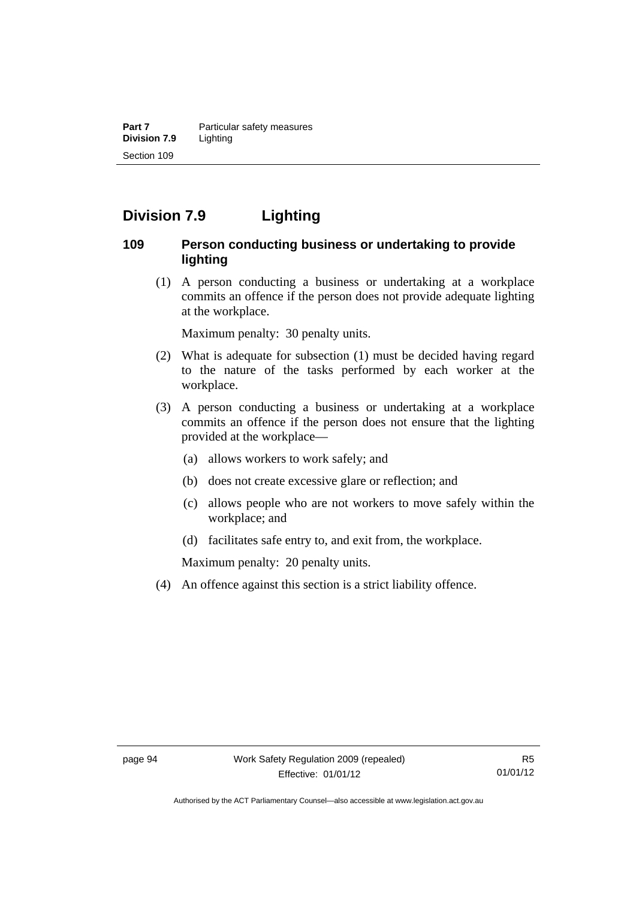## Division 7.9 Lighting

### 109 Person conducting business or undertaking to provide lighting

(1) A person conducting a business or undertaking at a workplace commits an offence if the person does not provide adequate lighting at the workplace.

Maximum penalty: 30 penalty units.

(2) What is adequate for subsection (1) must be decided having regard to the nature of the tasks performed by each worker at the workplace.

(3) A person conducting a business or undertaking at a workplace commits an offence if the person does not ensure that the lighting provided at the workplace—

(a) allows workers to work safely; and

(b) does not create excessive glare or reflection; and

(c) allows people who are not workers to move safely within the workplace; and

(d) facilitates safe entry to, and exit from, the workplace.

Maximum penalty: 20 penalty units.

(4) An offence against this section is a strict liability offence.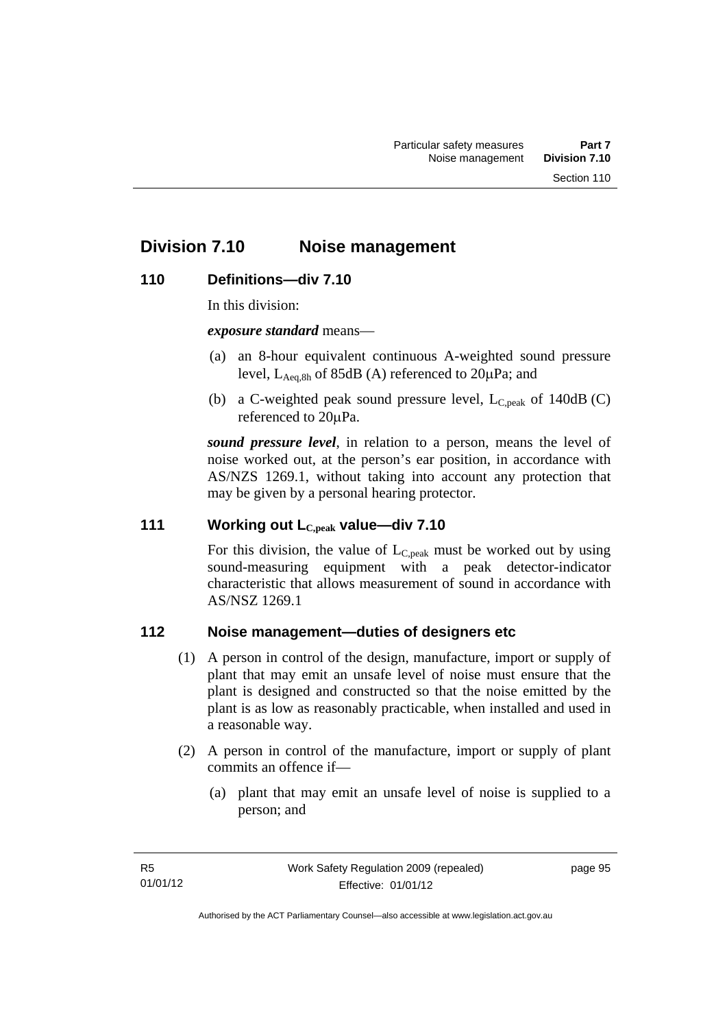## Division 7.10 Noise management

### 110 Definitions—div 7.10

In this division:

***exposure standard*** means—

(a) an 8-hour equivalent continuous A-weighted sound pressure level, $L_{Aeq,8h}$ of 85dB (A) referenced to 20μPa; and

(b) a C-weighted peak sound pressure level, $L_{C,peak}$ of 140dB (C) referenced to 20μPa.

***sound pressure level***, in relation to a person, means the level of noise worked out, at the person's ear position, in accordance with AS/NZS 1269.1, without taking into account any protection that may be given by a personal hearing protector.

### 111 Working out $L_{C,peak}$ value—div 7.10

For this division, the value of $L_{C,peak}$ must be worked out by using sound-measuring equipment with a peak detector-indicator characteristic that allows measurement of sound in accordance with AS/NSZ 1269.1

### 112 Noise management—duties of designers etc

(1) A person in control of the design, manufacture, import or supply of plant that may emit an unsafe level of noise must ensure that the plant is designed and constructed so that the noise emitted by the plant is as low as reasonably practicable, when installed and used in a reasonable way.

(2) A person in control of the manufacture, import or supply of plant commits an offence if—

(a) plant that may emit an unsafe level of noise is supplied to a person; and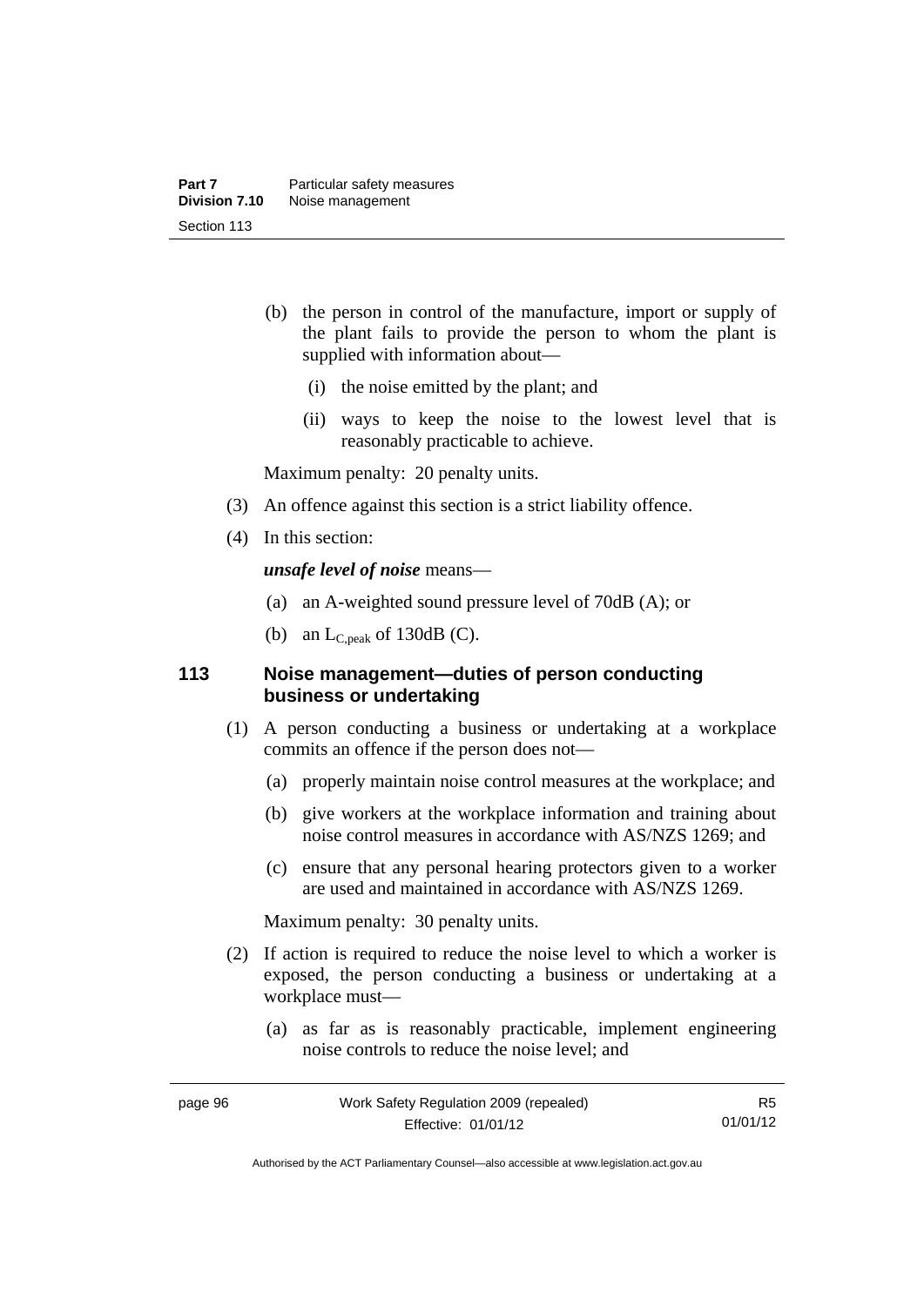(b) the person in control of the manufacture, import or supply of the plant fails to provide the person to whom the plant is supplied with information about—

(i) the noise emitted by the plant; and

(ii) ways to keep the noise to the lowest level that is reasonably practicable to achieve.

Maximum penalty: 20 penalty units.

(3) An offence against this section is a strict liability offence.

(4) In this section:

***unsafe level of noise*** means—

(a) an A-weighted sound pressure level of 70dB (A); or

(b) an $L_{C,peak}$ of 130dB (C).

### 113 Noise management—duties of person conducting business or undertaking

(1) A person conducting a business or undertaking at a workplace commits an offence if the person does not—

(a) properly maintain noise control measures at the workplace; and

(b) give workers at the workplace information and training about noise control measures in accordance with AS/NZS 1269; and

(c) ensure that any personal hearing protectors given to a worker are used and maintained in accordance with AS/NZS 1269.

Maximum penalty: 30 penalty units.

(2) If action is required to reduce the noise level to which a worker is exposed, the person conducting a business or undertaking at a workplace must—

(a) as far as is reasonably practicable, implement engineering noise controls to reduce the noise level; and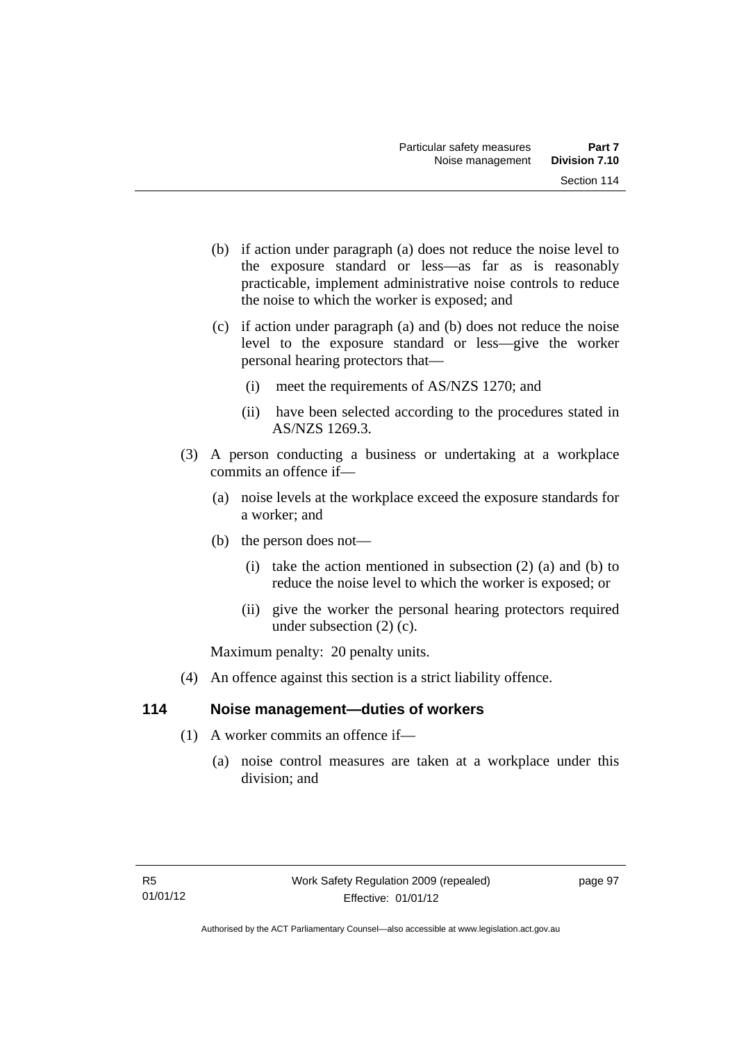(b) if action under paragraph (a) does not reduce the noise level to the exposure standard or less—as far as is reasonably practicable, implement administrative noise controls to reduce the noise to which the worker is exposed; and

(c) if action under paragraph (a) and (b) does not reduce the noise level to the exposure standard or less—give the worker personal hearing protectors that—

(i) meet the requirements of AS/NZS 1270; and

(ii) have been selected according to the procedures stated in AS/NZS 1269.3.

(3) A person conducting a business or undertaking at a workplace commits an offence if—

(a) noise levels at the workplace exceed the exposure standards for a worker; and

(b) the person does not—

(i) take the action mentioned in subsection (2) (a) and (b) to reduce the noise level to which the worker is exposed; or

(ii) give the worker the personal hearing protectors required under subsection (2) (c).

Maximum penalty: 20 penalty units.

(4) An offence against this section is a strict liability offence.

## 114 Noise management—duties of workers

(1) A worker commits an offence if—

(a) noise control measures are taken at a workplace under this division; and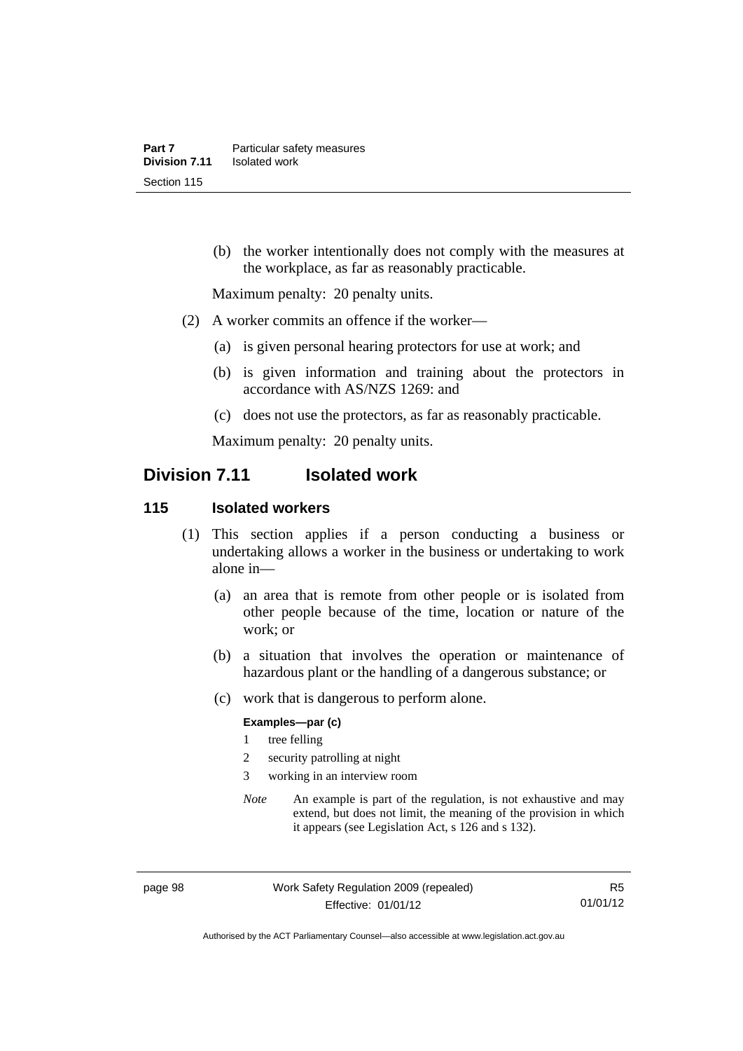(b) the worker intentionally does not comply with the measures at the workplace, as far as reasonably practicable.

Maximum penalty: 20 penalty units.

(2) A worker commits an offence if the worker—

(a) is given personal hearing protectors for use at work; and

(b) is given information and training about the protectors in accordance with AS/NZS 1269: and

(c) does not use the protectors, as far as reasonably practicable.

Maximum penalty: 20 penalty units.

## Division 7.11 Isolated work

### 115 Isolated workers

(1) This section applies if a person conducting a business or undertaking allows a worker in the business or undertaking to work alone in—

(a) an area that is remote from other people or is isolated from other people because of the time, location or nature of the work; or

(b) a situation that involves the operation or maintenance of hazardous plant or the handling of a dangerous substance; or

(c) work that is dangerous to perform alone.

**Examples—par (c)**

1 tree felling

2 security patrolling at night

3 working in an interview room

*Note* An example is part of the regulation, is not exhaustive and may extend, but does not limit, the meaning of the provision in which it appears (see Legislation Act, s 126 and s 132).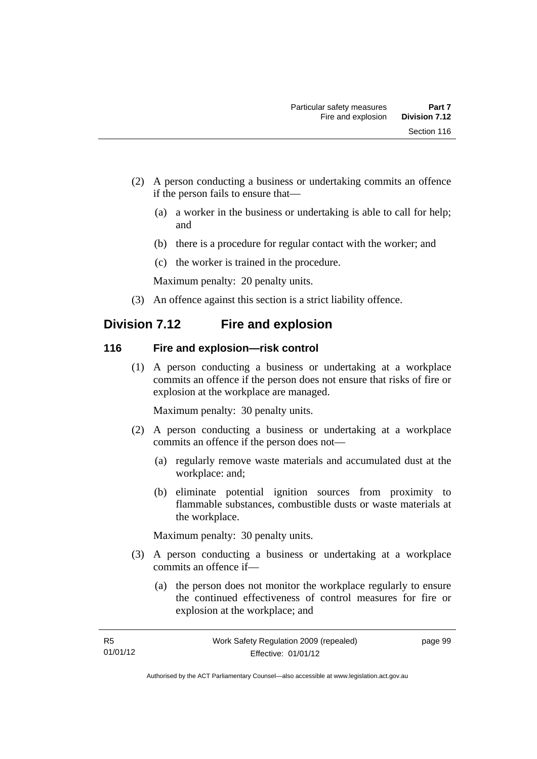(2) A person conducting a business or undertaking commits an offence if the person fails to ensure that—

(a) a worker in the business or undertaking is able to call for help; and

(b) there is a procedure for regular contact with the worker; and

(c) the worker is trained in the procedure.

Maximum penalty: 20 penalty units.

(3) An offence against this section is a strict liability offence.

## Division 7.12 Fire and explosion

### 116 Fire and explosion—risk control

(1) A person conducting a business or undertaking at a workplace commits an offence if the person does not ensure that risks of fire or explosion at the workplace are managed.

Maximum penalty: 30 penalty units.

(2) A person conducting a business or undertaking at a workplace commits an offence if the person does not—

(a) regularly remove waste materials and accumulated dust at the workplace: and;

(b) eliminate potential ignition sources from proximity to flammable substances, combustible dusts or waste materials at the workplace.

Maximum penalty: 30 penalty units.

(3) A person conducting a business or undertaking at a workplace commits an offence if—

(a) the person does not monitor the workplace regularly to ensure the continued effectiveness of control measures for fire or explosion at the workplace; and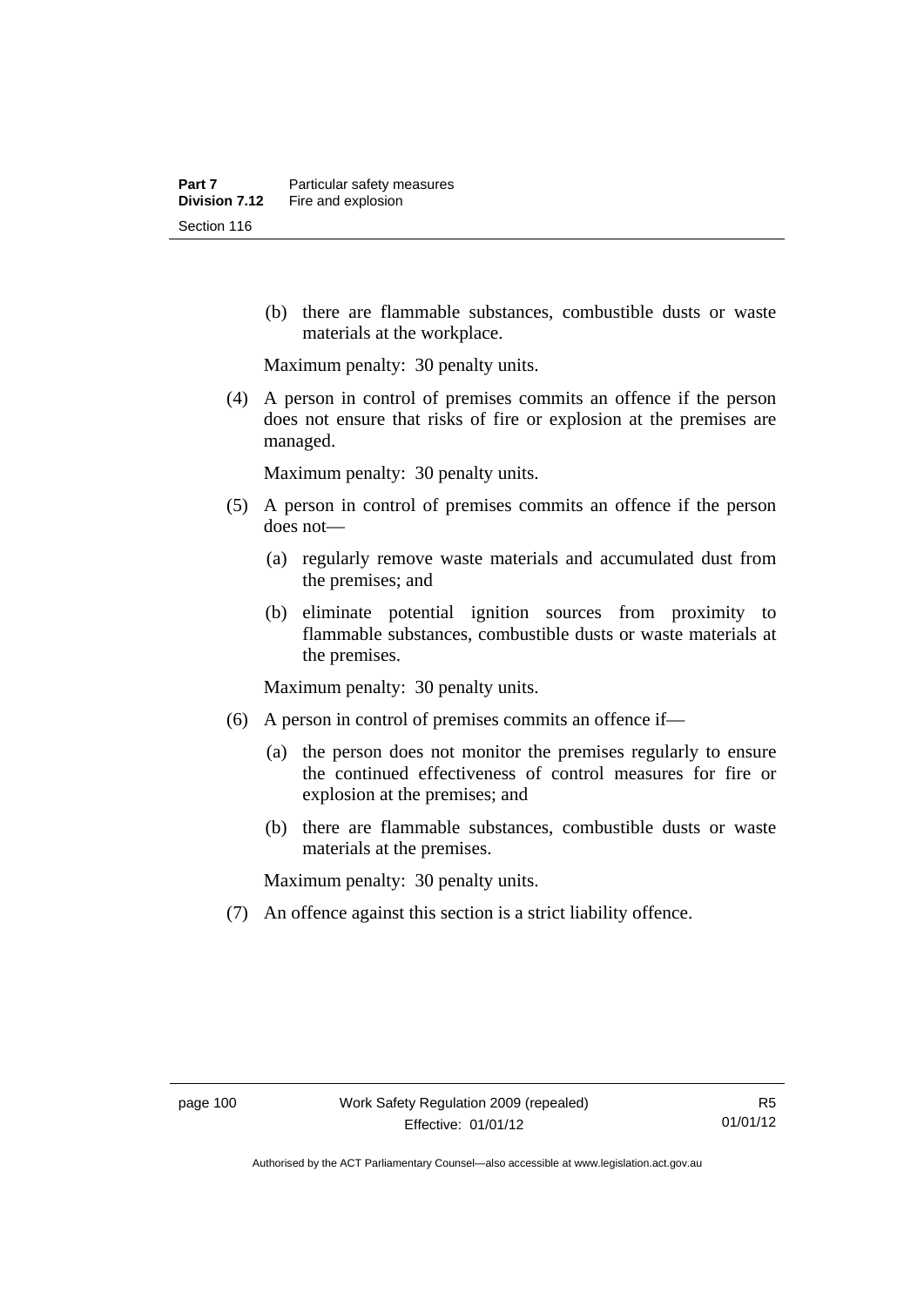(b) there are flammable substances, combustible dusts or waste materials at the workplace.

Maximum penalty: 30 penalty units.

(4) A person in control of premises commits an offence if the person does not ensure that risks of fire or explosion at the premises are managed.

Maximum penalty: 30 penalty units.

(5) A person in control of premises commits an offence if the person does not—

(a) regularly remove waste materials and accumulated dust from the premises; and

(b) eliminate potential ignition sources from proximity to flammable substances, combustible dusts or waste materials at the premises.

Maximum penalty: 30 penalty units.

(6) A person in control of premises commits an offence if—

(a) the person does not monitor the premises regularly to ensure the continued effectiveness of control measures for fire or explosion at the premises; and

(b) there are flammable substances, combustible dusts or waste materials at the premises.

Maximum penalty: 30 penalty units.

(7) An offence against this section is a strict liability offence.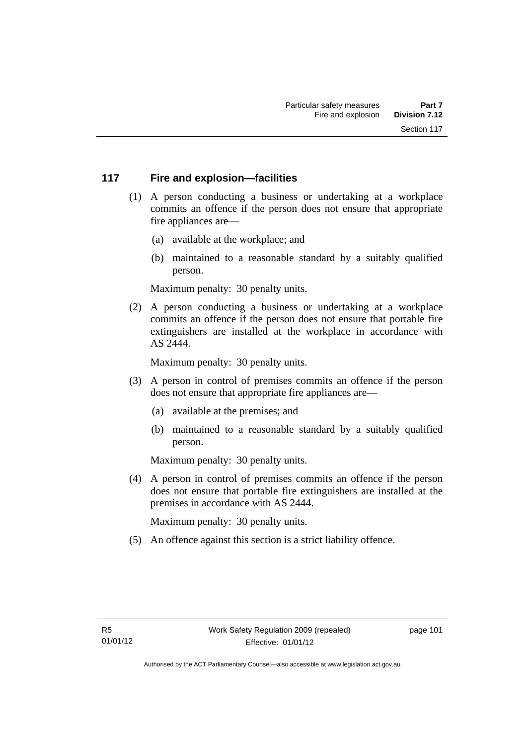### 117 Fire and explosion—facilities

(1) A person conducting a business or undertaking at a workplace commits an offence if the person does not ensure that appropriate fire appliances are—

(a) available at the workplace; and

(b) maintained to a reasonable standard by a suitably qualified person.

Maximum penalty: 30 penalty units.

(2) A person conducting a business or undertaking at a workplace commits an offence if the person does not ensure that portable fire extinguishers are installed at the workplace in accordance with AS 2444.

Maximum penalty: 30 penalty units.

(3) A person in control of premises commits an offence if the person does not ensure that appropriate fire appliances are—

(a) available at the premises; and

(b) maintained to a reasonable standard by a suitably qualified person.

Maximum penalty: 30 penalty units.

(4) A person in control of premises commits an offence if the person does not ensure that portable fire extinguishers are installed at the premises in accordance with AS 2444.

Maximum penalty: 30 penalty units.

(5) An offence against this section is a strict liability offence.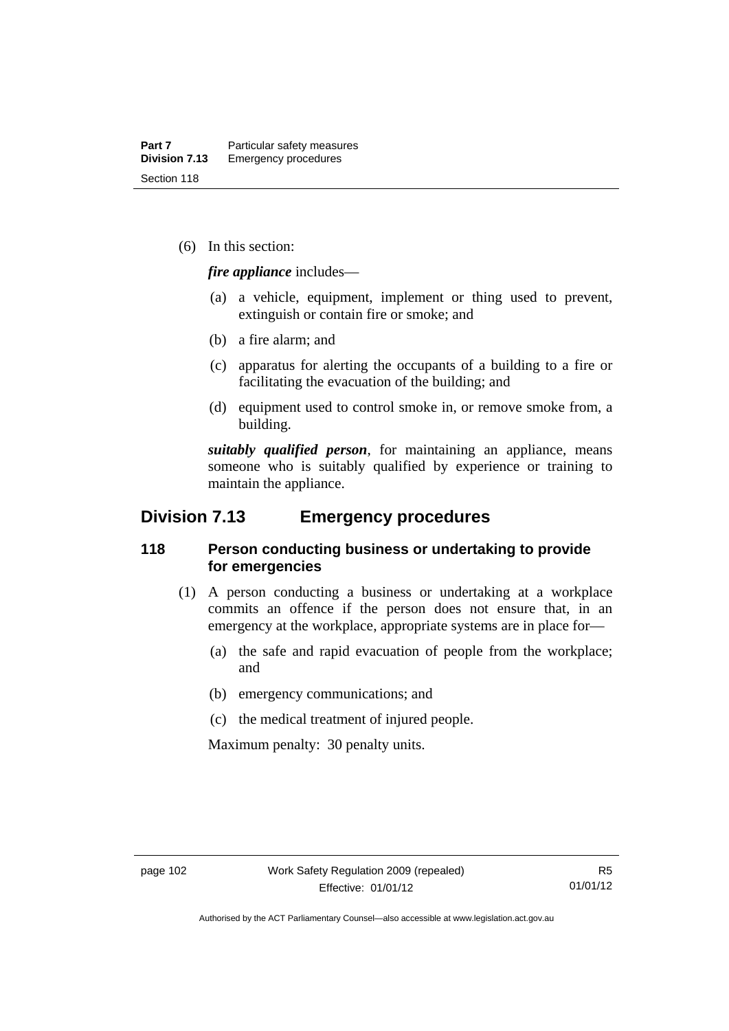(6) In this section:

***fire appliance*** includes—

(a) a vehicle, equipment, implement or thing used to prevent, extinguish or contain fire or smoke; and

(b) a fire alarm; and

(c) apparatus for alerting the occupants of a building to a fire or facilitating the evacuation of the building; and

(d) equipment used to control smoke in, or remove smoke from, a building.

***suitably qualified person***, for maintaining an appliance, means someone who is suitably qualified by experience or training to maintain the appliance.

## Division 7.13 Emergency procedures

### 118 Person conducting business or undertaking to provide for emergencies

(1) A person conducting a business or undertaking at a workplace commits an offence if the person does not ensure that, in an emergency at the workplace, appropriate systems are in place for—

(a) the safe and rapid evacuation of people from the workplace; and

(b) emergency communications; and

(c) the medical treatment of injured people.

Maximum penalty: 30 penalty units.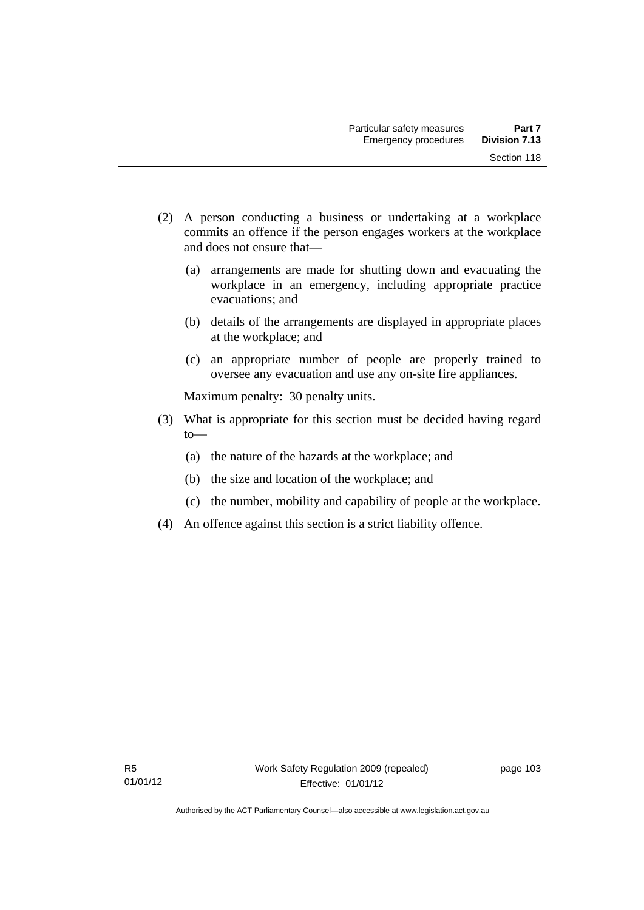(2) A person conducting a business or undertaking at a workplace commits an offence if the person engages workers at the workplace and does not ensure that—

  (a) arrangements are made for shutting down and evacuating the workplace in an emergency, including appropriate practice evacuations; and

  (b) details of the arrangements are displayed in appropriate places at the workplace; and

  (c) an appropriate number of people are properly trained to oversee any evacuation and use any on-site fire appliances.

  Maximum penalty: 30 penalty units.

(3) What is appropriate for this section must be decided having regard to—

  (a) the nature of the hazards at the workplace; and

  (b) the size and location of the workplace; and

  (c) the number, mobility and capability of people at the workplace.

(4) An offence against this section is a strict liability offence.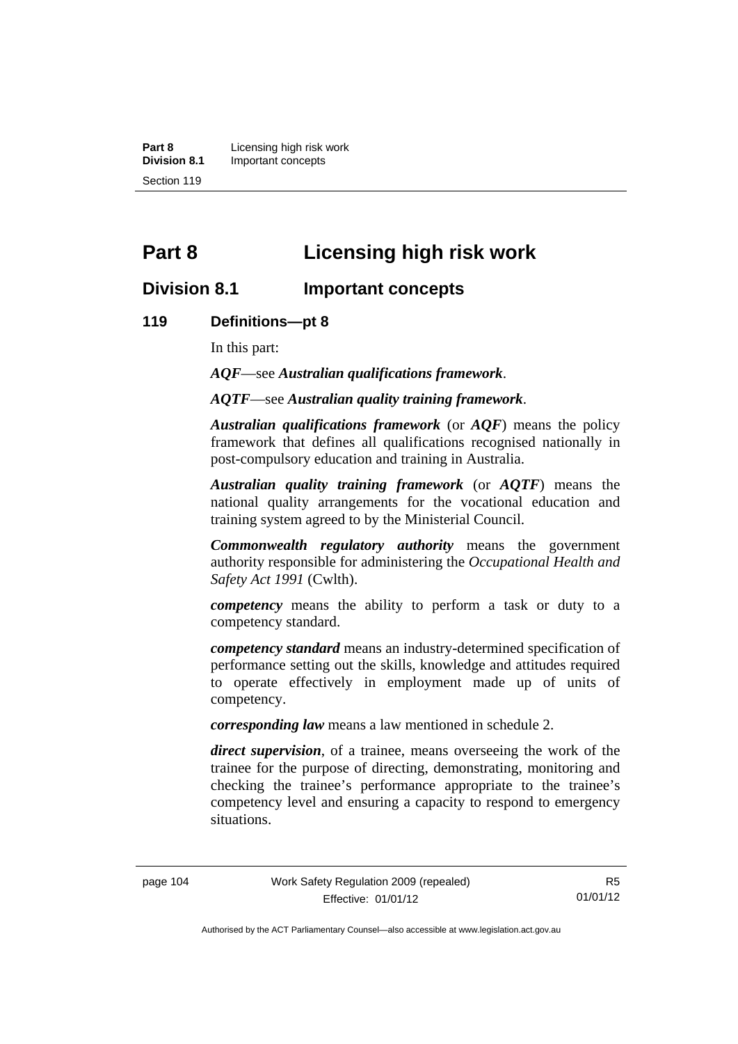# Part 8 Licensing high risk work

## Division 8.1 Important concepts

### 119 Definitions—pt 8

In this part:

***AQF***—see ***Australian qualifications framework***.

***AQTF***—see ***Australian quality training framework***.

***Australian qualifications framework*** (or ***AQF***) means the policy framework that defines all qualifications recognised nationally in post-compulsory education and training in Australia.

***Australian quality training framework*** (or ***AQTF***) means the national quality arrangements for the vocational education and training system agreed to by the Ministerial Council.

***Commonwealth regulatory authority*** means the government authority responsible for administering the *Occupational Health and Safety Act 1991* (Cwlth).

***competency*** means the ability to perform a task or duty to a competency standard.

***competency standard*** means an industry-determined specification of performance setting out the skills, knowledge and attitudes required to operate effectively in employment made up of units of competency.

***corresponding law*** means a law mentioned in schedule 2.

***direct supervision***, of a trainee, means overseeing the work of the trainee for the purpose of directing, demonstrating, monitoring and checking the trainee's performance appropriate to the trainee's competency level and ensuring a capacity to respond to emergency situations.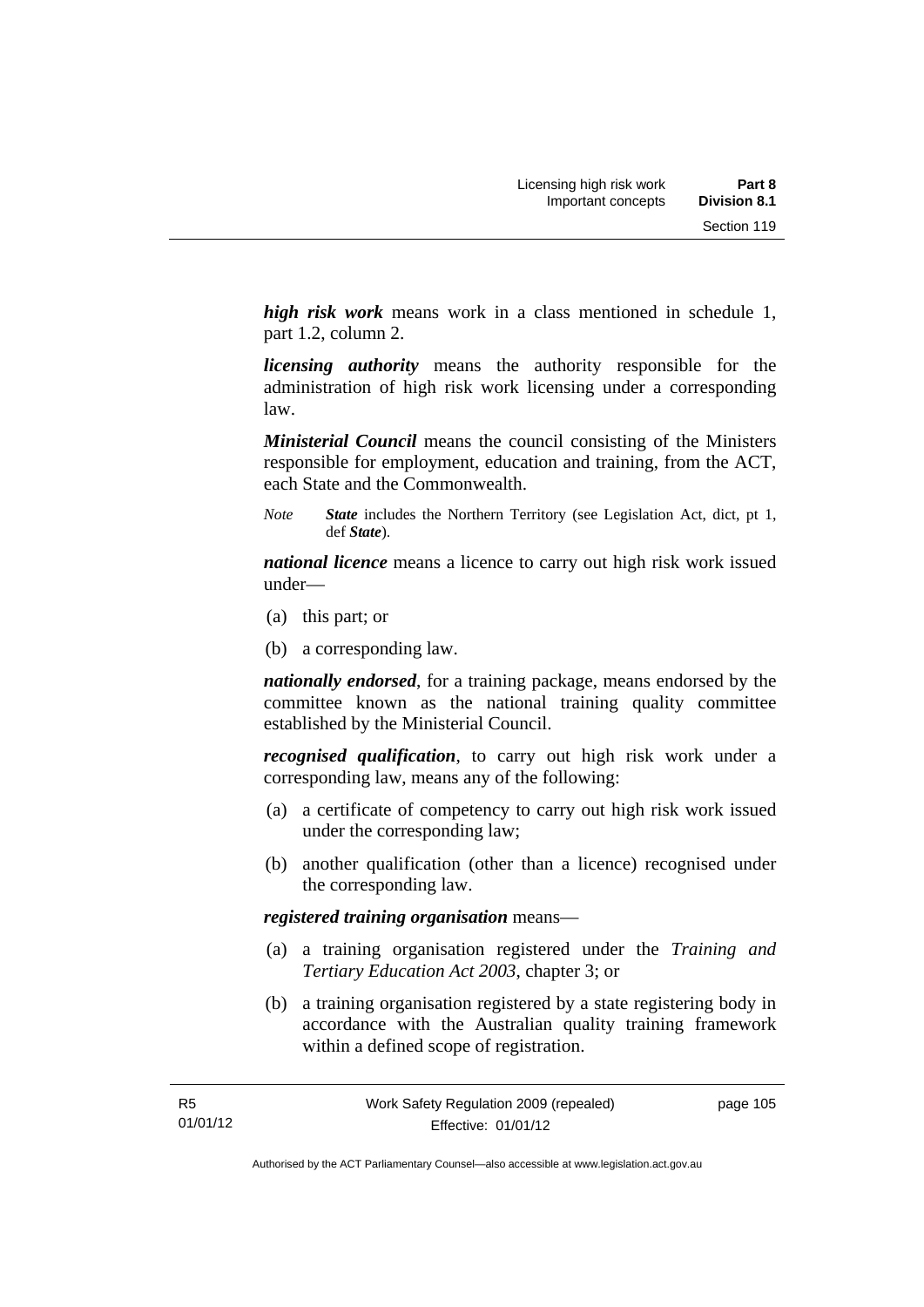***high risk work*** means work in a class mentioned in schedule 1, part 1.2, column 2.

***licensing authority*** means the authority responsible for the administration of high risk work licensing under a corresponding law.

***Ministerial Council*** means the council consisting of the Ministers responsible for employment, education and training, from the ACT, each State and the Commonwealth.

*Note* ***State*** includes the Northern Territory (see Legislation Act, dict, pt 1, def ***State***).

***national licence*** means a licence to carry out high risk work issued under—

(a) this part; or

(b) a corresponding law.

***nationally endorsed***, for a training package, means endorsed by the committee known as the national training quality committee established by the Ministerial Council.

***recognised qualification***, to carry out high risk work under a corresponding law, means any of the following:

(a) a certificate of competency to carry out high risk work issued under the corresponding law;

(b) another qualification (other than a licence) recognised under the corresponding law.

***registered training organisation*** means—

(a) a training organisation registered under the *Training and Tertiary Education Act 2003*, chapter 3; or

(b) a training organisation registered by a state registering body in accordance with the Australian quality training framework within a defined scope of registration.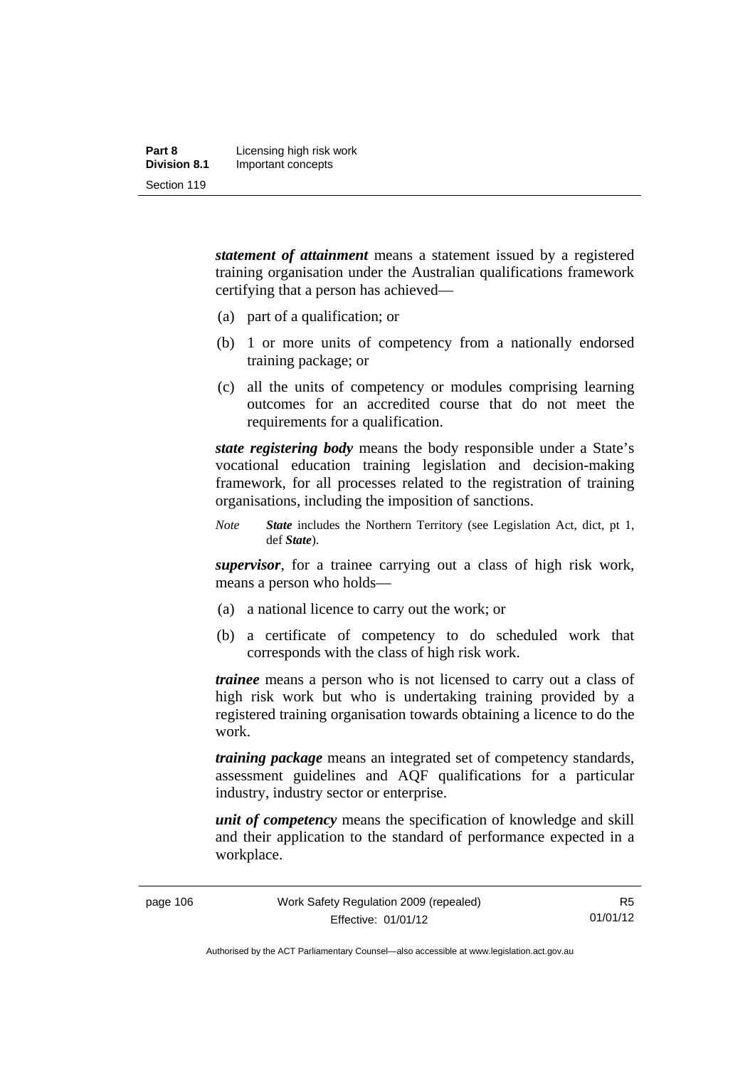***statement of attainment*** means a statement issued by a registered training organisation under the Australian qualifications framework certifying that a person has achieved—

(a) part of a qualification; or

(b) 1 or more units of competency from a nationally endorsed training package; or

(c) all the units of competency or modules comprising learning outcomes for an accredited course that do not meet the requirements for a qualification.

***state registering body*** means the body responsible under a State's vocational education training legislation and decision-making framework, for all processes related to the registration of training organisations, including the imposition of sanctions.

*Note* ***State*** includes the Northern Territory (see Legislation Act, dict, pt 1, def ***State***).

***supervisor***, for a trainee carrying out a class of high risk work, means a person who holds—

(a) a national licence to carry out the work; or

(b) a certificate of competency to do scheduled work that corresponds with the class of high risk work.

***trainee*** means a person who is not licensed to carry out a class of high risk work but who is undertaking training provided by a registered training organisation towards obtaining a licence to do the work.

***training package*** means an integrated set of competency standards, assessment guidelines and AQF qualifications for a particular industry, industry sector or enterprise.

***unit of competency*** means the specification of knowledge and skill and their application to the standard of performance expected in a workplace.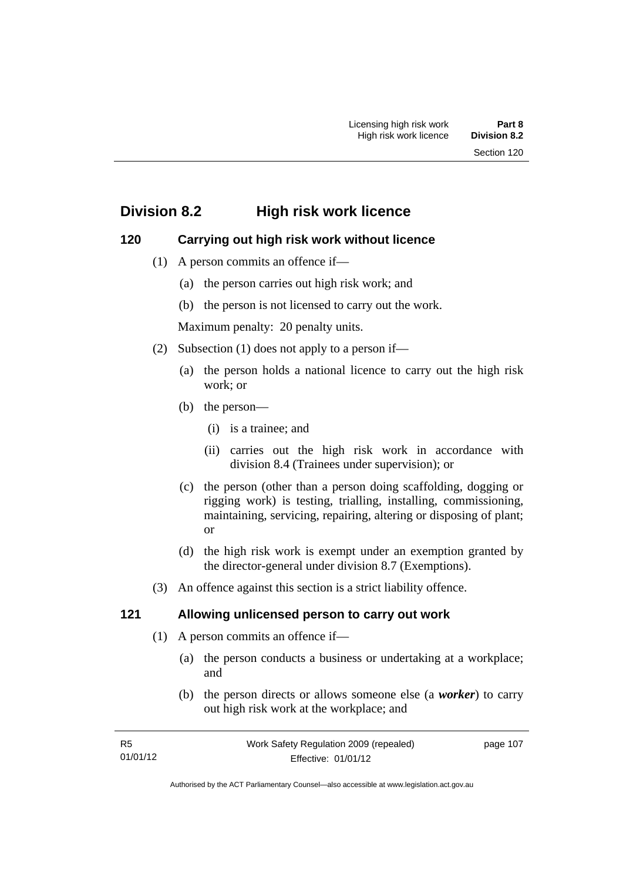## Division 8.2 High risk work licence

### 120 Carrying out high risk work without licence

(1) A person commits an offence if—

(a) the person carries out high risk work; and

(b) the person is not licensed to carry out the work.

Maximum penalty: 20 penalty units.

(2) Subsection (1) does not apply to a person if—

(a) the person holds a national licence to carry out the high risk work; or

(b) the person—

(i) is a trainee; and

(ii) carries out the high risk work in accordance with division 8.4 (Trainees under supervision); or

(c) the person (other than a person doing scaffolding, dogging or rigging work) is testing, trialling, installing, commissioning, maintaining, servicing, repairing, altering or disposing of plant; or

(d) the high risk work is exempt under an exemption granted by the director-general under division 8.7 (Exemptions).

(3) An offence against this section is a strict liability offence.

### 121 Allowing unlicensed person to carry out work

(1) A person commits an offence if—

(a) the person conducts a business or undertaking at a workplace; and

(b) the person directs or allows someone else (a ***worker***) to carry out high risk work at the workplace; and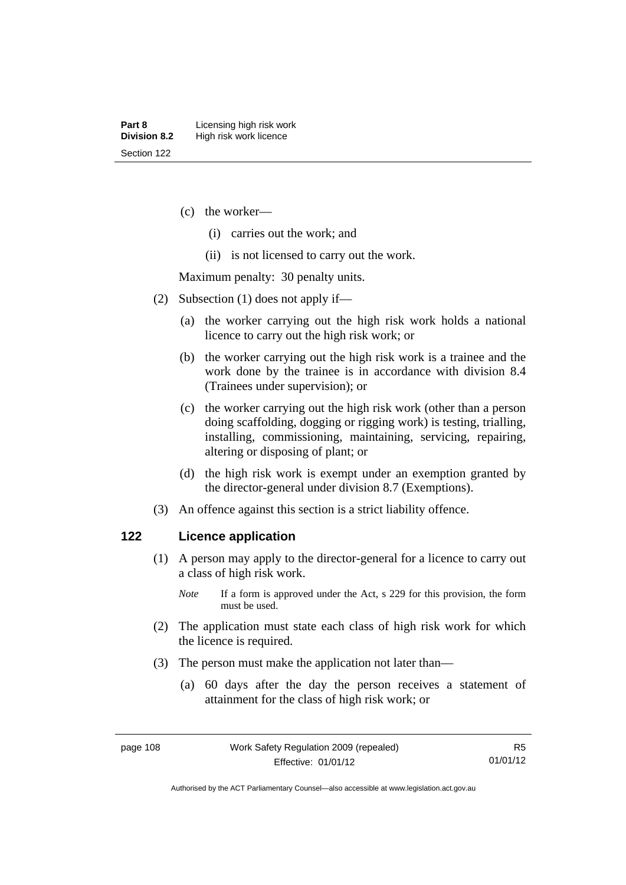(c) the worker—

(i) carries out the work; and

(ii) is not licensed to carry out the work.

Maximum penalty: 30 penalty units.

(2) Subsection (1) does not apply if—

(a) the worker carrying out the high risk work holds a national licence to carry out the high risk work; or

(b) the worker carrying out the high risk work is a trainee and the work done by the trainee is in accordance with division 8.4 (Trainees under supervision); or

(c) the worker carrying out the high risk work (other than a person doing scaffolding, dogging or rigging work) is testing, trialling, installing, commissioning, maintaining, servicing, repairing, altering or disposing of plant; or

(d) the high risk work is exempt under an exemption granted by the director-general under division 8.7 (Exemptions).

(3) An offence against this section is a strict liability offence.

## 122 Licence application

(1) A person may apply to the director-general for a licence to carry out a class of high risk work.

*Note* If a form is approved under the Act, s 229 for this provision, the form must be used.

(2) The application must state each class of high risk work for which the licence is required.

(3) The person must make the application not later than—

(a) 60 days after the day the person receives a statement of attainment for the class of high risk work; or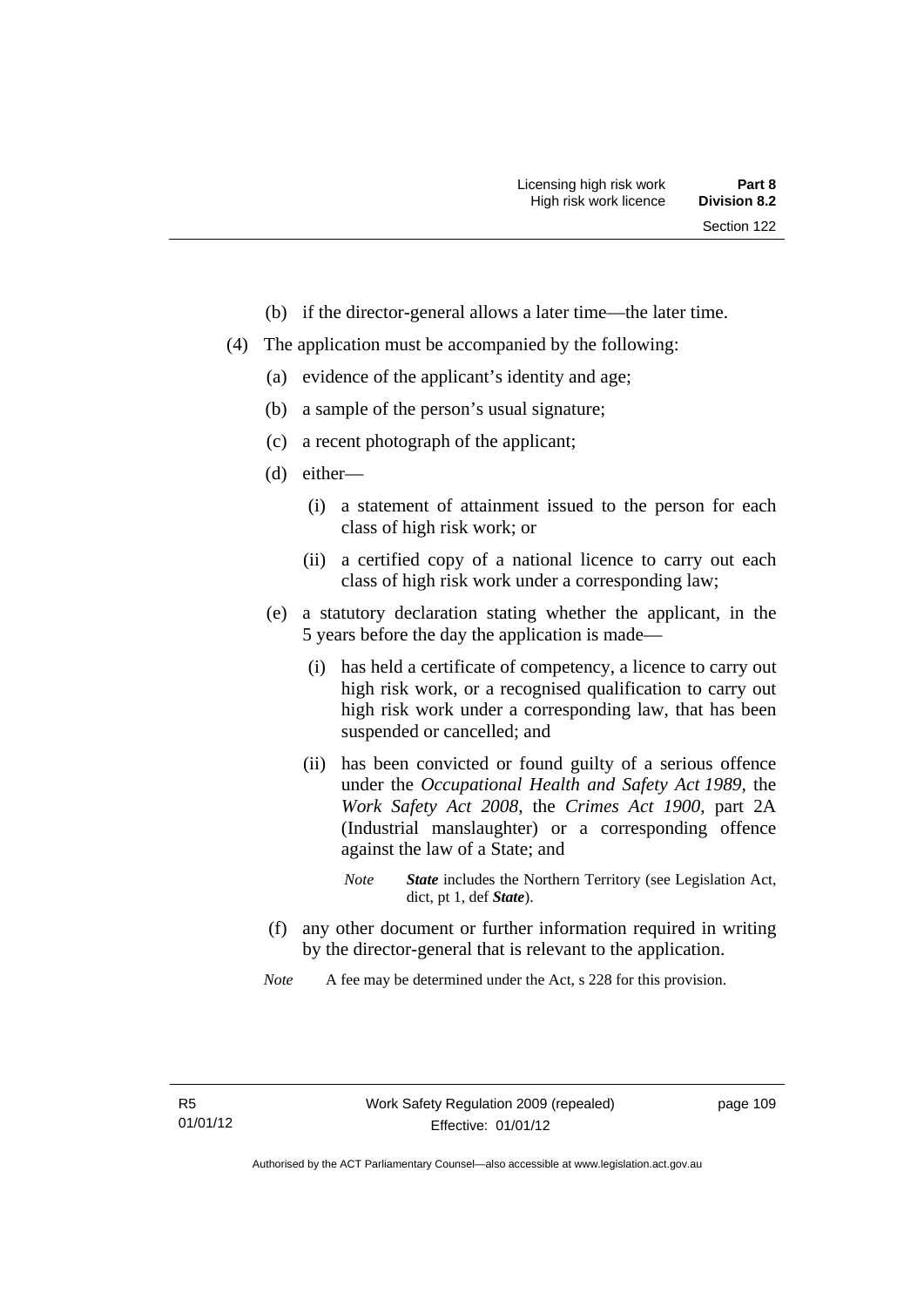(b) if the director-general allows a later time—the later time.

(4) The application must be accompanied by the following:

(a) evidence of the applicant's identity and age;

(b) a sample of the person's usual signature;

(c) a recent photograph of the applicant;

(d) either—

(i) a statement of attainment issued to the person for each class of high risk work; or

(ii) a certified copy of a national licence to carry out each class of high risk work under a corresponding law;

(e) a statutory declaration stating whether the applicant, in the 5 years before the day the application is made—

(i) has held a certificate of competency, a licence to carry out high risk work, or a recognised qualification to carry out high risk work under a corresponding law, that has been suspended or cancelled; and

(ii) has been convicted or found guilty of a serious offence under the *Occupational Health and Safety Act 1989*, the *Work Safety Act 2008*, the *Crimes Act 1900*, part 2A (Industrial manslaughter) or a corresponding offence against the law of a State; and

*Note* ***State*** includes the Northern Territory (see Legislation Act, dict, pt 1, def ***State***).

(f) any other document or further information required in writing by the director-general that is relevant to the application.

*Note* A fee may be determined under the Act, s 228 for this provision.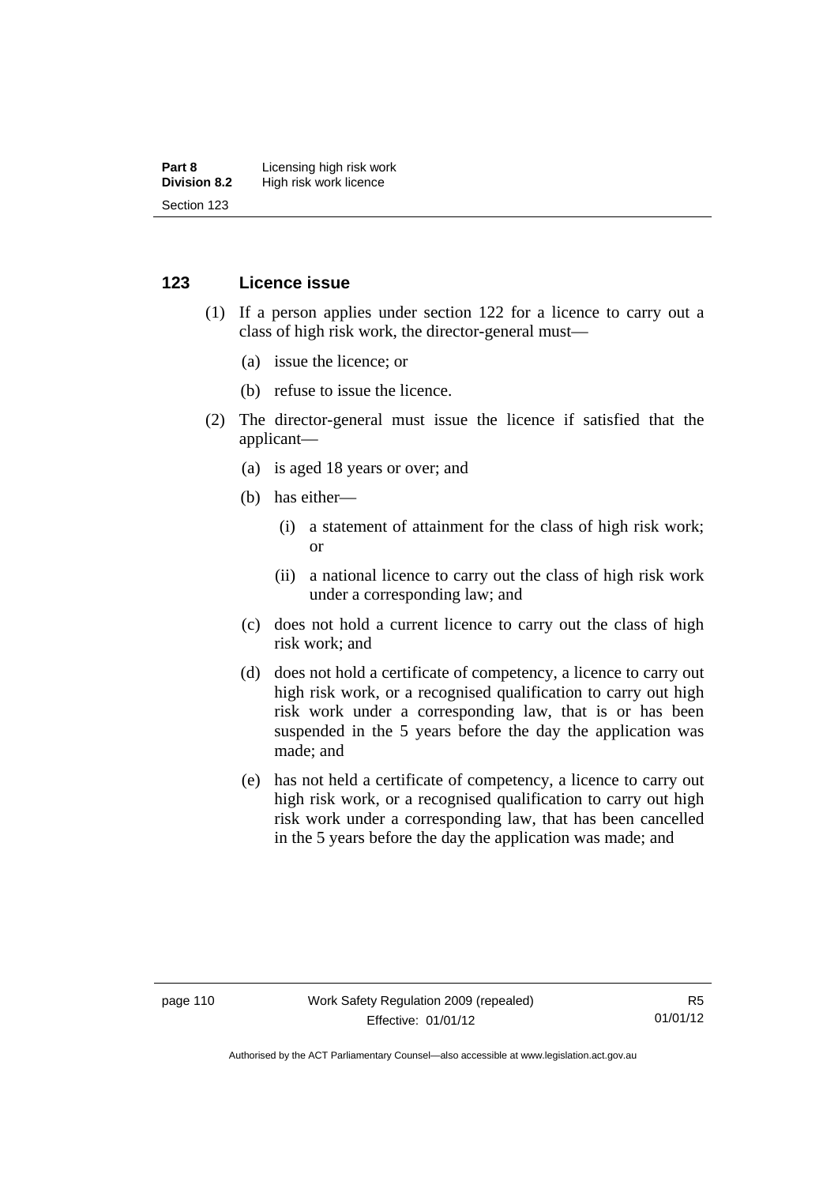### 123 Licence issue

(1) If a person applies under section 122 for a licence to carry out a class of high risk work, the director-general must—

(a) issue the licence; or

(b) refuse to issue the licence.

(2) The director-general must issue the licence if satisfied that the applicant—

(a) is aged 18 years or over; and

(b) has either—

(i) a statement of attainment for the class of high risk work; or

(ii) a national licence to carry out the class of high risk work under a corresponding law; and

(c) does not hold a current licence to carry out the class of high risk work; and

(d) does not hold a certificate of competency, a licence to carry out high risk work, or a recognised qualification to carry out high risk work under a corresponding law, that is or has been suspended in the 5 years before the day the application was made; and

(e) has not held a certificate of competency, a licence to carry out high risk work, or a recognised qualification to carry out high risk work under a corresponding law, that has been cancelled in the 5 years before the day the application was made; and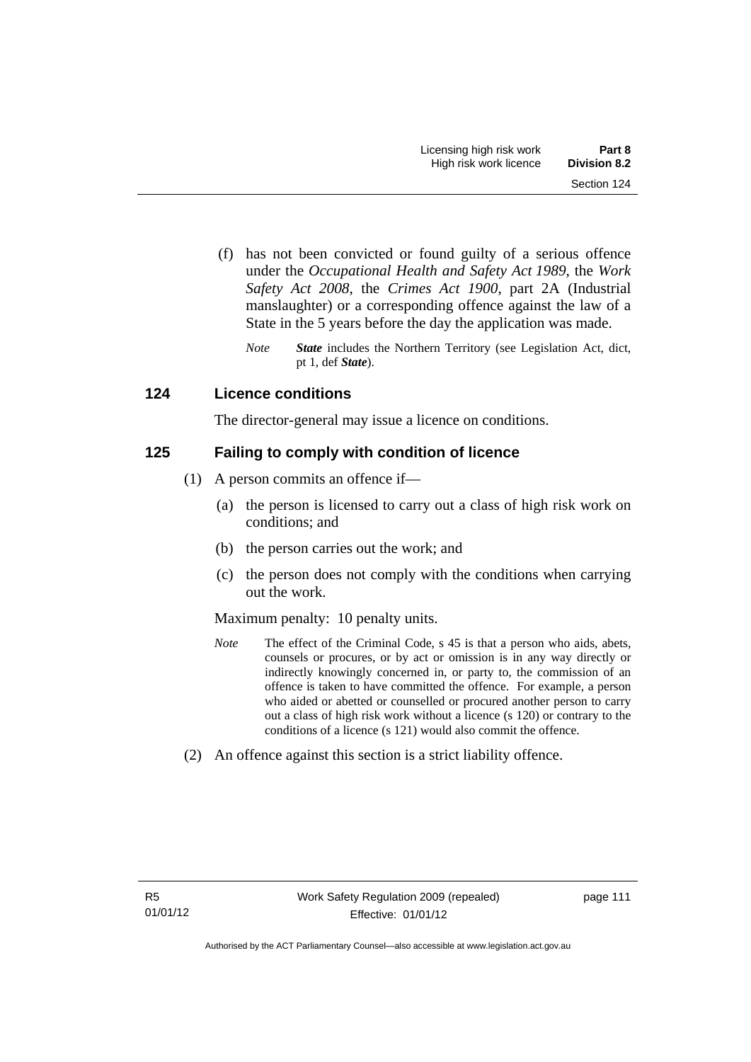(f) has not been convicted or found guilty of a serious offence under the *Occupational Health and Safety Act 1989*, the *Work Safety Act 2008*, the *Crimes Act 1900*, part 2A (Industrial manslaughter) or a corresponding offence against the law of a State in the 5 years before the day the application was made.

*Note* ***State*** includes the Northern Territory (see Legislation Act, dict, pt 1, def ***State***).

## 124 Licence conditions

The director-general may issue a licence on conditions.

## 125 Failing to comply with condition of licence

(1) A person commits an offence if—

(a) the person is licensed to carry out a class of high risk work on conditions; and

(b) the person carries out the work; and

(c) the person does not comply with the conditions when carrying out the work.

Maximum penalty: 10 penalty units.

*Note* The effect of the Criminal Code, s 45 is that a person who aids, abets, counsels or procures, or by act or omission is in any way directly or indirectly knowingly concerned in, or party to, the commission of an offence is taken to have committed the offence. For example, a person who aided or abetted or counselled or procured another person to carry out a class of high risk work without a licence (s 120) or contrary to the conditions of a licence (s 121) would also commit the offence.

(2) An offence against this section is a strict liability offence.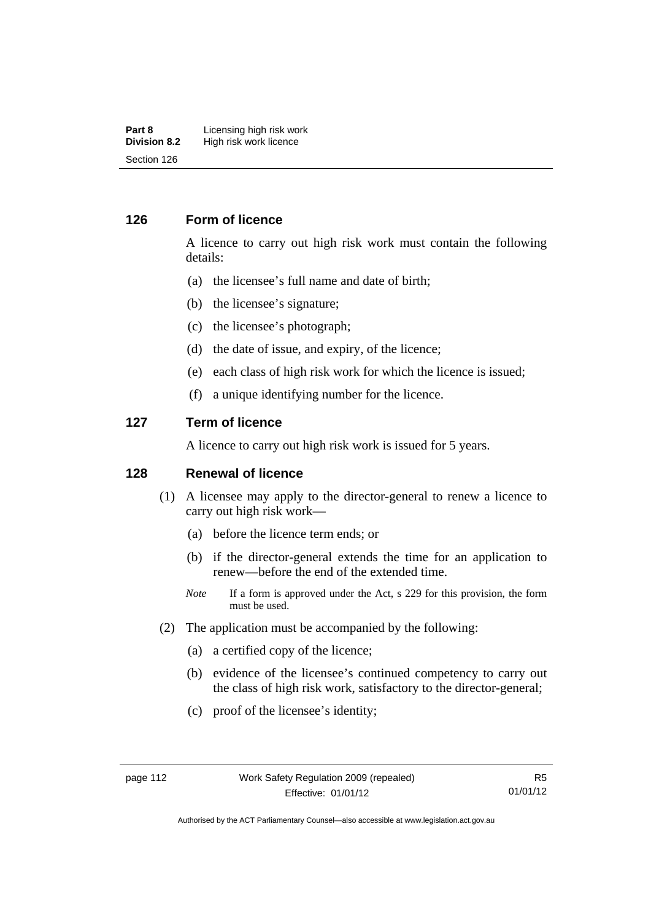## 126 Form of licence

A licence to carry out high risk work must contain the following details:

(a) the licensee's full name and date of birth;

(b) the licensee's signature;

(c) the licensee's photograph;

(d) the date of issue, and expiry, of the licence;

(e) each class of high risk work for which the licence is issued;

(f) a unique identifying number for the licence.

## 127 Term of licence

A licence to carry out high risk work is issued for 5 years.

## 128 Renewal of licence

(1) A licensee may apply to the director-general to renew a licence to carry out high risk work—

(a) before the licence term ends; or

(b) if the director-general extends the time for an application to renew—before the end of the extended time.

*Note* If a form is approved under the Act, s 229 for this provision, the form must be used.

(2) The application must be accompanied by the following:

(a) a certified copy of the licence;

(b) evidence of the licensee's continued competency to carry out the class of high risk work, satisfactory to the director-general;

(c) proof of the licensee's identity;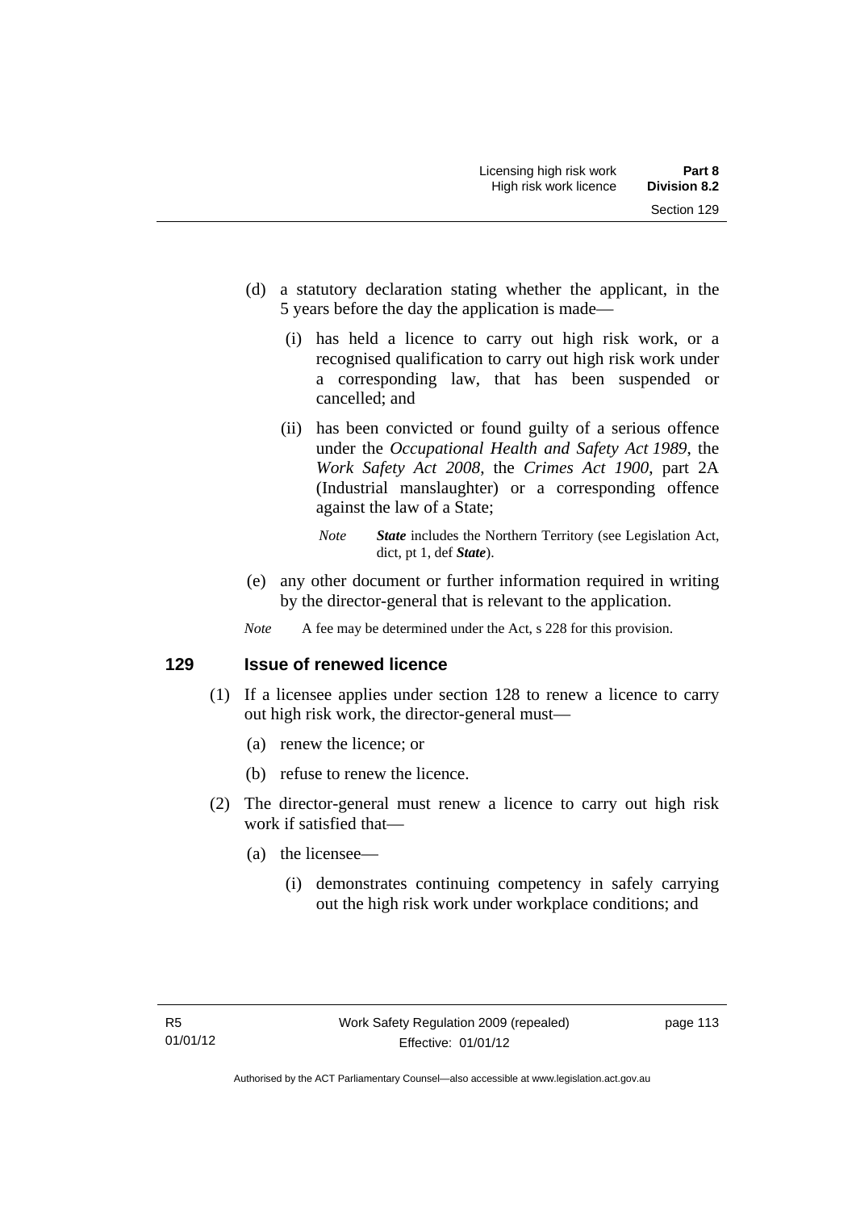(d) a statutory declaration stating whether the applicant, in the 5 years before the day the application is made—

(i) has held a licence to carry out high risk work, or a recognised qualification to carry out high risk work under a corresponding law, that has been suspended or cancelled; and

(ii) has been convicted or found guilty of a serious offence under the *Occupational Health and Safety Act 1989*, the *Work Safety Act 2008*, the *Crimes Act 1900*, part 2A (Industrial manslaughter) or a corresponding offence against the law of a State;

*Note* ***State*** includes the Northern Territory (see Legislation Act, dict, pt 1, def ***State***).

(e) any other document or further information required in writing by the director-general that is relevant to the application.

*Note* A fee may be determined under the Act, s 228 for this provision.

### 129 Issue of renewed licence

(1) If a licensee applies under section 128 to renew a licence to carry out high risk work, the director-general must—

(a) renew the licence; or

(b) refuse to renew the licence.

(2) The director-general must renew a licence to carry out high risk work if satisfied that—

(a) the licensee—

(i) demonstrates continuing competency in safely carrying out the high risk work under workplace conditions; and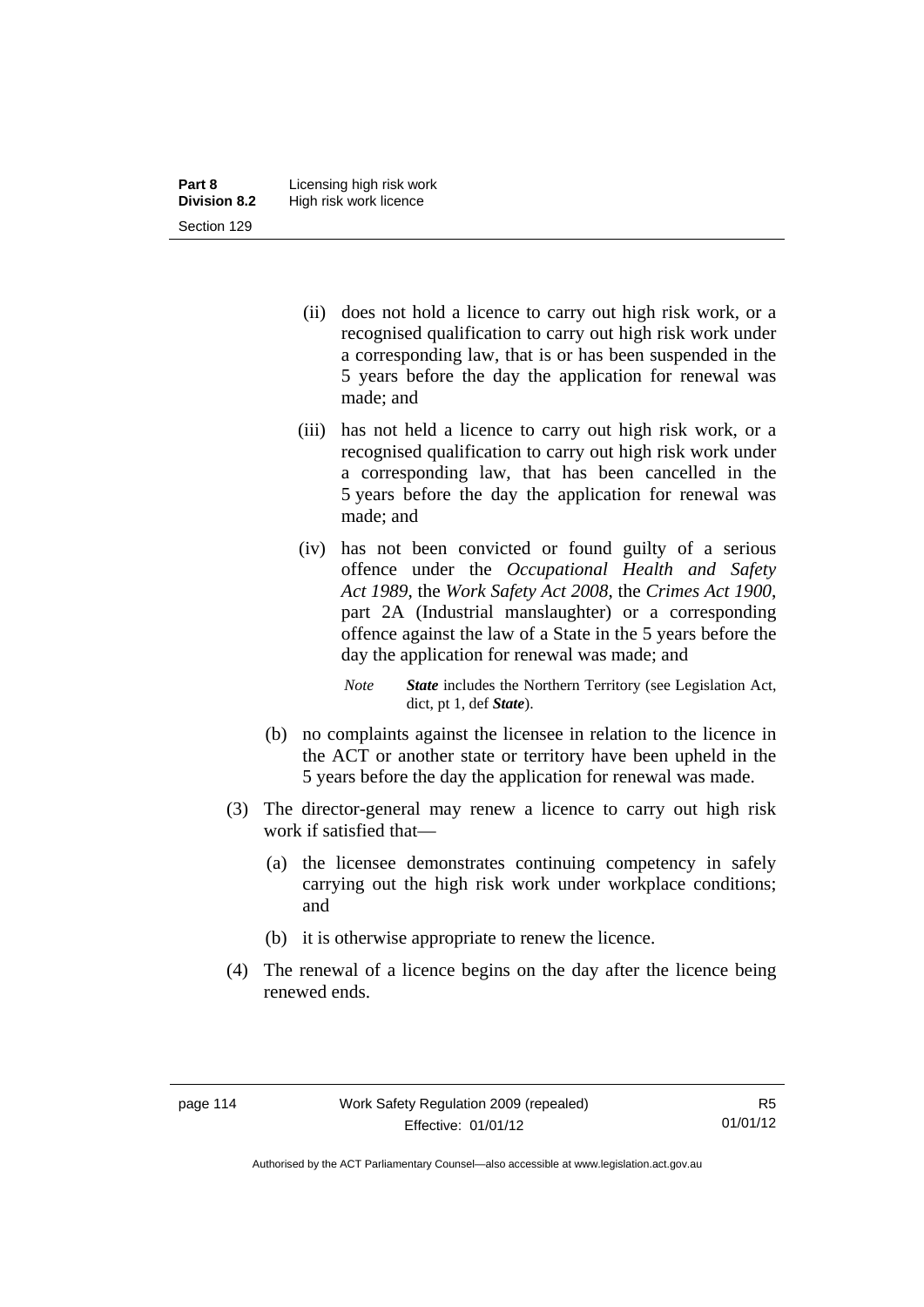(ii) does not hold a licence to carry out high risk work, or a recognised qualification to carry out high risk work under a corresponding law, that is or has been suspended in the 5 years before the day the application for renewal was made; and

(iii) has not held a licence to carry out high risk work, or a recognised qualification to carry out high risk work under a corresponding law, that has been cancelled in the 5 years before the day the application for renewal was made; and

(iv) has not been convicted or found guilty of a serious offence under the *Occupational Health and Safety Act 1989*, the *Work Safety Act 2008*, the *Crimes Act 1900*, part 2A (Industrial manslaughter) or a corresponding offence against the law of a State in the 5 years before the day the application for renewal was made; and

*Note* ***State*** includes the Northern Territory (see Legislation Act, dict, pt 1, def ***State***).

(b) no complaints against the licensee in relation to the licence in the ACT or another state or territory have been upheld in the 5 years before the day the application for renewal was made.

(3) The director-general may renew a licence to carry out high risk work if satisfied that—

(a) the licensee demonstrates continuing competency in safely carrying out the high risk work under workplace conditions; and

(b) it is otherwise appropriate to renew the licence.

(4) The renewal of a licence begins on the day after the licence being renewed ends.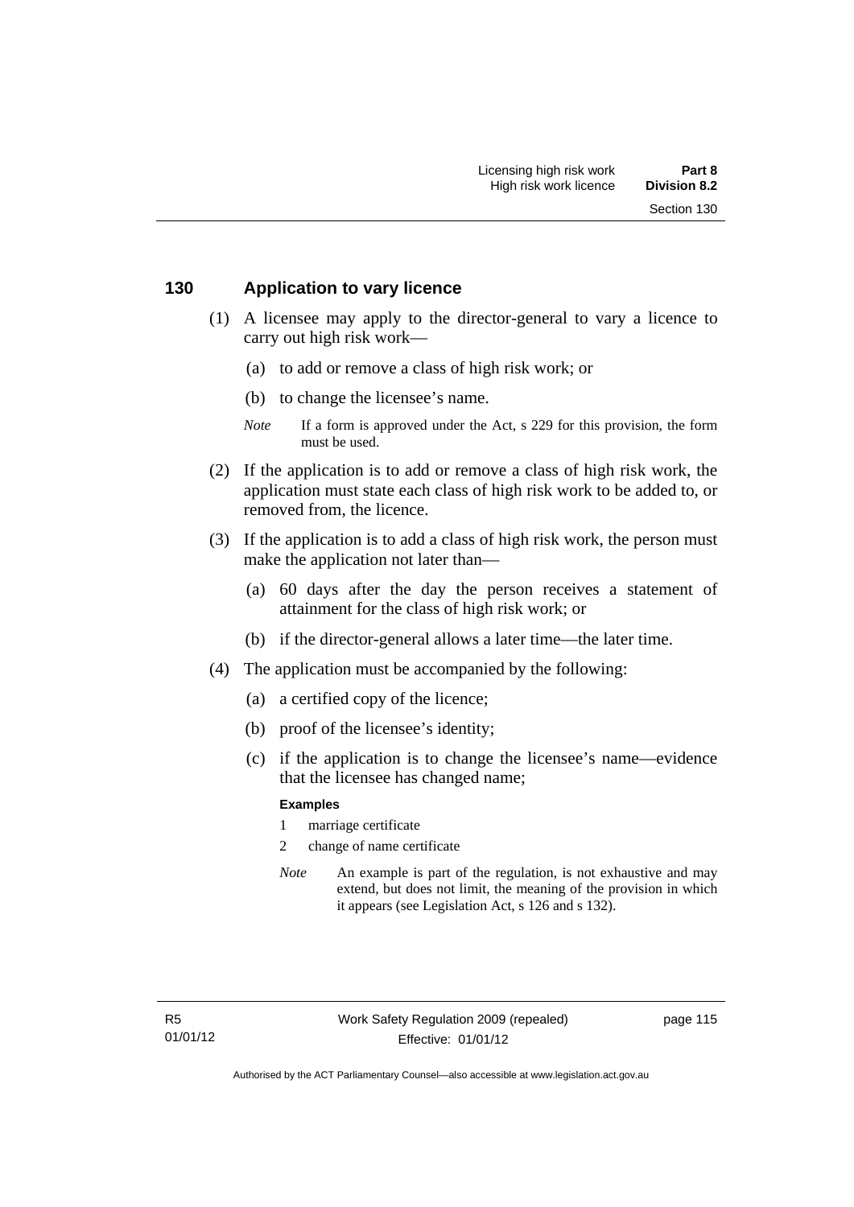## 130 Application to vary licence

(1) A licensee may apply to the director-general to vary a licence to carry out high risk work—

(a) to add or remove a class of high risk work; or

(b) to change the licensee's name.

*Note* If a form is approved under the Act, s 229 for this provision, the form must be used.

(2) If the application is to add or remove a class of high risk work, the application must state each class of high risk work to be added to, or removed from, the licence.

(3) If the application is to add a class of high risk work, the person must make the application not later than—

(a) 60 days after the day the person receives a statement of attainment for the class of high risk work; or

(b) if the director-general allows a later time—the later time.

(4) The application must be accompanied by the following:

(a) a certified copy of the licence;

(b) proof of the licensee's identity;

(c) if the application is to change the licensee's name—evidence that the licensee has changed name;

**Examples**

1 marriage certificate

2 change of name certificate

*Note* An example is part of the regulation, is not exhaustive and may extend, but does not limit, the meaning of the provision in which it appears (see Legislation Act, s 126 and s 132).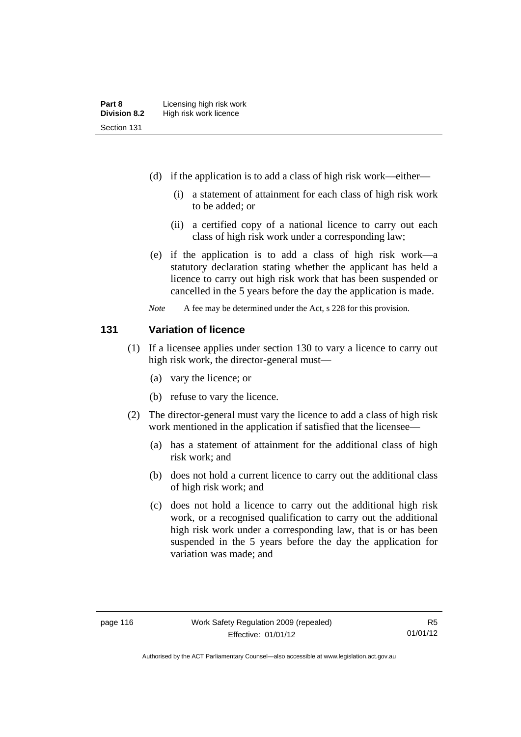(d) if the application is to add a class of high risk work—either—

(i) a statement of attainment for each class of high risk work to be added; or

(ii) a certified copy of a national licence to carry out each class of high risk work under a corresponding law;

(e) if the application is to add a class of high risk work—a statutory declaration stating whether the applicant has held a licence to carry out high risk work that has been suspended or cancelled in the 5 years before the day the application is made.

*Note* A fee may be determined under the Act, s 228 for this provision.

### 131 Variation of licence

(1) If a licensee applies under section 130 to vary a licence to carry out high risk work, the director-general must—

(a) vary the licence; or

(b) refuse to vary the licence.

(2) The director-general must vary the licence to add a class of high risk work mentioned in the application if satisfied that the licensee—

(a) has a statement of attainment for the additional class of high risk work; and

(b) does not hold a current licence to carry out the additional class of high risk work; and

(c) does not hold a licence to carry out the additional high risk work, or a recognised qualification to carry out the additional high risk work under a corresponding law, that is or has been suspended in the 5 years before the day the application for variation was made; and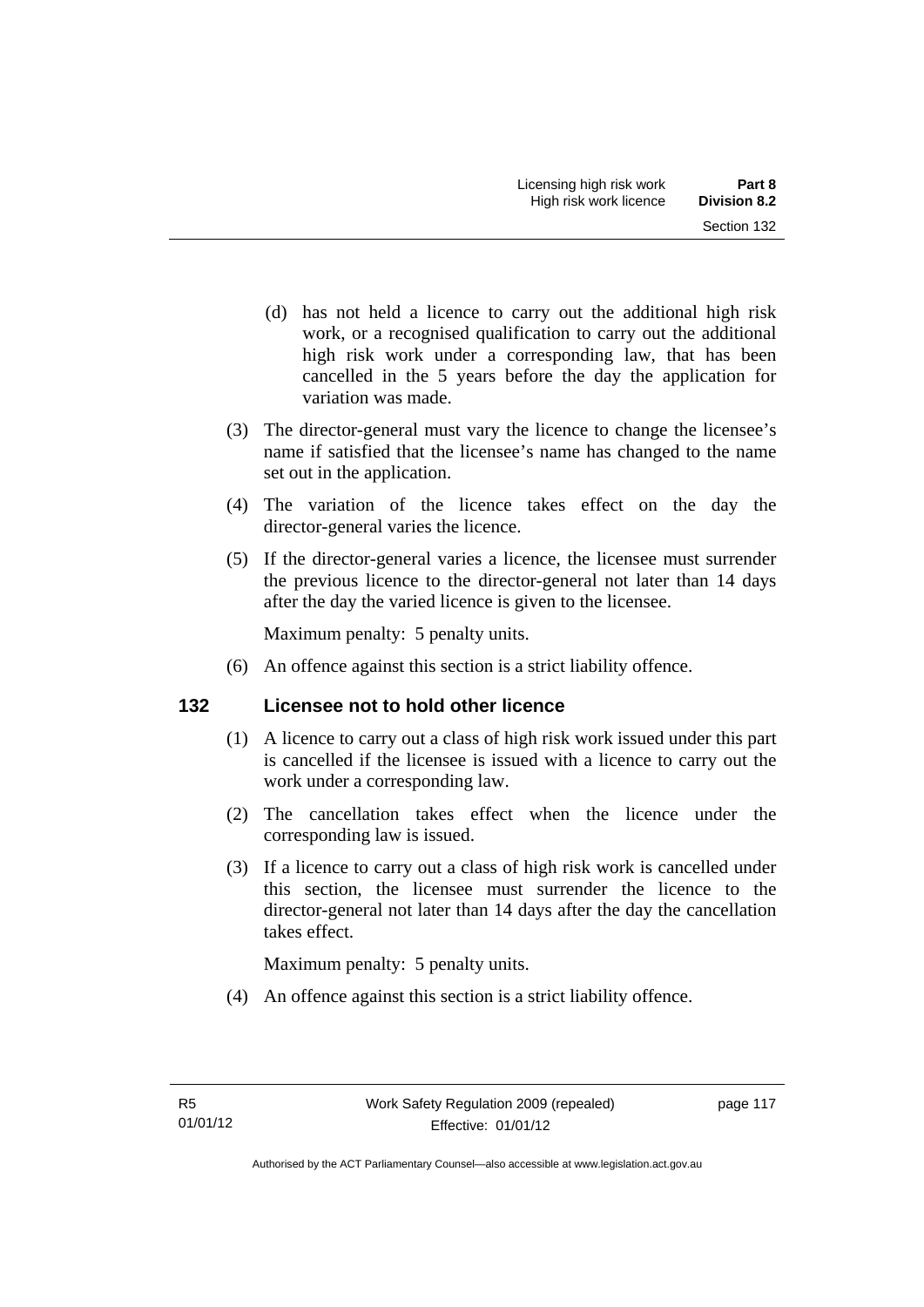(d) has not held a licence to carry out the additional high risk work, or a recognised qualification to carry out the additional high risk work under a corresponding law, that has been cancelled in the 5 years before the day the application for variation was made.

(3) The director-general must vary the licence to change the licensee's name if satisfied that the licensee's name has changed to the name set out in the application.

(4) The variation of the licence takes effect on the day the director-general varies the licence.

(5) If the director-general varies a licence, the licensee must surrender the previous licence to the director-general not later than 14 days after the day the varied licence is given to the licensee.

Maximum penalty: 5 penalty units.

(6) An offence against this section is a strict liability offence.

## 132 Licensee not to hold other licence

(1) A licence to carry out a class of high risk work issued under this part is cancelled if the licensee is issued with a licence to carry out the work under a corresponding law.

(2) The cancellation takes effect when the licence under the corresponding law is issued.

(3) If a licence to carry out a class of high risk work is cancelled under this section, the licensee must surrender the licence to the director-general not later than 14 days after the day the cancellation takes effect.

Maximum penalty: 5 penalty units.

(4) An offence against this section is a strict liability offence.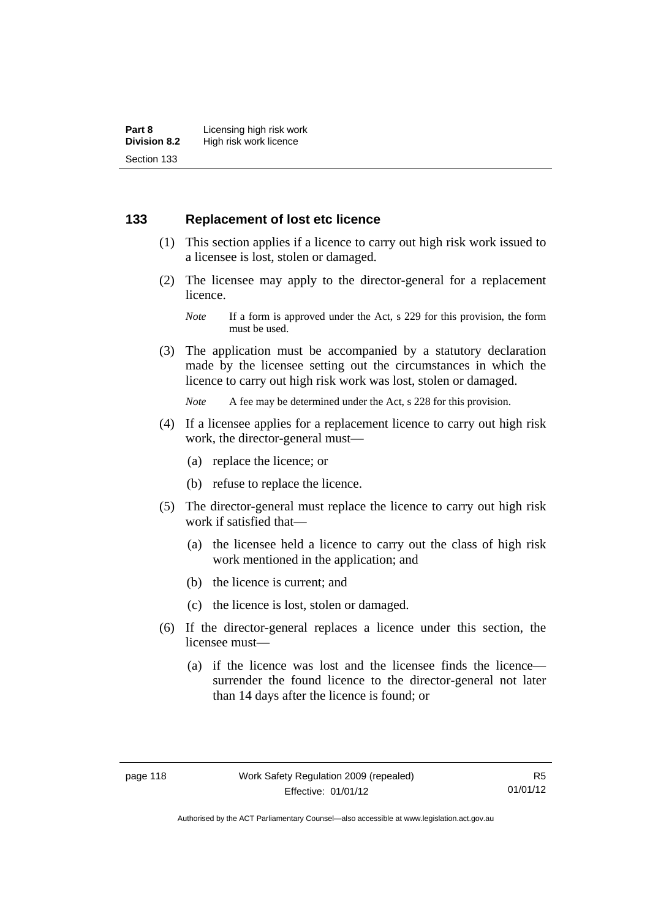## 133 Replacement of lost etc licence

(1) This section applies if a licence to carry out high risk work issued to a licensee is lost, stolen or damaged.

(2) The licensee may apply to the director-general for a replacement licence.

*Note* If a form is approved under the Act, s 229 for this provision, the form must be used.

(3) The application must be accompanied by a statutory declaration made by the licensee setting out the circumstances in which the licence to carry out high risk work was lost, stolen or damaged.

*Note* A fee may be determined under the Act, s 228 for this provision.

(4) If a licensee applies for a replacement licence to carry out high risk work, the director-general must—

(a) replace the licence; or

(b) refuse to replace the licence.

(5) The director-general must replace the licence to carry out high risk work if satisfied that—

(a) the licensee held a licence to carry out the class of high risk work mentioned in the application; and

(b) the licence is current; and

(c) the licence is lost, stolen or damaged.

(6) If the director-general replaces a licence under this section, the licensee must—

(a) if the licence was lost and the licensee finds the licence—surrender the found licence to the director-general not later than 14 days after the licence is found; or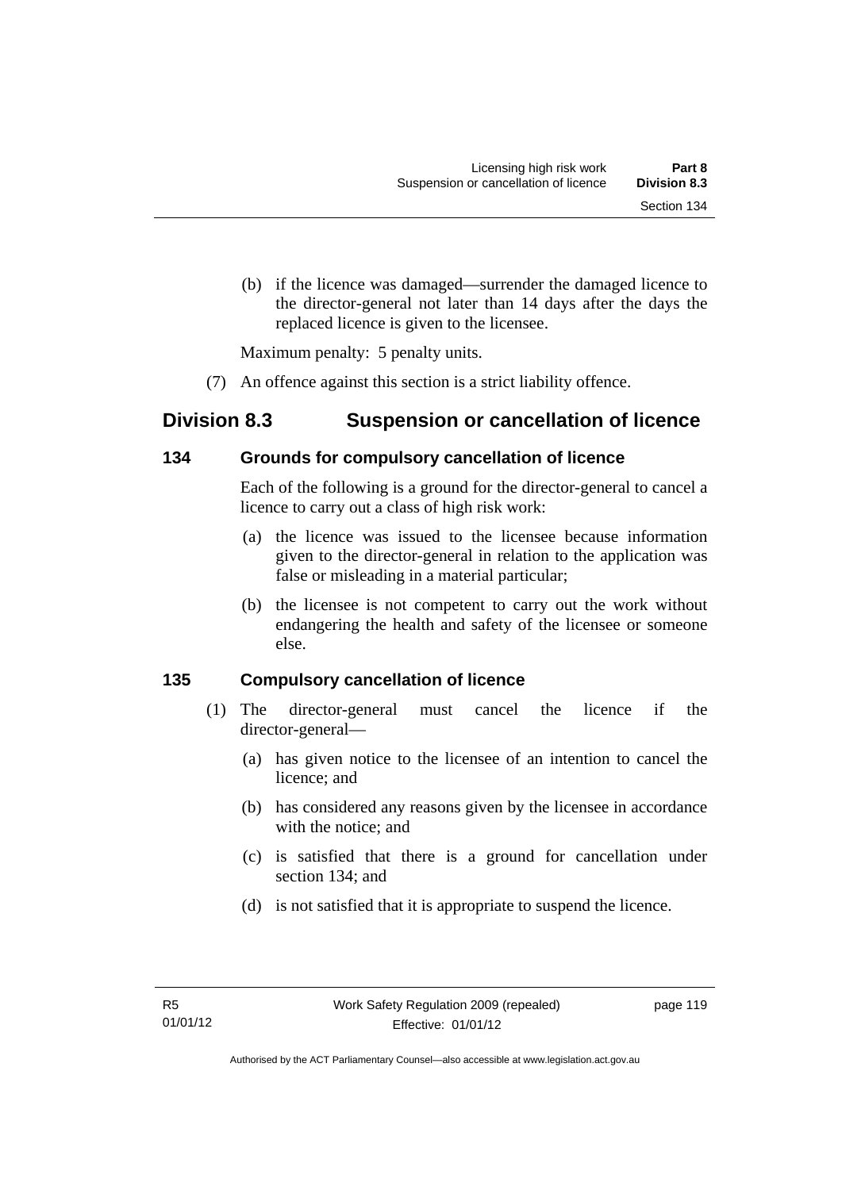(b) if the licence was damaged—surrender the damaged licence to the director-general not later than 14 days after the days the replaced licence is given to the licensee.

Maximum penalty: 5 penalty units.

(7) An offence against this section is a strict liability offence.

## Division 8.3 Suspension or cancellation of licence

### 134 Grounds for compulsory cancellation of licence

Each of the following is a ground for the director-general to cancel a licence to carry out a class of high risk work:

(a) the licence was issued to the licensee because information given to the director-general in relation to the application was false or misleading in a material particular;

(b) the licensee is not competent to carry out the work without endangering the health and safety of the licensee or someone else.

### 135 Compulsory cancellation of licence

(1) The director-general must cancel the licence if the director-general—

(a) has given notice to the licensee of an intention to cancel the licence; and

(b) has considered any reasons given by the licensee in accordance with the notice; and

(c) is satisfied that there is a ground for cancellation under section 134; and

(d) is not satisfied that it is appropriate to suspend the licence.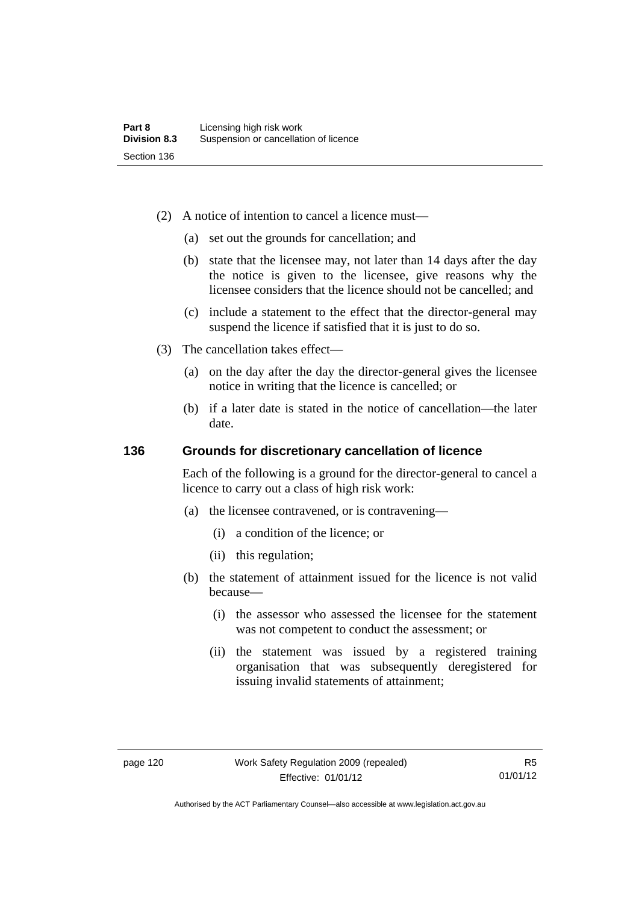(2) A notice of intention to cancel a licence must—

(a) set out the grounds for cancellation; and

(b) state that the licensee may, not later than 14 days after the day the notice is given to the licensee, give reasons why the licensee considers that the licence should not be cancelled; and

(c) include a statement to the effect that the director-general may suspend the licence if satisfied that it is just to do so.

(3) The cancellation takes effect—

(a) on the day after the day the director-general gives the licensee notice in writing that the licence is cancelled; or

(b) if a later date is stated in the notice of cancellation—the later date.

### 136 Grounds for discretionary cancellation of licence

Each of the following is a ground for the director-general to cancel a licence to carry out a class of high risk work:

(a) the licensee contravened, or is contravening—

(i) a condition of the licence; or

(ii) this regulation;

(b) the statement of attainment issued for the licence is not valid because—

(i) the assessor who assessed the licensee for the statement was not competent to conduct the assessment; or

(ii) the statement was issued by a registered training organisation that was subsequently deregistered for issuing invalid statements of attainment;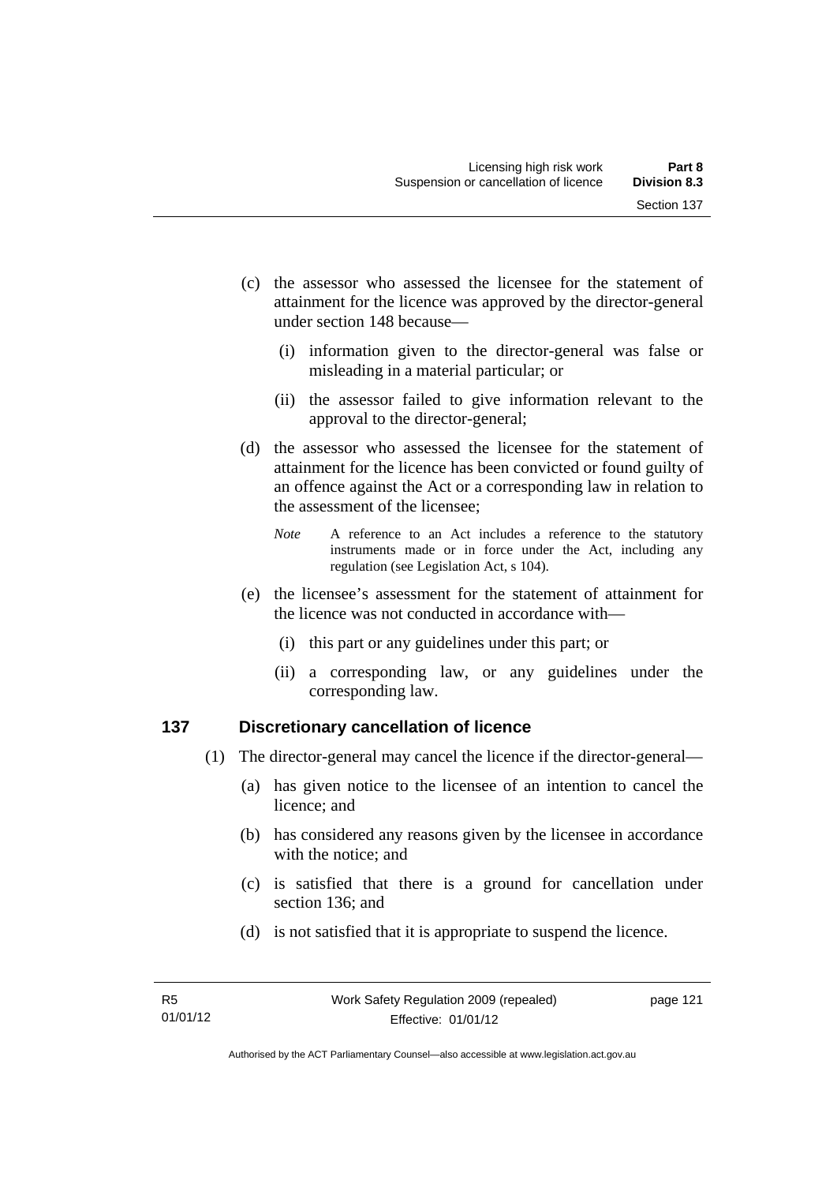(c) the assessor who assessed the licensee for the statement of attainment for the licence was approved by the director-general under section 148 because—

(i) information given to the director-general was false or misleading in a material particular; or

(ii) the assessor failed to give information relevant to the approval to the director-general;

(d) the assessor who assessed the licensee for the statement of attainment for the licence has been convicted or found guilty of an offence against the Act or a corresponding law in relation to the assessment of the licensee;

*Note* A reference to an Act includes a reference to the statutory instruments made or in force under the Act, including any regulation (see Legislation Act, s 104).

(e) the licensee's assessment for the statement of attainment for the licence was not conducted in accordance with—

(i) this part or any guidelines under this part; or

(ii) a corresponding law, or any guidelines under the corresponding law.

### 137 Discretionary cancellation of licence

(1) The director-general may cancel the licence if the director-general—

(a) has given notice to the licensee of an intention to cancel the licence; and

(b) has considered any reasons given by the licensee in accordance with the notice; and

(c) is satisfied that there is a ground for cancellation under section 136; and

(d) is not satisfied that it is appropriate to suspend the licence.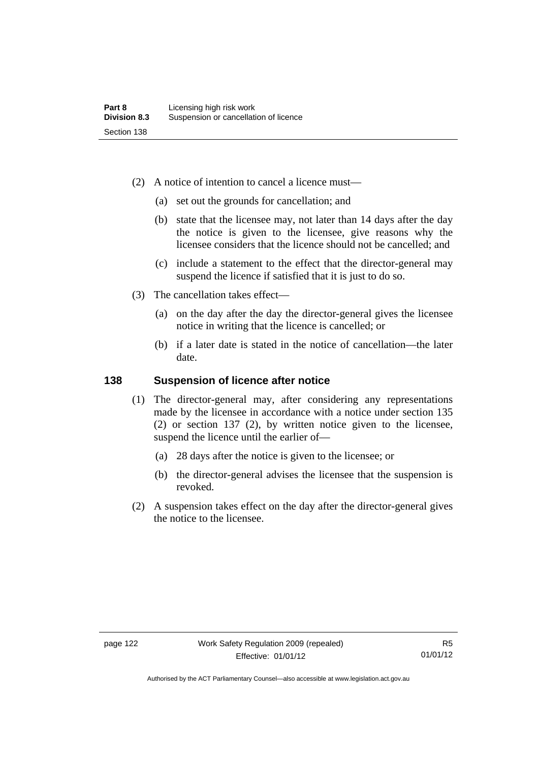(2) A notice of intention to cancel a licence must—

(a) set out the grounds for cancellation; and

(b) state that the licensee may, not later than 14 days after the day the notice is given to the licensee, give reasons why the licensee considers that the licence should not be cancelled; and

(c) include a statement to the effect that the director-general may suspend the licence if satisfied that it is just to do so.

(3) The cancellation takes effect—

(a) on the day after the day the director-general gives the licensee notice in writing that the licence is cancelled; or

(b) if a later date is stated in the notice of cancellation—the later date.

### 138 Suspension of licence after notice

(1) The director-general may, after considering any representations made by the licensee in accordance with a notice under section 135 (2) or section 137 (2), by written notice given to the licensee, suspend the licence until the earlier of—

(a) 28 days after the notice is given to the licensee; or

(b) the director-general advises the licensee that the suspension is revoked.

(2) A suspension takes effect on the day after the director-general gives the notice to the licensee.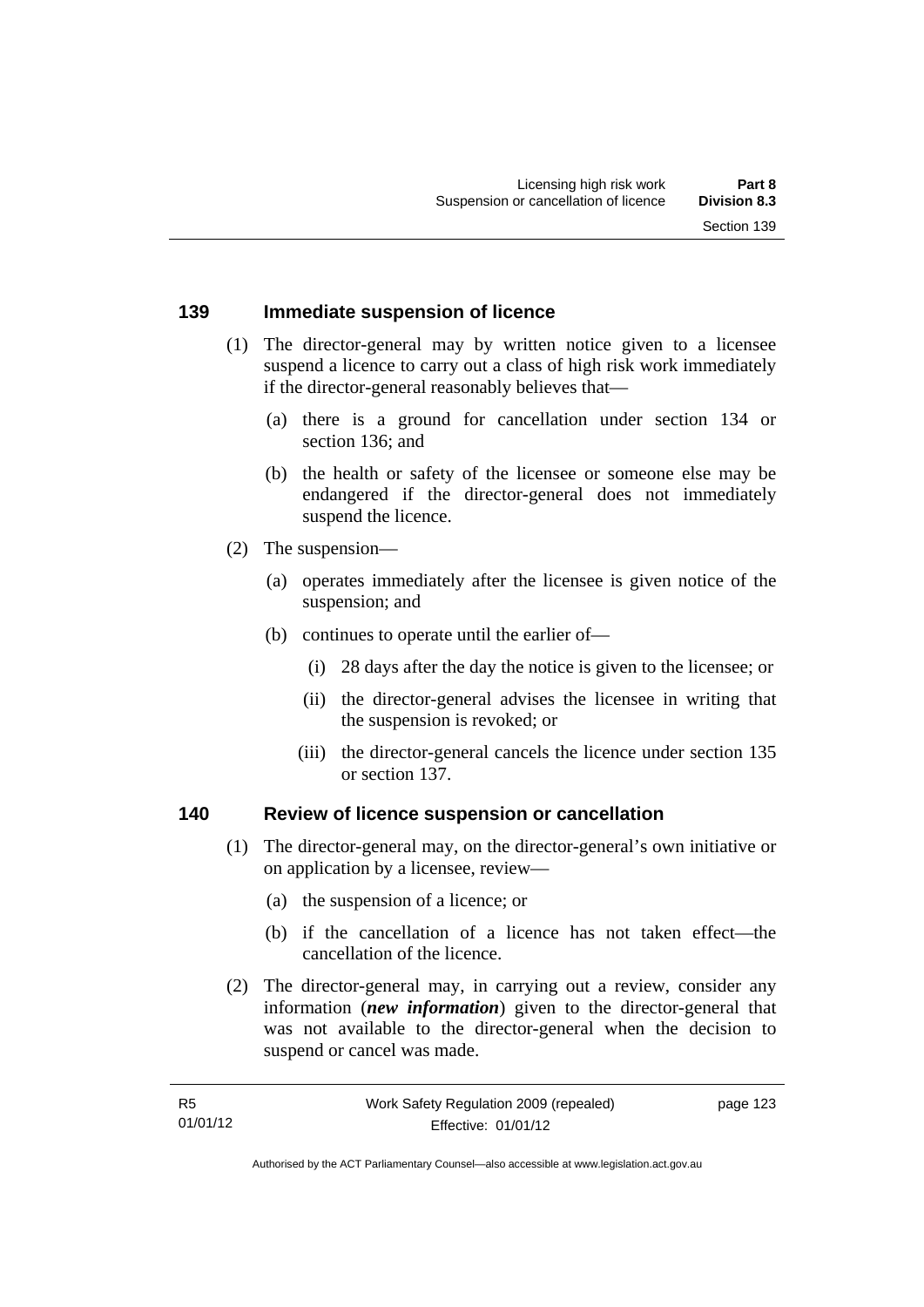## 139 Immediate suspension of licence

(1) The director-general may by written notice given to a licensee suspend a licence to carry out a class of high risk work immediately if the director-general reasonably believes that—

(a) there is a ground for cancellation under section 134 or section 136; and

(b) the health or safety of the licensee or someone else may be endangered if the director-general does not immediately suspend the licence.

(2) The suspension—

(a) operates immediately after the licensee is given notice of the suspension; and

(b) continues to operate until the earlier of—

(i) 28 days after the day the notice is given to the licensee; or

(ii) the director-general advises the licensee in writing that the suspension is revoked; or

(iii) the director-general cancels the licence under section 135 or section 137.

## 140 Review of licence suspension or cancellation

(1) The director-general may, on the director-general's own initiative or on application by a licensee, review—

(a) the suspension of a licence; or

(b) if the cancellation of a licence has not taken effect—the cancellation of the licence.

(2) The director-general may, in carrying out a review, consider any information (***new information***) given to the director-general that was not available to the director-general when the decision to suspend or cancel was made.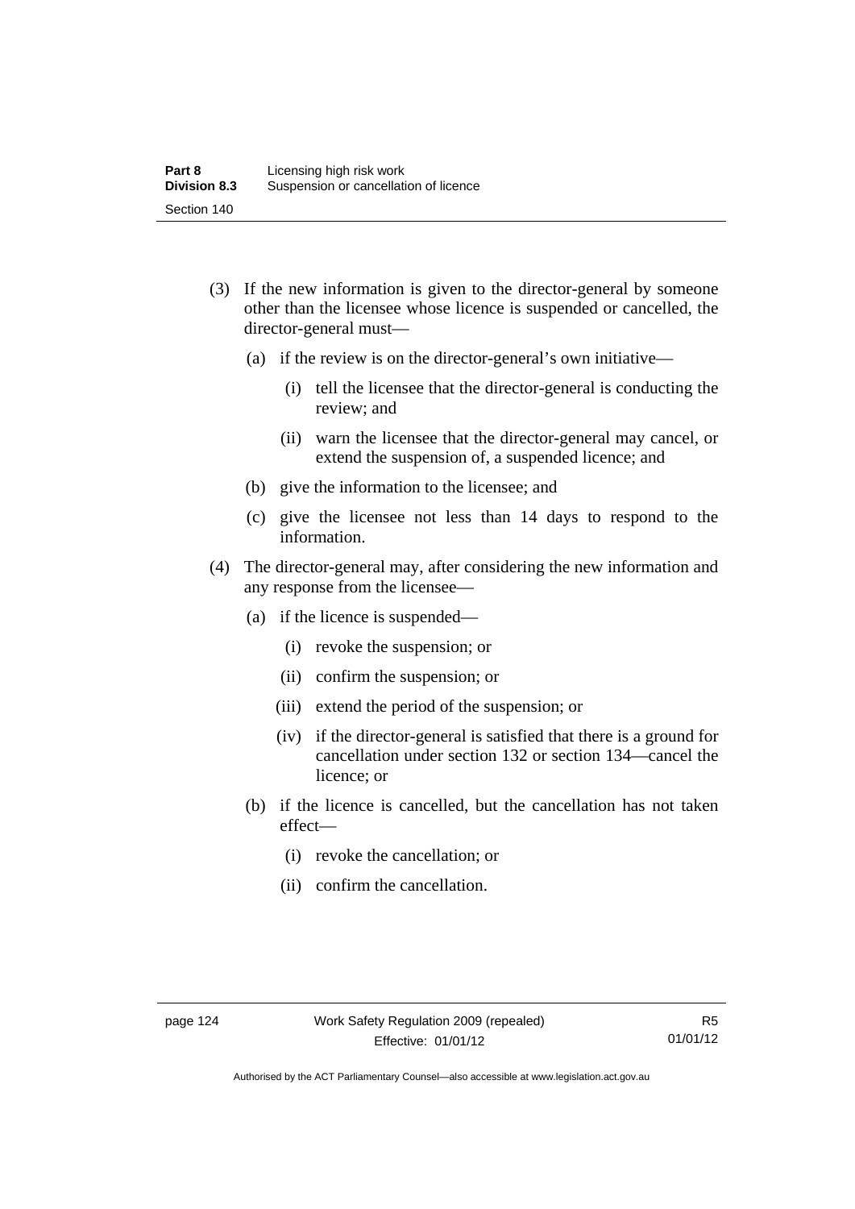(3) If the new information is given to the director-general by someone other than the licensee whose licence is suspended or cancelled, the director-general must—

(a) if the review is on the director-general's own initiative—

(i) tell the licensee that the director-general is conducting the review; and

(ii) warn the licensee that the director-general may cancel, or extend the suspension of, a suspended licence; and

(b) give the information to the licensee; and

(c) give the licensee not less than 14 days to respond to the information.

(4) The director-general may, after considering the new information and any response from the licensee—

(a) if the licence is suspended—

(i) revoke the suspension; or

(ii) confirm the suspension; or

(iii) extend the period of the suspension; or

(iv) if the director-general is satisfied that there is a ground for cancellation under section 132 or section 134—cancel the licence; or

(b) if the licence is cancelled, but the cancellation has not taken effect—

(i) revoke the cancellation; or

(ii) confirm the cancellation.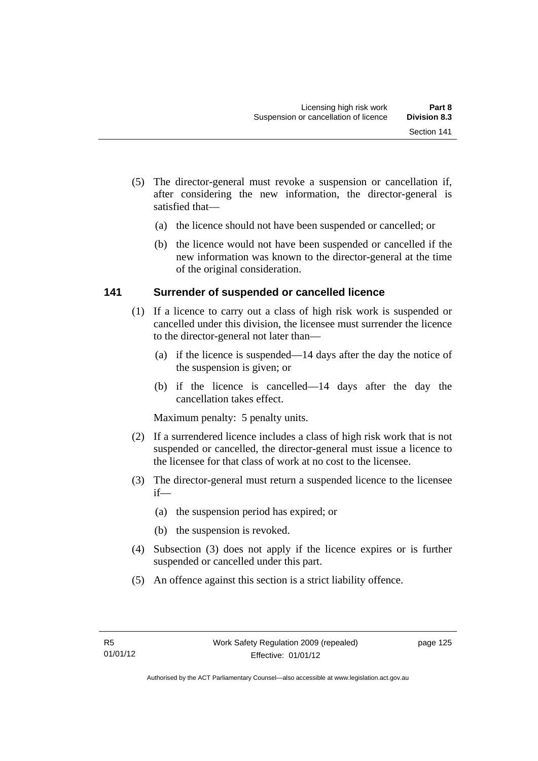(5) The director-general must revoke a suspension or cancellation if, after considering the new information, the director-general is satisfied that—

(a) the licence should not have been suspended or cancelled; or

(b) the licence would not have been suspended or cancelled if the new information was known to the director-general at the time of the original consideration.

### 141 Surrender of suspended or cancelled licence

(1) If a licence to carry out a class of high risk work is suspended or cancelled under this division, the licensee must surrender the licence to the director-general not later than—

(a) if the licence is suspended—14 days after the day the notice of the suspension is given; or

(b) if the licence is cancelled—14 days after the day the cancellation takes effect.

Maximum penalty: 5 penalty units.

(2) If a surrendered licence includes a class of high risk work that is not suspended or cancelled, the director-general must issue a licence to the licensee for that class of work at no cost to the licensee.

(3) The director-general must return a suspended licence to the licensee if—

(a) the suspension period has expired; or

(b) the suspension is revoked.

(4) Subsection (3) does not apply if the licence expires or is further suspended or cancelled under this part.

(5) An offence against this section is a strict liability offence.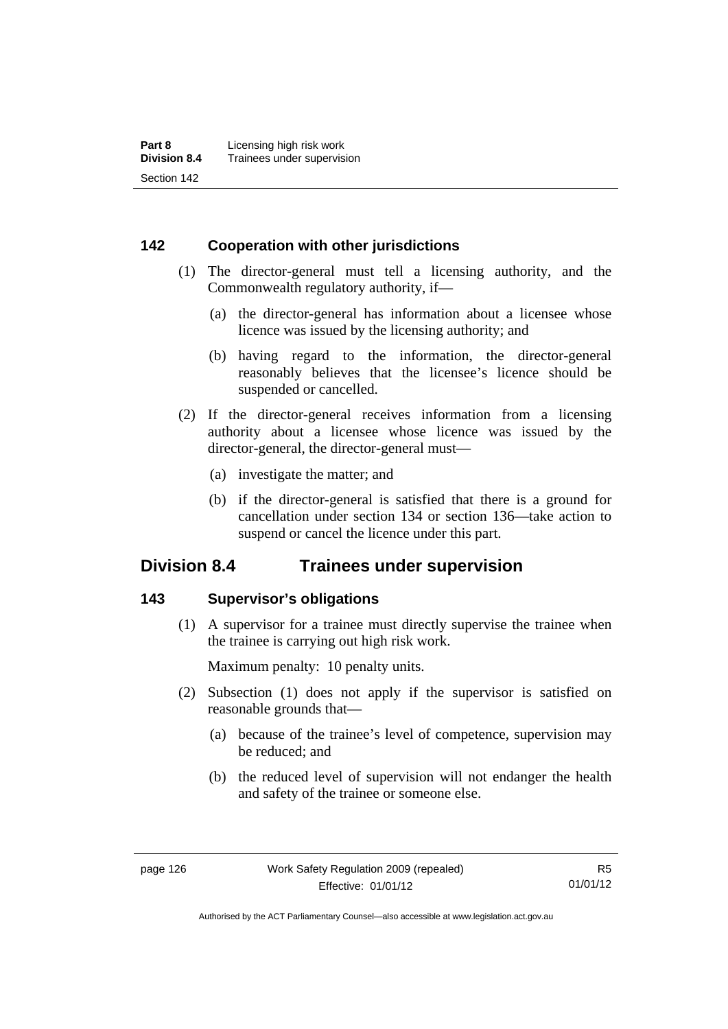### 142 Cooperation with other jurisdictions

(1) The director-general must tell a licensing authority, and the Commonwealth regulatory authority, if—

(a) the director-general has information about a licensee whose licence was issued by the licensing authority; and

(b) having regard to the information, the director-general reasonably believes that the licensee's licence should be suspended or cancelled.

(2) If the director-general receives information from a licensing authority about a licensee whose licence was issued by the director-general, the director-general must—

(a) investigate the matter; and

(b) if the director-general is satisfied that there is a ground for cancellation under section 134 or section 136—take action to suspend or cancel the licence under this part.

## Division 8.4 Trainees under supervision

### 143 Supervisor's obligations

(1) A supervisor for a trainee must directly supervise the trainee when the trainee is carrying out high risk work.

Maximum penalty: 10 penalty units.

(2) Subsection (1) does not apply if the supervisor is satisfied on reasonable grounds that—

(a) because of the trainee's level of competence, supervision may be reduced; and

(b) the reduced level of supervision will not endanger the health and safety of the trainee or someone else.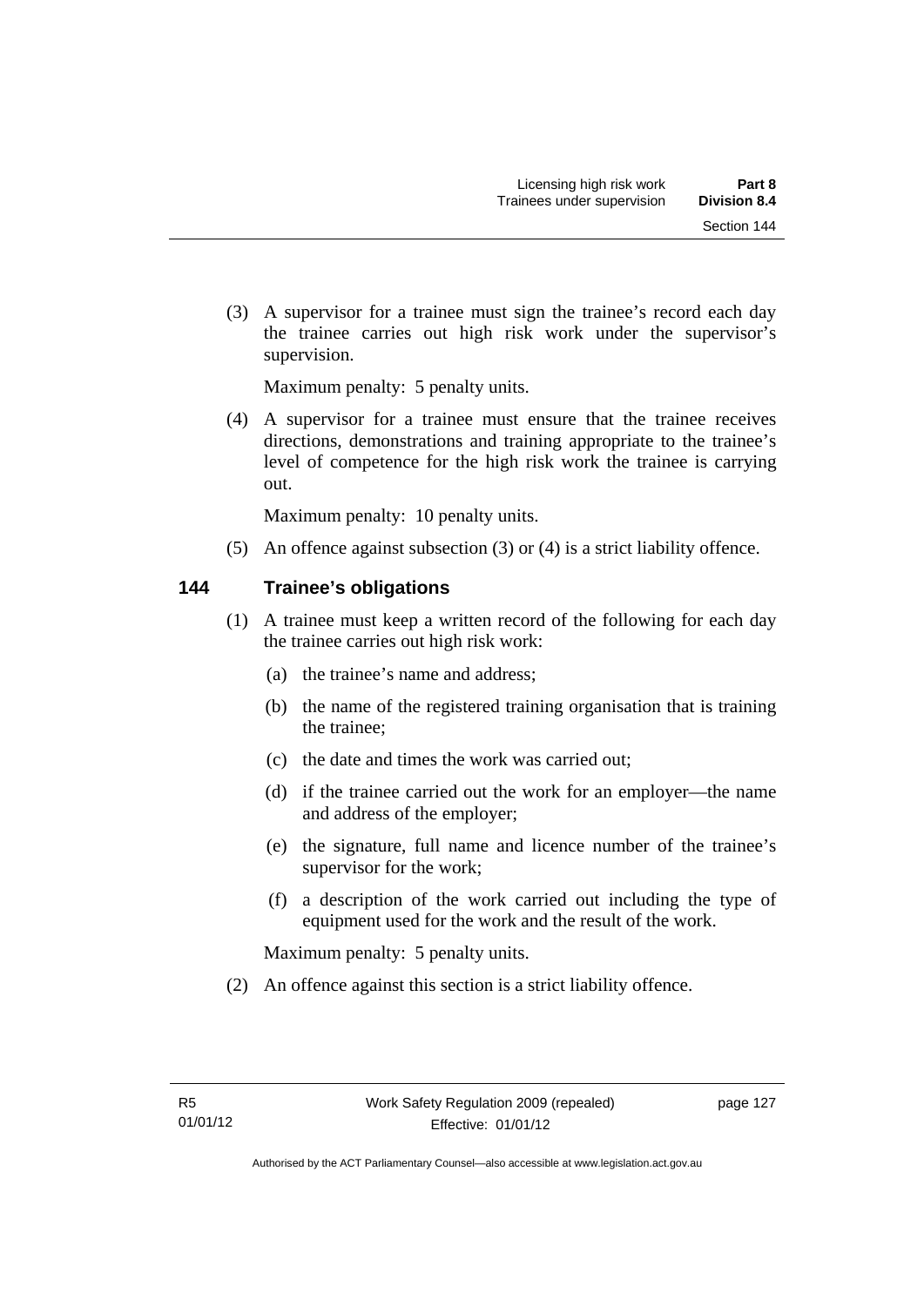(3) A supervisor for a trainee must sign the trainee's record each day the trainee carries out high risk work under the supervisor's supervision.

Maximum penalty: 5 penalty units.

(4) A supervisor for a trainee must ensure that the trainee receives directions, demonstrations and training appropriate to the trainee's level of competence for the high risk work the trainee is carrying out.

Maximum penalty: 10 penalty units.

(5) An offence against subsection (3) or (4) is a strict liability offence.

## 144 Trainee's obligations

(1) A trainee must keep a written record of the following for each day the trainee carries out high risk work:

(a) the trainee's name and address;

(b) the name of the registered training organisation that is training the trainee;

(c) the date and times the work was carried out;

(d) if the trainee carried out the work for an employer—the name and address of the employer;

(e) the signature, full name and licence number of the trainee's supervisor for the work;

(f) a description of the work carried out including the type of equipment used for the work and the result of the work.

Maximum penalty: 5 penalty units.

(2) An offence against this section is a strict liability offence.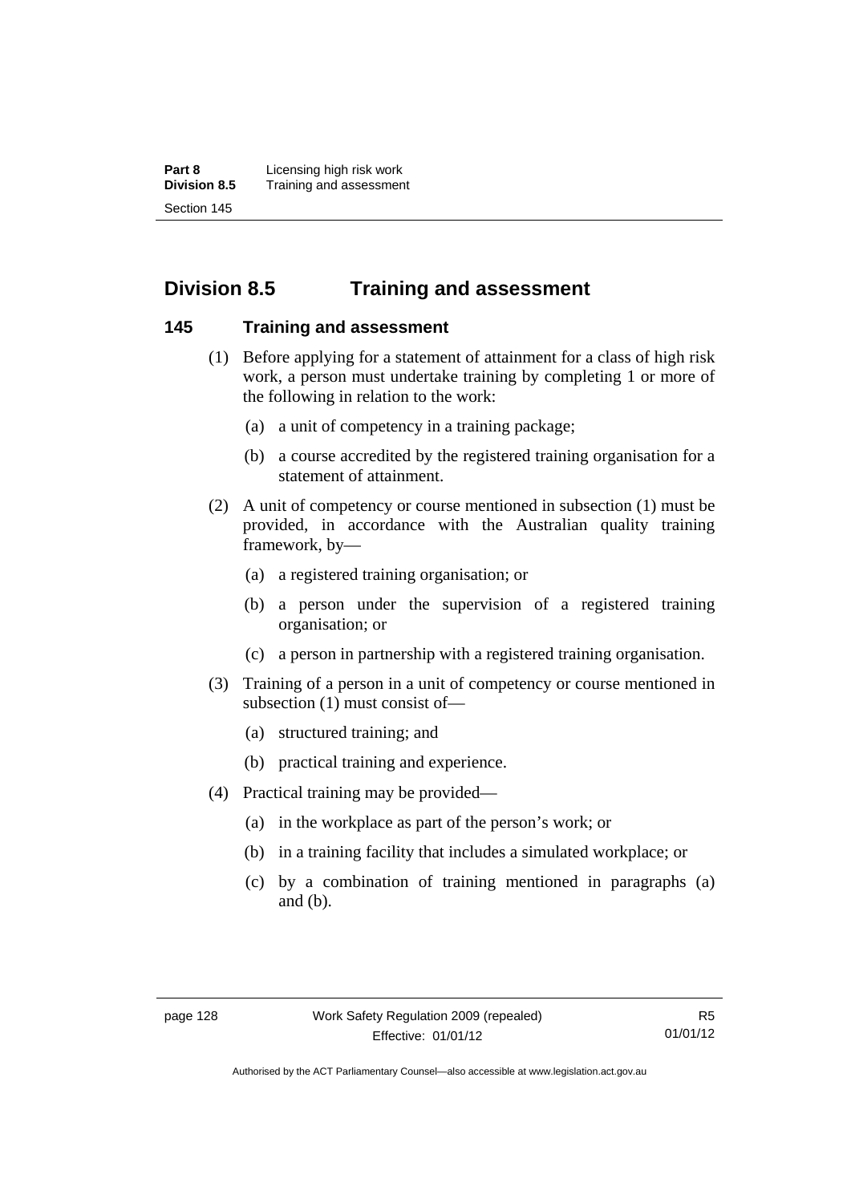## Division 8.5 Training and assessment

### 145 Training and assessment

(1) Before applying for a statement of attainment for a class of high risk work, a person must undertake training by completing 1 or more of the following in relation to the work:

(a) a unit of competency in a training package;

(b) a course accredited by the registered training organisation for a statement of attainment.

(2) A unit of competency or course mentioned in subsection (1) must be provided, in accordance with the Australian quality training framework, by—

(a) a registered training organisation; or

(b) a person under the supervision of a registered training organisation; or

(c) a person in partnership with a registered training organisation.

(3) Training of a person in a unit of competency or course mentioned in subsection (1) must consist of—

(a) structured training; and

(b) practical training and experience.

(4) Practical training may be provided—

(a) in the workplace as part of the person's work; or

(b) in a training facility that includes a simulated workplace; or

(c) by a combination of training mentioned in paragraphs (a) and (b).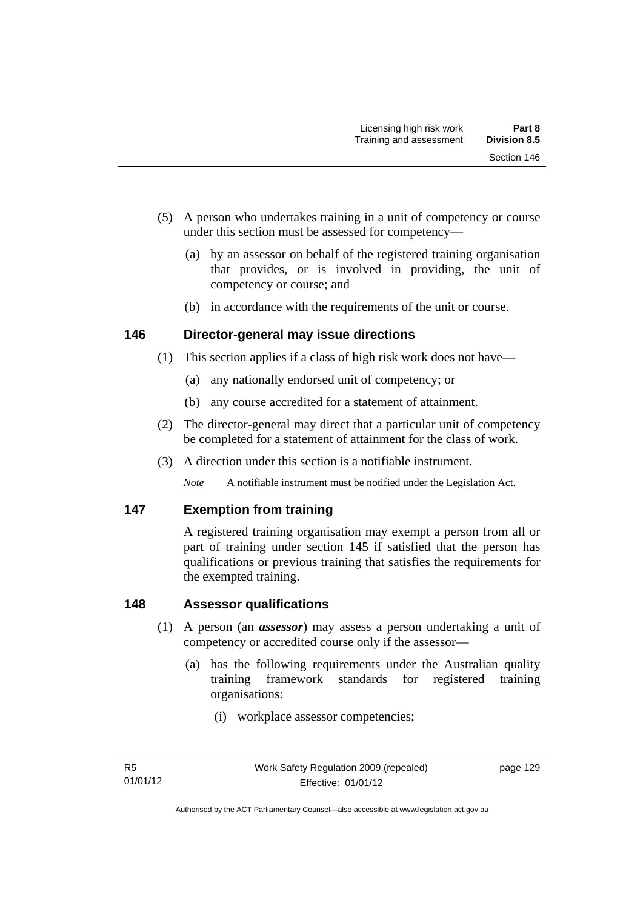(5) A person who undertakes training in a unit of competency or course under this section must be assessed for competency—

   (a) by an assessor on behalf of the registered training organisation that provides, or is involved in providing, the unit of competency or course; and

   (b) in accordance with the requirements of the unit or course.

## 146 Director-general may issue directions

(1) This section applies if a class of high risk work does not have—

   (a) any nationally endorsed unit of competency; or

   (b) any course accredited for a statement of attainment.

(2) The director-general may direct that a particular unit of competency be completed for a statement of attainment for the class of work.

(3) A direction under this section is a notifiable instrument.

*Note* A notifiable instrument must be notified under the Legislation Act.

## 147 Exemption from training

A registered training organisation may exempt a person from all or part of training under section 145 if satisfied that the person has qualifications or previous training that satisfies the requirements for the exempted training.

## 148 Assessor qualifications

(1) A person (an ***assessor***) may assess a person undertaking a unit of competency or accredited course only if the assessor—

   (a) has the following requirements under the Australian quality training framework standards for registered training organisations:

      (i) workplace assessor competencies;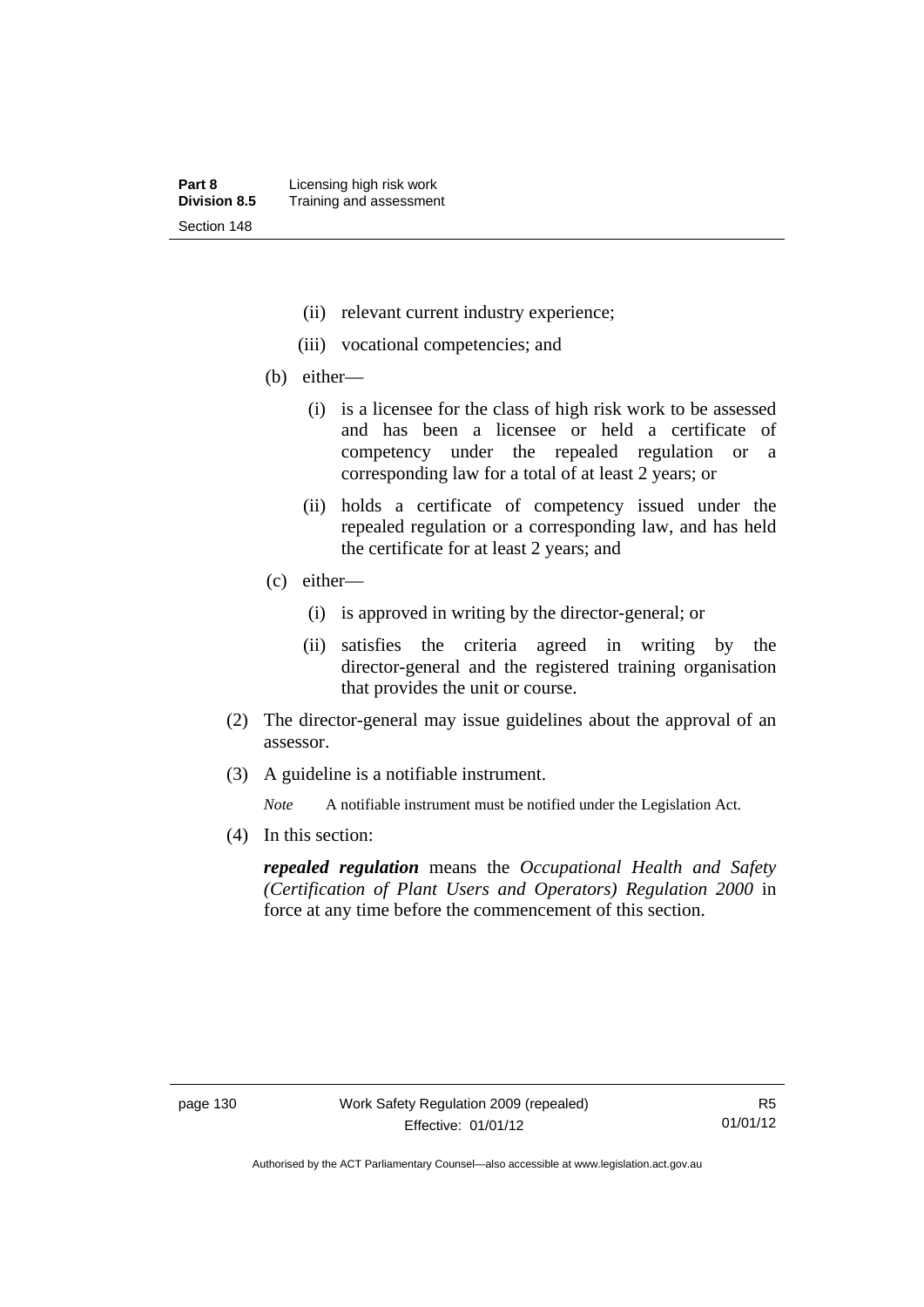(ii) relevant current industry experience;

(iii) vocational competencies; and

(b) either—

(i) is a licensee for the class of high risk work to be assessed and has been a licensee or held a certificate of competency under the repealed regulation or a corresponding law for a total of at least 2 years; or

(ii) holds a certificate of competency issued under the repealed regulation or a corresponding law, and has held the certificate for at least 2 years; and

(c) either—

(i) is approved in writing by the director-general; or

(ii) satisfies the criteria agreed in writing by the director-general and the registered training organisation that provides the unit or course.

(2) The director-general may issue guidelines about the approval of an assessor.

(3) A guideline is a notifiable instrument.

*Note* A notifiable instrument must be notified under the Legislation Act.

(4) In this section:

***repealed regulation*** means the *Occupational Health and Safety (Certification of Plant Users and Operators) Regulation 2000* in force at any time before the commencement of this section.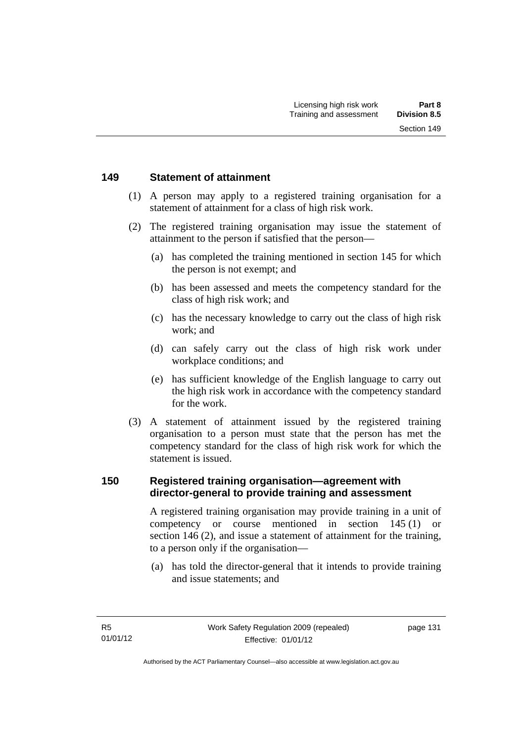## 149 Statement of attainment

(1) A person may apply to a registered training organisation for a statement of attainment for a class of high risk work.

(2) The registered training organisation may issue the statement of attainment to the person if satisfied that the person—

- (a) has completed the training mentioned in section 145 for which the person is not exempt; and
- (b) has been assessed and meets the competency standard for the class of high risk work; and
- (c) has the necessary knowledge to carry out the class of high risk work; and
- (d) can safely carry out the class of high risk work under workplace conditions; and
- (e) has sufficient knowledge of the English language to carry out the high risk work in accordance with the competency standard for the work.

(3) A statement of attainment issued by the registered training organisation to a person must state that the person has met the competency standard for the class of high risk work for which the statement is issued.

## 150 Registered training organisation—agreement with director-general to provide training and assessment

A registered training organisation may provide training in a unit of competency or course mentioned in section 145 (1) or section 146 (2), and issue a statement of attainment for the training, to a person only if the organisation—

- (a) has told the director-general that it intends to provide training and issue statements; and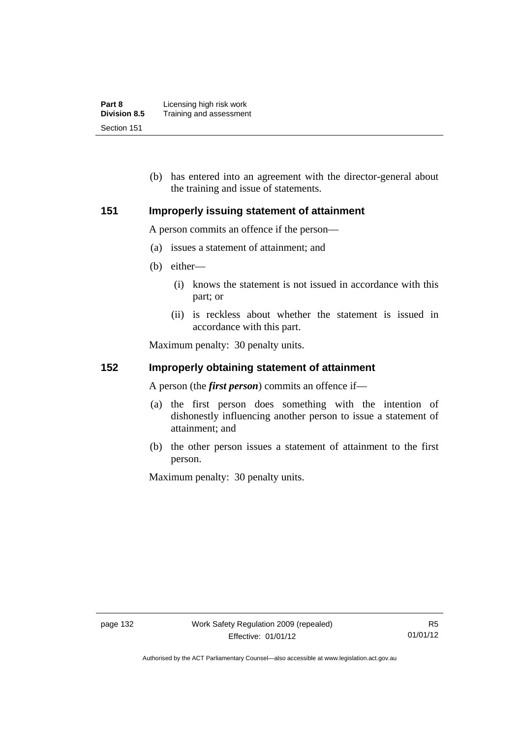(b) has entered into an agreement with the director-general about the training and issue of statements.

## 151 Improperly issuing statement of attainment

A person commits an offence if the person—

(a) issues a statement of attainment; and

(b) either—

 (i) knows the statement is not issued in accordance with this part; or

 (ii) is reckless about whether the statement is issued in accordance with this part.

Maximum penalty: 30 penalty units.

## 152 Improperly obtaining statement of attainment

A person (the ***first person***) commits an offence if—

(a) the first person does something with the intention of dishonestly influencing another person to issue a statement of attainment; and

(b) the other person issues a statement of attainment to the first person.

Maximum penalty: 30 penalty units.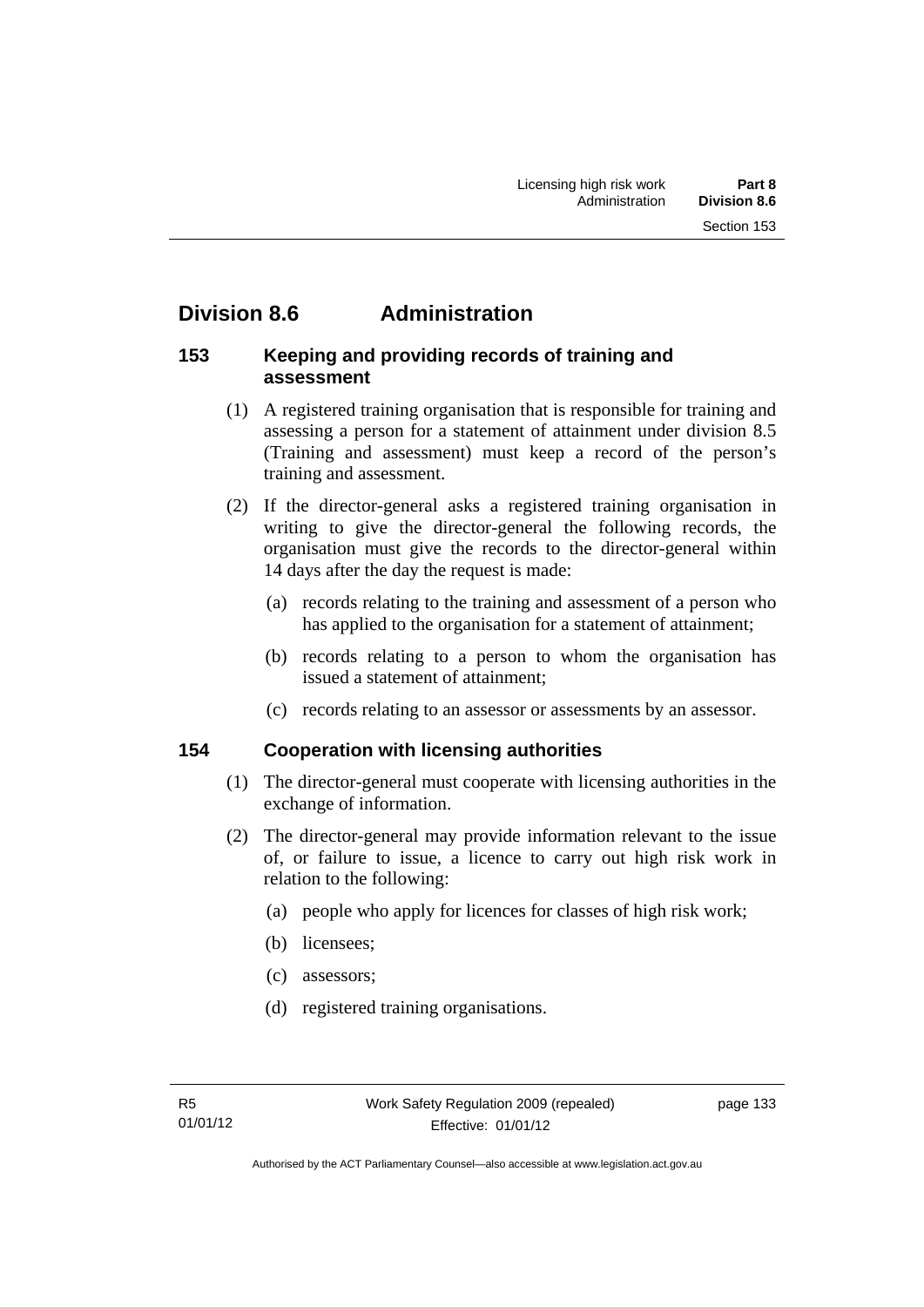## Division 8.6 Administration

### 153 Keeping and providing records of training and assessment

(1) A registered training organisation that is responsible for training and assessing a person for a statement of attainment under division 8.5 (Training and assessment) must keep a record of the person's training and assessment.

(2) If the director-general asks a registered training organisation in writing to give the director-general the following records, the organisation must give the records to the director-general within 14 days after the day the request is made:

(a) records relating to the training and assessment of a person who has applied to the organisation for a statement of attainment;

(b) records relating to a person to whom the organisation has issued a statement of attainment;

(c) records relating to an assessor or assessments by an assessor.

### 154 Cooperation with licensing authorities

(1) The director-general must cooperate with licensing authorities in the exchange of information.

(2) The director-general may provide information relevant to the issue of, or failure to issue, a licence to carry out high risk work in relation to the following:

(a) people who apply for licences for classes of high risk work;

(b) licensees;

(c) assessors;

(d) registered training organisations.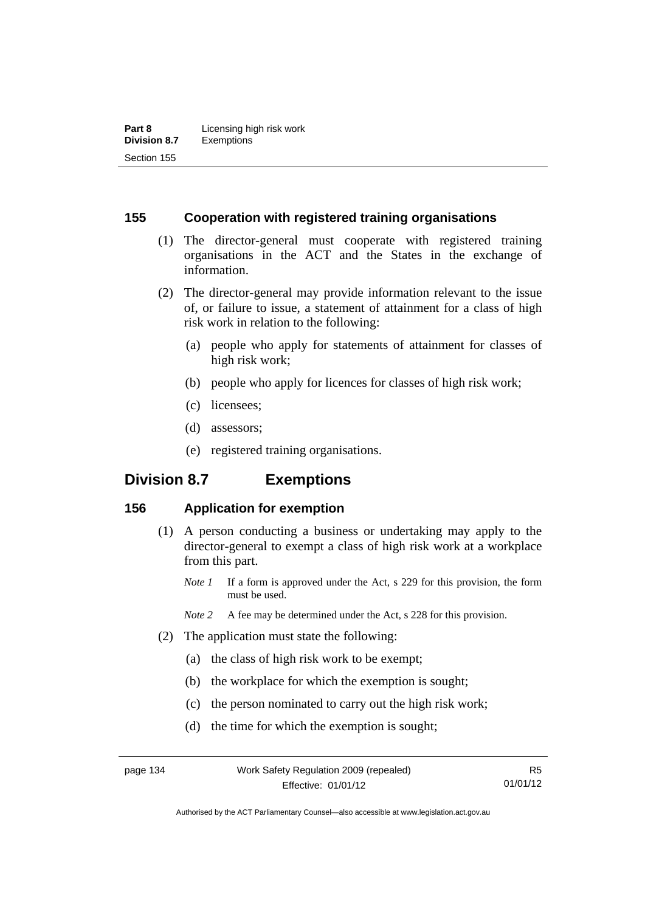### 155 Cooperation with registered training organisations

(1) The director-general must cooperate with registered training organisations in the ACT and the States in the exchange of information.

(2) The director-general may provide information relevant to the issue of, or failure to issue, a statement of attainment for a class of high risk work in relation to the following:

(a) people who apply for statements of attainment for classes of high risk work;

(b) people who apply for licences for classes of high risk work;

(c) licensees;

(d) assessors;

(e) registered training organisations.

## Division 8.7 Exemptions

### 156 Application for exemption

(1) A person conducting a business or undertaking may apply to the director-general to exempt a class of high risk work at a workplace from this part.

*Note 1* If a form is approved under the Act, s 229 for this provision, the form must be used.

*Note 2* A fee may be determined under the Act, s 228 for this provision.

(2) The application must state the following:

(a) the class of high risk work to be exempt;

(b) the workplace for which the exemption is sought;

(c) the person nominated to carry out the high risk work;

(d) the time for which the exemption is sought;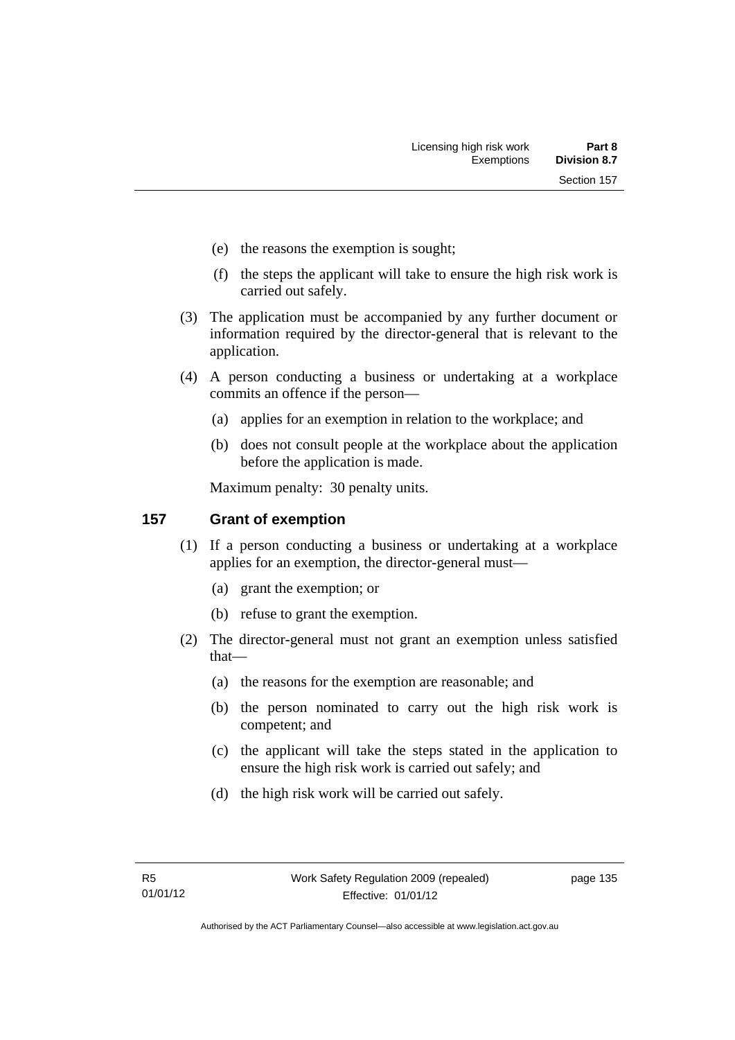(e) the reasons the exemption is sought;

(f) the steps the applicant will take to ensure the high risk work is carried out safely.

(3) The application must be accompanied by any further document or information required by the director-general that is relevant to the application.

(4) A person conducting a business or undertaking at a workplace commits an offence if the person—

(a) applies for an exemption in relation to the workplace; and

(b) does not consult people at the workplace about the application before the application is made.

Maximum penalty: 30 penalty units.

## 157 Grant of exemption

(1) If a person conducting a business or undertaking at a workplace applies for an exemption, the director-general must—

(a) grant the exemption; or

(b) refuse to grant the exemption.

(2) The director-general must not grant an exemption unless satisfied that—

(a) the reasons for the exemption are reasonable; and

(b) the person nominated to carry out the high risk work is competent; and

(c) the applicant will take the steps stated in the application to ensure the high risk work is carried out safely; and

(d) the high risk work will be carried out safely.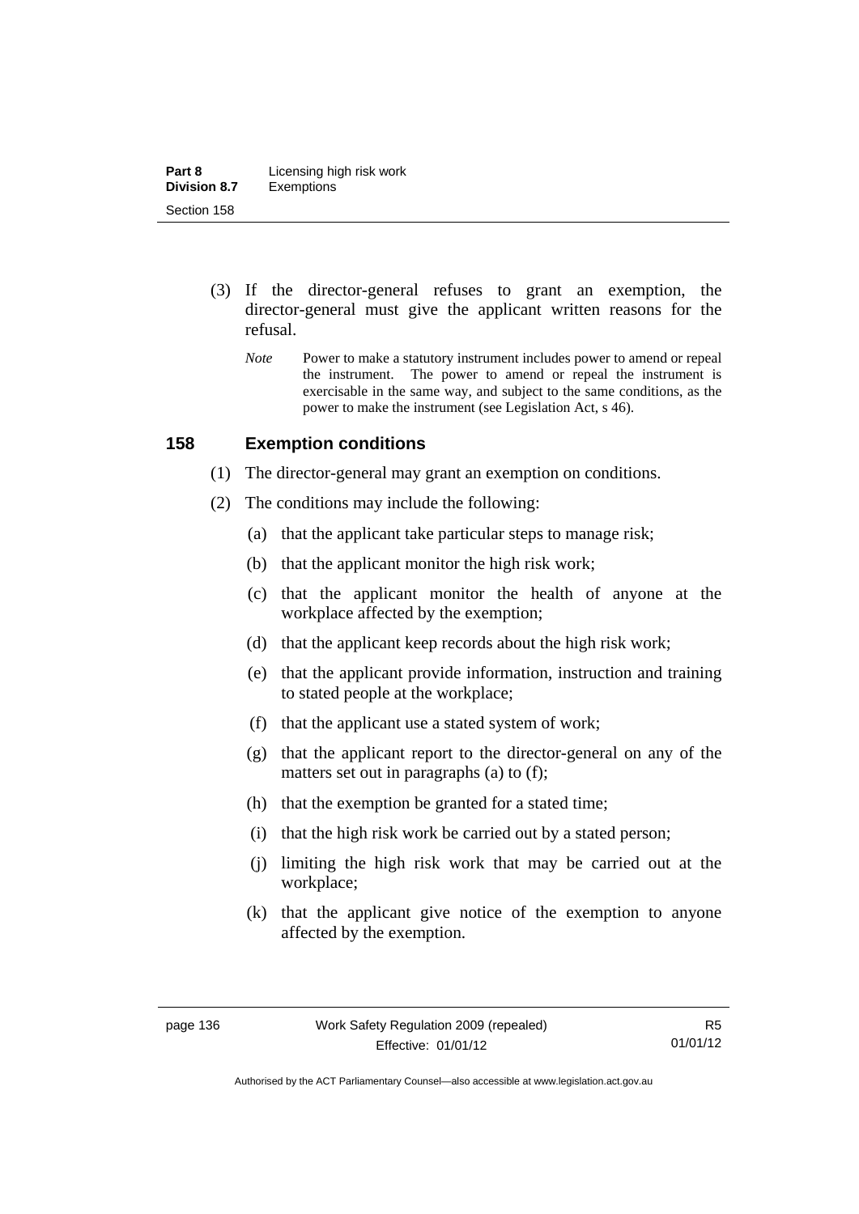(3) If the director-general refuses to grant an exemption, the director-general must give the applicant written reasons for the refusal.

*Note* Power to make a statutory instrument includes power to amend or repeal the instrument. The power to amend or repeal the instrument is exercisable in the same way, and subject to the same conditions, as the power to make the instrument (see Legislation Act, s 46).

## 158 Exemption conditions

(1) The director-general may grant an exemption on conditions.

(2) The conditions may include the following:

(a) that the applicant take particular steps to manage risk;

(b) that the applicant monitor the high risk work;

(c) that the applicant monitor the health of anyone at the workplace affected by the exemption;

(d) that the applicant keep records about the high risk work;

(e) that the applicant provide information, instruction and training to stated people at the workplace;

(f) that the applicant use a stated system of work;

(g) that the applicant report to the director-general on any of the matters set out in paragraphs (a) to (f);

(h) that the exemption be granted for a stated time;

(i) that the high risk work be carried out by a stated person;

(j) limiting the high risk work that may be carried out at the workplace;

(k) that the applicant give notice of the exemption to anyone affected by the exemption.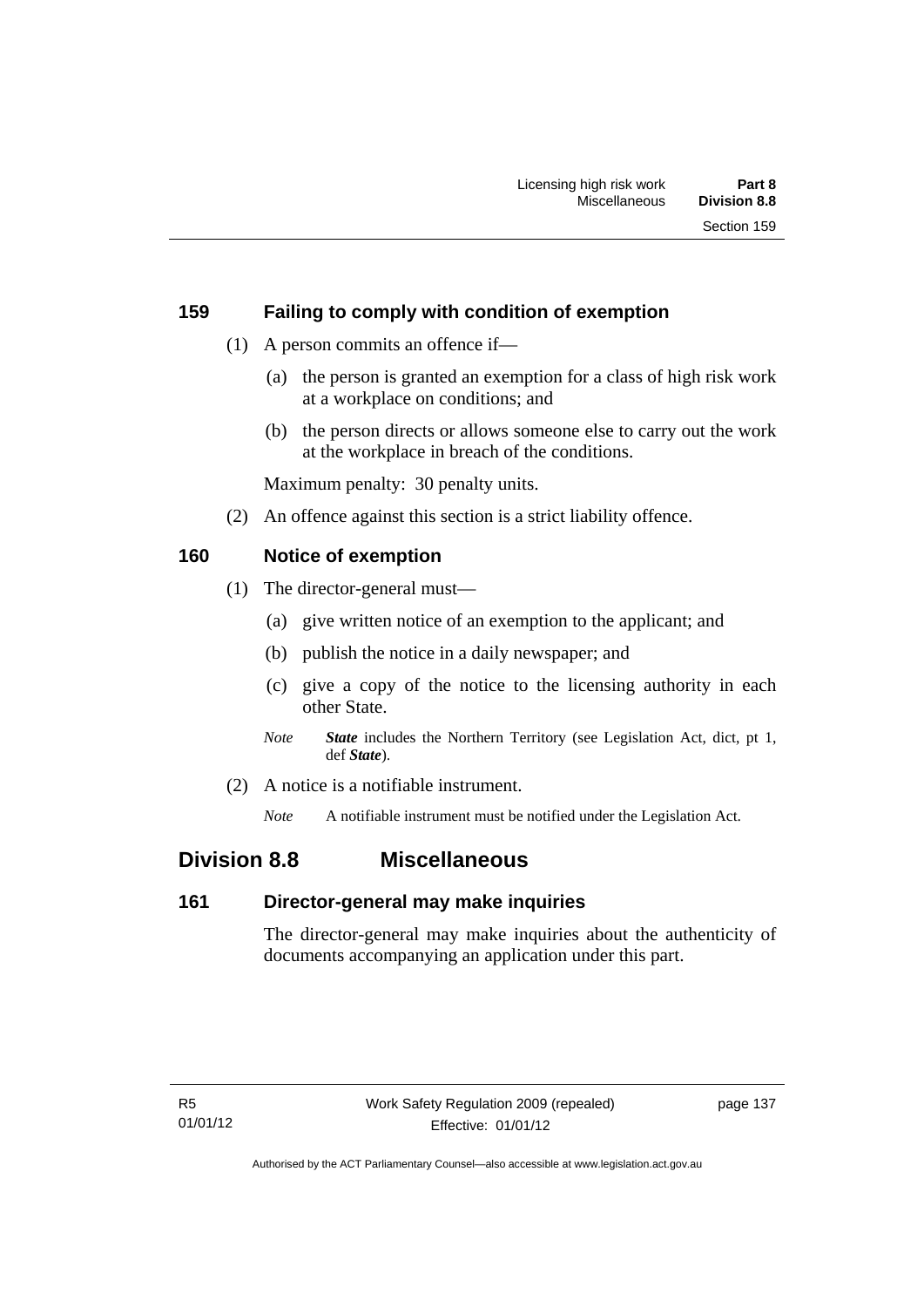### 159 Failing to comply with condition of exemption

(1) A person commits an offence if—

(a) the person is granted an exemption for a class of high risk work at a workplace on conditions; and

(b) the person directs or allows someone else to carry out the work at the workplace in breach of the conditions.

Maximum penalty: 30 penalty units.

(2) An offence against this section is a strict liability offence.

### 160 Notice of exemption

(1) The director-general must—

(a) give written notice of an exemption to the applicant; and

(b) publish the notice in a daily newspaper; and

(c) give a copy of the notice to the licensing authority in each other State.

*Note* ***State*** includes the Northern Territory (see Legislation Act, dict, pt 1, def ***State***).

(2) A notice is a notifiable instrument.

*Note* A notifiable instrument must be notified under the Legislation Act.

## Division 8.8 Miscellaneous

### 161 Director-general may make inquiries

The director-general may make inquiries about the authenticity of documents accompanying an application under this part.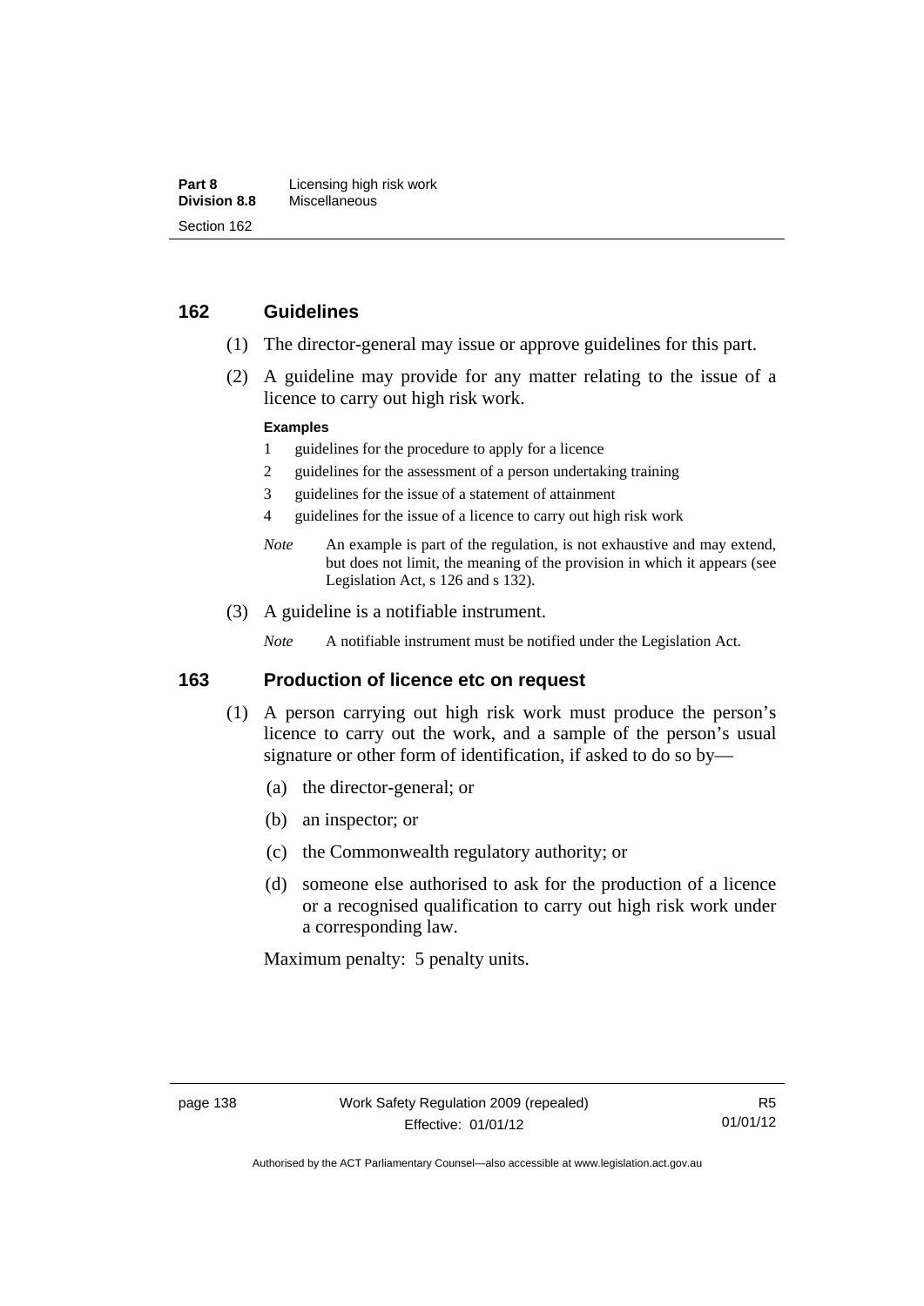## 162 Guidelines

(1) The director-general may issue or approve guidelines for this part.

(2) A guideline may provide for any matter relating to the issue of a licence to carry out high risk work.

**Examples**

1 guidelines for the procedure to apply for a licence

2 guidelines for the assessment of a person undertaking training

3 guidelines for the issue of a statement of attainment

4 guidelines for the issue of a licence to carry out high risk work

*Note* An example is part of the regulation, is not exhaustive and may extend, but does not limit, the meaning of the provision in which it appears (see Legislation Act, s 126 and s 132).

(3) A guideline is a notifiable instrument.

*Note* A notifiable instrument must be notified under the Legislation Act.

## 163 Production of licence etc on request

(1) A person carrying out high risk work must produce the person's licence to carry out the work, and a sample of the person's usual signature or other form of identification, if asked to do so by—

(a) the director-general; or

(b) an inspector; or

(c) the Commonwealth regulatory authority; or

(d) someone else authorised to ask for the production of a licence or a recognised qualification to carry out high risk work under a corresponding law.

Maximum penalty: 5 penalty units.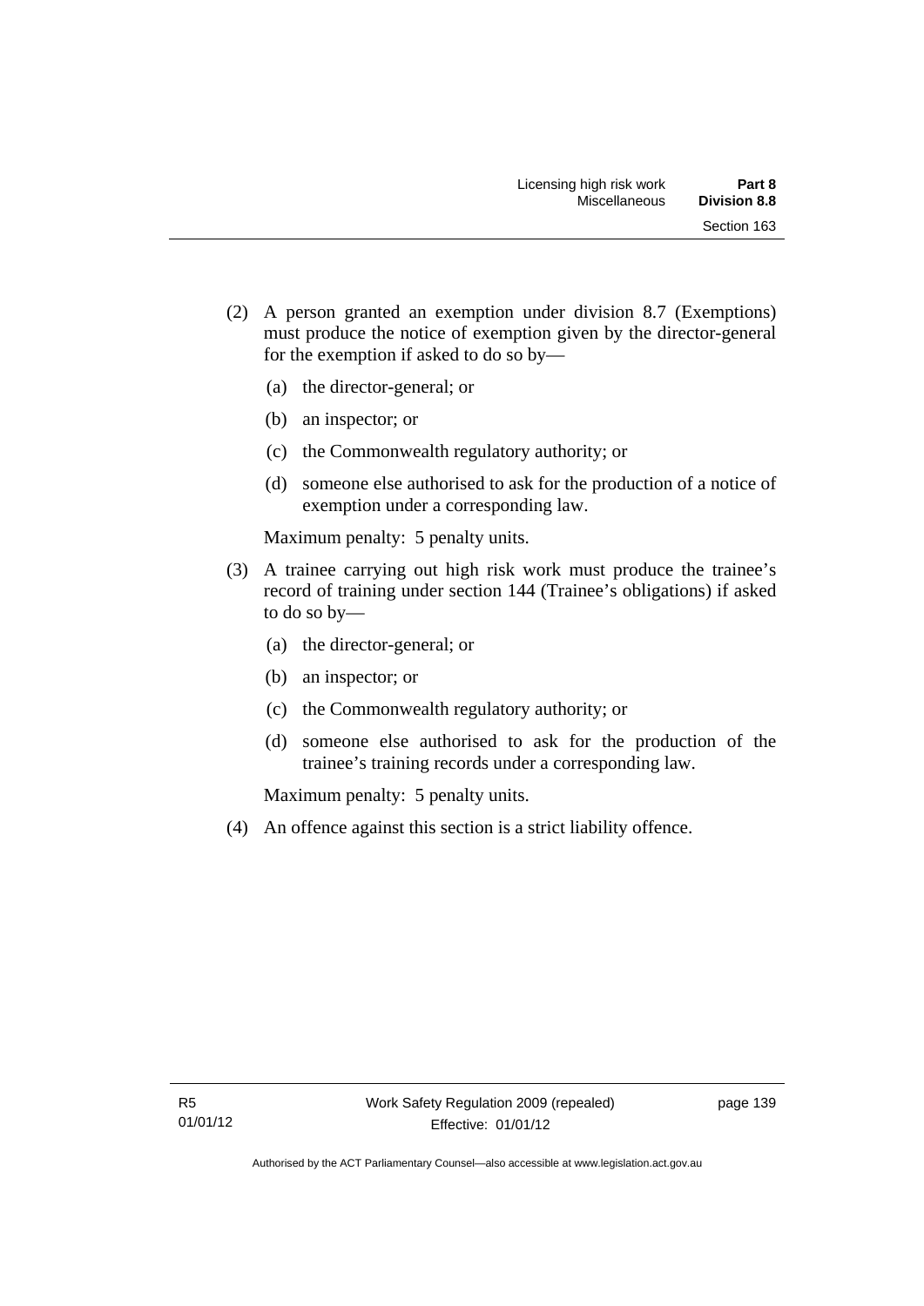(2) A person granted an exemption under division 8.7 (Exemptions) must produce the notice of exemption given by the director-general for the exemption if asked to do so by—

   (a) the director-general; or

   (b) an inspector; or

   (c) the Commonwealth regulatory authority; or

   (d) someone else authorised to ask for the production of a notice of exemption under a corresponding law.

   Maximum penalty: 5 penalty units.

(3) A trainee carrying out high risk work must produce the trainee's record of training under section 144 (Trainee's obligations) if asked to do so by—

   (a) the director-general; or

   (b) an inspector; or

   (c) the Commonwealth regulatory authority; or

   (d) someone else authorised to ask for the production of the trainee's training records under a corresponding law.

   Maximum penalty: 5 penalty units.

(4) An offence against this section is a strict liability offence.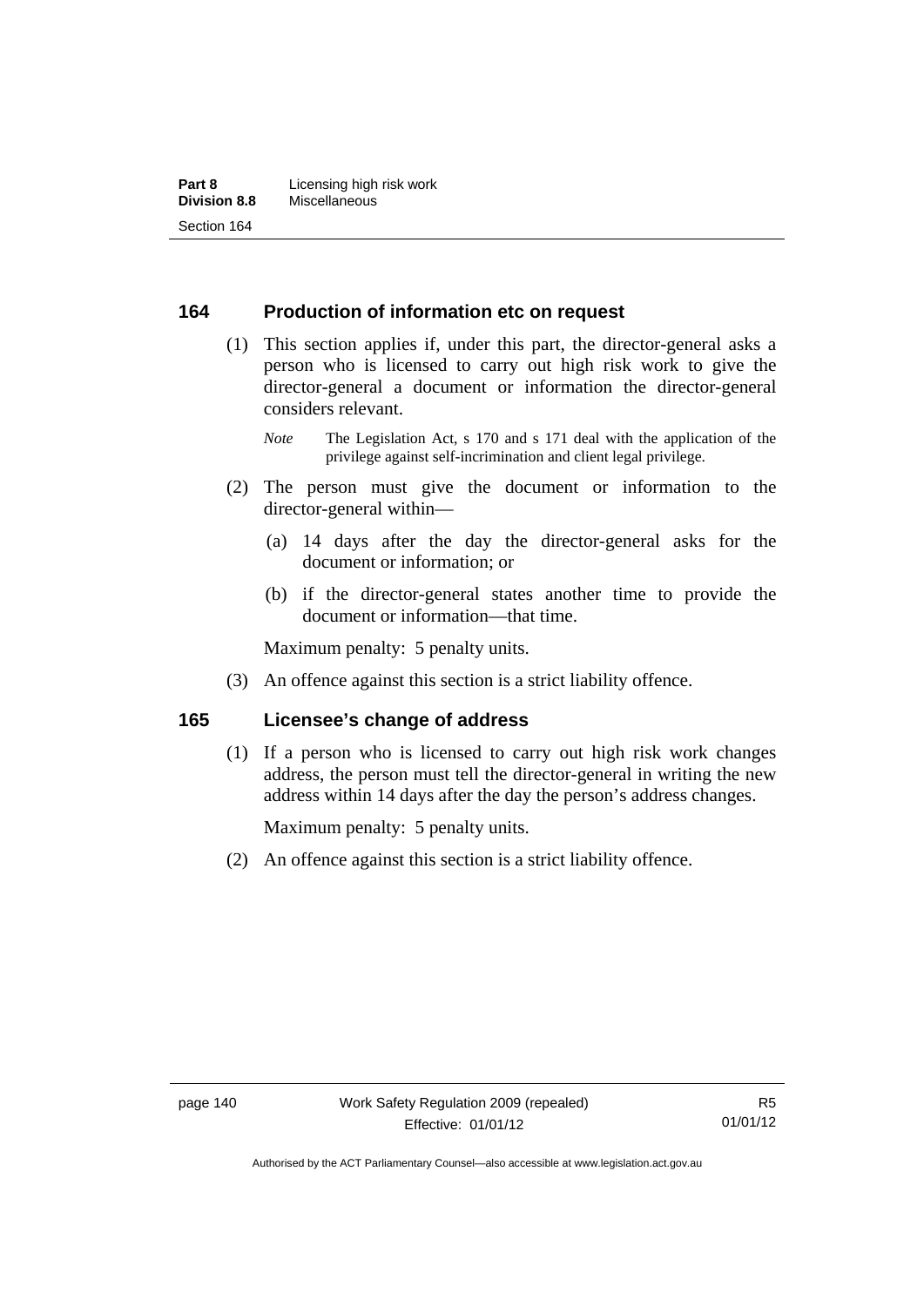## 164 Production of information etc on request

(1) This section applies if, under this part, the director-general asks a person who is licensed to carry out high risk work to give the director-general a document or information the director-general considers relevant.

*Note* The Legislation Act, s 170 and s 171 deal with the application of the privilege against self-incrimination and client legal privilege.

(2) The person must give the document or information to the director-general within—

(a) 14 days after the day the director-general asks for the document or information; or

(b) if the director-general states another time to provide the document or information—that time.

Maximum penalty: 5 penalty units.

(3) An offence against this section is a strict liability offence.

## 165 Licensee's change of address

(1) If a person who is licensed to carry out high risk work changes address, the person must tell the director-general in writing the new address within 14 days after the day the person's address changes.

Maximum penalty: 5 penalty units.

(2) An offence against this section is a strict liability offence.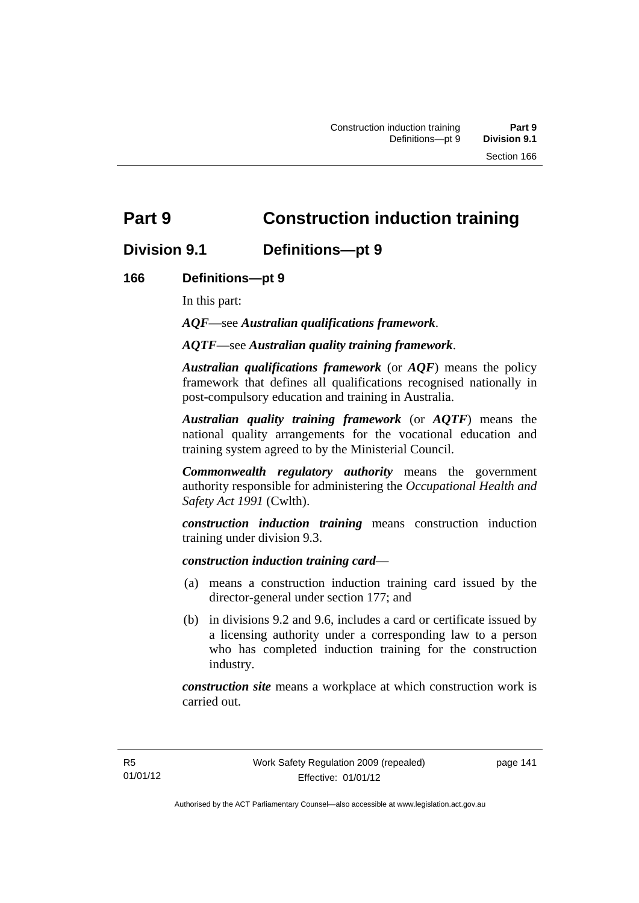# Part 9 Construction induction training

## Division 9.1 Definitions—pt 9

### 166 Definitions—pt 9

In this part:

***AQF***—see ***Australian qualifications framework***.

***AQTF***—see ***Australian quality training framework***.

***Australian qualifications framework*** (or ***AQF***) means the policy framework that defines all qualifications recognised nationally in post-compulsory education and training in Australia.

***Australian quality training framework*** (or ***AQTF***) means the national quality arrangements for the vocational education and training system agreed to by the Ministerial Council.

***Commonwealth regulatory authority*** means the government authority responsible for administering the *Occupational Health and Safety Act 1991* (Cwlth).

***construction induction training*** means construction induction training under division 9.3.

***construction induction training card***—

(a) means a construction induction training card issued by the director-general under section 177; and

(b) in divisions 9.2 and 9.6, includes a card or certificate issued by a licensing authority under a corresponding law to a person who has completed induction training for the construction industry.

***construction site*** means a workplace at which construction work is carried out.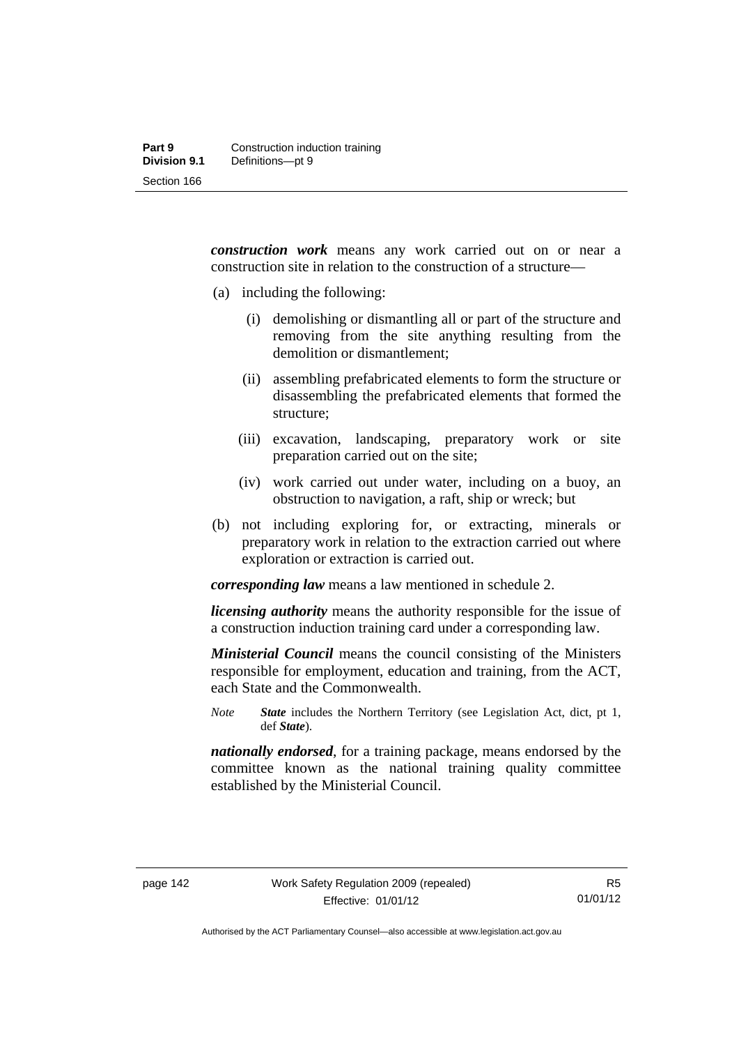***construction work*** means any work carried out on or near a construction site in relation to the construction of a structure—

(a) including the following:

  (i) demolishing or dismantling all or part of the structure and removing from the site anything resulting from the demolition or dismantlement;

  (ii) assembling prefabricated elements to form the structure or disassembling the prefabricated elements that formed the structure;

  (iii) excavation, landscaping, preparatory work or site preparation carried out on the site;

  (iv) work carried out under water, including on a buoy, an obstruction to navigation, a raft, ship or wreck; but

(b) not including exploring for, or extracting, minerals or preparatory work in relation to the extraction carried out where exploration or extraction is carried out.

***corresponding law*** means a law mentioned in schedule 2.

***licensing authority*** means the authority responsible for the issue of a construction induction training card under a corresponding law.

***Ministerial Council*** means the council consisting of the Ministers responsible for employment, education and training, from the ACT, each State and the Commonwealth.

*Note* ***State*** includes the Northern Territory (see Legislation Act, dict, pt 1, def ***State***).

***nationally endorsed***, for a training package, means endorsed by the committee known as the national training quality committee established by the Ministerial Council.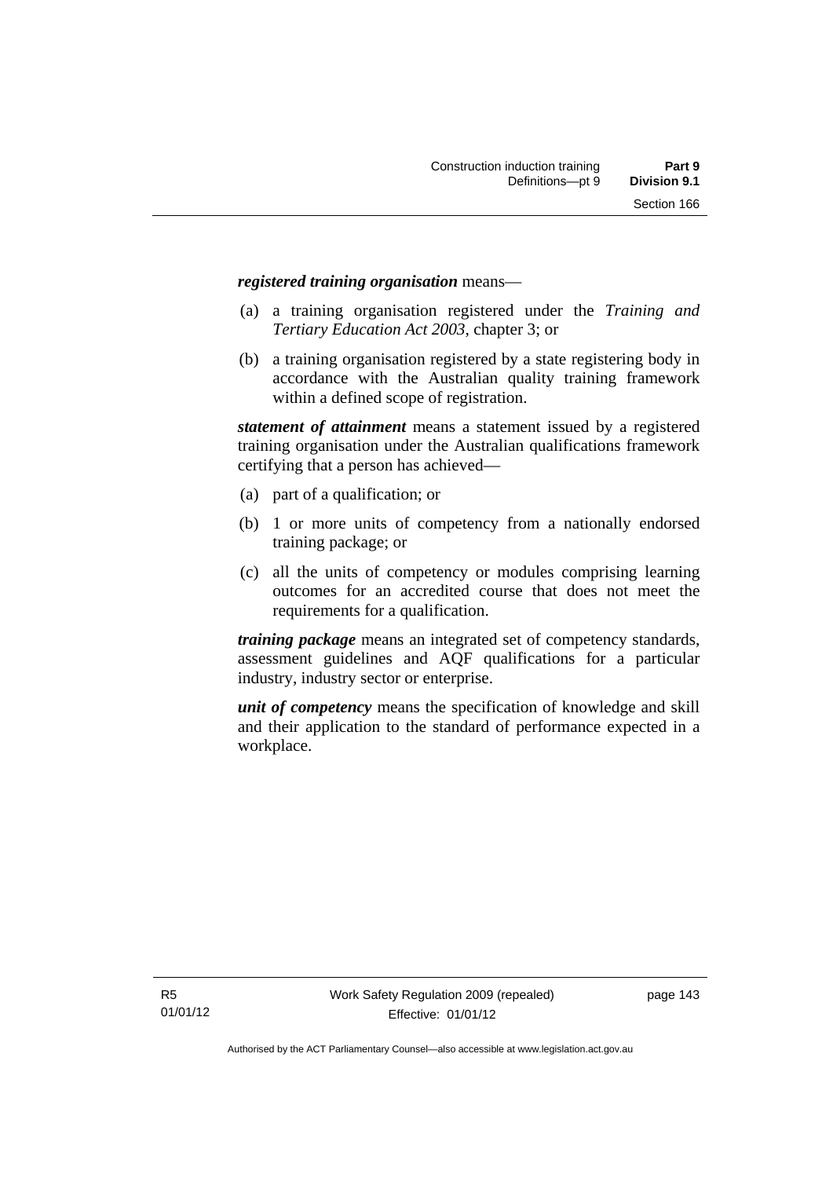***registered training organisation*** means—

(a) a training organisation registered under the *Training and Tertiary Education Act 2003*, chapter 3; or

(b) a training organisation registered by a state registering body in accordance with the Australian quality training framework within a defined scope of registration.

***statement of attainment*** means a statement issued by a registered training organisation under the Australian qualifications framework certifying that a person has achieved—

(a) part of a qualification; or

(b) 1 or more units of competency from a nationally endorsed training package; or

(c) all the units of competency or modules comprising learning outcomes for an accredited course that does not meet the requirements for a qualification.

***training package*** means an integrated set of competency standards, assessment guidelines and AQF qualifications for a particular industry, industry sector or enterprise.

***unit of competency*** means the specification of knowledge and skill and their application to the standard of performance expected in a workplace.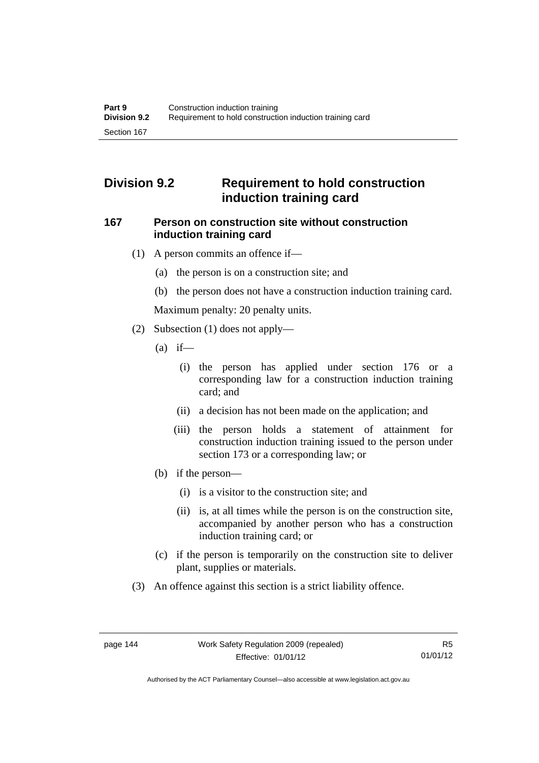## Division 9.2 Requirement to hold construction induction training card

### 167 Person on construction site without construction induction training card

(1) A person commits an offence if—

(a) the person is on a construction site; and

(b) the person does not have a construction induction training card.

Maximum penalty: 20 penalty units.

(2) Subsection (1) does not apply—

(a) if—

(i) the person has applied under section 176 or a corresponding law for a construction induction training card; and

(ii) a decision has not been made on the application; and

(iii) the person holds a statement of attainment for construction induction training issued to the person under section 173 or a corresponding law; or

(b) if the person—

(i) is a visitor to the construction site; and

(ii) is, at all times while the person is on the construction site, accompanied by another person who has a construction induction training card; or

(c) if the person is temporarily on the construction site to deliver plant, supplies or materials.

(3) An offence against this section is a strict liability offence.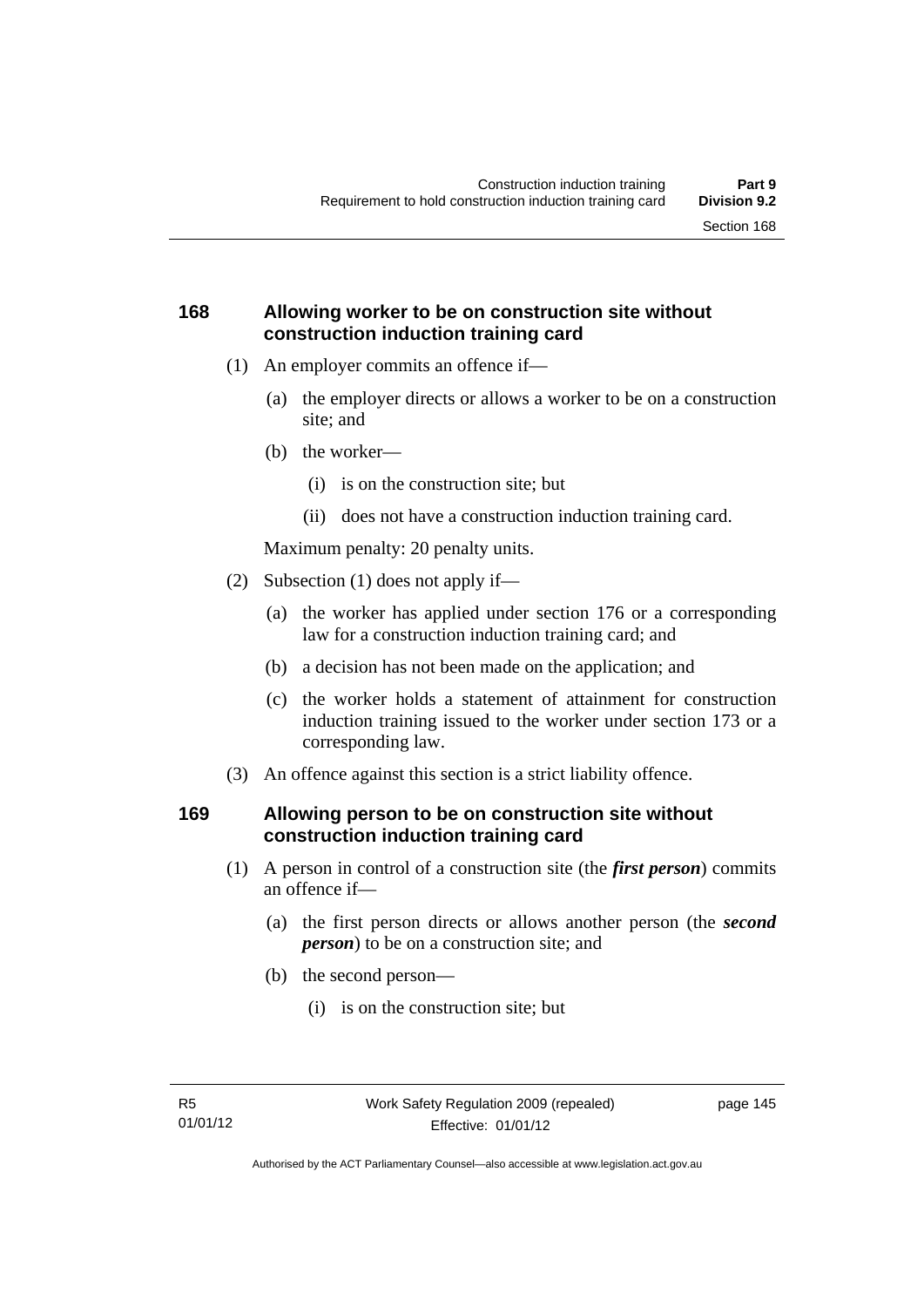### 168 Allowing worker to be on construction site without construction induction training card

(1) An employer commits an offence if—

(a) the employer directs or allows a worker to be on a construction site; and

(b) the worker—

(i) is on the construction site; but

(ii) does not have a construction induction training card.

Maximum penalty: 20 penalty units.

(2) Subsection (1) does not apply if—

(a) the worker has applied under section 176 or a corresponding law for a construction induction training card; and

(b) a decision has not been made on the application; and

(c) the worker holds a statement of attainment for construction induction training issued to the worker under section 173 or a corresponding law.

(3) An offence against this section is a strict liability offence.

### 169 Allowing person to be on construction site without construction induction training card

(1) A person in control of a construction site (the ***first person***) commits an offence if—

(a) the first person directs or allows another person (the ***second person***) to be on a construction site; and

(b) the second person—

(i) is on the construction site; but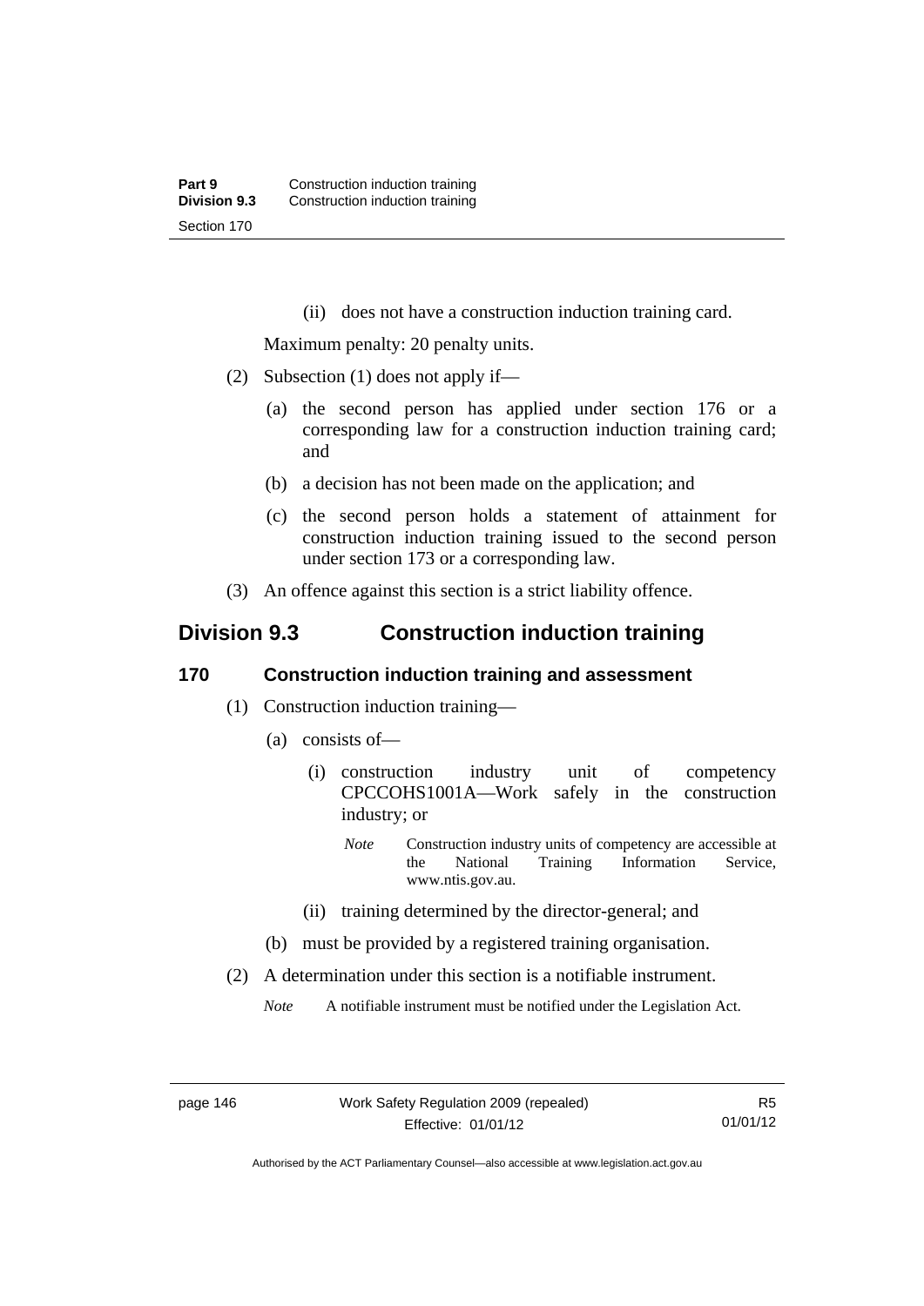(ii) does not have a construction induction training card.

Maximum penalty: 20 penalty units.

(2) Subsection (1) does not apply if—

(a) the second person has applied under section 176 or a corresponding law for a construction induction training card; and

(b) a decision has not been made on the application; and

(c) the second person holds a statement of attainment for construction induction training issued to the second person under section 173 or a corresponding law.

(3) An offence against this section is a strict liability offence.

## Division 9.3 Construction induction training

### 170 Construction induction training and assessment

(1) Construction induction training—

(a) consists of—

(i) construction industry unit of competency CPCCOHS1001A—Work safely in the construction industry; or

*Note* Construction industry units of competency are accessible at the National Training Information Service, www.ntis.gov.au.

(ii) training determined by the director-general; and

(b) must be provided by a registered training organisation.

(2) A determination under this section is a notifiable instrument.

*Note* A notifiable instrument must be notified under the Legislation Act.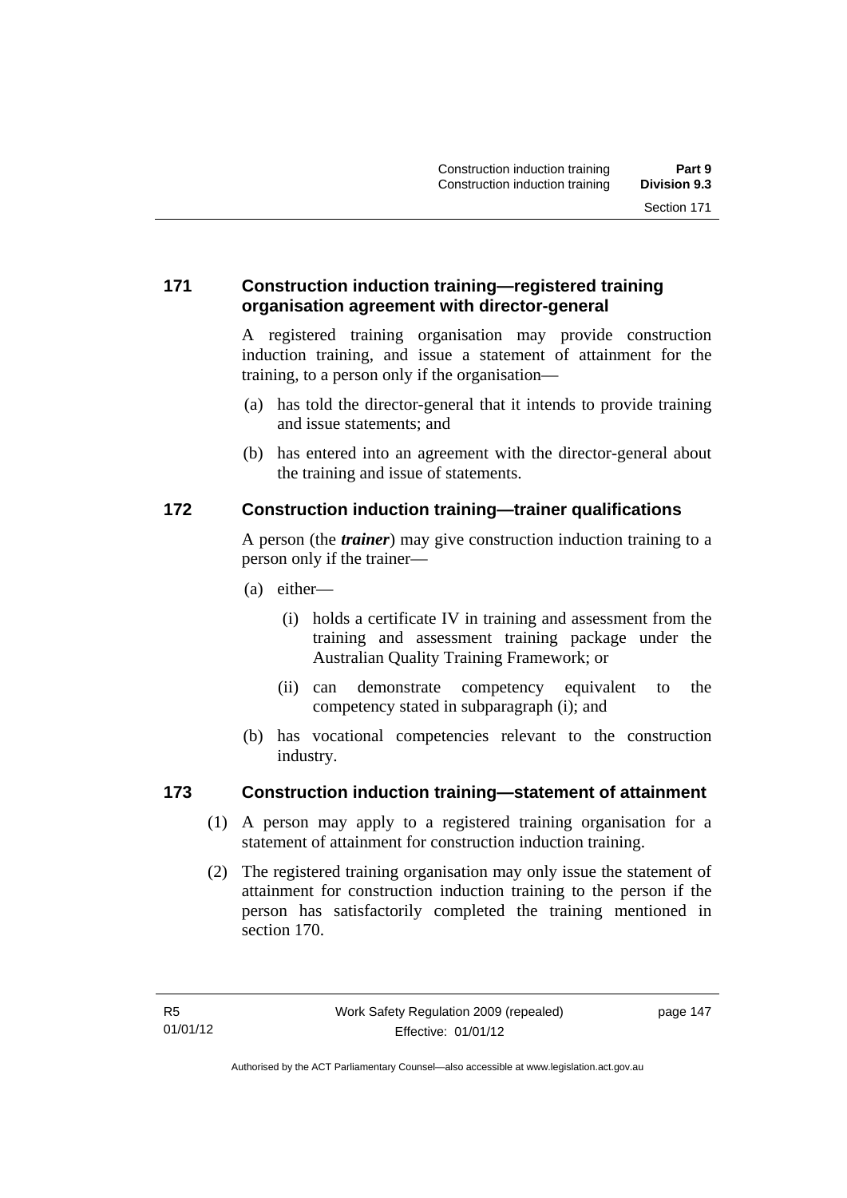### 171 Construction induction training—registered training organisation agreement with director-general

A registered training organisation may provide construction induction training, and issue a statement of attainment for the training, to a person only if the organisation—

(a) has told the director-general that it intends to provide training and issue statements; and

(b) has entered into an agreement with the director-general about the training and issue of statements.

### 172 Construction induction training—trainer qualifications

A person (the ***trainer***) may give construction induction training to a person only if the trainer—

(a) either—

(i) holds a certificate IV in training and assessment from the training and assessment training package under the Australian Quality Training Framework; or

(ii) can demonstrate competency equivalent to the competency stated in subparagraph (i); and

(b) has vocational competencies relevant to the construction industry.

### 173 Construction induction training—statement of attainment

(1) A person may apply to a registered training organisation for a statement of attainment for construction induction training.

(2) The registered training organisation may only issue the statement of attainment for construction induction training to the person if the person has satisfactorily completed the training mentioned in section 170.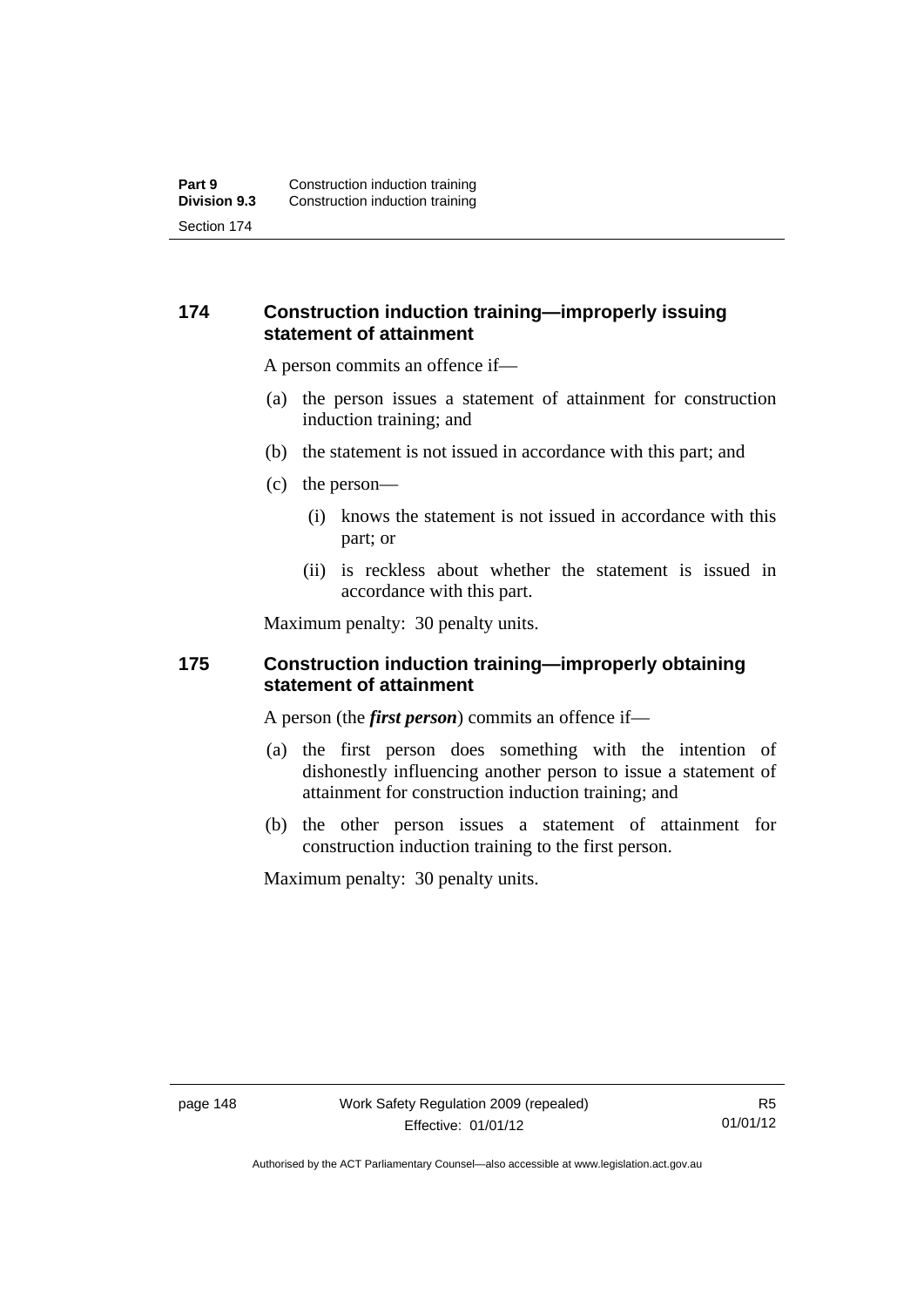## 174 Construction induction training—improperly issuing statement of attainment

A person commits an offence if—

(a) the person issues a statement of attainment for construction induction training; and

(b) the statement is not issued in accordance with this part; and

(c) the person—

(i) knows the statement is not issued in accordance with this part; or

(ii) is reckless about whether the statement is issued in accordance with this part.

Maximum penalty: 30 penalty units.

## 175 Construction induction training—improperly obtaining statement of attainment

A person (the ***first person***) commits an offence if—

(a) the first person does something with the intention of dishonestly influencing another person to issue a statement of attainment for construction induction training; and

(b) the other person issues a statement of attainment for construction induction training to the first person.

Maximum penalty: 30 penalty units.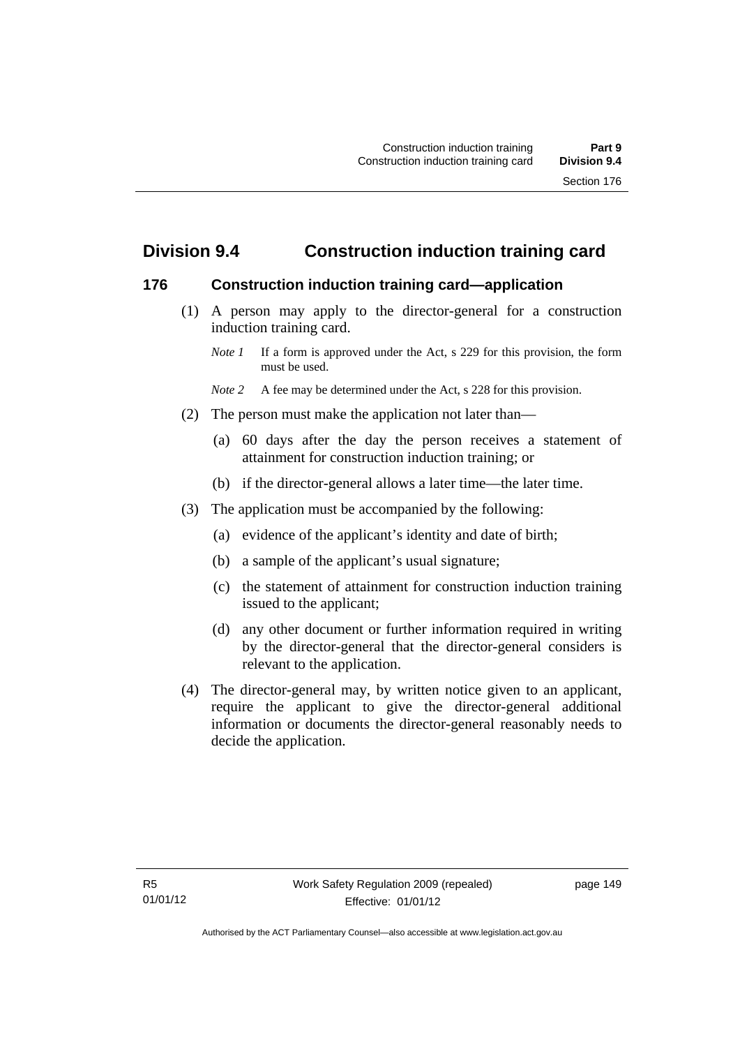## Division 9.4 Construction induction training card

### 176 Construction induction training card—application

(1) A person may apply to the director-general for a construction induction training card.

*Note 1* If a form is approved under the Act, s 229 for this provision, the form must be used.

*Note 2* A fee may be determined under the Act, s 228 for this provision.

(2) The person must make the application not later than—

(a) 60 days after the day the person receives a statement of attainment for construction induction training; or

(b) if the director-general allows a later time—the later time.

(3) The application must be accompanied by the following:

(a) evidence of the applicant's identity and date of birth;

(b) a sample of the applicant's usual signature;

(c) the statement of attainment for construction induction training issued to the applicant;

(d) any other document or further information required in writing by the director-general that the director-general considers is relevant to the application.

(4) The director-general may, by written notice given to an applicant, require the applicant to give the director-general additional information or documents the director-general reasonably needs to decide the application.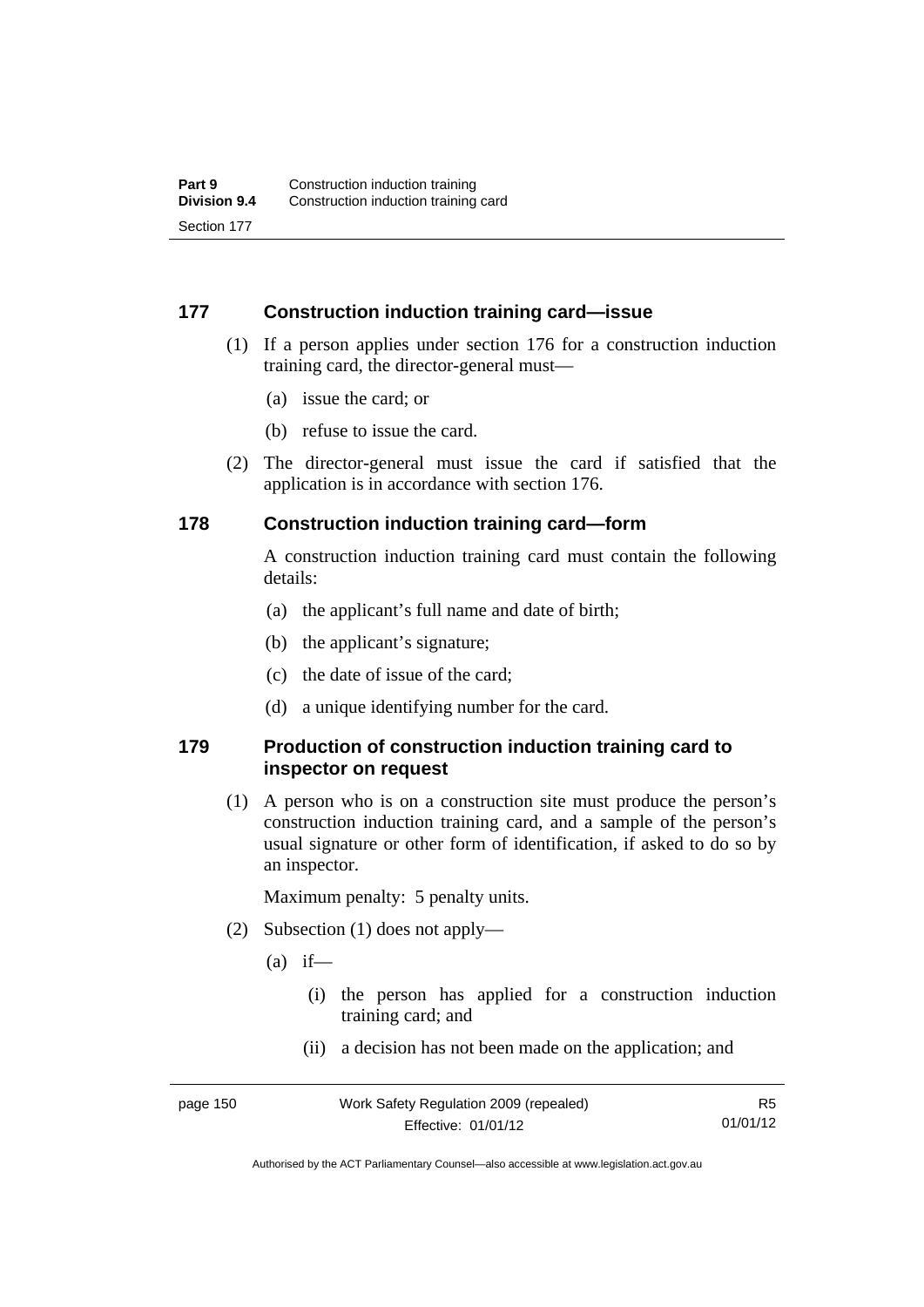### 177 Construction induction training card—issue

(1) If a person applies under section 176 for a construction induction training card, the director-general must—

(a) issue the card; or

(b) refuse to issue the card.

(2) The director-general must issue the card if satisfied that the application is in accordance with section 176.

### 178 Construction induction training card—form

A construction induction training card must contain the following details:

(a) the applicant's full name and date of birth;

(b) the applicant's signature;

(c) the date of issue of the card;

(d) a unique identifying number for the card.

### 179 Production of construction induction training card to inspector on request

(1) A person who is on a construction site must produce the person's construction induction training card, and a sample of the person's usual signature or other form of identification, if asked to do so by an inspector.

Maximum penalty: 5 penalty units.

(2) Subsection (1) does not apply—

(a) if—

(i) the person has applied for a construction induction training card; and

(ii) a decision has not been made on the application; and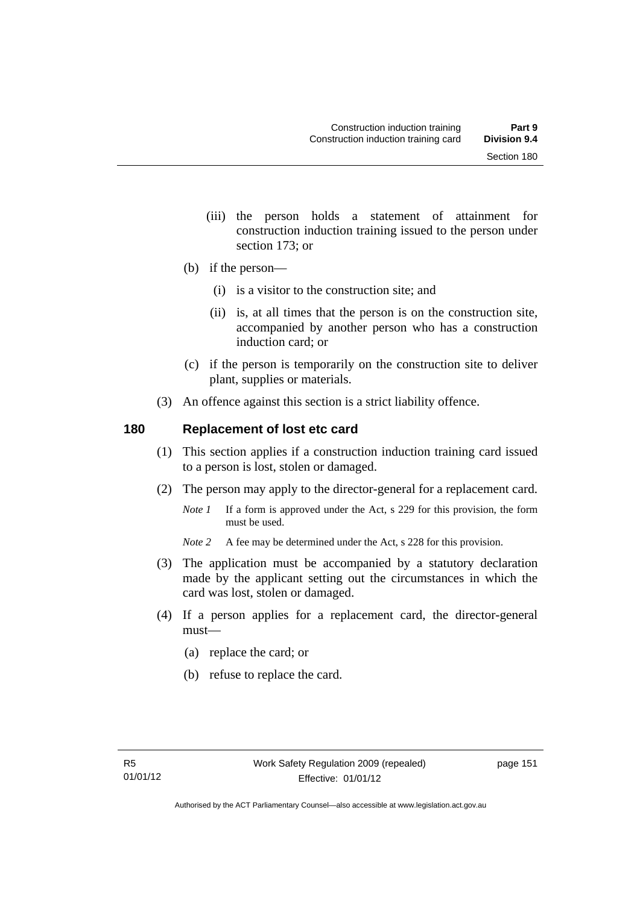(iii) the person holds a statement of attainment for construction induction training issued to the person under section 173; or

(b) if the person—

(i) is a visitor to the construction site; and

(ii) is, at all times that the person is on the construction site, accompanied by another person who has a construction induction card; or

(c) if the person is temporarily on the construction site to deliver plant, supplies or materials.

(3) An offence against this section is a strict liability offence.

## 180 Replacement of lost etc card

(1) This section applies if a construction induction training card issued to a person is lost, stolen or damaged.

(2) The person may apply to the director-general for a replacement card.

*Note 1* If a form is approved under the Act, s 229 for this provision, the form must be used.

*Note 2* A fee may be determined under the Act, s 228 for this provision.

(3) The application must be accompanied by a statutory declaration made by the applicant setting out the circumstances in which the card was lost, stolen or damaged.

(4) If a person applies for a replacement card, the director-general must—

(a) replace the card; or

(b) refuse to replace the card.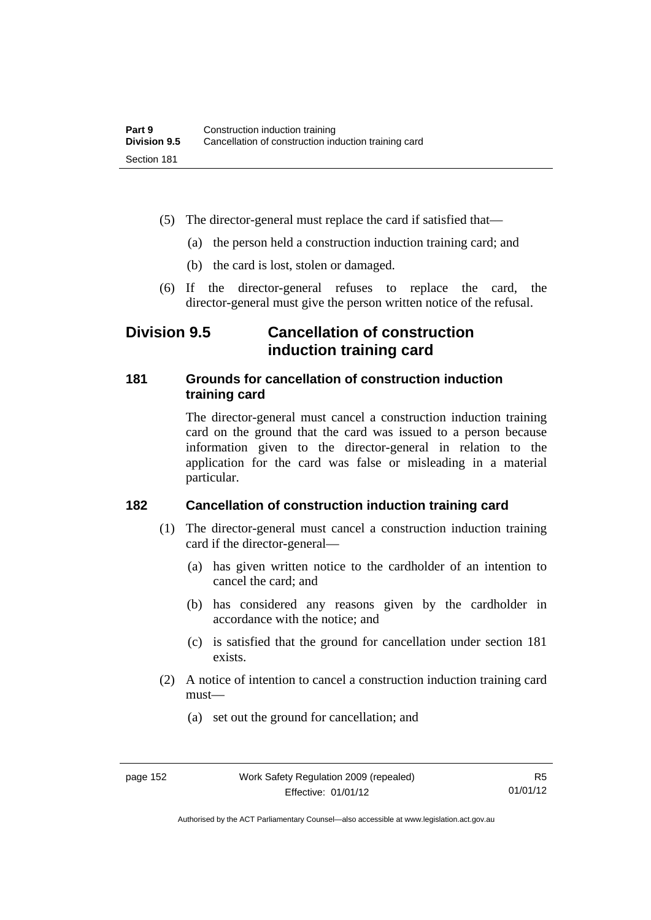(5) The director-general must replace the card if satisfied that—

(a) the person held a construction induction training card; and

(b) the card is lost, stolen or damaged.

(6) If the director-general refuses to replace the card, the director-general must give the person written notice of the refusal.

## Division 9.5 Cancellation of construction induction training card

### 181 Grounds for cancellation of construction induction training card

The director-general must cancel a construction induction training card on the ground that the card was issued to a person because information given to the director-general in relation to the application for the card was false or misleading in a material particular.

### 182 Cancellation of construction induction training card

(1) The director-general must cancel a construction induction training card if the director-general—

(a) has given written notice to the cardholder of an intention to cancel the card; and

(b) has considered any reasons given by the cardholder in accordance with the notice; and

(c) is satisfied that the ground for cancellation under section 181 exists.

(2) A notice of intention to cancel a construction induction training card must—

(a) set out the ground for cancellation; and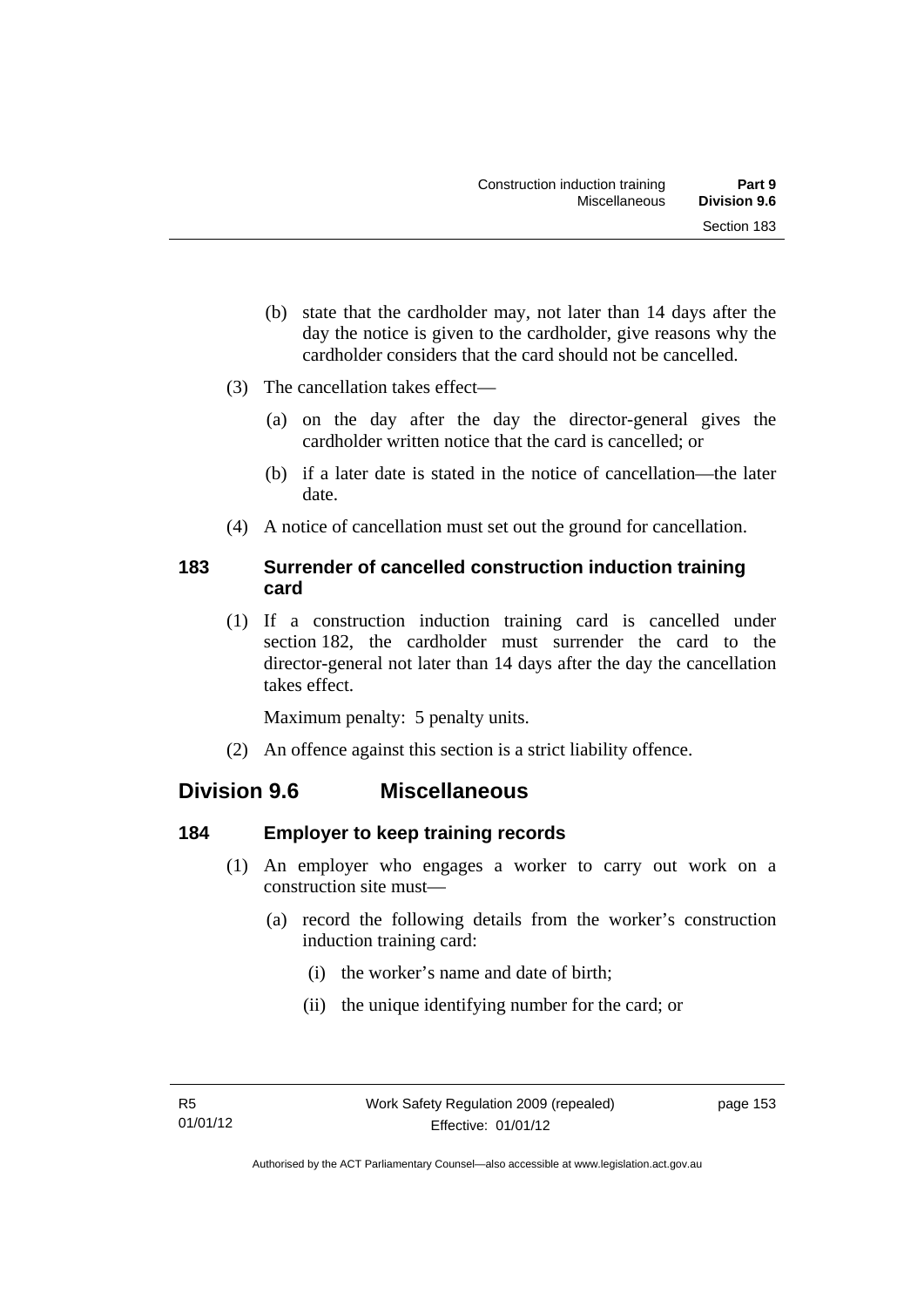(b) state that the cardholder may, not later than 14 days after the day the notice is given to the cardholder, give reasons why the cardholder considers that the card should not be cancelled.

(3) The cancellation takes effect—

(a) on the day after the day the director-general gives the cardholder written notice that the card is cancelled; or

(b) if a later date is stated in the notice of cancellation—the later date.

(4) A notice of cancellation must set out the ground for cancellation.

### 183 Surrender of cancelled construction induction training card

(1) If a construction induction training card is cancelled under section 182, the cardholder must surrender the card to the director-general not later than 14 days after the day the cancellation takes effect.

Maximum penalty: 5 penalty units.

(2) An offence against this section is a strict liability offence.

## Division 9.6 Miscellaneous

### 184 Employer to keep training records

(1) An employer who engages a worker to carry out work on a construction site must—

(a) record the following details from the worker's construction induction training card:

(i) the worker's name and date of birth;

(ii) the unique identifying number for the card; or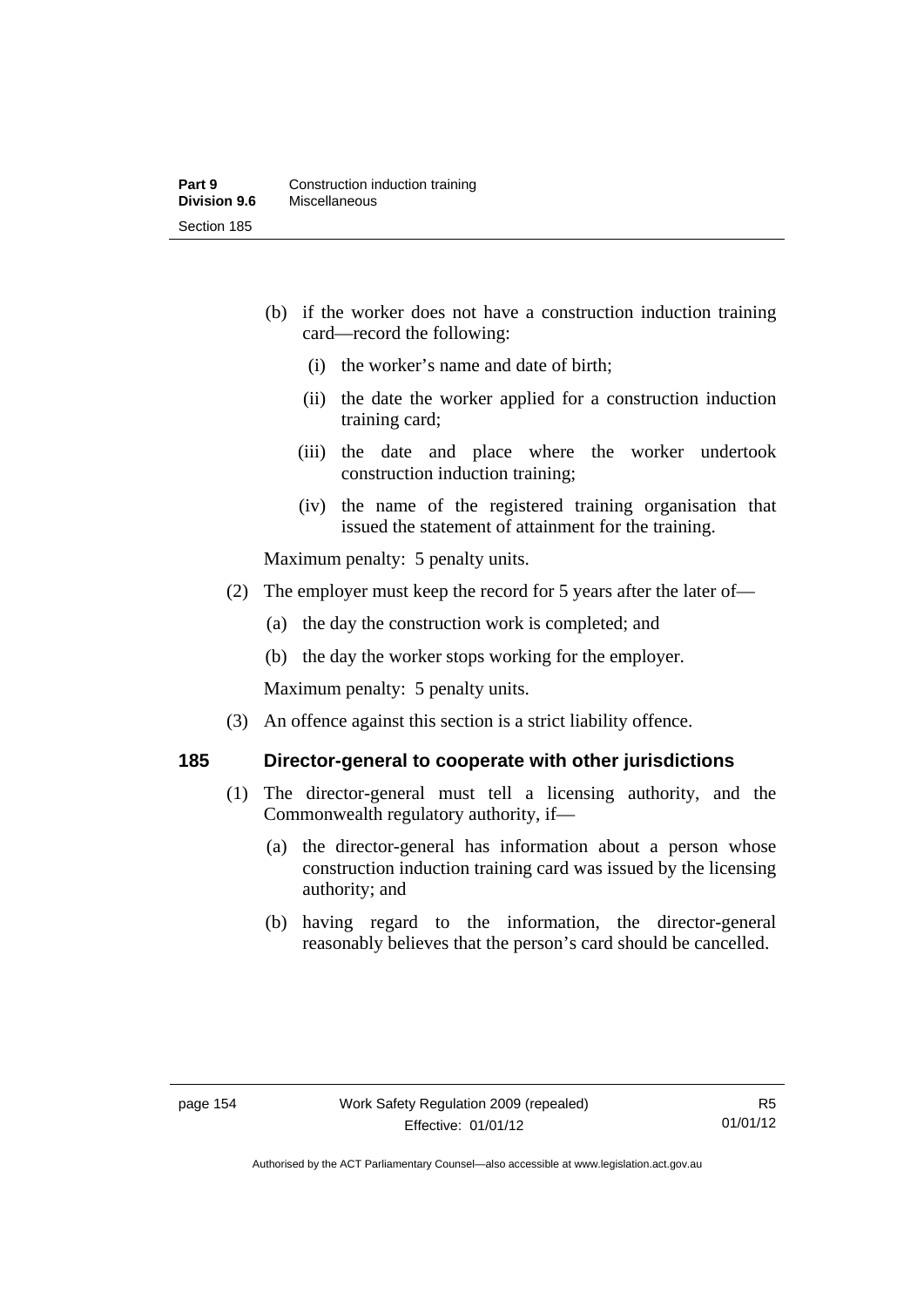(b) if the worker does not have a construction induction training card—record the following:

   (i) the worker's name and date of birth;

   (ii) the date the worker applied for a construction induction training card;

   (iii) the date and place where the worker undertook construction induction training;

   (iv) the name of the registered training organisation that issued the statement of attainment for the training.

Maximum penalty: 5 penalty units.

(2) The employer must keep the record for 5 years after the later of—

   (a) the day the construction work is completed; and

   (b) the day the worker stops working for the employer.

Maximum penalty: 5 penalty units.

(3) An offence against this section is a strict liability offence.

### 185 Director-general to cooperate with other jurisdictions

(1) The director-general must tell a licensing authority, and the Commonwealth regulatory authority, if—

   (a) the director-general has information about a person whose construction induction training card was issued by the licensing authority; and

   (b) having regard to the information, the director-general reasonably believes that the person's card should be cancelled.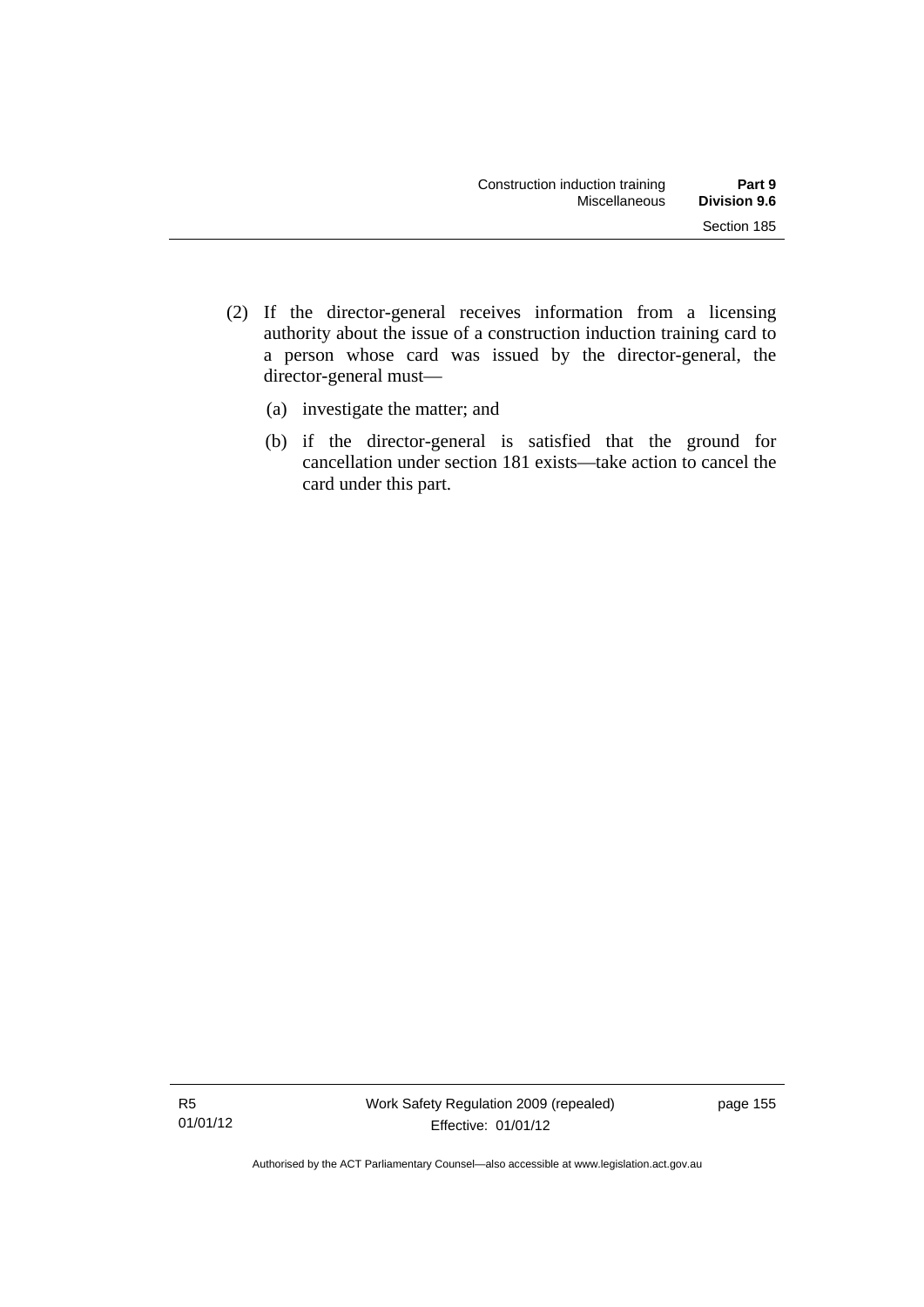(2) If the director-general receives information from a licensing authority about the issue of a construction induction training card to a person whose card was issued by the director-general, the director-general must—

  (a) investigate the matter; and

  (b) if the director-general is satisfied that the ground for cancellation under section 181 exists—take action to cancel the card under this part.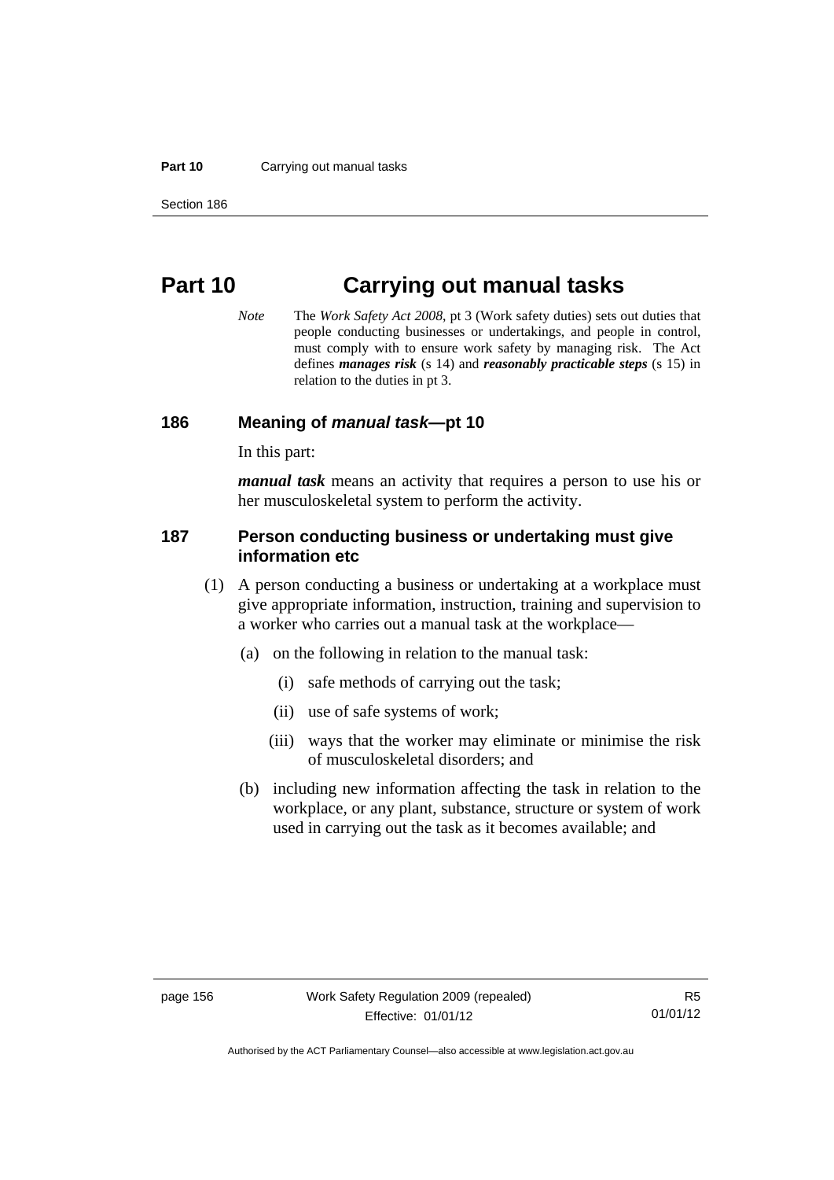# Part 10 Carrying out manual tasks

*Note* The *Work Safety Act 2008*, pt 3 (Work safety duties) sets out duties that people conducting businesses or undertakings, and people in control, must comply with to ensure work safety by managing risk. The Act defines ***manages risk*** (s 14) and ***reasonably practicable steps*** (s 15) in relation to the duties in pt 3.

## 186 Meaning of *manual task*—pt 10

In this part:

***manual task*** means an activity that requires a person to use his or her musculoskeletal system to perform the activity.

## 187 Person conducting business or undertaking must give information etc

(1) A person conducting a business or undertaking at a workplace must give appropriate information, instruction, training and supervision to a worker who carries out a manual task at the workplace—

(a) on the following in relation to the manual task:

(i) safe methods of carrying out the task;

(ii) use of safe systems of work;

(iii) ways that the worker may eliminate or minimise the risk of musculoskeletal disorders; and

(b) including new information affecting the task in relation to the workplace, or any plant, substance, structure or system of work used in carrying out the task as it becomes available; and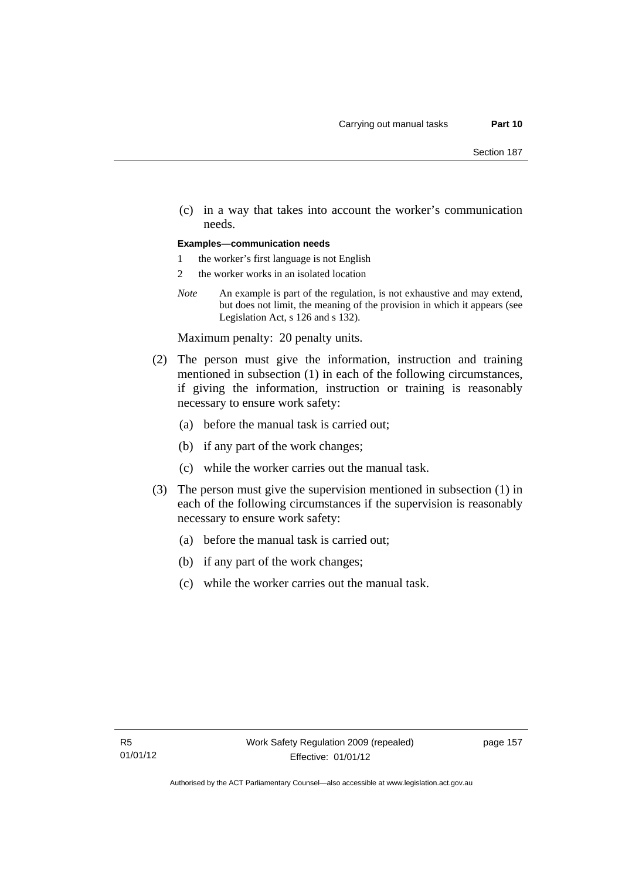(c) in a way that takes into account the worker's communication needs.

**Examples—communication needs**

1 the worker's first language is not English

2 the worker works in an isolated location

*Note* An example is part of the regulation, is not exhaustive and may extend, but does not limit, the meaning of the provision in which it appears (see Legislation Act, s 126 and s 132).

Maximum penalty: 20 penalty units.

(2) The person must give the information, instruction and training mentioned in subsection (1) in each of the following circumstances, if giving the information, instruction or training is reasonably necessary to ensure work safety:

(a) before the manual task is carried out;

(b) if any part of the work changes;

(c) while the worker carries out the manual task.

(3) The person must give the supervision mentioned in subsection (1) in each of the following circumstances if the supervision is reasonably necessary to ensure work safety:

(a) before the manual task is carried out;

(b) if any part of the work changes;

(c) while the worker carries out the manual task.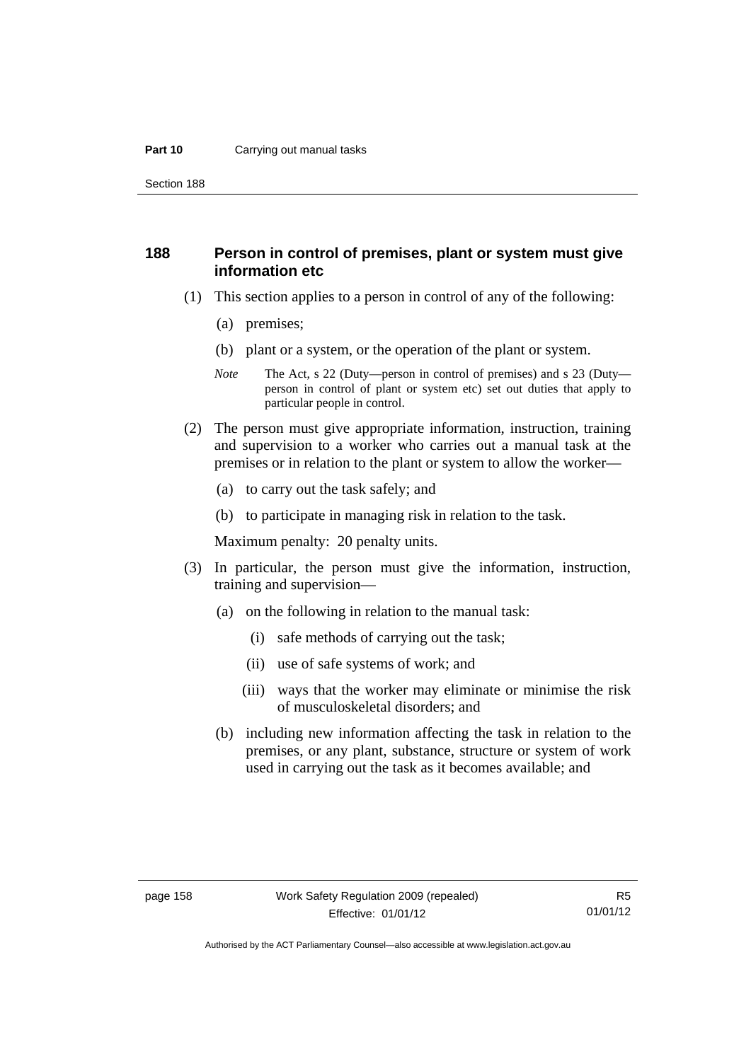## 188 Person in control of premises, plant or system must give information etc

(1) This section applies to a person in control of any of the following:

(a) premises;

(b) plant or a system, or the operation of the plant or system.

*Note* The Act, s 22 (Duty—person in control of premises) and s 23 (Duty—person in control of plant or system etc) set out duties that apply to particular people in control.

(2) The person must give appropriate information, instruction, training and supervision to a worker who carries out a manual task at the premises or in relation to the plant or system to allow the worker—

(a) to carry out the task safely; and

(b) to participate in managing risk in relation to the task.

Maximum penalty: 20 penalty units.

(3) In particular, the person must give the information, instruction, training and supervision—

(a) on the following in relation to the manual task:

(i) safe methods of carrying out the task;

(ii) use of safe systems of work; and

(iii) ways that the worker may eliminate or minimise the risk of musculoskeletal disorders; and

(b) including new information affecting the task in relation to the premises, or any plant, substance, structure or system of work used in carrying out the task as it becomes available; and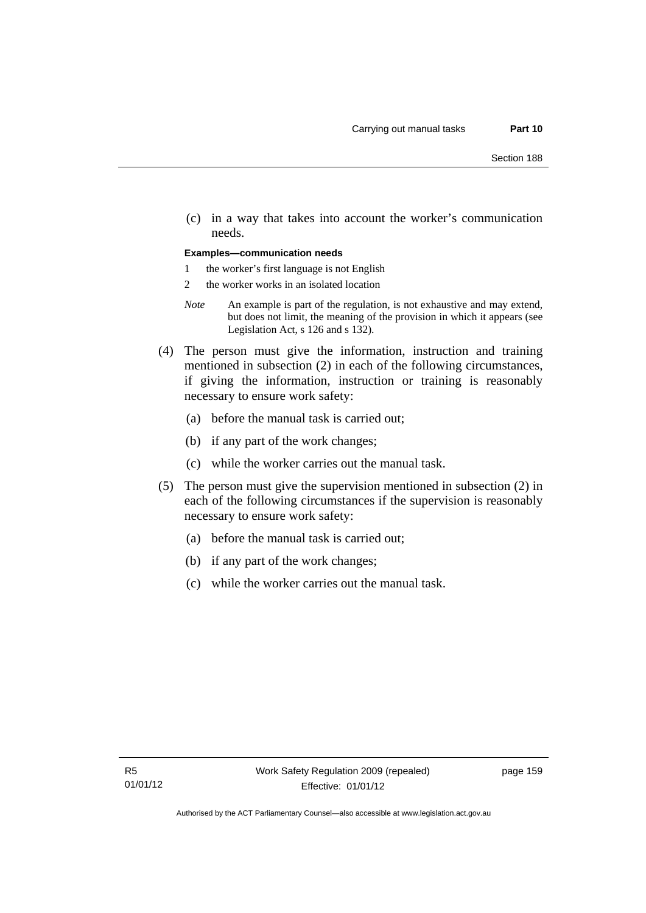(c) in a way that takes into account the worker's communication needs.

**Examples—communication needs**

1 the worker's first language is not English

2 the worker works in an isolated location

*Note* An example is part of the regulation, is not exhaustive and may extend, but does not limit, the meaning of the provision in which it appears (see Legislation Act, s 126 and s 132).

(4) The person must give the information, instruction and training mentioned in subsection (2) in each of the following circumstances, if giving the information, instruction or training is reasonably necessary to ensure work safety:

(a) before the manual task is carried out;

(b) if any part of the work changes;

(c) while the worker carries out the manual task.

(5) The person must give the supervision mentioned in subsection (2) in each of the following circumstances if the supervision is reasonably necessary to ensure work safety:

(a) before the manual task is carried out;

(b) if any part of the work changes;

(c) while the worker carries out the manual task.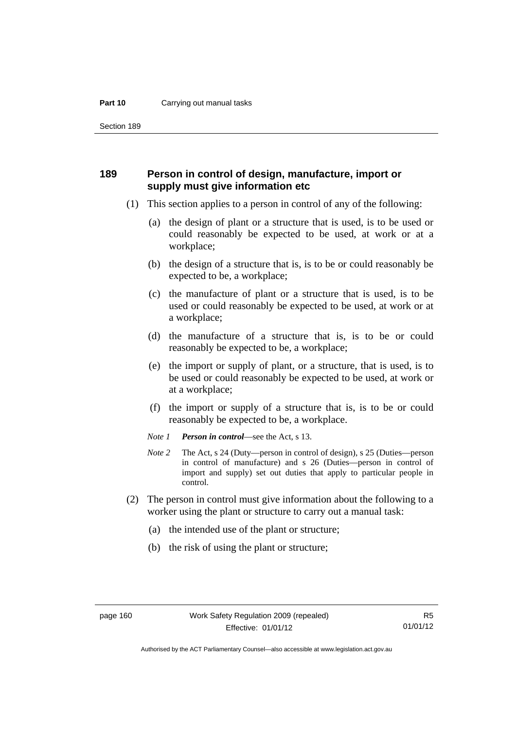## 189 Person in control of design, manufacture, import or supply must give information etc

(1) This section applies to a person in control of any of the following:

(a) the design of plant or a structure that is used, is to be used or could reasonably be expected to be used, at work or at a workplace;

(b) the design of a structure that is, is to be or could reasonably be expected to be, a workplace;

(c) the manufacture of plant or a structure that is used, is to be used or could reasonably be expected to be used, at work or at a workplace;

(d) the manufacture of a structure that is, is to be or could reasonably be expected to be, a workplace;

(e) the import or supply of plant, or a structure, that is used, is to be used or could reasonably be expected to be used, at work or at a workplace;

(f) the import or supply of a structure that is, is to be or could reasonably be expected to be, a workplace.

*Note 1* ***Person in control***—see the Act, s 13.

*Note 2* The Act, s 24 (Duty—person in control of design), s 25 (Duties—person in control of manufacture) and s 26 (Duties—person in control of import and supply) set out duties that apply to particular people in control.

(2) The person in control must give information about the following to a worker using the plant or structure to carry out a manual task:

(a) the intended use of the plant or structure;

(b) the risk of using the plant or structure;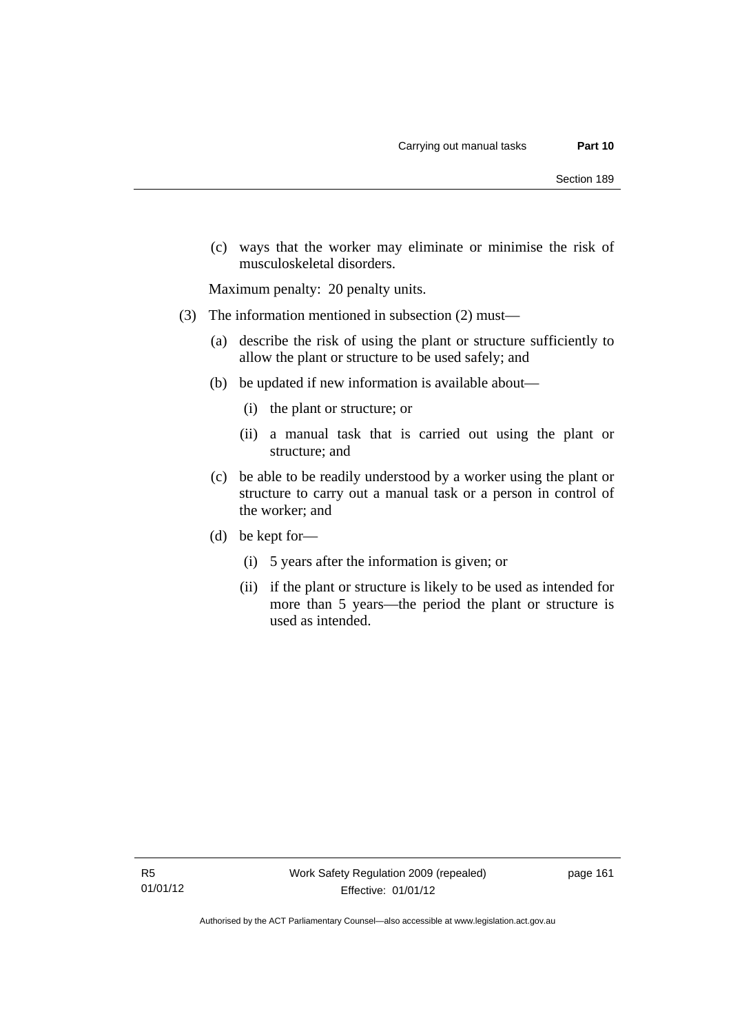(c) ways that the worker may eliminate or minimise the risk of musculoskeletal disorders.

Maximum penalty: 20 penalty units.

(3) The information mentioned in subsection (2) must—

(a) describe the risk of using the plant or structure sufficiently to allow the plant or structure to be used safely; and

(b) be updated if new information is available about—

(i) the plant or structure; or

(ii) a manual task that is carried out using the plant or structure; and

(c) be able to be readily understood by a worker using the plant or structure to carry out a manual task or a person in control of the worker; and

(d) be kept for—

(i) 5 years after the information is given; or

(ii) if the plant or structure is likely to be used as intended for more than 5 years—the period the plant or structure is used as intended.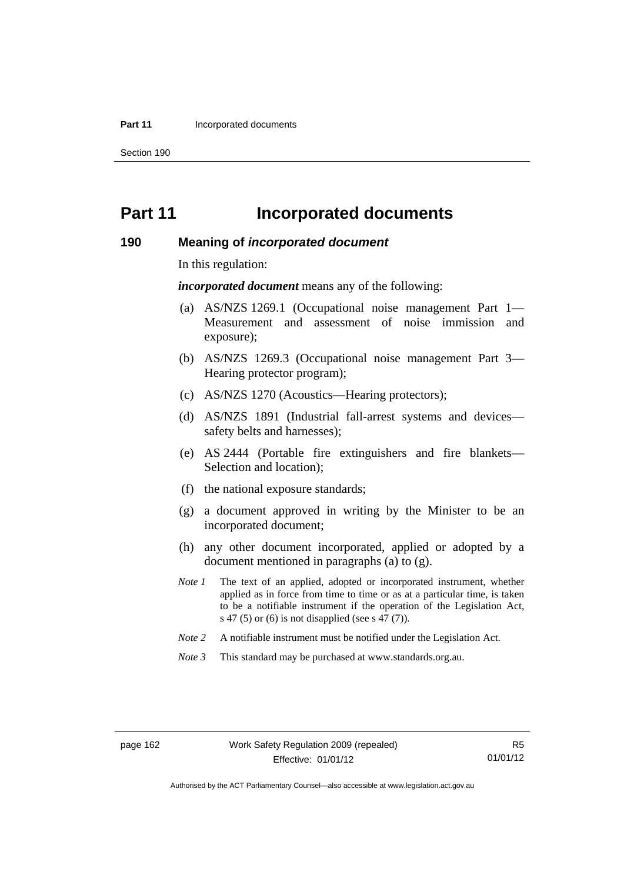# Part 11 Incorporated documents

## 190 Meaning of *incorporated document*

In this regulation:

***incorporated document*** means any of the following:

(a) AS/NZS 1269.1 (Occupational noise management Part 1—Measurement and assessment of noise immission and exposure);

(b) AS/NZS 1269.3 (Occupational noise management Part 3—Hearing protector program);

(c) AS/NZS 1270 (Acoustics—Hearing protectors);

(d) AS/NZS 1891 (Industrial fall-arrest systems and devices—safety belts and harnesses);

(e) AS 2444 (Portable fire extinguishers and fire blankets—Selection and location);

(f) the national exposure standards;

(g) a document approved in writing by the Minister to be an incorporated document;

(h) any other document incorporated, applied or adopted by a document mentioned in paragraphs (a) to (g).

*Note 1* The text of an applied, adopted or incorporated instrument, whether applied as in force from time to time or as at a particular time, is taken to be a notifiable instrument if the operation of the Legislation Act, s 47 (5) or (6) is not disapplied (see s 47 (7)).

*Note 2* A notifiable instrument must be notified under the Legislation Act.

*Note 3* This standard may be purchased at www.standards.org.au.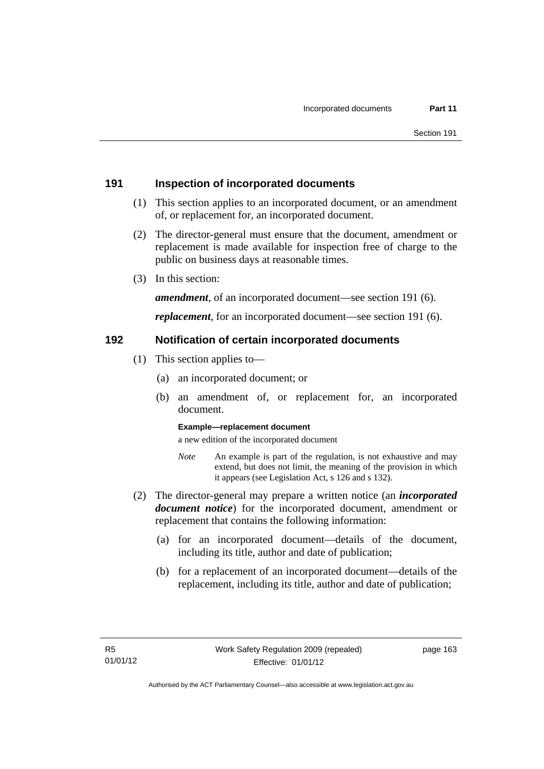### 191 Inspection of incorporated documents

(1) This section applies to an incorporated document, or an amendment of, or replacement for, an incorporated document.

(2) The director-general must ensure that the document, amendment or replacement is made available for inspection free of charge to the public on business days at reasonable times.

(3) In this section:

***amendment***, of an incorporated document—see section 191 (6).

***replacement***, for an incorporated document—see section 191 (6).

### 192 Notification of certain incorporated documents

(1) This section applies to—

(a) an incorporated document; or

(b) an amendment of, or replacement for, an incorporated document.

**Example—replacement document**

a new edition of the incorporated document

*Note* An example is part of the regulation, is not exhaustive and may extend, but does not limit, the meaning of the provision in which it appears (see Legislation Act, s 126 and s 132).

(2) The director-general may prepare a written notice (an ***incorporated document notice***) for the incorporated document, amendment or replacement that contains the following information:

(a) for an incorporated document—details of the document, including its title, author and date of publication;

(b) for a replacement of an incorporated document—details of the replacement, including its title, author and date of publication;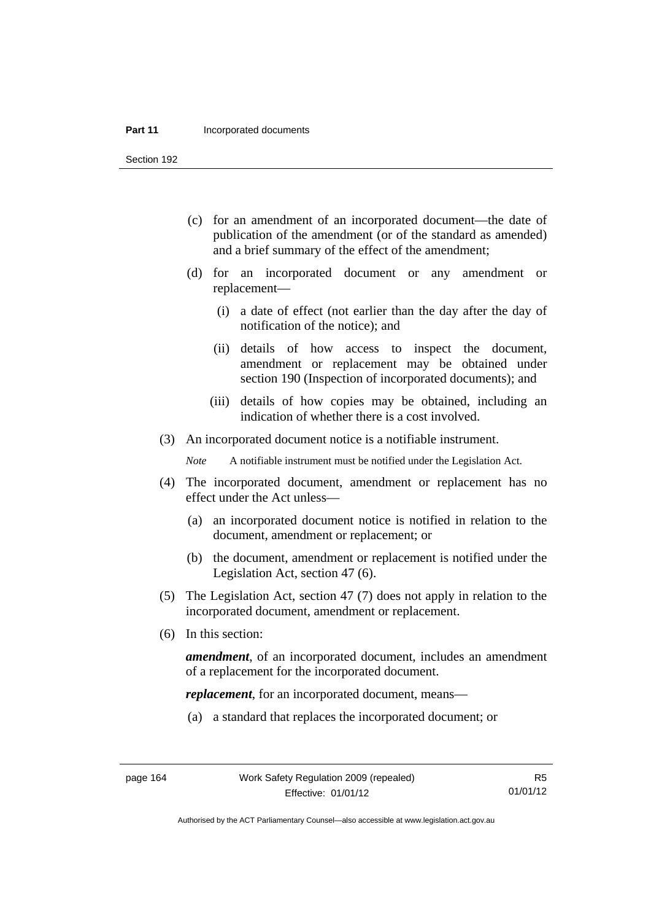(c) for an amendment of an incorporated document—the date of publication of the amendment (or of the standard as amended) and a brief summary of the effect of the amendment;

(d) for an incorporated document or any amendment or replacement—

 (i) a date of effect (not earlier than the day after the day of notification of the notice); and

 (ii) details of how access to inspect the document, amendment or replacement may be obtained under section 190 (Inspection of incorporated documents); and

 (iii) details of how copies may be obtained, including an indication of whether there is a cost involved.

(3) An incorporated document notice is a notifiable instrument.

*Note* A notifiable instrument must be notified under the Legislation Act.

(4) The incorporated document, amendment or replacement has no effect under the Act unless—

 (a) an incorporated document notice is notified in relation to the document, amendment or replacement; or

 (b) the document, amendment or replacement is notified under the Legislation Act, section 47 (6).

(5) The Legislation Act, section 47 (7) does not apply in relation to the incorporated document, amendment or replacement.

(6) In this section:

***amendment***, of an incorporated document, includes an amendment of a replacement for the incorporated document.

***replacement***, for an incorporated document, means—

 (a) a standard that replaces the incorporated document; or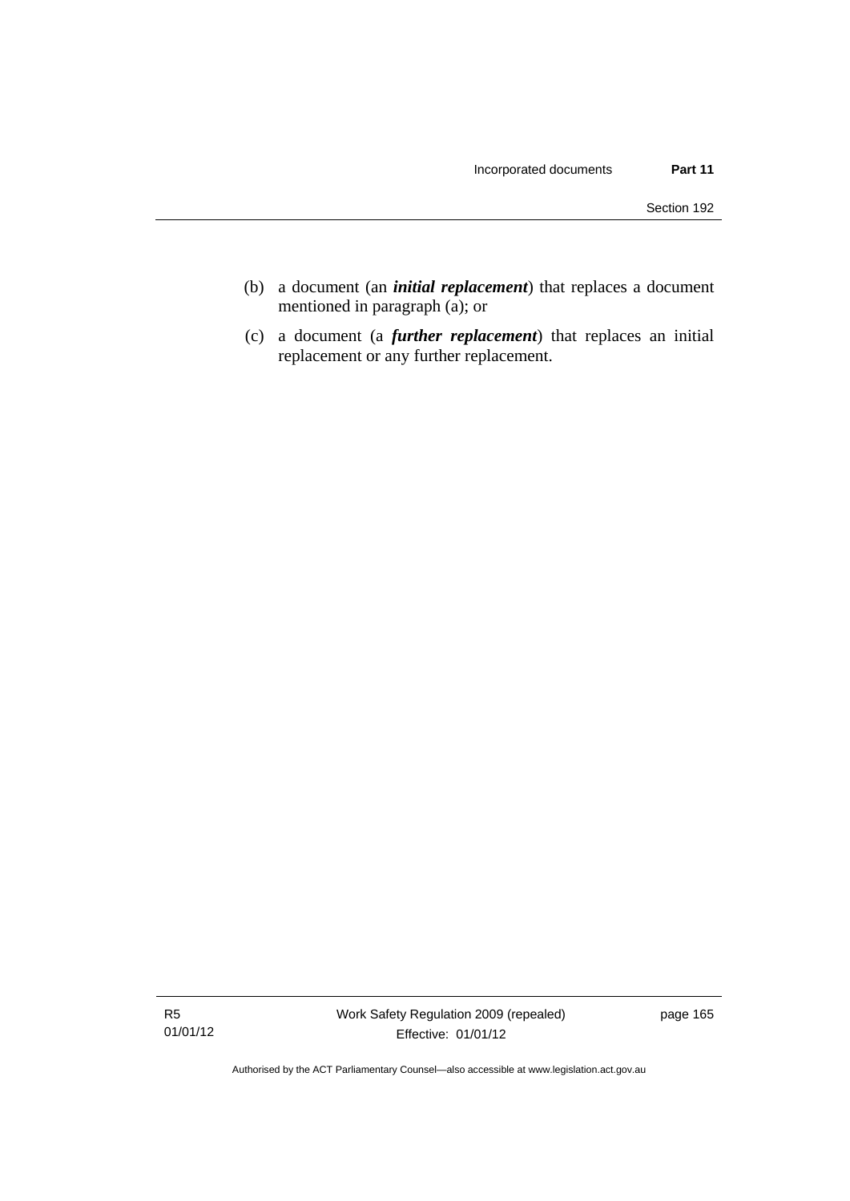(b) a document (an ***initial replacement***) that replaces a document mentioned in paragraph (a); or

(c) a document (a ***further replacement***) that replaces an initial replacement or any further replacement.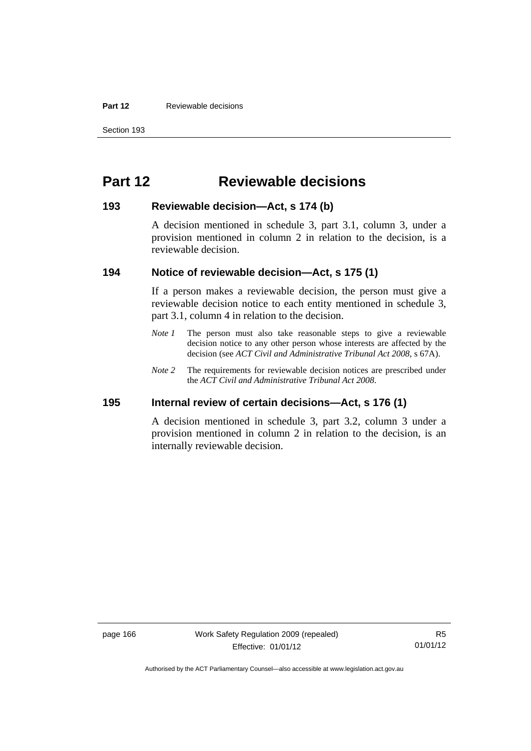# Part 12 Reviewable decisions

## 193 Reviewable decision—Act, s 174 (b)

A decision mentioned in schedule 3, part 3.1, column 3, under a provision mentioned in column 2 in relation to the decision, is a reviewable decision.

## 194 Notice of reviewable decision—Act, s 175 (1)

If a person makes a reviewable decision, the person must give a reviewable decision notice to each entity mentioned in schedule 3, part 3.1, column 4 in relation to the decision.

*Note 1* The person must also take reasonable steps to give a reviewable decision notice to any other person whose interests are affected by the decision (see *ACT Civil and Administrative Tribunal Act 2008*, s 67A).

*Note 2* The requirements for reviewable decision notices are prescribed under the *ACT Civil and Administrative Tribunal Act 2008*.

## 195 Internal review of certain decisions—Act, s 176 (1)

A decision mentioned in schedule 3, part 3.2, column 3 under a provision mentioned in column 2 in relation to the decision, is an internally reviewable decision.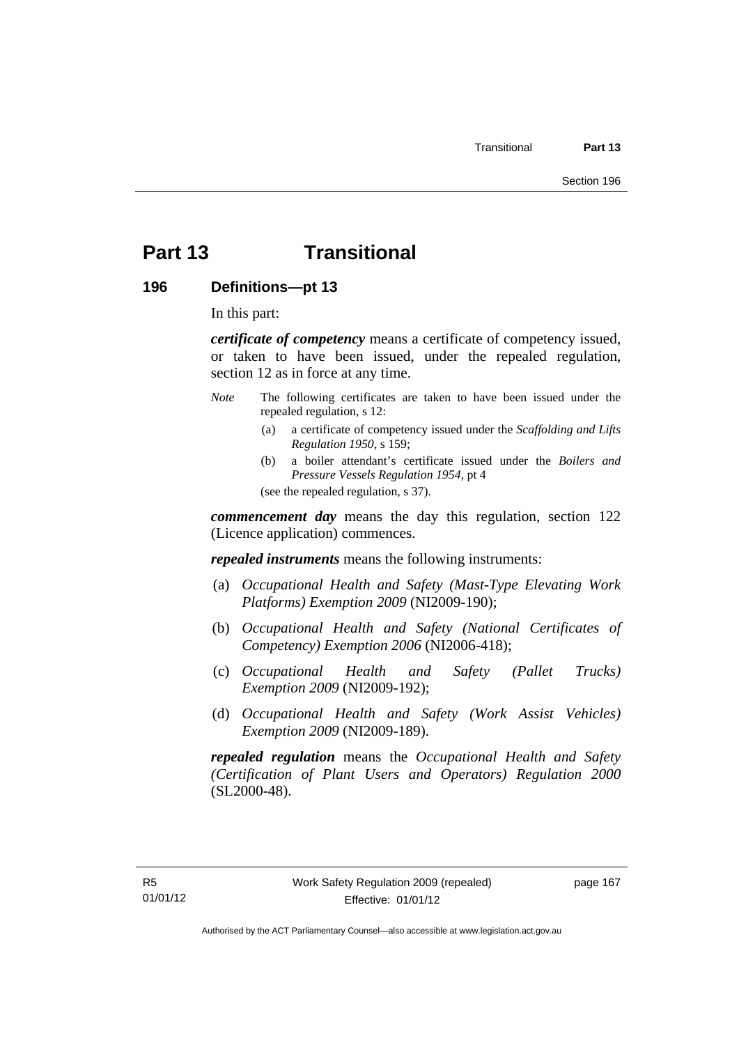# Part 13 Transitional

## 196 Definitions—pt 13

In this part:

***certificate of competency*** means a certificate of competency issued, or taken to have been issued, under the repealed regulation, section 12 as in force at any time.

*Note* The following certificates are taken to have been issued under the repealed regulation, s 12:

(a) a certificate of competency issued under the *Scaffolding and Lifts Regulation 1950*, s 159;

(b) a boiler attendant's certificate issued under the *Boilers and Pressure Vessels Regulation 1954*, pt 4

(see the repealed regulation, s 37).

***commencement day*** means the day this regulation, section 122 (Licence application) commences.

***repealed instruments*** means the following instruments:

(a) *Occupational Health and Safety (Mast-Type Elevating Work Platforms) Exemption 2009* (NI2009-190);

(b) *Occupational Health and Safety (National Certificates of Competency) Exemption 2006* (NI2006-418);

(c) *Occupational Health and Safety (Pallet Trucks) Exemption 2009* (NI2009-192);

(d) *Occupational Health and Safety (Work Assist Vehicles) Exemption 2009* (NI2009-189).

***repealed regulation*** means the *Occupational Health and Safety (Certification of Plant Users and Operators) Regulation 2000* (SL2000-48).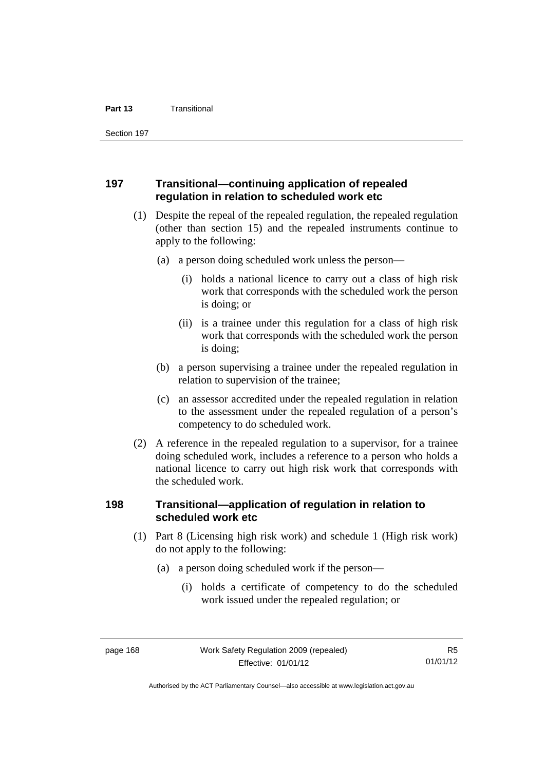### 197 Transitional—continuing application of repealed regulation in relation to scheduled work etc

(1) Despite the repeal of the repealed regulation, the repealed regulation (other than section 15) and the repealed instruments continue to apply to the following:

  (a) a person doing scheduled work unless the person—

    (i) holds a national licence to carry out a class of high risk work that corresponds with the scheduled work the person is doing; or

    (ii) is a trainee under this regulation for a class of high risk work that corresponds with the scheduled work the person is doing;

  (b) a person supervising a trainee under the repealed regulation in relation to supervision of the trainee;

  (c) an assessor accredited under the repealed regulation in relation to the assessment under the repealed regulation of a person's competency to do scheduled work.

(2) A reference in the repealed regulation to a supervisor, for a trainee doing scheduled work, includes a reference to a person who holds a national licence to carry out high risk work that corresponds with the scheduled work.

### 198 Transitional—application of regulation in relation to scheduled work etc

(1) Part 8 (Licensing high risk work) and schedule 1 (High risk work) do not apply to the following:

  (a) a person doing scheduled work if the person—

    (i) holds a certificate of competency to do the scheduled work issued under the repealed regulation; or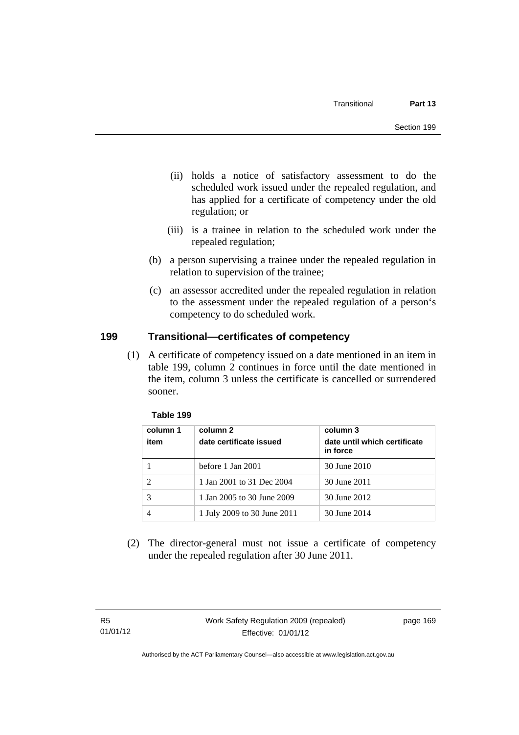(ii) holds a notice of satisfactory assessment to do the scheduled work issued under the repealed regulation, and has applied for a certificate of competency under the old regulation; or

(iii) is a trainee in relation to the scheduled work under the repealed regulation;

(b) a person supervising a trainee under the repealed regulation in relation to supervision of the trainee;

(c) an assessor accredited under the repealed regulation in relation to the assessment under the repealed regulation of a person‘s competency to do scheduled work.

## 199 Transitional—certificates of competency

(1) A certificate of competency issued on a date mentioned in an item in table 199, column 2 continues in force until the date mentioned in the item, column 3 unless the certificate is cancelled or surrendered sooner.

**Table 199**

| column 1<br>item | column 2<br>date certificate issued | column 3<br>date until which certificate in force |
|---|---|---|
| 1 | before 1 Jan 2001 | 30 June 2010 |
| 2 | 1 Jan 2001 to 31 Dec 2004 | 30 June 2011 |
| 3 | 1 Jan 2005 to 30 June 2009 | 30 June 2012 |
| 4 | 1 July 2009 to 30 June 2011 | 30 June 2014 |

(2) The director-general must not issue a certificate of competency under the repealed regulation after 30 June 2011.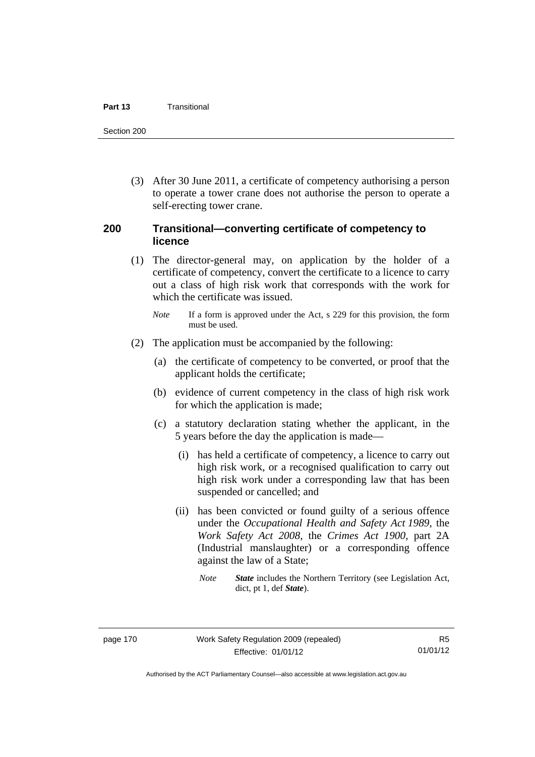(3) After 30 June 2011, a certificate of competency authorising a person to operate a tower crane does not authorise the person to operate a self-erecting tower crane.

## 200 Transitional—converting certificate of competency to licence

(1) The director-general may, on application by the holder of a certificate of competency, convert the certificate to a licence to carry out a class of high risk work that corresponds with the work for which the certificate was issued.

*Note* If a form is approved under the Act, s 229 for this provision, the form must be used.

(2) The application must be accompanied by the following:

(a) the certificate of competency to be converted, or proof that the applicant holds the certificate;

(b) evidence of current competency in the class of high risk work for which the application is made;

(c) a statutory declaration stating whether the applicant, in the 5 years before the day the application is made—

(i) has held a certificate of competency, a licence to carry out high risk work, or a recognised qualification to carry out high risk work under a corresponding law that has been suspended or cancelled; and

(ii) has been convicted or found guilty of a serious offence under the *Occupational Health and Safety Act 1989*, the *Work Safety Act 2008*, the *Crimes Act 1900*, part 2A (Industrial manslaughter) or a corresponding offence against the law of a State;

*Note* ***State*** includes the Northern Territory (see Legislation Act, dict, pt 1, def ***State***).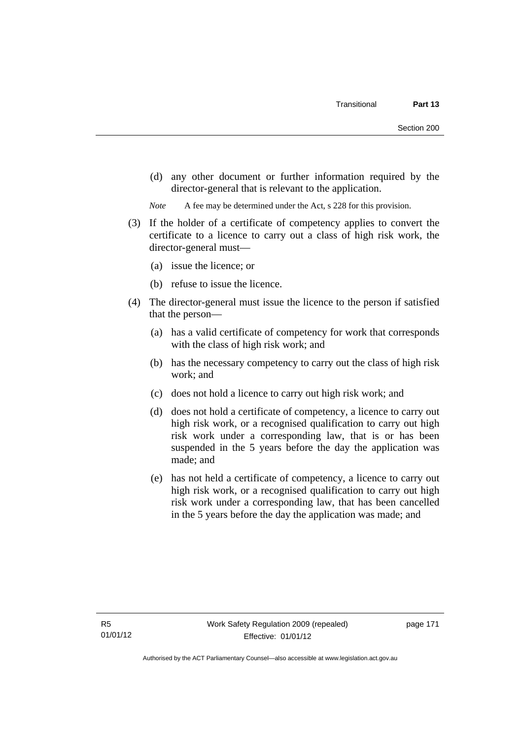(d) any other document or further information required by the director-general that is relevant to the application.

*Note* A fee may be determined under the Act, s 228 for this provision.

(3) If the holder of a certificate of competency applies to convert the certificate to a licence to carry out a class of high risk work, the director-general must—

(a) issue the licence; or

(b) refuse to issue the licence.

(4) The director-general must issue the licence to the person if satisfied that the person—

(a) has a valid certificate of competency for work that corresponds with the class of high risk work; and

(b) has the necessary competency to carry out the class of high risk work; and

(c) does not hold a licence to carry out high risk work; and

(d) does not hold a certificate of competency, a licence to carry out high risk work, or a recognised qualification to carry out high risk work under a corresponding law, that is or has been suspended in the 5 years before the day the application was made; and

(e) has not held a certificate of competency, a licence to carry out high risk work, or a recognised qualification to carry out high risk work under a corresponding law, that has been cancelled in the 5 years before the day the application was made; and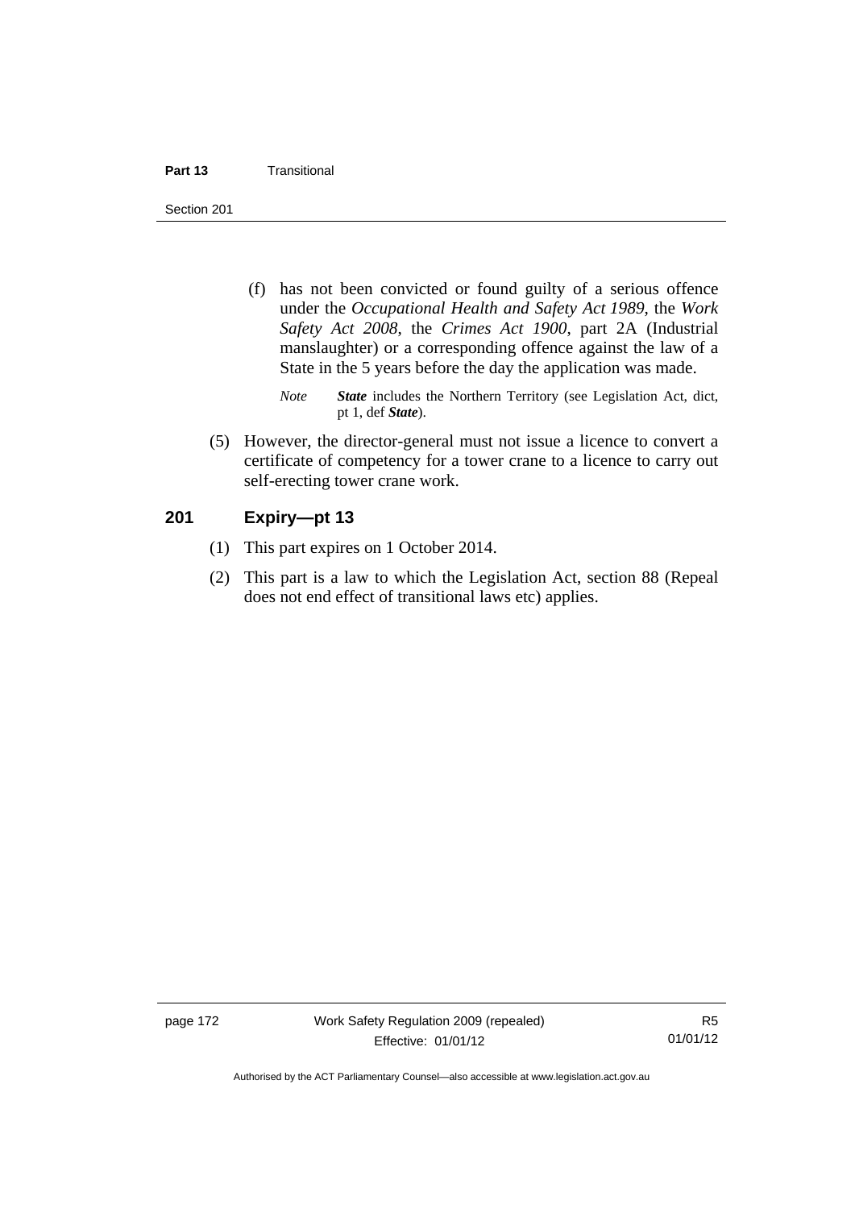(f) has not been convicted or found guilty of a serious offence under the *Occupational Health and Safety Act 1989*, the *Work Safety Act 2008*, the *Crimes Act 1900*, part 2A (Industrial manslaughter) or a corresponding offence against the law of a State in the 5 years before the day the application was made.

*Note* ***State*** includes the Northern Territory (see Legislation Act, dict, pt 1, def ***State***).

(5) However, the director-general must not issue a licence to convert a certificate of competency for a tower crane to a licence to carry out self-erecting tower crane work.

## 201 Expiry—pt 13

(1) This part expires on 1 October 2014.

(2) This part is a law to which the Legislation Act, section 88 (Repeal does not end effect of transitional laws etc) applies.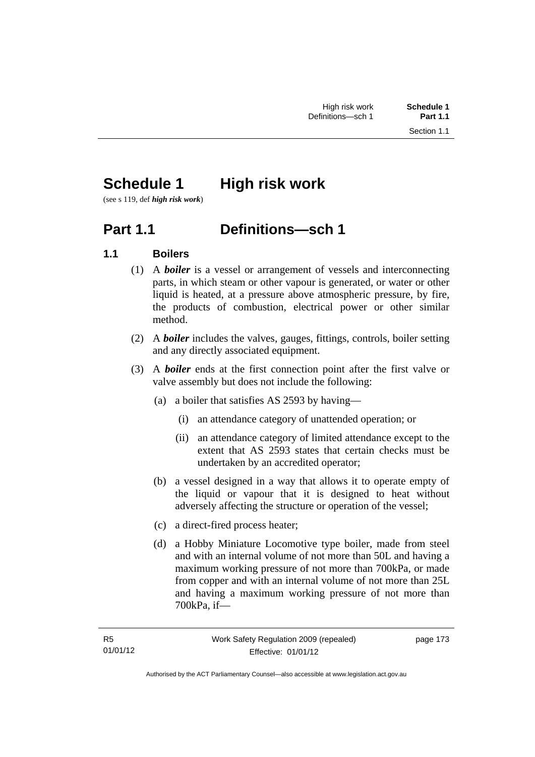# Schedule 1 High risk work

(see s 119, def ***high risk work***)

## Part 1.1 Definitions—sch 1

### 1.1 Boilers

(1) A ***boiler*** is a vessel or arrangement of vessels and interconnecting parts, in which steam or other vapour is generated, or water or other liquid is heated, at a pressure above atmospheric pressure, by fire, the products of combustion, electrical power or other similar method.

(2) A ***boiler*** includes the valves, gauges, fittings, controls, boiler setting and any directly associated equipment.

(3) A ***boiler*** ends at the first connection point after the first valve or valve assembly but does not include the following:

(a) a boiler that satisfies AS 2593 by having—

(i) an attendance category of unattended operation; or

(ii) an attendance category of limited attendance except to the extent that AS 2593 states that certain checks must be undertaken by an accredited operator;

(b) a vessel designed in a way that allows it to operate empty of the liquid or vapour that it is designed to heat without adversely affecting the structure or operation of the vessel;

(c) a direct-fired process heater;

(d) a Hobby Miniature Locomotive type boiler, made from steel and with an internal volume of not more than 50L and having a maximum working pressure of not more than 700kPa, or made from copper and with an internal volume of not more than 25L and having a maximum working pressure of not more than 700kPa, if—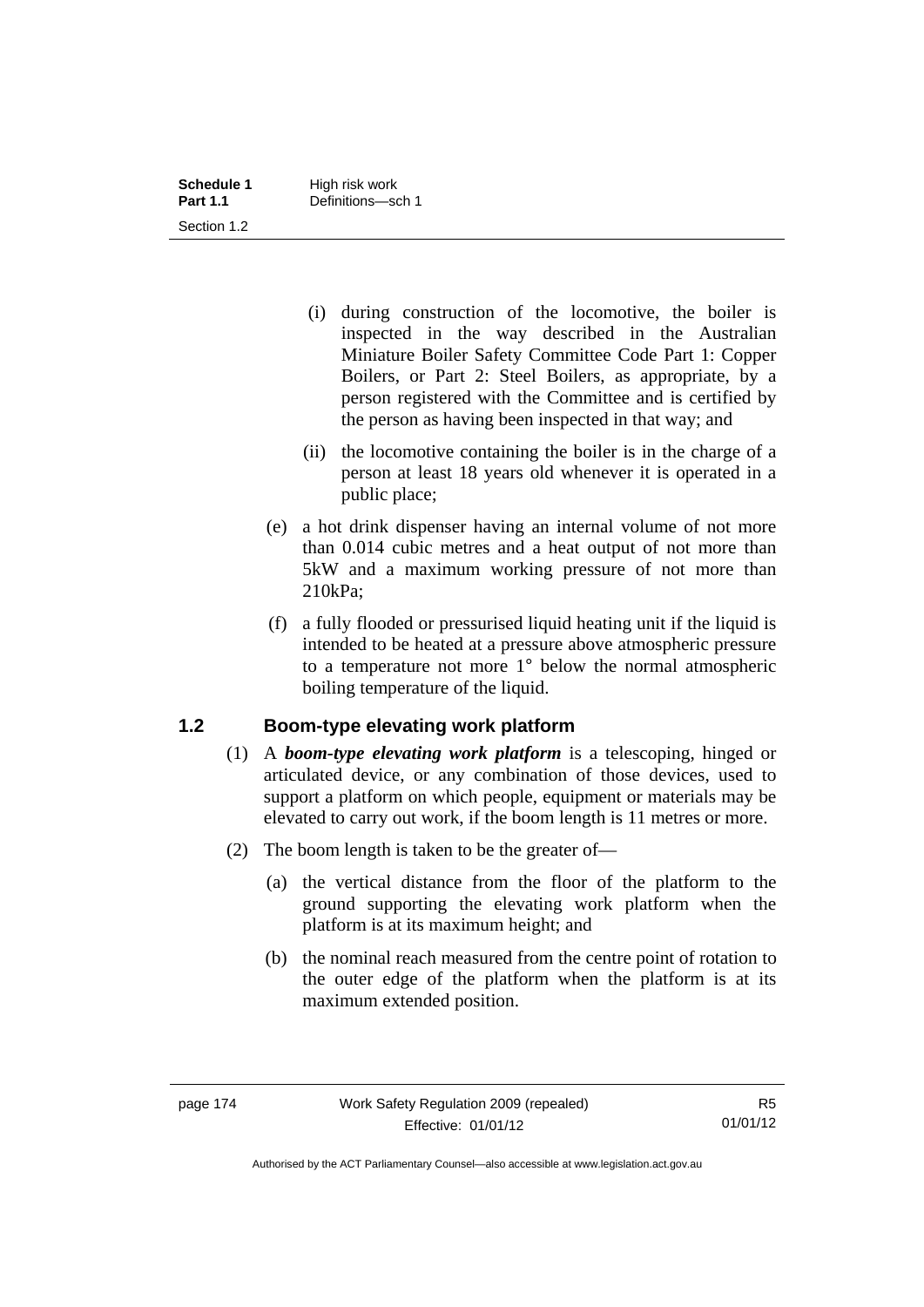(i) during construction of the locomotive, the boiler is inspected in the way described in the Australian Miniature Boiler Safety Committee Code Part 1: Copper Boilers, or Part 2: Steel Boilers, as appropriate, by a person registered with the Committee and is certified by the person as having been inspected in that way; and

(ii) the locomotive containing the boiler is in the charge of a person at least 18 years old whenever it is operated in a public place;

(e) a hot drink dispenser having an internal volume of not more than 0.014 cubic metres and a heat output of not more than 5kW and a maximum working pressure of not more than 210kPa;

(f) a fully flooded or pressurised liquid heating unit if the liquid is intended to be heated at a pressure above atmospheric pressure to a temperature not more 1° below the normal atmospheric boiling temperature of the liquid.

### 1.2 Boom-type elevating work platform

(1) A ***boom-type elevating work platform*** is a telescoping, hinged or articulated device, or any combination of those devices, used to support a platform on which people, equipment or materials may be elevated to carry out work, if the boom length is 11 metres or more.

(2) The boom length is taken to be the greater of—

(a) the vertical distance from the floor of the platform to the ground supporting the elevating work platform when the platform is at its maximum height; and

(b) the nominal reach measured from the centre point of rotation to the outer edge of the platform when the platform is at its maximum extended position.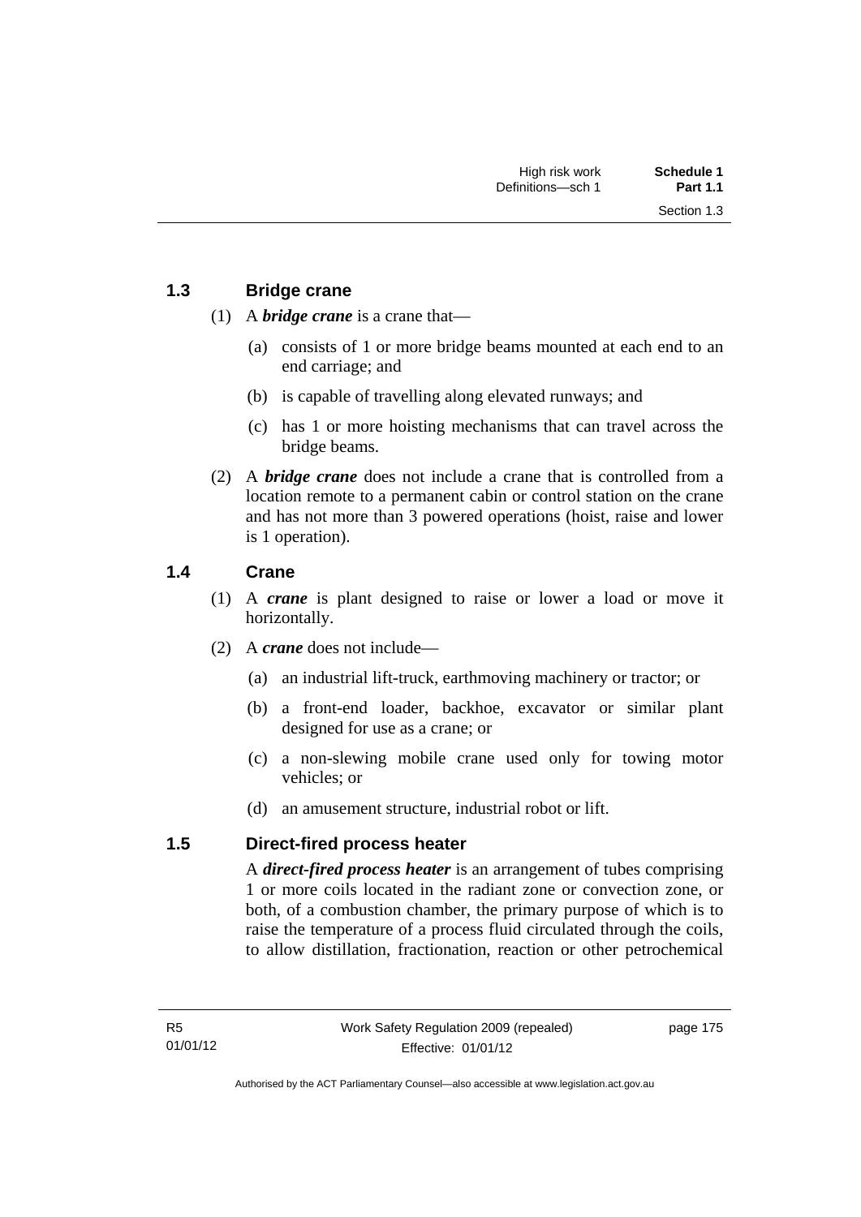## 1.3 Bridge crane

(1) A ***bridge crane*** is a crane that—

(a) consists of 1 or more bridge beams mounted at each end to an end carriage; and

(b) is capable of travelling along elevated runways; and

(c) has 1 or more hoisting mechanisms that can travel across the bridge beams.

(2) A ***bridge crane*** does not include a crane that is controlled from a location remote to a permanent cabin or control station on the crane and has not more than 3 powered operations (hoist, raise and lower is 1 operation).

## 1.4 Crane

(1) A ***crane*** is plant designed to raise or lower a load or move it horizontally.

(2) A ***crane*** does not include—

(a) an industrial lift-truck, earthmoving machinery or tractor; or

(b) a front-end loader, backhoe, excavator or similar plant designed for use as a crane; or

(c) a non-slewing mobile crane used only for towing motor vehicles; or

(d) an amusement structure, industrial robot or lift.

## 1.5 Direct-fired process heater

A ***direct-fired process heater*** is an arrangement of tubes comprising 1 or more coils located in the radiant zone or convection zone, or both, of a combustion chamber, the primary purpose of which is to raise the temperature of a process fluid circulated through the coils, to allow distillation, fractionation, reaction or other petrochemical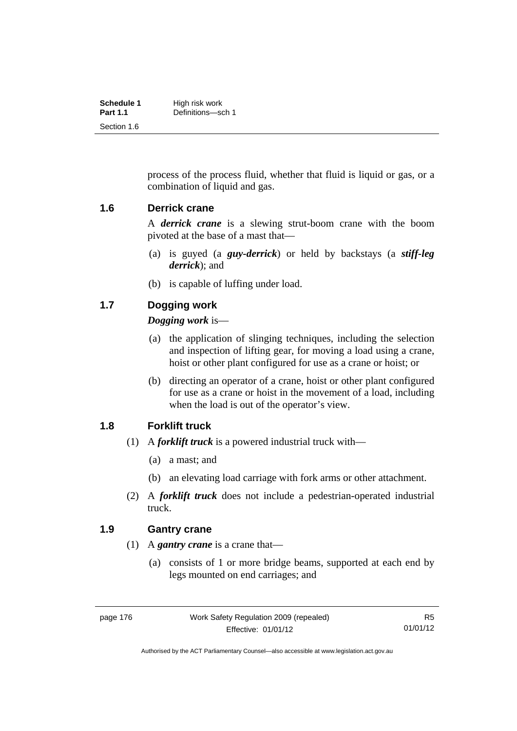process of the process fluid, whether that fluid is liquid or gas, or a combination of liquid and gas.

### 1.6 Derrick crane

A ***derrick crane*** is a slewing strut-boom crane with the boom pivoted at the base of a mast that—

(a) is guyed (a ***guy-derrick***) or held by backstays (a ***stiff-leg derrick***); and

(b) is capable of luffing under load.

### 1.7 Dogging work

***Dogging work*** is—

(a) the application of slinging techniques, including the selection and inspection of lifting gear, for moving a load using a crane, hoist or other plant configured for use as a crane or hoist; or

(b) directing an operator of a crane, hoist or other plant configured for use as a crane or hoist in the movement of a load, including when the load is out of the operator's view.

### 1.8 Forklift truck

(1) A ***forklift truck*** is a powered industrial truck with—

(a) a mast; and

(b) an elevating load carriage with fork arms or other attachment.

(2) A ***forklift truck*** does not include a pedestrian-operated industrial truck.

### 1.9 Gantry crane

(1) A ***gantry crane*** is a crane that—

(a) consists of 1 or more bridge beams, supported at each end by legs mounted on end carriages; and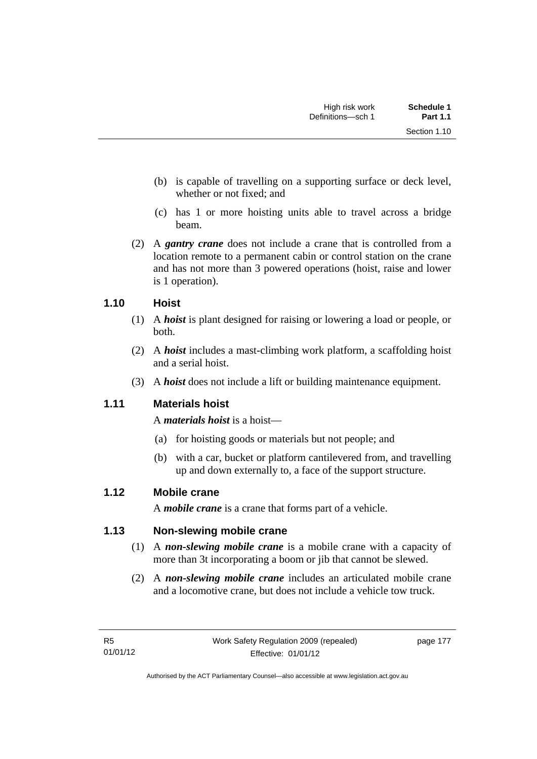(b) is capable of travelling on a supporting surface or deck level, whether or not fixed; and

(c) has 1 or more hoisting units able to travel across a bridge beam.

(2) A ***gantry crane*** does not include a crane that is controlled from a location remote to a permanent cabin or control station on the crane and has not more than 3 powered operations (hoist, raise and lower is 1 operation).

### 1.10 Hoist

(1) A ***hoist*** is plant designed for raising or lowering a load or people, or both.

(2) A ***hoist*** includes a mast-climbing work platform, a scaffolding hoist and a serial hoist.

(3) A ***hoist*** does not include a lift or building maintenance equipment.

### 1.11 Materials hoist

A ***materials hoist*** is a hoist—

(a) for hoisting goods or materials but not people; and

(b) with a car, bucket or platform cantilevered from, and travelling up and down externally to, a face of the support structure.

### 1.12 Mobile crane

A ***mobile crane*** is a crane that forms part of a vehicle.

### 1.13 Non-slewing mobile crane

(1) A ***non-slewing mobile crane*** is a mobile crane with a capacity of more than 3t incorporating a boom or jib that cannot be slewed.

(2) A ***non-slewing mobile crane*** includes an articulated mobile crane and a locomotive crane, but does not include a vehicle tow truck.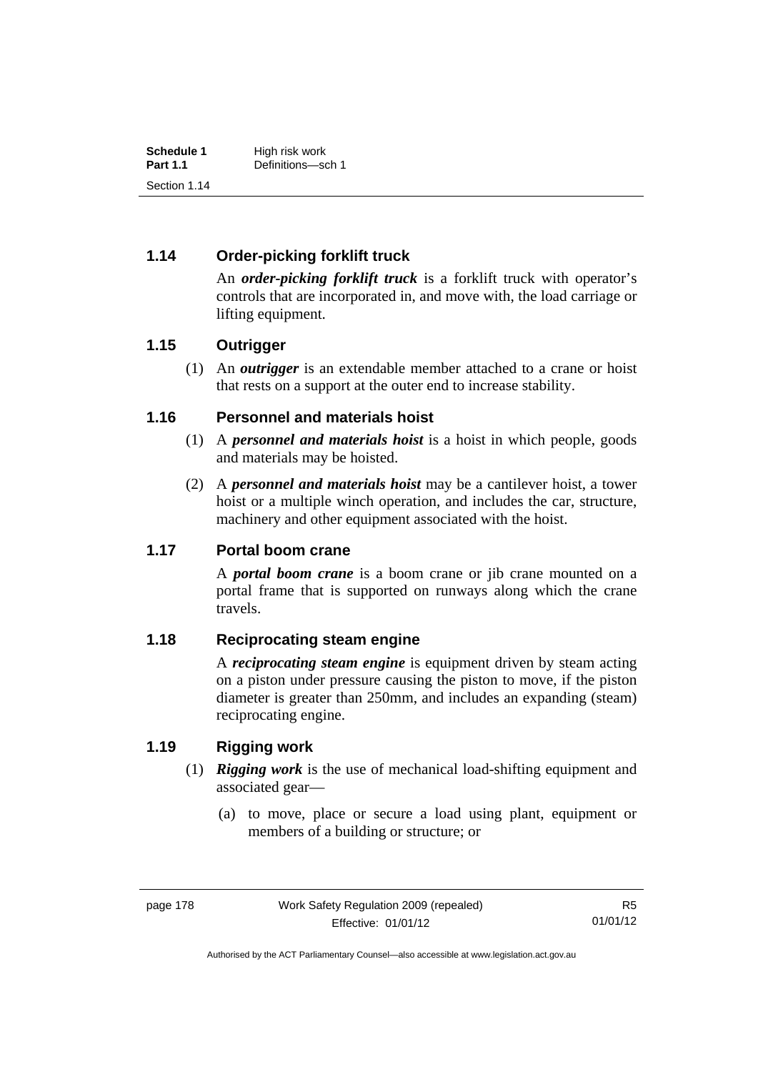## 1.14 Order-picking forklift truck

An ***order-picking forklift truck*** is a forklift truck with operator's controls that are incorporated in, and move with, the load carriage or lifting equipment.

## 1.15 Outrigger

(1) An ***outrigger*** is an extendable member attached to a crane or hoist that rests on a support at the outer end to increase stability.

## 1.16 Personnel and materials hoist

(1) A ***personnel and materials hoist*** is a hoist in which people, goods and materials may be hoisted.

(2) A ***personnel and materials hoist*** may be a cantilever hoist, a tower hoist or a multiple winch operation, and includes the car, structure, machinery and other equipment associated with the hoist.

## 1.17 Portal boom crane

A ***portal boom crane*** is a boom crane or jib crane mounted on a portal frame that is supported on runways along which the crane travels.

## 1.18 Reciprocating steam engine

A ***reciprocating steam engine*** is equipment driven by steam acting on a piston under pressure causing the piston to move, if the piston diameter is greater than 250mm, and includes an expanding (steam) reciprocating engine.

## 1.19 Rigging work

(1) ***Rigging work*** is the use of mechanical load-shifting equipment and associated gear—

(a) to move, place or secure a load using plant, equipment or members of a building or structure; or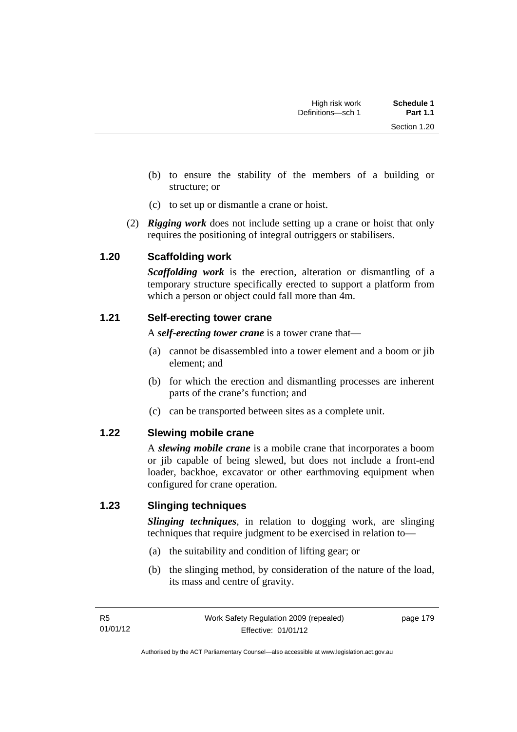(b) to ensure the stability of the members of a building or structure; or

(c) to set up or dismantle a crane or hoist.

(2) ***Rigging work*** does not include setting up a crane or hoist that only requires the positioning of integral outriggers or stabilisers.

### 1.20 Scaffolding work

***Scaffolding work*** is the erection, alteration or dismantling of a temporary structure specifically erected to support a platform from which a person or object could fall more than 4m.

### 1.21 Self-erecting tower crane

A ***self-erecting tower crane*** is a tower crane that—

(a) cannot be disassembled into a tower element and a boom or jib element; and

(b) for which the erection and dismantling processes are inherent parts of the crane's function; and

(c) can be transported between sites as a complete unit.

### 1.22 Slewing mobile crane

A ***slewing mobile crane*** is a mobile crane that incorporates a boom or jib capable of being slewed, but does not include a front-end loader, backhoe, excavator or other earthmoving equipment when configured for crane operation.

### 1.23 Slinging techniques

***Slinging techniques***, in relation to dogging work, are slinging techniques that require judgment to be exercised in relation to—

(a) the suitability and condition of lifting gear; or

(b) the slinging method, by consideration of the nature of the load, its mass and centre of gravity.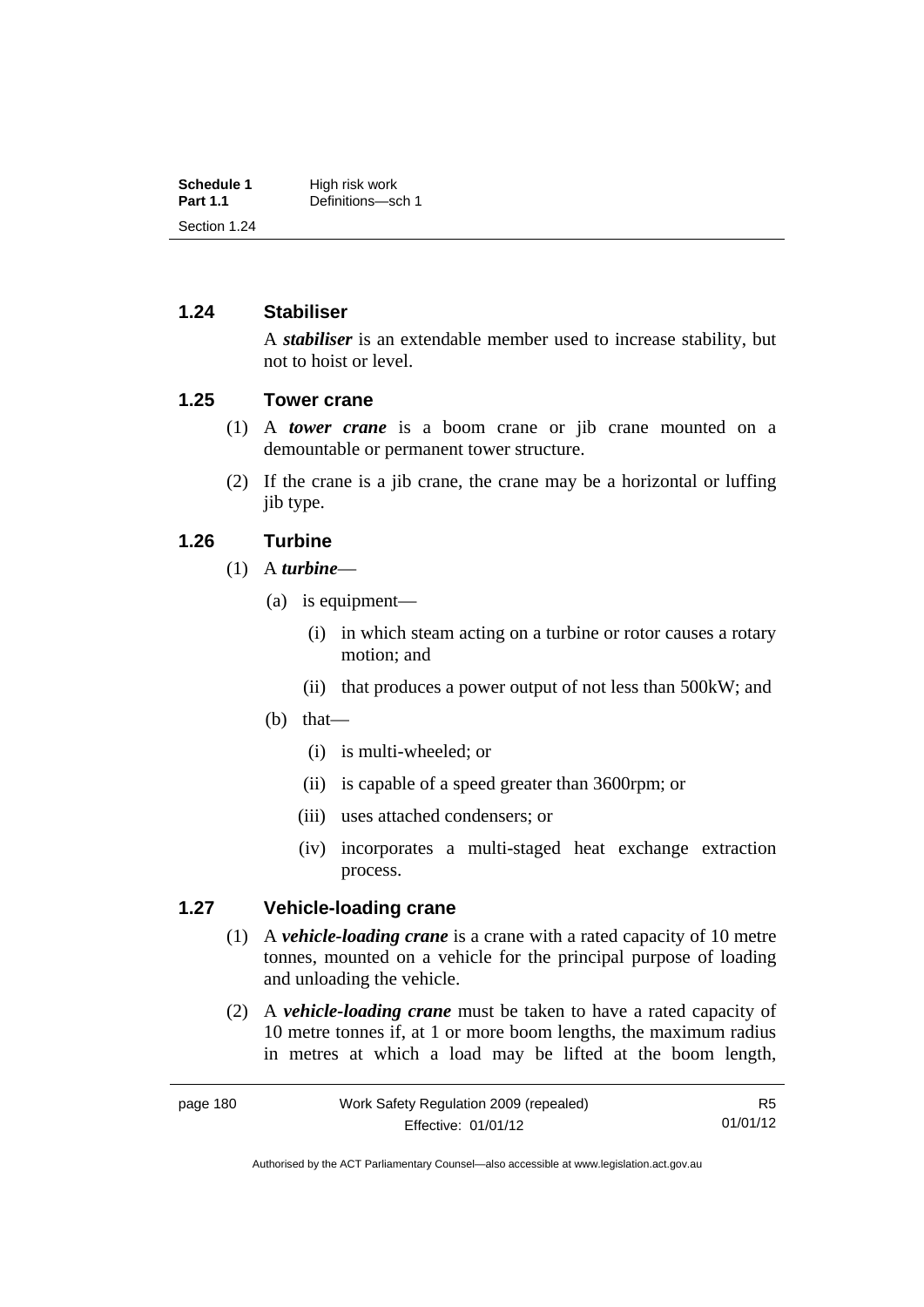### 1.24 Stabiliser

A ***stabiliser*** is an extendable member used to increase stability, but not to hoist or level.

### 1.25 Tower crane

(1) A ***tower crane*** is a boom crane or jib crane mounted on a demountable or permanent tower structure.

(2) If the crane is a jib crane, the crane may be a horizontal or luffing jib type.

### 1.26 Turbine

(1) A ***turbine***—

(a) is equipment—

(i) in which steam acting on a turbine or rotor causes a rotary motion; and

(ii) that produces a power output of not less than 500kW; and

(b) that—

(i) is multi-wheeled; or

(ii) is capable of a speed greater than 3600rpm; or

(iii) uses attached condensers; or

(iv) incorporates a multi-staged heat exchange extraction process.

### 1.27 Vehicle-loading crane

(1) A ***vehicle-loading crane*** is a crane with a rated capacity of 10 metre tonnes, mounted on a vehicle for the principal purpose of loading and unloading the vehicle.

(2) A ***vehicle-loading crane*** must be taken to have a rated capacity of 10 metre tonnes if, at 1 or more boom lengths, the maximum radius in metres at which a load may be lifted at the boom length,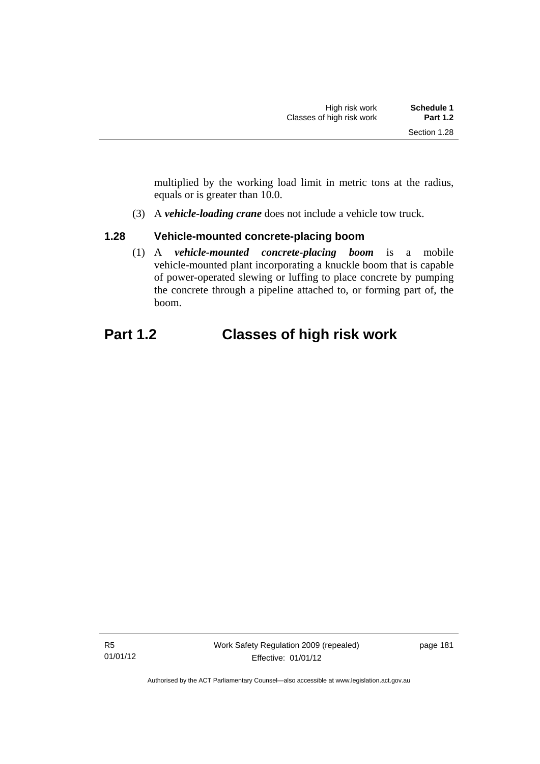multiplied by the working load limit in metric tons at the radius, equals or is greater than 10.0.

(3) A ***vehicle-loading crane*** does not include a vehicle tow truck.

### 1.28 Vehicle-mounted concrete-placing boom

(1) A ***vehicle-mounted concrete-placing boom*** is a mobile vehicle-mounted plant incorporating a knuckle boom that is capable of power-operated slewing or luffing to place concrete by pumping the concrete through a pipeline attached to, or forming part of, the boom.

## Part 1.2 Classes of high risk work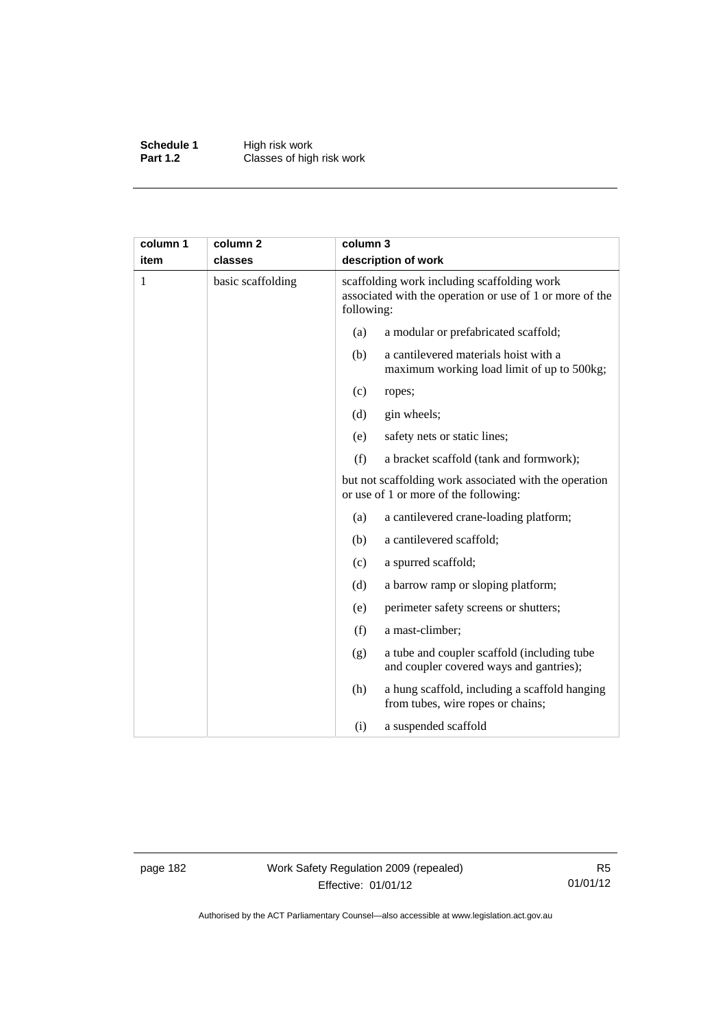| column 1 item | column 2 classes | column 3 description of work |
|---|---|---|
| 1 | basic scaffolding | scaffolding work including scaffolding work associated with the operation or use of 1 or more of the following: |
| | | (a) a modular or prefabricated scaffold; |
| | | (b) a cantilevered materials hoist with a maximum working load limit of up to 500kg; |
| | | (c) ropes; |
| | | (d) gin wheels; |
| | | (e) safety nets or static lines; |
| | | (f) a bracket scaffold (tank and formwork); |
| | | but not scaffolding work associated with the operation or use of 1 or more of the following: |
| | | (a) a cantilevered crane-loading platform; |
| | | (b) a cantilevered scaffold; |
| | | (c) a spurred scaffold; |
| | | (d) a barrow ramp or sloping platform; |
| | | (e) perimeter safety screens or shutters; |
| | | (f) a mast-climber; |
| | | (g) a tube and coupler scaffold (including tube and coupler covered ways and gantries); |
| | | (h) a hung scaffold, including a scaffold hanging from tubes, wire ropes or chains; |
| | | (i) a suspended scaffold |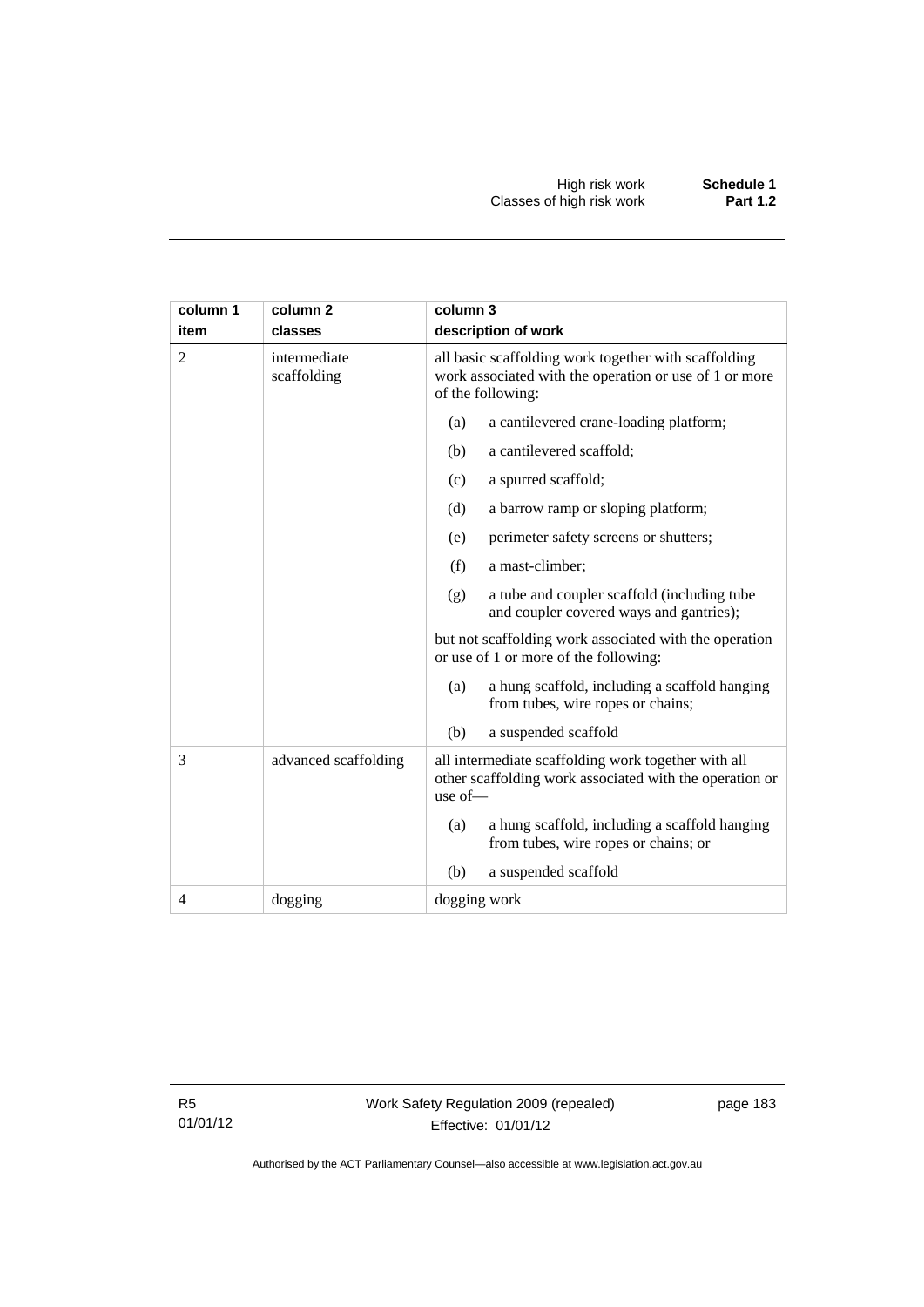| column 1 item | column 2 classes | column 3 description of work |
|---|---|---|
| 2 | intermediate scaffolding | all basic scaffolding work together with scaffolding work associated with the operation or use of 1 or more of the following: |
| | | (a) a cantilevered crane-loading platform; |
| | | (b) a cantilevered scaffold; |
| | | (c) a spurred scaffold; |
| | | (d) a barrow ramp or sloping platform; |
| | | (e) perimeter safety screens or shutters; |
| | | (f) a mast-climber; |
| | | (g) a tube and coupler scaffold (including tube and coupler covered ways and gantries); |
| | | but not scaffolding work associated with the operation or use of 1 or more of the following: |
| | | (a) a hung scaffold, including a scaffold hanging from tubes, wire ropes or chains; |
| | | (b) a suspended scaffold |
| 3 | advanced scaffolding | all intermediate scaffolding work together with all other scaffolding work associated with the operation or use of— |
| | | (a) a hung scaffold, including a scaffold hanging from tubes, wire ropes or chains; or |
| | | (b) a suspended scaffold |
| 4 | dogging | dogging work |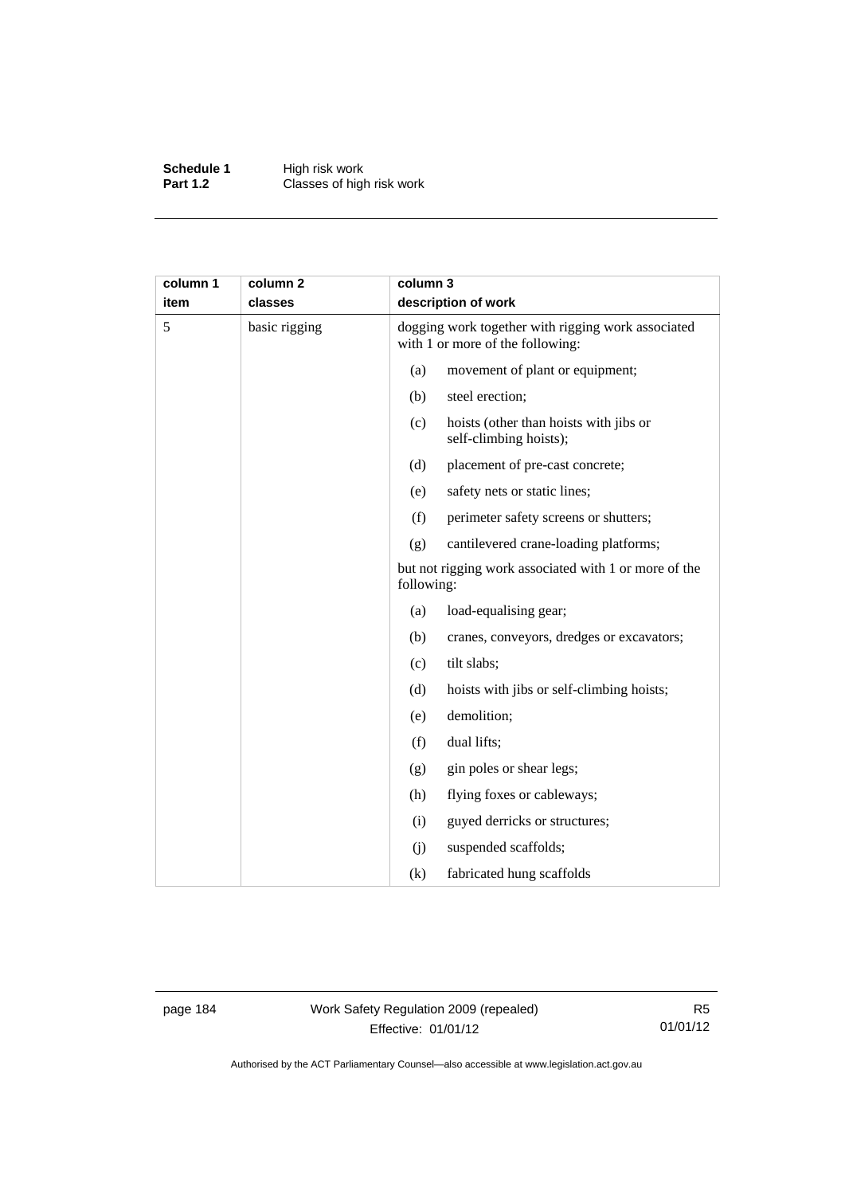| column 1 item | column 2 classes | column 3 description of work |
|---|---|---|
| 5 | basic rigging | dogging work together with rigging work associated with 1 or more of the following:<br>(a) movement of plant or equipment;<br>(b) steel erection;<br>(c) hoists (other than hoists with jibs or self-climbing hoists);<br>(d) placement of pre-cast concrete;<br>(e) safety nets or static lines;<br>(f) perimeter safety screens or shutters;<br>(g) cantilevered crane-loading platforms;<br>but not rigging work associated with 1 or more of the following:<br>(a) load-equalising gear;<br>(b) cranes, conveyors, dredges or excavators;<br>(c) tilt slabs;<br>(d) hoists with jibs or self-climbing hoists;<br>(e) demolition;<br>(f) dual lifts;<br>(g) gin poles or shear legs;<br>(h) flying foxes or cableways;<br>(i) guyed derricks or structures;<br>(j) suspended scaffolds;<br>(k) fabricated hung scaffolds |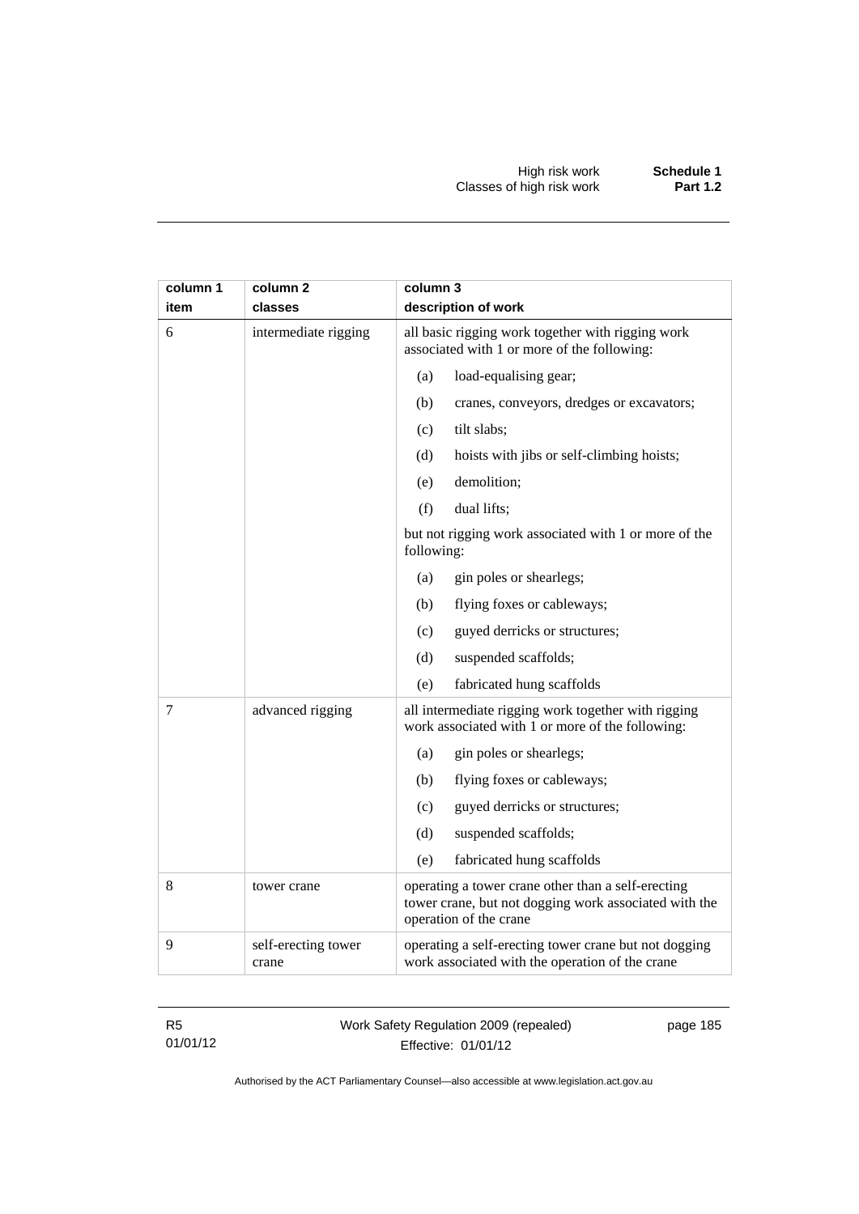| column 1<br>item | column 2<br>classes | column 3<br>description of work |
|---|---|---|
| 6 | intermediate rigging | all basic rigging work together with rigging work associated with 1 or more of the following:<br>(a) load-equalising gear;<br>(b) cranes, conveyors, dredges or excavators;<br>(c) tilt slabs;<br>(d) hoists with jibs or self-climbing hoists;<br>(e) demolition;<br>(f) dual lifts;<br>but not rigging work associated with 1 or more of the following:<br>(a) gin poles or shearlegs;<br>(b) flying foxes or cableways;<br>(c) guyed derricks or structures;<br>(d) suspended scaffolds;<br>(e) fabricated hung scaffolds |
| 7 | advanced rigging | all intermediate rigging work together with rigging work associated with 1 or more of the following:<br>(a) gin poles or shearlegs;<br>(b) flying foxes or cableways;<br>(c) guyed derricks or structures;<br>(d) suspended scaffolds;<br>(e) fabricated hung scaffolds |
| 8 | tower crane | operating a tower crane other than a self-erecting tower crane, but not dogging work associated with the operation of the crane |
| 9 | self-erecting tower crane | operating a self-erecting tower crane but not dogging work associated with the operation of the crane |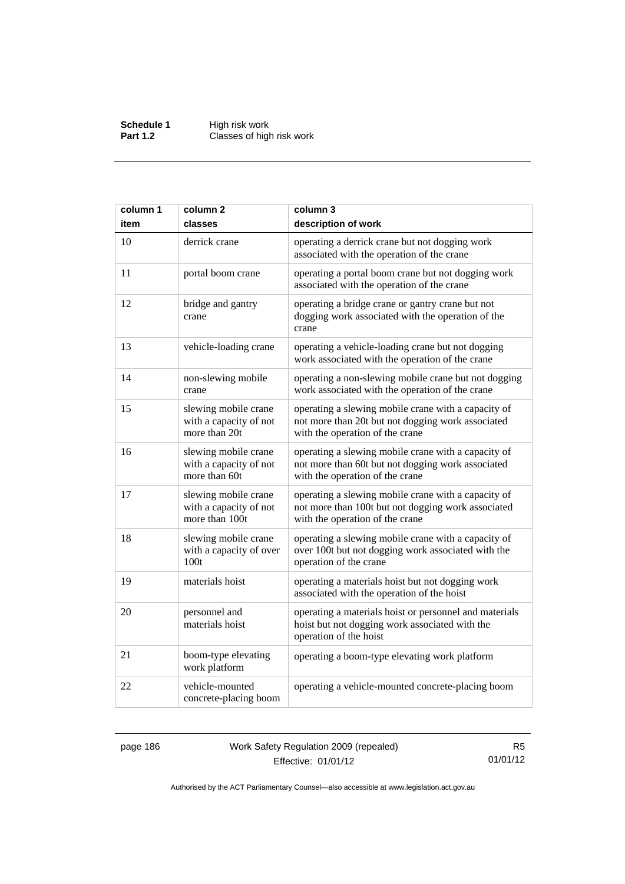| column 1<br>item | column 2<br>classes | column 3<br>description of work |
|---|---|---|
| 10 | derrick crane | operating a derrick crane but not dogging work associated with the operation of the crane |
| 11 | portal boom crane | operating a portal boom crane but not dogging work associated with the operation of the crane |
| 12 | bridge and gantry crane | operating a bridge crane or gantry crane but not dogging work associated with the operation of the crane |
| 13 | vehicle-loading crane | operating a vehicle-loading crane but not dogging work associated with the operation of the crane |
| 14 | non-slewing mobile crane | operating a non-slewing mobile crane but not dogging work associated with the operation of the crane |
| 15 | slewing mobile crane with a capacity of not more than 20t | operating a slewing mobile crane with a capacity of not more than 20t but not dogging work associated with the operation of the crane |
| 16 | slewing mobile crane with a capacity of not more than 60t | operating a slewing mobile crane with a capacity of not more than 60t but not dogging work associated with the operation of the crane |
| 17 | slewing mobile crane with a capacity of not more than 100t | operating a slewing mobile crane with a capacity of not more than 100t but not dogging work associated with the operation of the crane |
| 18 | slewing mobile crane with a capacity of over 100t | operating a slewing mobile crane with a capacity of over 100t but not dogging work associated with the operation of the crane |
| 19 | materials hoist | operating a materials hoist but not dogging work associated with the operation of the hoist |
| 20 | personnel and materials hoist | operating a materials hoist or personnel and materials hoist but not dogging work associated with the operation of the hoist |
| 21 | boom-type elevating work platform | operating a boom-type elevating work platform |
| 22 | vehicle-mounted concrete-placing boom | operating a vehicle-mounted concrete-placing boom |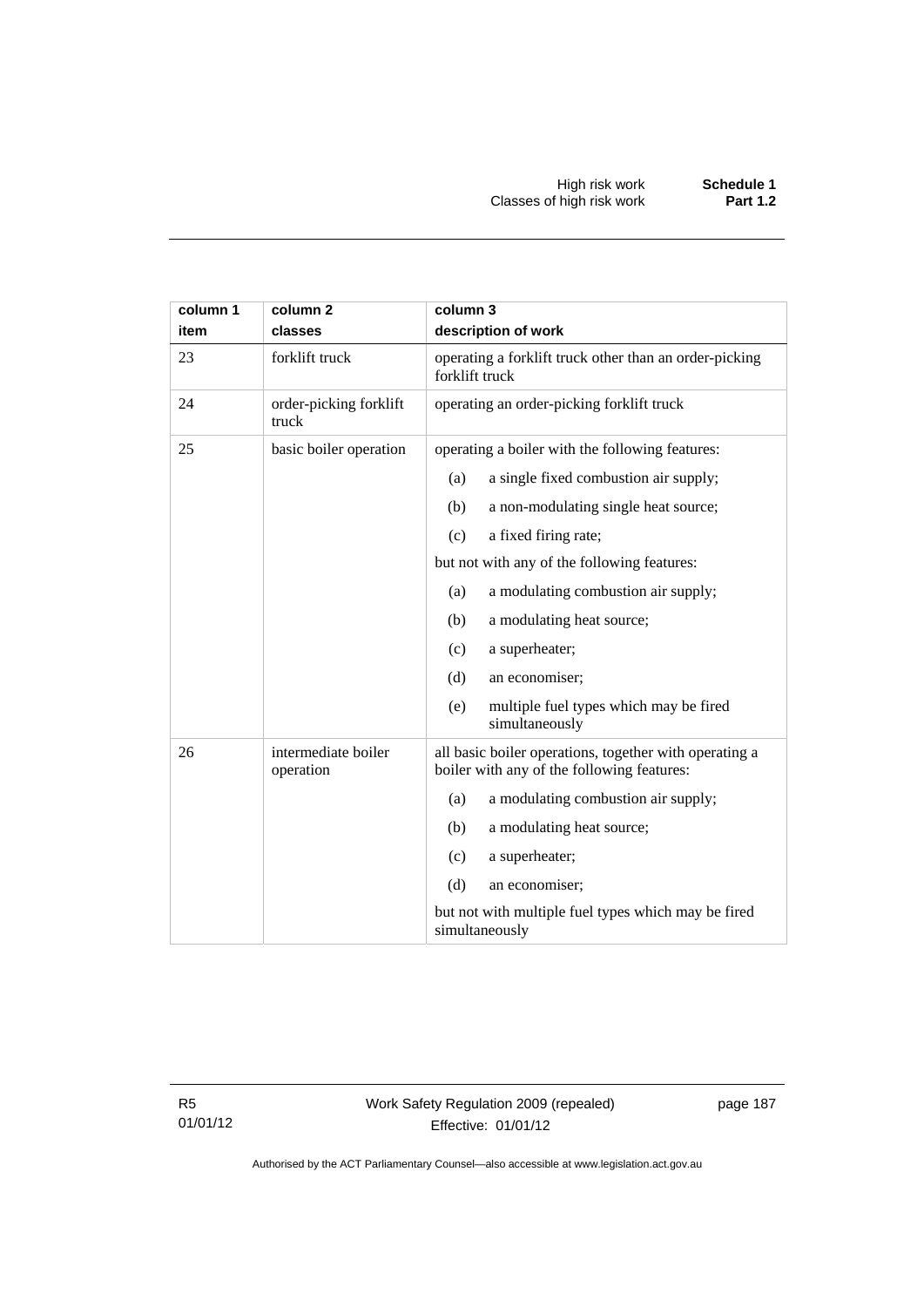| column 1 item | column 2 classes | column 3 description of work |
|---|---|---|
| 23 | forklift truck | operating a forklift truck other than an order-picking forklift truck |
| 24 | order-picking forklift truck | operating an order-picking forklift truck |
| 25 | basic boiler operation | operating a boiler with the following features:<br>(a) a single fixed combustion air supply;<br>(b) a non-modulating single heat source;<br>(c) a fixed firing rate;<br>but not with any of the following features:<br>(a) a modulating combustion air supply;<br>(b) a modulating heat source;<br>(c) a superheater;<br>(d) an economiser;<br>(e) multiple fuel types which may be fired simultaneously |
| 26 | intermediate boiler operation | all basic boiler operations, together with operating a boiler with any of the following features:<br>(a) a modulating combustion air supply;<br>(b) a modulating heat source;<br>(c) a superheater;<br>(d) an economiser;<br>but not with multiple fuel types which may be fired simultaneously |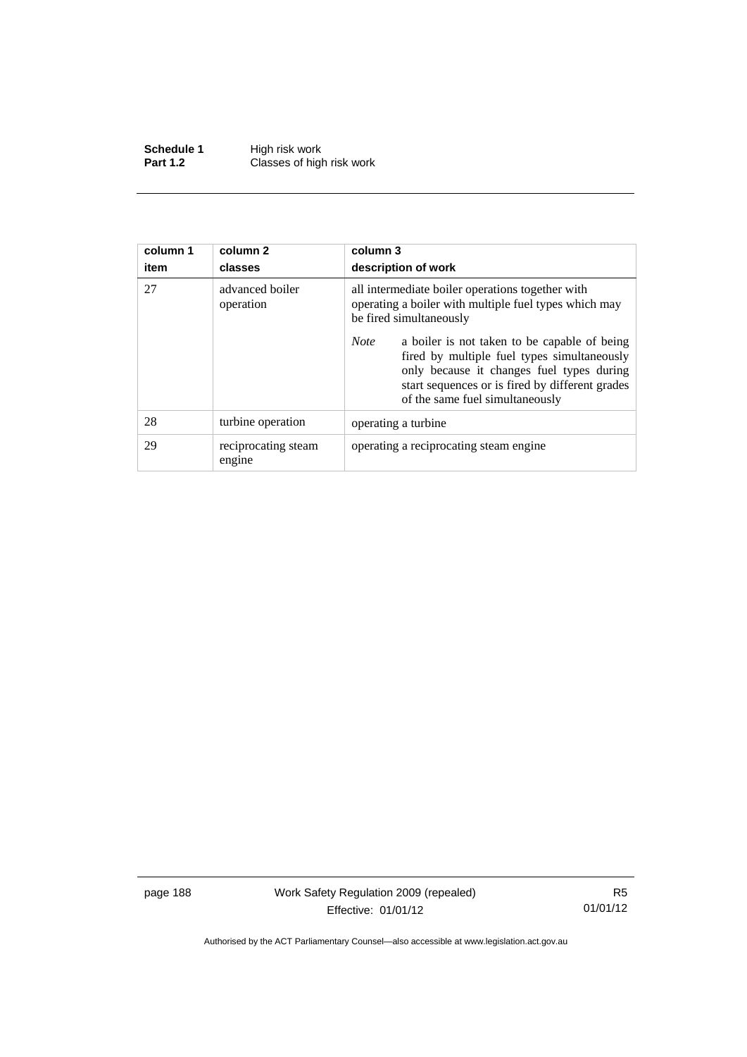| column 1<br>item | column 2<br>classes | column 3<br>description of work |
|---|---|---|
| 27 | advanced boiler operation | all intermediate boiler operations together with operating a boiler with multiple fuel types which may be fired simultaneously<br><br>*Note* a boiler is not taken to be capable of being fired by multiple fuel types simultaneously only because it changes fuel types during start sequences or is fired by different grades of the same fuel simultaneously |
| 28 | turbine operation | operating a turbine |
| 29 | reciprocating steam engine | operating a reciprocating steam engine |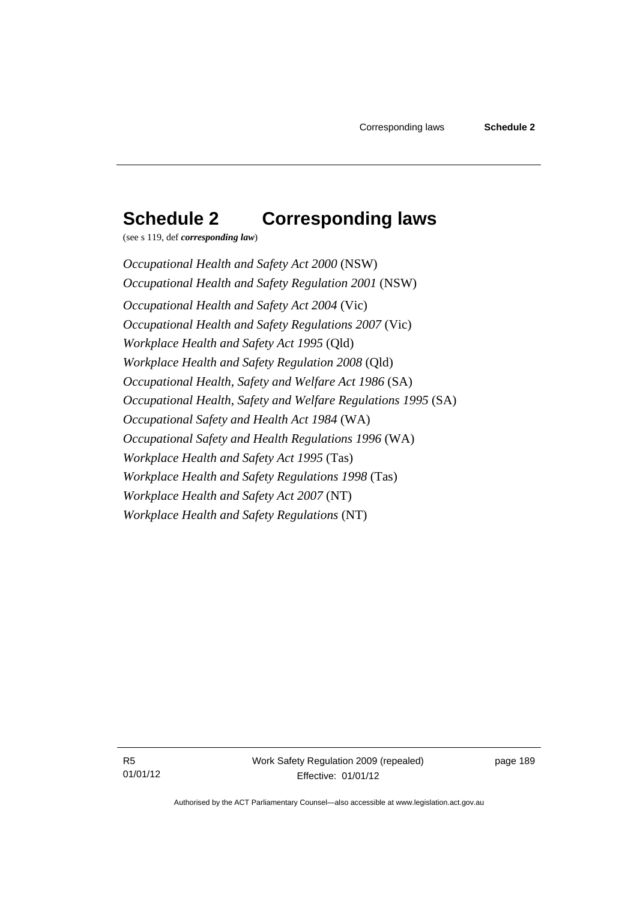# Schedule 2 Corresponding laws

(see s 119, def ***corresponding law***)

*Occupational Health and Safety Act 2000* (NSW)

*Occupational Health and Safety Regulation 2001* (NSW)

*Occupational Health and Safety Act 2004* (Vic)

*Occupational Health and Safety Regulations 2007* (Vic)

*Workplace Health and Safety Act 1995* (Qld)

*Workplace Health and Safety Regulation 2008* (Qld)

*Occupational Health, Safety and Welfare Act 1986* (SA)

*Occupational Health, Safety and Welfare Regulations 1995* (SA)

*Occupational Safety and Health Act 1984* (WA)

*Occupational Safety and Health Regulations 1996* (WA)

*Workplace Health and Safety Act 1995* (Tas)

*Workplace Health and Safety Regulations 1998* (Tas)

*Workplace Health and Safety Act 2007* (NT)

*Workplace Health and Safety Regulations* (NT)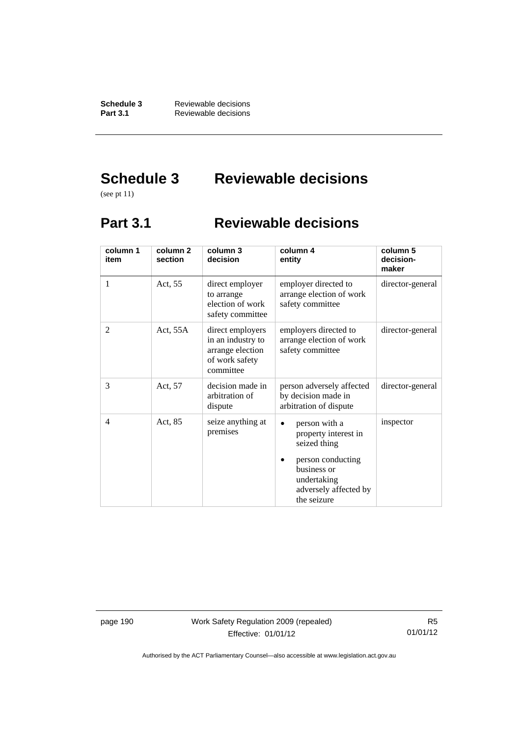# Schedule 3 Reviewable decisions

(see pt 11)

## Part 3.1 Reviewable decisions

| column 1 item | column 2 section | column 3 decision | column 4 entity | column 5 decision-maker |
|---|---|---|---|---|
| 1 | Act, 55 | direct employer to arrange election of work safety committee | employer directed to arrange election of work safety committee | director-general |
| 2 | Act, 55A | direct employers in an industry to arrange election of work safety committee | employers directed to arrange election of work safety committee | director-general |
| 3 | Act, 57 | decision made in arbitration of dispute | person adversely affected by decision made in arbitration of dispute | director-general |
| 4 | Act, 85 | seize anything at premises | • person with a property interest in seized thing<br>• person conducting business or undertaking adversely affected by the seizure | inspector |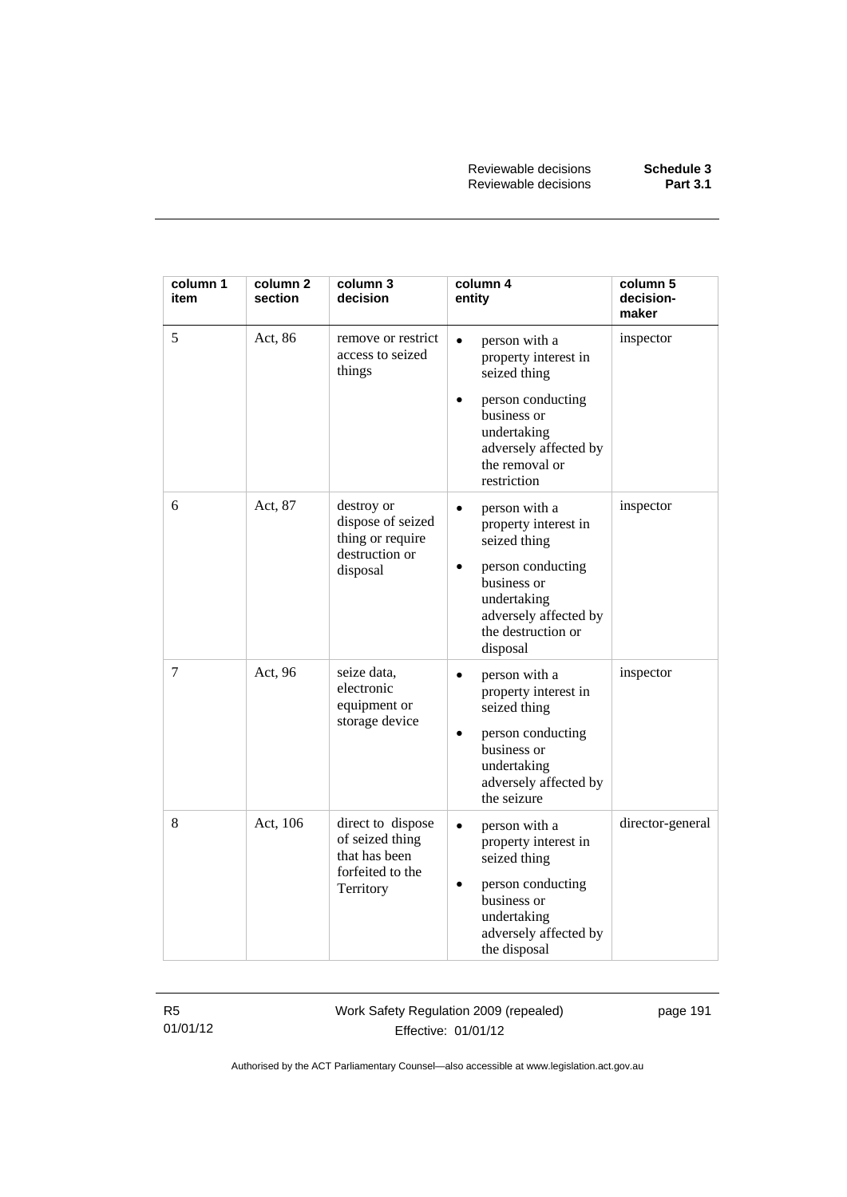| column 1 item | column 2 section | column 3 decision | column 4 entity | column 5 decision-maker |
|---|---|---|---|---|
| 5 | Act, 86 | remove or restrict access to seized things | • person with a property interest in seized thing<br>• person conducting business or undertaking adversely affected by the removal or restriction | inspector |
| 6 | Act, 87 | destroy or dispose of seized thing or require destruction or disposal | • person with a property interest in seized thing<br>• person conducting business or undertaking adversely affected by the destruction or disposal | inspector |
| 7 | Act, 96 | seize data, electronic equipment or storage device | • person with a property interest in seized thing<br>• person conducting business or undertaking adversely affected by the seizure | inspector |
| 8 | Act, 106 | direct to dispose of seized thing that has been forfeited to the Territory | • person with a property interest in seized thing<br>• person conducting business or undertaking adversely affected by the disposal | director-general |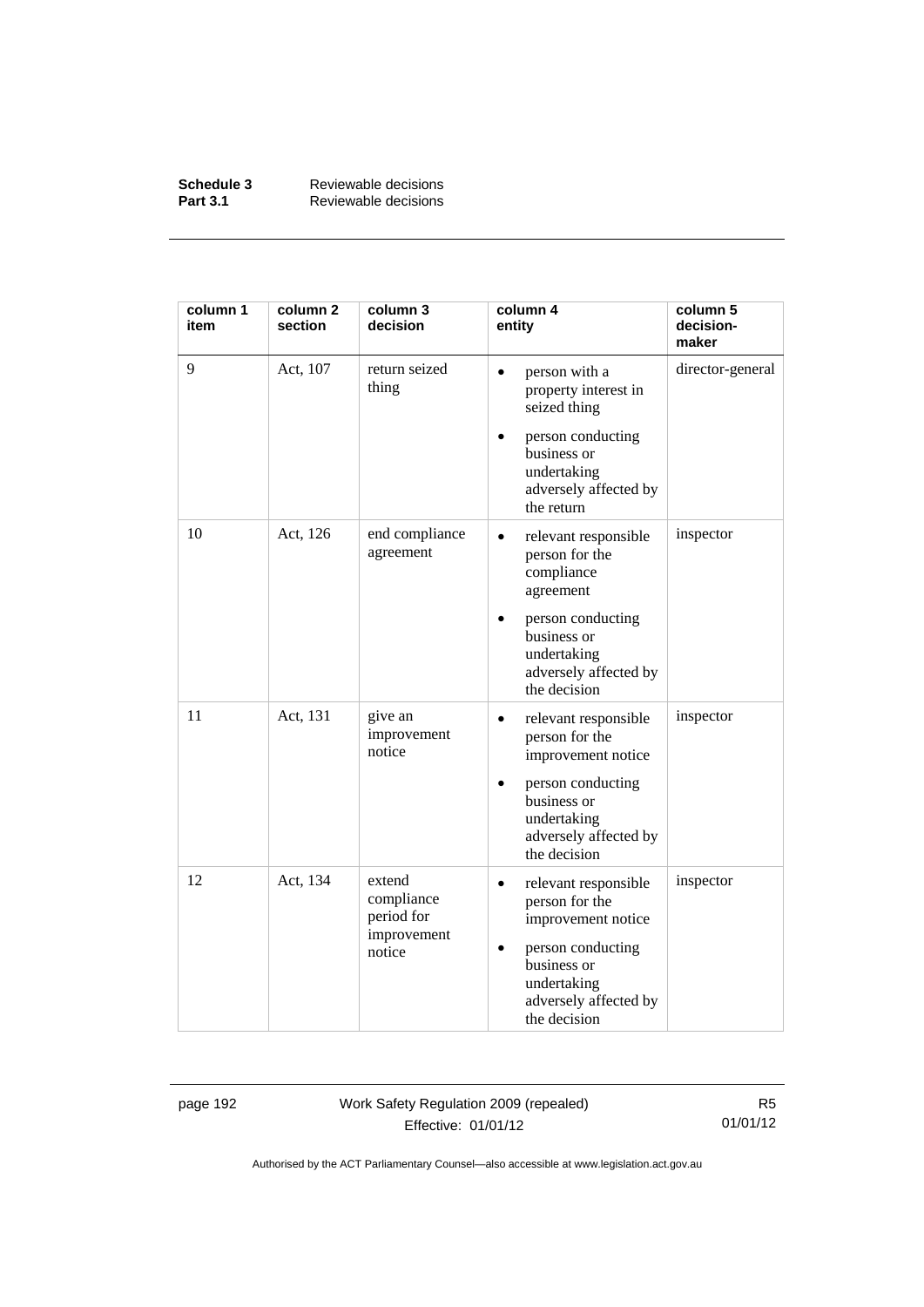| column 1 item | column 2 section | column 3 decision | column 4 entity | column 5 decision-maker |
|---|---|---|---|---|
| 9 | Act, 107 | return seized thing | • person with a property interest in seized thing<br>• person conducting business or undertaking adversely affected by the return | director-general |
| 10 | Act, 126 | end compliance agreement | • relevant responsible person for the compliance agreement<br>• person conducting business or undertaking adversely affected by the decision | inspector |
| 11 | Act, 131 | give an improvement notice | • relevant responsible person for the improvement notice<br>• person conducting business or undertaking adversely affected by the decision | inspector |
| 12 | Act, 134 | extend compliance period for improvement notice | • relevant responsible person for the improvement notice<br>• person conducting business or undertaking adversely affected by the decision | inspector |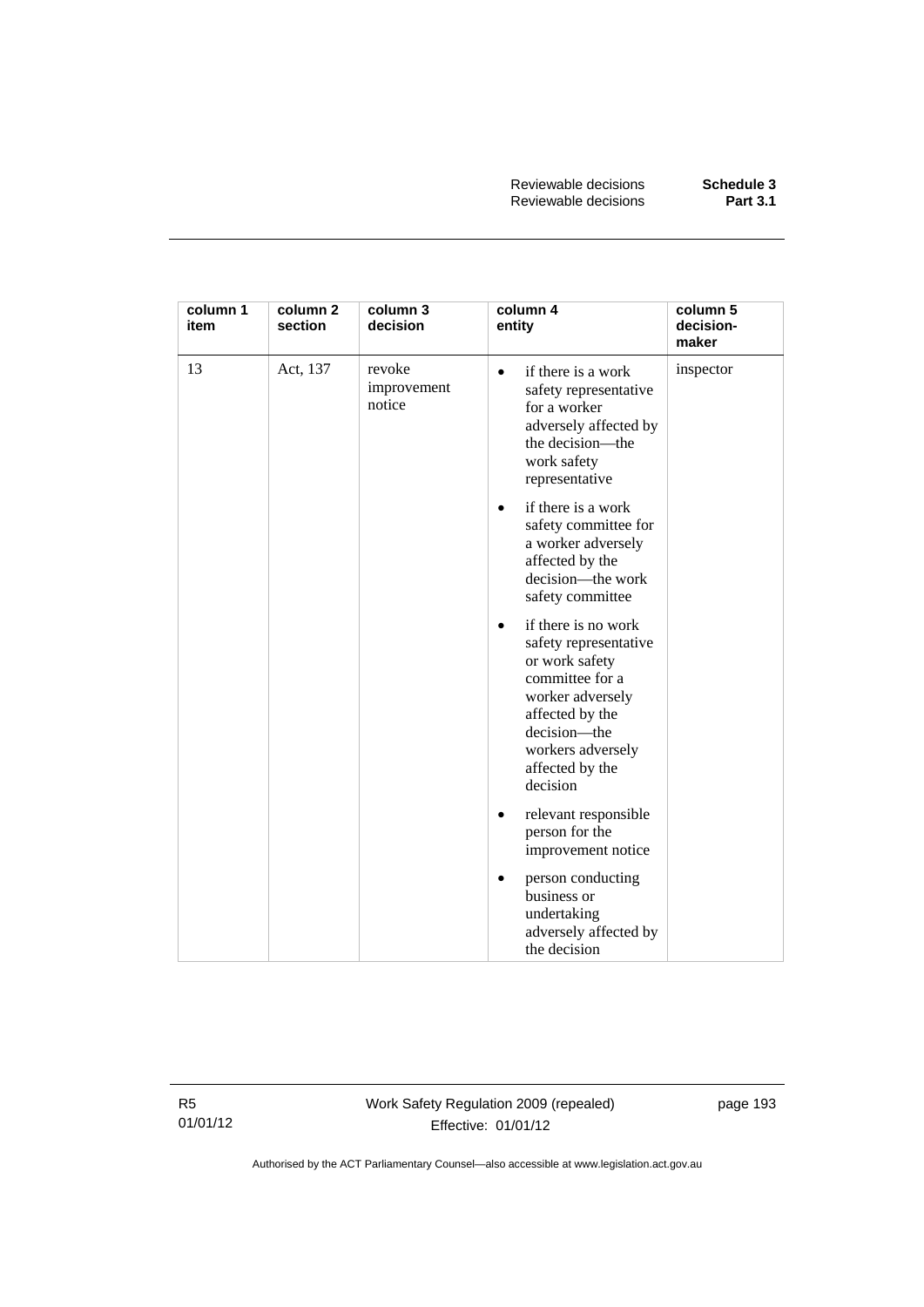| column 1 item | column 2 section | column 3 decision | column 4 entity | column 5 decision-maker |
|---|---|---|---|---|
| 13 | Act, 137 | revoke improvement notice | • if there is a work safety representative for a worker adversely affected by the decision—the work safety representative<br>• if there is a work safety committee for a worker adversely affected by the decision—the work safety committee<br>• if there is no work safety representative or work safety committee for a worker adversely affected by the decision—the workers adversely affected by the decision<br>• relevant responsible person for the improvement notice<br>• person conducting business or undertaking adversely affected by the decision | inspector |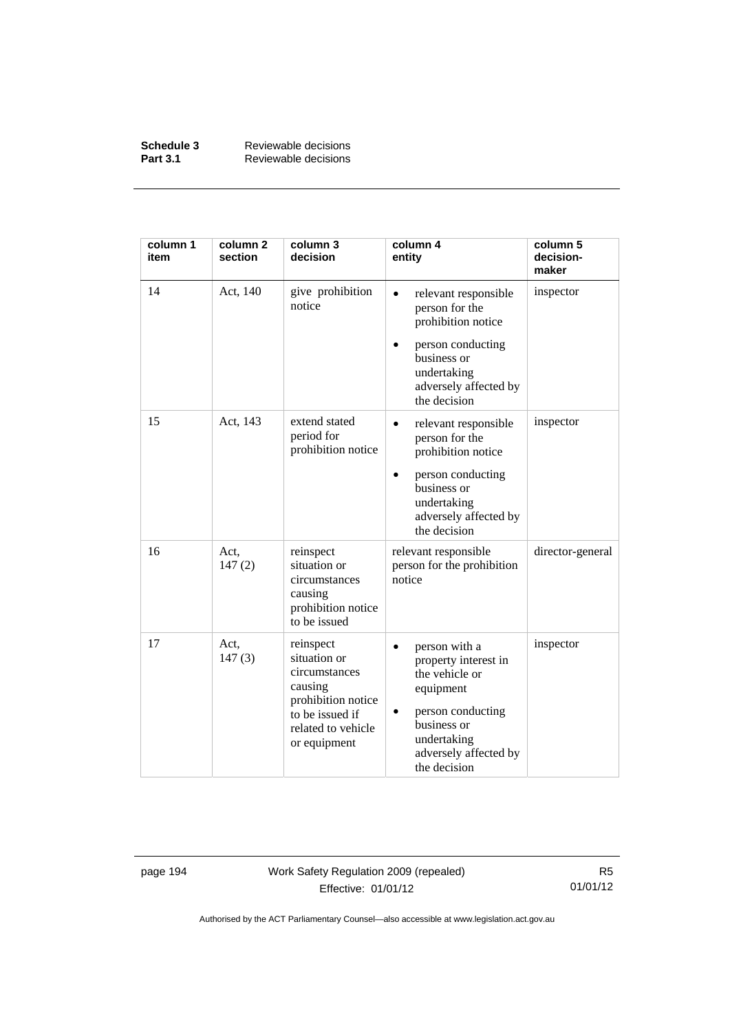| column 1 item | column 2 section | column 3 decision | column 4 entity | column 5 decision-maker |
|---|---|---|---|---|
| 14 | Act, 140 | give prohibition notice | • relevant responsible person for the prohibition notice<br>• person conducting business or undertaking adversely affected by the decision | inspector |
| 15 | Act, 143 | extend stated period for prohibition notice | • relevant responsible person for the prohibition notice<br>• person conducting business or undertaking adversely affected by the decision | inspector |
| 16 | Act, 147 (2) | reinspect situation or circumstances causing prohibition notice to be issued | relevant responsible person for the prohibition notice | director-general |
| 17 | Act, 147 (3) | reinspect situation or circumstances causing prohibition notice to be issued if related to vehicle or equipment | • person with a property interest in the vehicle or equipment<br>• person conducting business or undertaking adversely affected by the decision | inspector |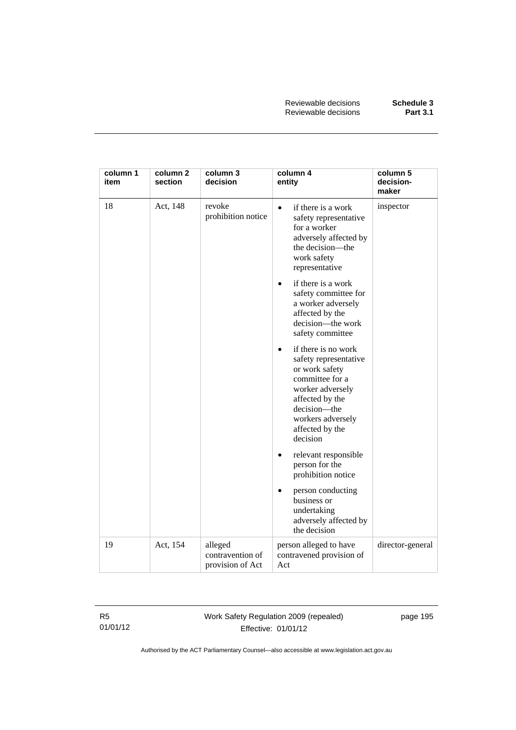| column 1 item | column 2 section | column 3 decision | column 4 entity | column 5 decision-maker |
|---|---|---|---|---|
| 18 | Act, 148 | revoke prohibition notice | • if there is a work safety representative for a worker adversely affected by the decision—the work safety representative<br>• if there is a work safety committee for a worker adversely affected by the decision—the work safety committee<br>• if there is no work safety representative or work safety committee for a worker adversely affected by the decision—the workers adversely affected by the decision<br>• relevant responsible person for the prohibition notice<br>• person conducting business or undertaking adversely affected by the decision | inspector |
| 19 | Act, 154 | alleged contravention of provision of Act | person alleged to have contravened provision of Act | director-general |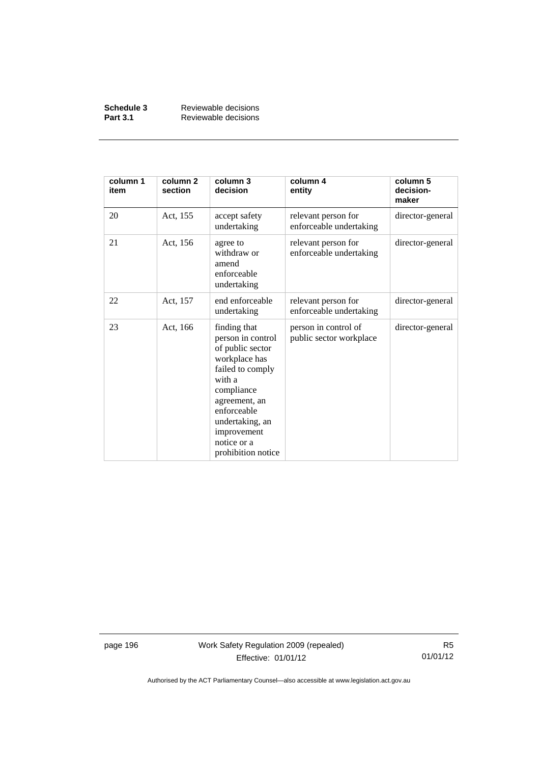| column 1 item | column 2 section | column 3 decision | column 4 entity | column 5 decision-maker |
|---|---|---|---|---|
| 20 | Act, 155 | accept safety undertaking | relevant person for enforceable undertaking | director-general |
| 21 | Act, 156 | agree to withdraw or amend enforceable undertaking | relevant person for enforceable undertaking | director-general |
| 22 | Act, 157 | end enforceable undertaking | relevant person for enforceable undertaking | director-general |
| 23 | Act, 166 | finding that person in control of public sector workplace has failed to comply with a compliance agreement, an enforceable undertaking, an improvement notice or a prohibition notice | person in control of public sector workplace | director-general |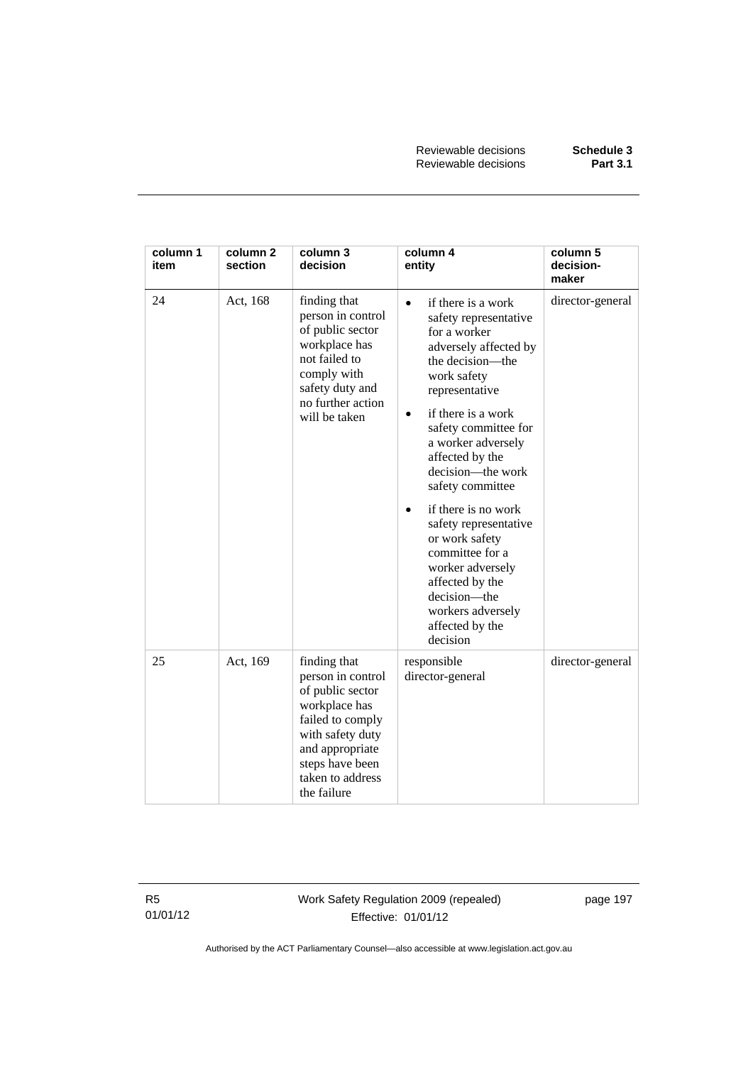| column 1 item | column 2 section | column 3 decision | column 4 entity | column 5 decision-maker |
|---|---|---|---|---|
| 24 | Act, 168 | finding that person in control of public sector workplace has not failed to comply with safety duty and no further action will be taken | • if there is a work safety representative for a worker adversely affected by the decision—the work safety representative<br>• if there is a work safety committee for a worker adversely affected by the decision—the work safety committee<br>• if there is no work safety representative or work safety committee for a worker adversely affected by the decision—the workers adversely affected by the decision | director-general |
| 25 | Act, 169 | finding that person in control of public sector workplace has failed to comply with safety duty and appropriate steps have been taken to address the failure | responsible director-general | director-general |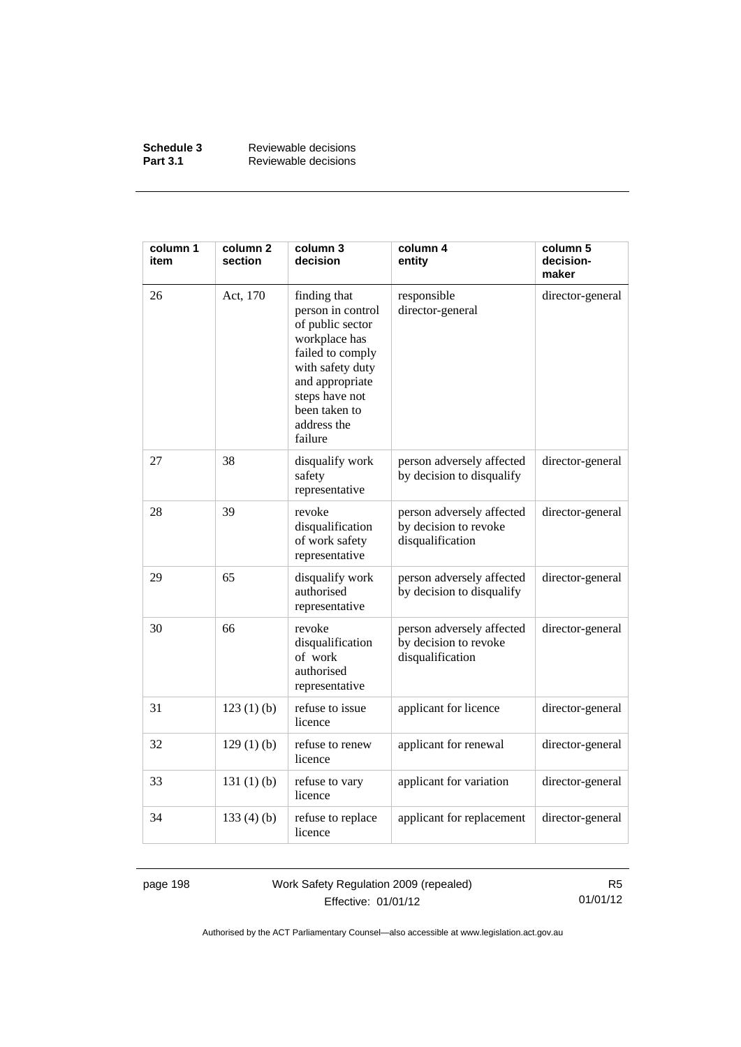| column 1 item | column 2 section | column 3 decision | column 4 entity | column 5 decision-maker |
|---|---|---|---|---|
| 26 | Act, 170 | finding that person in control of public sector workplace has failed to comply with safety duty and appropriate steps have not been taken to address the failure | responsible director-general | director-general |
| 27 | 38 | disqualify work safety representative | person adversely affected by decision to disqualify | director-general |
| 28 | 39 | revoke disqualification of work safety representative | person adversely affected by decision to revoke disqualification | director-general |
| 29 | 65 | disqualify work authorised representative | person adversely affected by decision to disqualify | director-general |
| 30 | 66 | revoke disqualification of work authorised representative | person adversely affected by decision to revoke disqualification | director-general |
| 31 | 123 (1) (b) | refuse to issue licence | applicant for licence | director-general |
| 32 | 129 (1) (b) | refuse to renew licence | applicant for renewal | director-general |
| 33 | 131 (1) (b) | refuse to vary licence | applicant for variation | director-general |
| 34 | 133 (4) (b) | refuse to replace licence | applicant for replacement | director-general |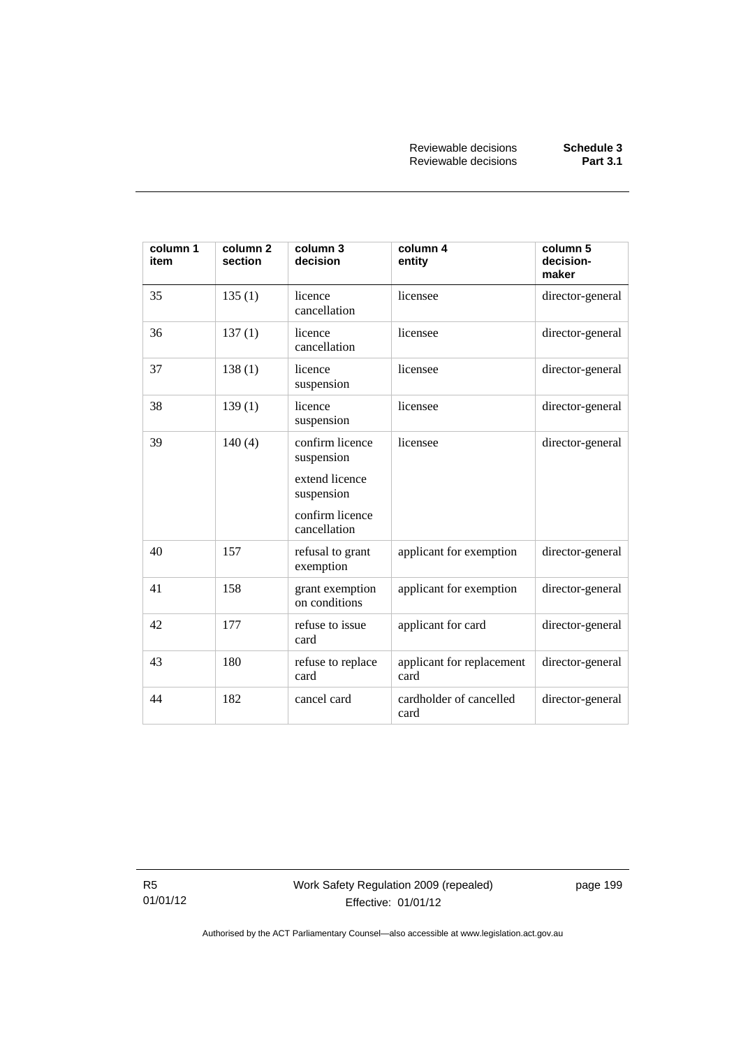| column 1 item | column 2 section | column 3 decision | column 4 entity | column 5 decision-maker |
|---|---|---|---|---|
| 35 | 135 (1) | licence cancellation | licensee | director-general |
| 36 | 137 (1) | licence cancellation | licensee | director-general |
| 37 | 138 (1) | licence suspension | licensee | director-general |
| 38 | 139 (1) | licence suspension | licensee | director-general |
| 39 | 140 (4) | confirm licence suspension<br>extend licence suspension<br>confirm licence cancellation | licensee | director-general |
| 40 | 157 | refusal to grant exemption | applicant for exemption | director-general |
| 41 | 158 | grant exemption on conditions | applicant for exemption | director-general |
| 42 | 177 | refuse to issue card | applicant for card | director-general |
| 43 | 180 | refuse to replace card | applicant for replacement card | director-general |
| 44 | 182 | cancel card | cardholder of cancelled card | director-general |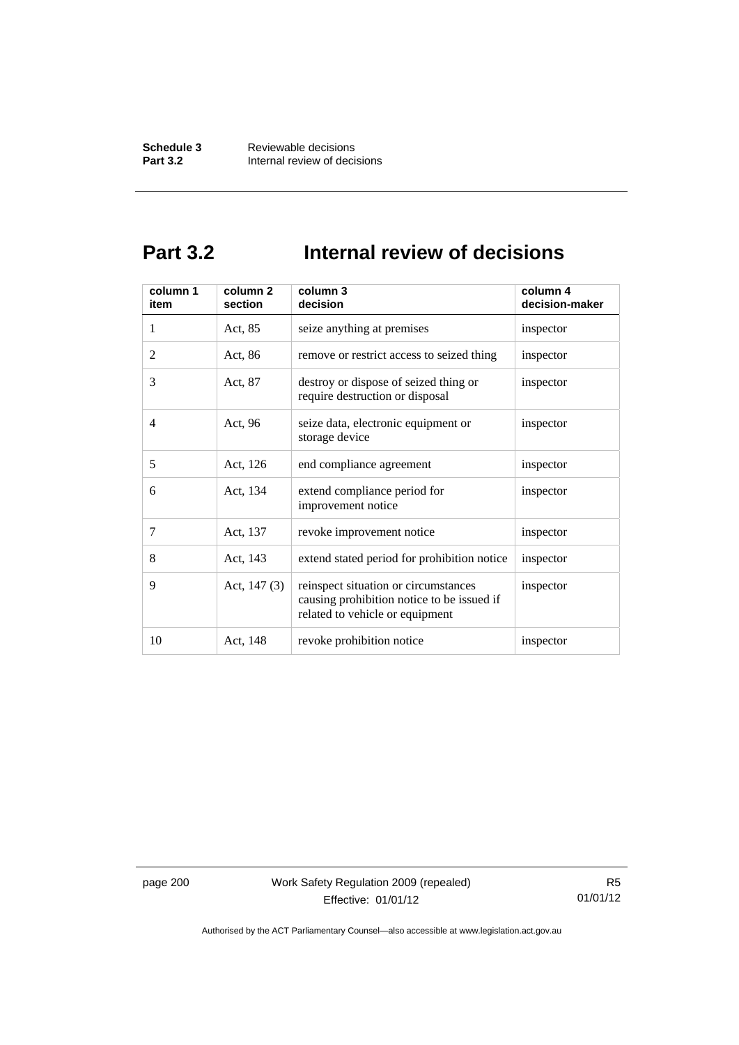# Part 3.2 Internal review of decisions

| column 1 item | column 2 section | column 3 decision | column 4 decision-maker |
|---|---|---|---|
| 1 | Act, 85 | seize anything at premises | inspector |
| 2 | Act, 86 | remove or restrict access to seized thing | inspector |
| 3 | Act, 87 | destroy or dispose of seized thing or require destruction or disposal | inspector |
| 4 | Act, 96 | seize data, electronic equipment or storage device | inspector |
| 5 | Act, 126 | end compliance agreement | inspector |
| 6 | Act, 134 | extend compliance period for improvement notice | inspector |
| 7 | Act, 137 | revoke improvement notice | inspector |
| 8 | Act, 143 | extend stated period for prohibition notice | inspector |
| 9 | Act, 147 (3) | reinspect situation or circumstances causing prohibition notice to be issued if related to vehicle or equipment | inspector |
| 10 | Act, 148 | revoke prohibition notice | inspector |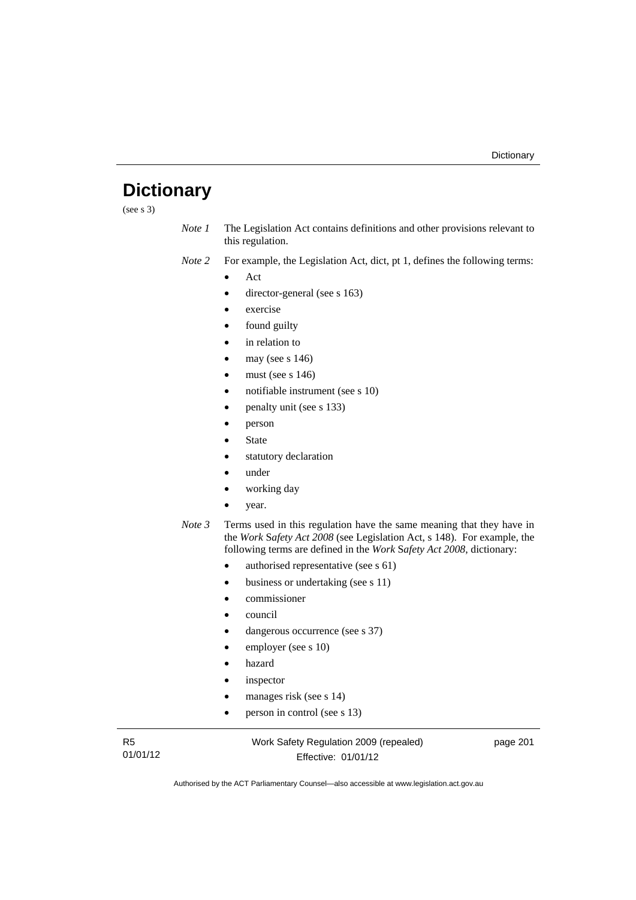# Dictionary

(see s 3)

*Note 1* The Legislation Act contains definitions and other provisions relevant to this regulation.

*Note 2* For example, the Legislation Act, dict, pt 1, defines the following terms:

- Act
- director-general (see s 163)
- exercise
- found guilty
- in relation to
- may (see s 146)
- must (see s 146)
- notifiable instrument (see s 10)
- penalty unit (see s 133)
- person
- State
- statutory declaration
- under
- working day
- year.

*Note 3* Terms used in this regulation have the same meaning that they have in the *Work Safety Act 2008* (see Legislation Act, s 148). For example, the following terms are defined in the *Work Safety Act 2008*, dictionary:

- authorised representative (see s 61)
- business or undertaking (see s 11)
- commissioner
- council
- dangerous occurrence (see s 37)
- employer (see s 10)
- hazard
- inspector
- manages risk (see s 14)
- person in control (see s 13)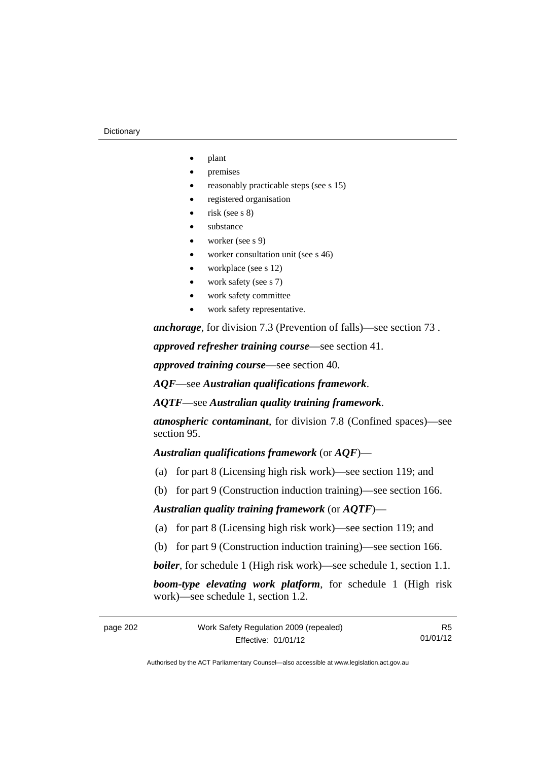- plant
- premises
- reasonably practicable steps (see s 15)
- registered organisation
- risk (see s 8)
- substance
- worker (see s 9)
- worker consultation unit (see s 46)
- workplace (see s 12)
- work safety (see s 7)
- work safety committee
- work safety representative.

***anchorage***, for division 7.3 (Prevention of falls)—see section 73 .

***approved refresher training course***—see section 41.

***approved training course***—see section 40.

***AQF***—see ***Australian qualifications framework***.

***AQTF***—see ***Australian quality training framework***.

***atmospheric contaminant***, for division 7.8 (Confined spaces)—see section 95.

***Australian qualifications framework*** (or ***AQF***)—

(a) for part 8 (Licensing high risk work)—see section 119; and

(b) for part 9 (Construction induction training)—see section 166.

***Australian quality training framework*** (or ***AQTF***)—

(a) for part 8 (Licensing high risk work)—see section 119; and

(b) for part 9 (Construction induction training)—see section 166.

***boiler***, for schedule 1 (High risk work)—see schedule 1, section 1.1.

***boom-type elevating work platform***, for schedule 1 (High risk work)—see schedule 1, section 1.2.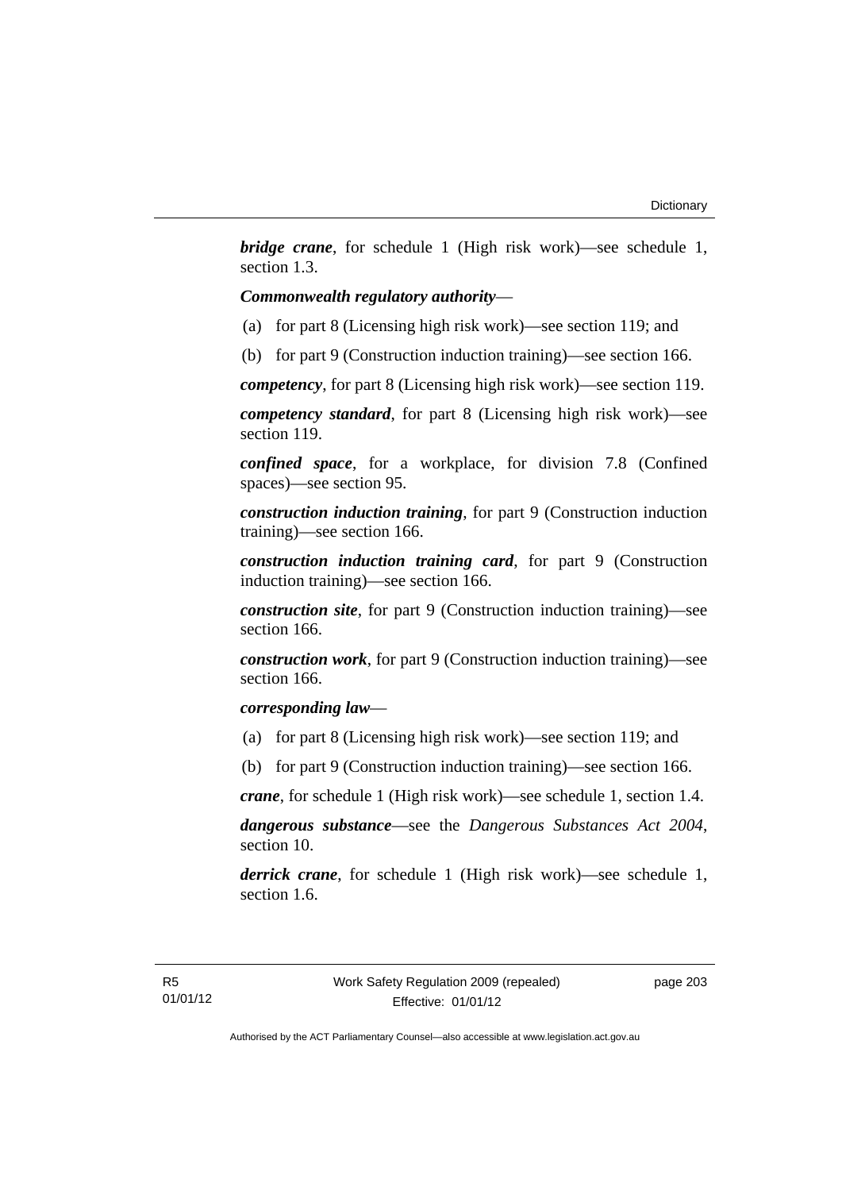***bridge crane***, for schedule 1 (High risk work)—see schedule 1, section 1.3.

***Commonwealth regulatory authority***—

(a) for part 8 (Licensing high risk work)—see section 119; and

(b) for part 9 (Construction induction training)—see section 166.

***competency***, for part 8 (Licensing high risk work)—see section 119.

***competency standard***, for part 8 (Licensing high risk work)—see section 119.

***confined space***, for a workplace, for division 7.8 (Confined spaces)—see section 95.

***construction induction training***, for part 9 (Construction induction training)—see section 166.

***construction induction training card***, for part 9 (Construction induction training)—see section 166.

***construction site***, for part 9 (Construction induction training)—see section 166.

***construction work***, for part 9 (Construction induction training)—see section 166.

***corresponding law***—

(a) for part 8 (Licensing high risk work)—see section 119; and

(b) for part 9 (Construction induction training)—see section 166.

***crane***, for schedule 1 (High risk work)—see schedule 1, section 1.4.

***dangerous substance***—see the *Dangerous Substances Act 2004*, section 10.

***derrick crane***, for schedule 1 (High risk work)—see schedule 1, section 1.6.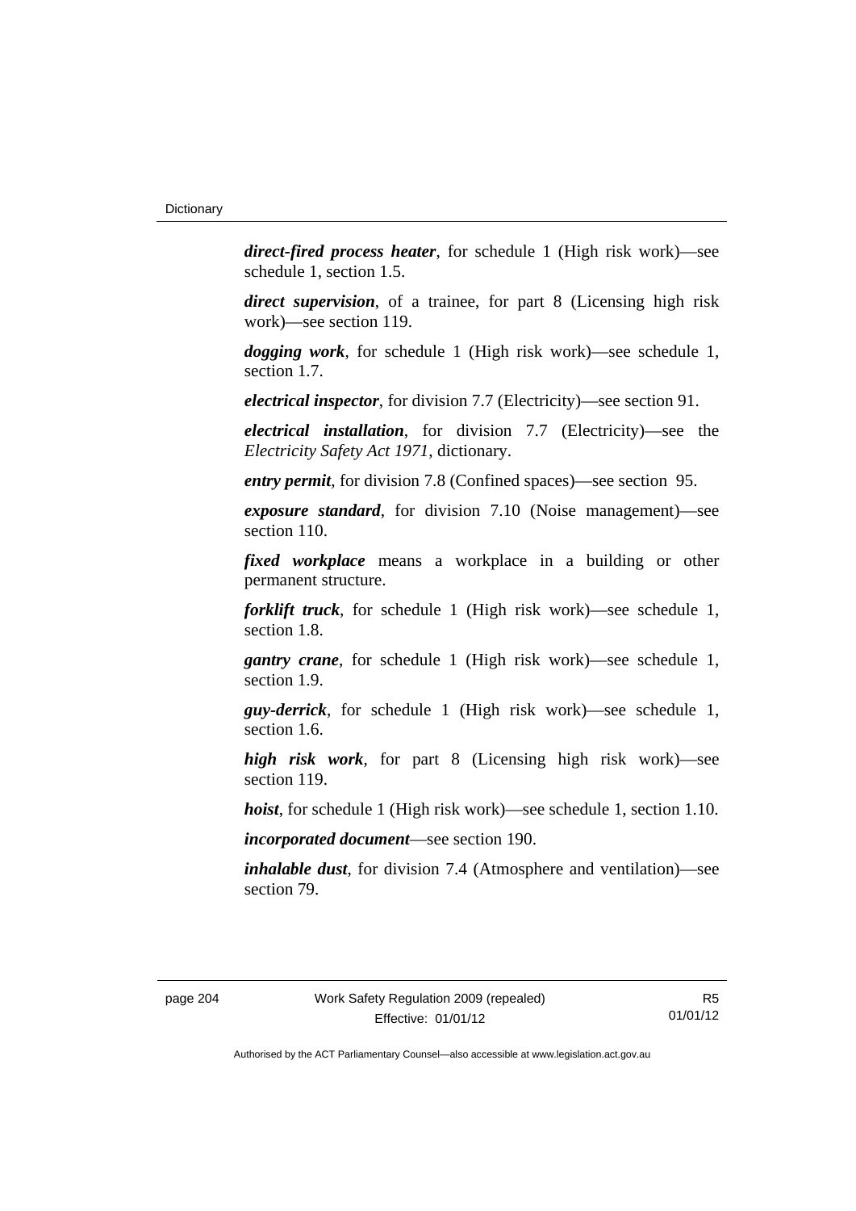***direct-fired process heater***, for schedule 1 (High risk work)—see schedule 1, section 1.5.

***direct supervision***, of a trainee, for part 8 (Licensing high risk work)—see section 119.

***dogging work***, for schedule 1 (High risk work)—see schedule 1, section 1.7.

***electrical inspector***, for division 7.7 (Electricity)—see section 91.

***electrical installation***, for division 7.7 (Electricity)—see the *Electricity Safety Act 1971*, dictionary.

***entry permit***, for division 7.8 (Confined spaces)—see section 95.

***exposure standard***, for division 7.10 (Noise management)—see section 110.

***fixed workplace*** means a workplace in a building or other permanent structure.

***forklift truck***, for schedule 1 (High risk work)—see schedule 1, section 1.8.

***gantry crane***, for schedule 1 (High risk work)—see schedule 1, section 1.9.

***guy-derrick***, for schedule 1 (High risk work)—see schedule 1, section 1.6.

***high risk work***, for part 8 (Licensing high risk work)—see section 119.

***hoist***, for schedule 1 (High risk work)—see schedule 1, section 1.10.

***incorporated document***—see section 190.

***inhalable dust***, for division 7.4 (Atmosphere and ventilation)—see section 79.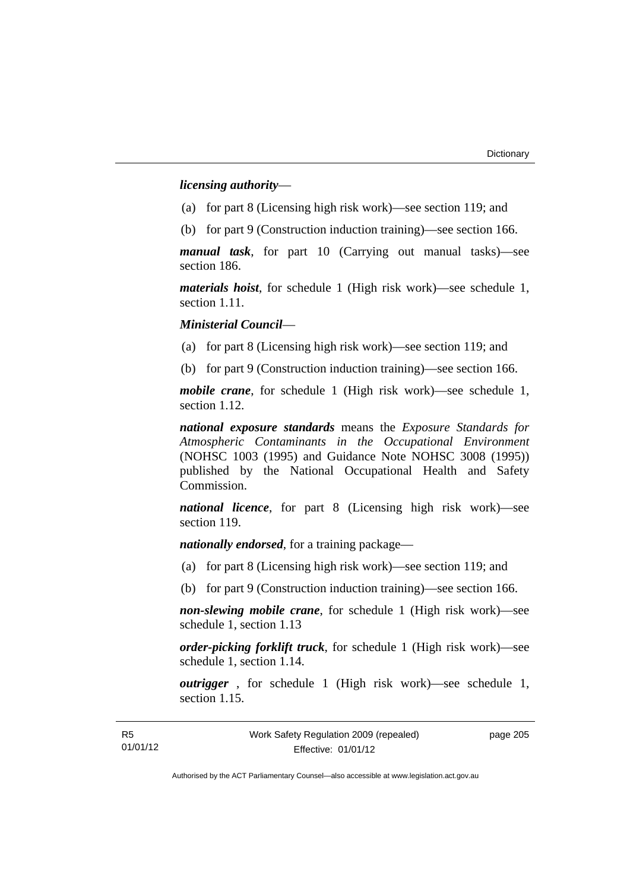***licensing authority***—

(a) for part 8 (Licensing high risk work)—see section 119; and

(b) for part 9 (Construction induction training)—see section 166.

***manual task***, for part 10 (Carrying out manual tasks)—see section 186.

***materials hoist***, for schedule 1 (High risk work)—see schedule 1, section 1.11.

***Ministerial Council***—

(a) for part 8 (Licensing high risk work)—see section 119; and

(b) for part 9 (Construction induction training)—see section 166.

***mobile crane***, for schedule 1 (High risk work)—see schedule 1, section 1.12.

***national exposure standards*** means the *Exposure Standards for Atmospheric Contaminants in the Occupational Environment* (NOHSC 1003 (1995) and Guidance Note NOHSC 3008 (1995)) published by the National Occupational Health and Safety Commission.

***national licence***, for part 8 (Licensing high risk work)—see section 119.

***nationally endorsed***, for a training package—

(a) for part 8 (Licensing high risk work)—see section 119; and

(b) for part 9 (Construction induction training)—see section 166.

***non-slewing mobile crane***, for schedule 1 (High risk work)—see schedule 1, section 1.13

***order-picking forklift truck***, for schedule 1 (High risk work)—see schedule 1, section 1.14.

***outrigger*** , for schedule 1 (High risk work)—see schedule 1, section 1.15.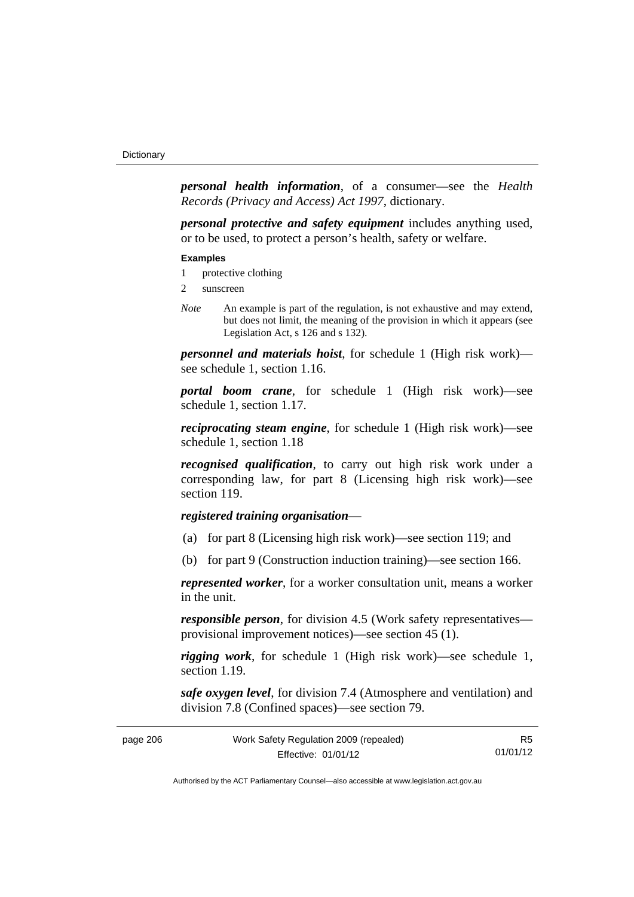***personal health information***, of a consumer—see the *Health Records (Privacy and Access) Act 1997*, dictionary.

***personal protective and safety equipment*** includes anything used, or to be used, to protect a person's health, safety or welfare.

**Examples**

1 protective clothing

2 sunscreen

*Note* An example is part of the regulation, is not exhaustive and may extend, but does not limit, the meaning of the provision in which it appears (see Legislation Act, s 126 and s 132).

***personnel and materials hoist***, for schedule 1 (High risk work)—see schedule 1, section 1.16.

***portal boom crane***, for schedule 1 (High risk work)—see schedule 1, section 1.17.

***reciprocating steam engine***, for schedule 1 (High risk work)—see schedule 1, section 1.18

***recognised qualification***, to carry out high risk work under a corresponding law, for part 8 (Licensing high risk work)—see section 119.

***registered training organisation***—

(a) for part 8 (Licensing high risk work)—see section 119; and

(b) for part 9 (Construction induction training)—see section 166.

***represented worker***, for a worker consultation unit, means a worker in the unit.

***responsible person***, for division 4.5 (Work safety representatives—provisional improvement notices)—see section 45 (1).

***rigging work***, for schedule 1 (High risk work)—see schedule 1, section 1.19.

***safe oxygen level***, for division 7.4 (Atmosphere and ventilation) and division 7.8 (Confined spaces)—see section 79.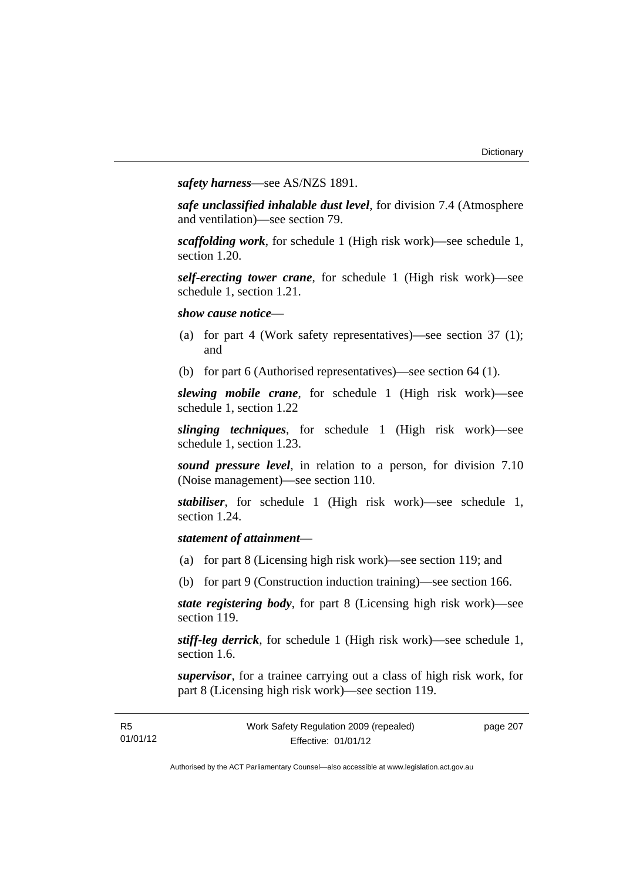***safety harness***—see AS/NZS 1891.

***safe unclassified inhalable dust level***, for division 7.4 (Atmosphere and ventilation)—see section 79.

***scaffolding work***, for schedule 1 (High risk work)—see schedule 1, section 1.20.

***self-erecting tower crane***, for schedule 1 (High risk work)—see schedule 1, section 1.21.

***show cause notice***—

(a) for part 4 (Work safety representatives)—see section 37 (1); and

(b) for part 6 (Authorised representatives)—see section 64 (1).

***slewing mobile crane***, for schedule 1 (High risk work)—see schedule 1, section 1.22

***slinging techniques***, for schedule 1 (High risk work)—see schedule 1, section 1.23.

***sound pressure level***, in relation to a person, for division 7.10 (Noise management)—see section 110.

***stabiliser***, for schedule 1 (High risk work)—see schedule 1, section 1.24.

***statement of attainment***—

(a) for part 8 (Licensing high risk work)—see section 119; and

(b) for part 9 (Construction induction training)—see section 166.

***state registering body***, for part 8 (Licensing high risk work)—see section 119.

***stiff-leg derrick***, for schedule 1 (High risk work)—see schedule 1, section 1.6.

***supervisor***, for a trainee carrying out a class of high risk work, for part 8 (Licensing high risk work)—see section 119.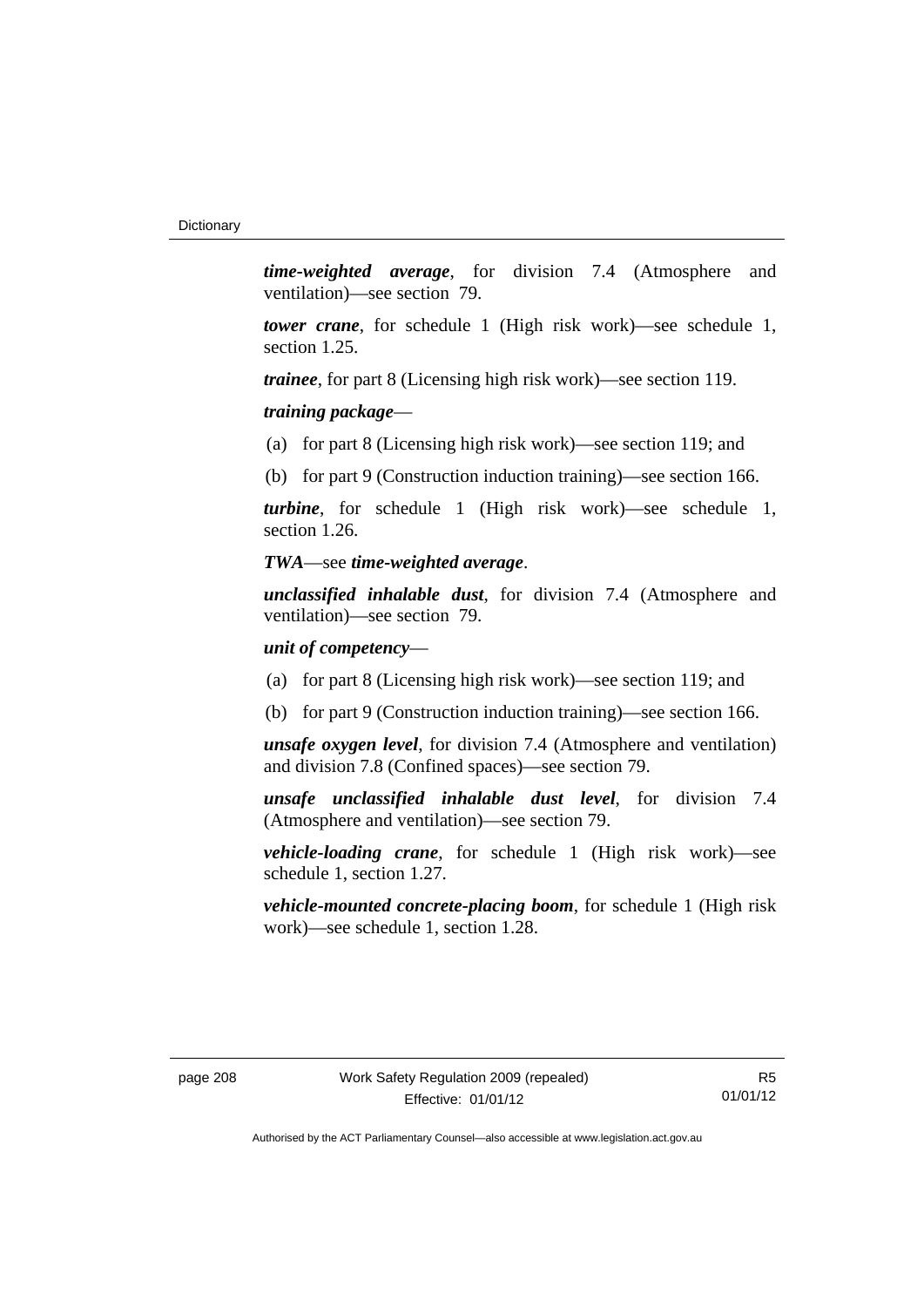***time-weighted average***, for division 7.4 (Atmosphere and ventilation)—see section 79.

***tower crane***, for schedule 1 (High risk work)—see schedule 1, section 1.25.

***trainee***, for part 8 (Licensing high risk work)—see section 119.

***training package***—

(a) for part 8 (Licensing high risk work)—see section 119; and

(b) for part 9 (Construction induction training)—see section 166.

***turbine***, for schedule 1 (High risk work)—see schedule 1, section 1.26.

***TWA***—see ***time-weighted average***.

***unclassified inhalable dust***, for division 7.4 (Atmosphere and ventilation)—see section 79.

***unit of competency***—

(a) for part 8 (Licensing high risk work)—see section 119; and

(b) for part 9 (Construction induction training)—see section 166.

***unsafe oxygen level***, for division 7.4 (Atmosphere and ventilation) and division 7.8 (Confined spaces)—see section 79.

***unsafe unclassified inhalable dust level***, for division 7.4 (Atmosphere and ventilation)—see section 79.

***vehicle-loading crane***, for schedule 1 (High risk work)—see schedule 1, section 1.27.

***vehicle-mounted concrete-placing boom***, for schedule 1 (High risk work)—see schedule 1, section 1.28.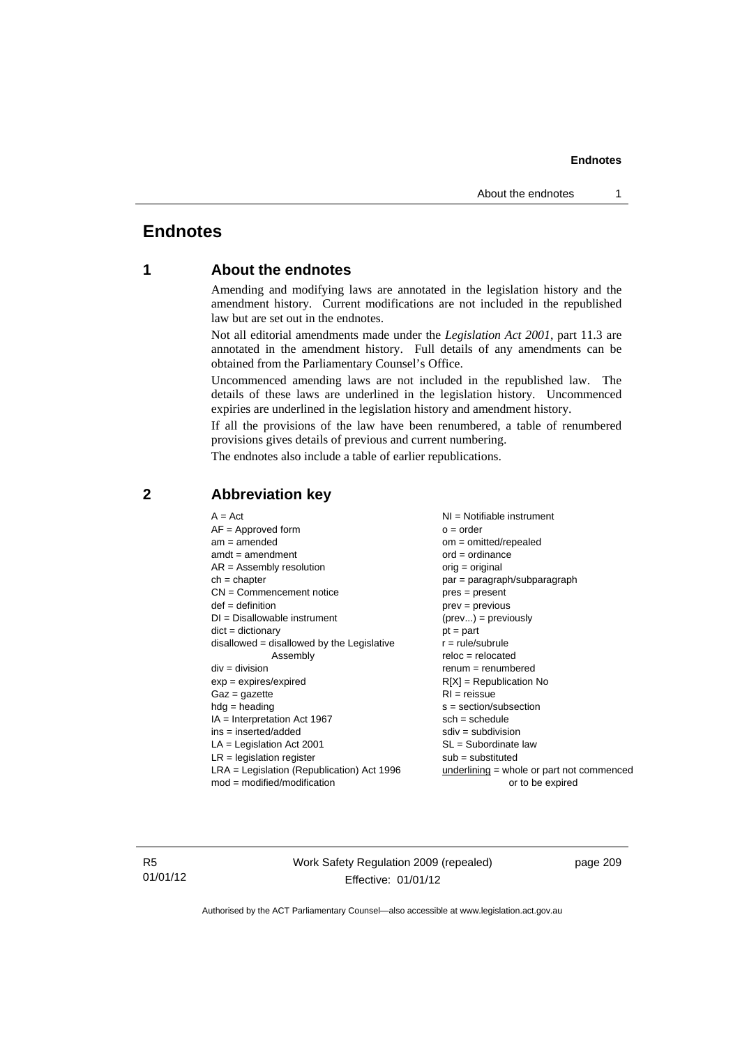# Endnotes

## 1 About the endnotes

Amending and modifying laws are annotated in the legislation history and the amendment history. Current modifications are not included in the republished law but are set out in the endnotes.

Not all editorial amendments made under the *Legislation Act 2001*, part 11.3 are annotated in the amendment history. Full details of any amendments can be obtained from the Parliamentary Counsel's Office.

Uncommenced amending laws are not included in the republished law. The details of these laws are underlined in the legislation history. Uncommenced expiries are underlined in the legislation history and amendment history.

If all the provisions of the law have been renumbered, a table of renumbered provisions gives details of previous and current numbering.

The endnotes also include a table of earlier republications.

## 2 Abbreviation key

A = Act
AF = Approved form
am = amended
amdt = amendment
AR = Assembly resolution
ch = chapter
CN = Commencement notice
def = definition
DI = Disallowable instrument
dict = dictionary
disallowed = disallowed by the Legislative Assembly
div = division
exp = expires/expired
Gaz = gazette
hdg = heading
IA = Interpretation Act 1967
ins = inserted/added
LA = Legislation Act 2001
LR = legislation register
LRA = Legislation (Republication) Act 1996
mod = modified/modification
NI = Notifiable instrument
o = order
om = omitted/repealed
ord = ordinance
orig = original
par = paragraph/subparagraph
pres = present
prev = previous
(prev...) = previously
pt = part
r = rule/subrule
reloc = relocated
renum = renumbered
R[X] = Republication No
RI = reissue
s = section/subsection
sch = schedule
sdiv = subdivision
SL = Subordinate law
sub = substituted
<u>underlining</u> = whole or part not commenced or to be expired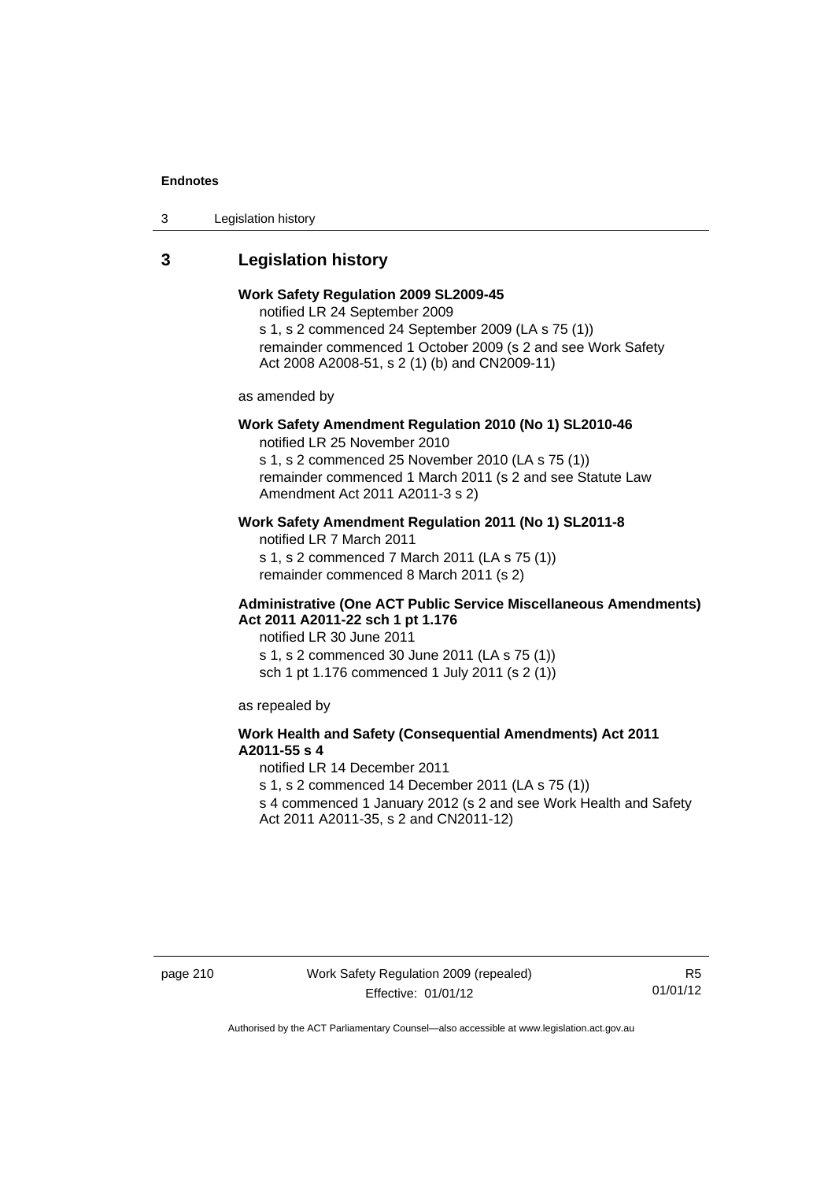## 3 Legislation history

**Work Safety Regulation 2009 SL2009-45**

notified LR 24 September 2009

s 1, s 2 commenced 24 September 2009 (LA s 75 (1))

remainder commenced 1 October 2009 (s 2 and see Work Safety Act 2008 A2008-51, s 2 (1) (b) and CN2009-11)

as amended by

**Work Safety Amendment Regulation 2010 (No 1) SL2010-46**

notified LR 25 November 2010

s 1, s 2 commenced 25 November 2010 (LA s 75 (1))

remainder commenced 1 March 2011 (s 2 and see Statute Law Amendment Act 2011 A2011-3 s 2)

**Work Safety Amendment Regulation 2011 (No 1) SL2011-8**

notified LR 7 March 2011

s 1, s 2 commenced 7 March 2011 (LA s 75 (1))

remainder commenced 8 March 2011 (s 2)

**Administrative (One ACT Public Service Miscellaneous Amendments) Act 2011 A2011-22 sch 1 pt 1.176**

notified LR 30 June 2011

s 1, s 2 commenced 30 June 2011 (LA s 75 (1))

sch 1 pt 1.176 commenced 1 July 2011 (s 2 (1))

as repealed by

**Work Health and Safety (Consequential Amendments) Act 2011 A2011-55 s 4**

notified LR 14 December 2011

s 1, s 2 commenced 14 December 2011 (LA s 75 (1))

s 4 commenced 1 January 2012 (s 2 and see Work Health and Safety Act 2011 A2011-35, s 2 and CN2011-12)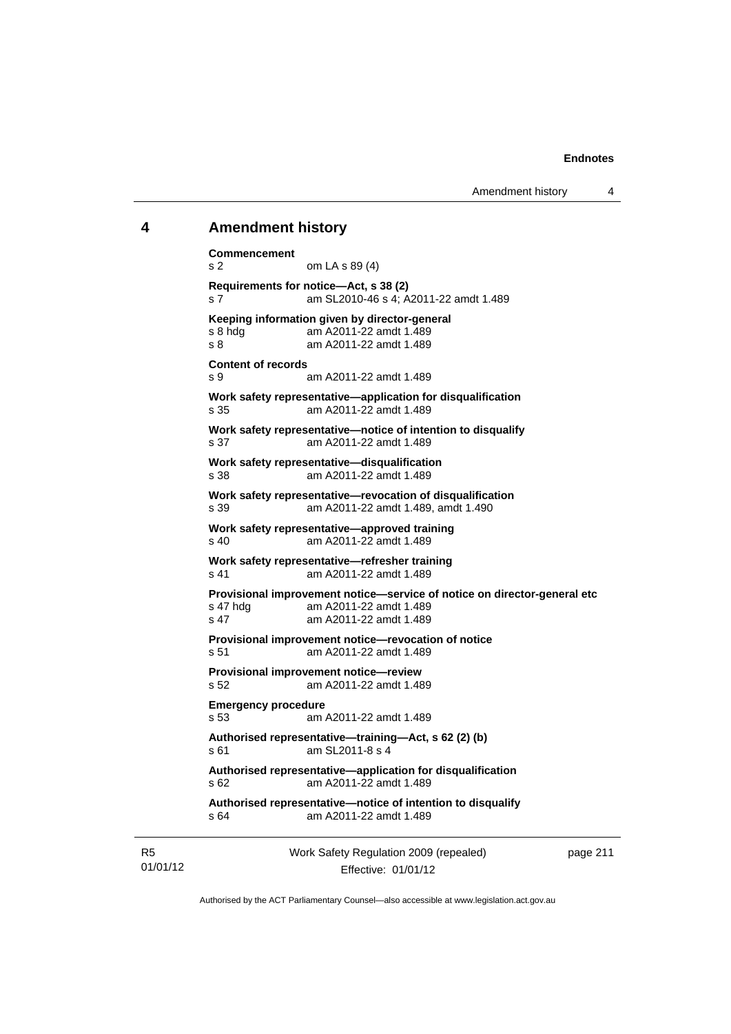## 4 Amendment history

**Commencement**
s 2 om LA s 89 (4)

**Requirements for notice—Act, s 38 (2)**
s 7 am SL2010-46 s 4; A2011-22 amdt 1.489

**Keeping information given by director-general**
s 8 hdg am A2011-22 amdt 1.489
s 8 am A2011-22 amdt 1.489

**Content of records**
s 9 am A2011-22 amdt 1.489

**Work safety representative—application for disqualification**
s 35 am A2011-22 amdt 1.489

**Work safety representative—notice of intention to disqualify**
s 37 am A2011-22 amdt 1.489

**Work safety representative—disqualification**
s 38 am A2011-22 amdt 1.489

**Work safety representative—revocation of disqualification**
s 39 am A2011-22 amdt 1.489, amdt 1.490

**Work safety representative—approved training**
s 40 am A2011-22 amdt 1.489

**Work safety representative—refresher training**
s 41 am A2011-22 amdt 1.489

**Provisional improvement notice—service of notice on director-general etc**
s 47 hdg am A2011-22 amdt 1.489
s 47 am A2011-22 amdt 1.489

**Provisional improvement notice—revocation of notice**
s 51 am A2011-22 amdt 1.489

**Provisional improvement notice—review**
s 52 am A2011-22 amdt 1.489

**Emergency procedure**
s 53 am A2011-22 amdt 1.489

**Authorised representative—training—Act, s 62 (2) (b)**
s 61 am SL2011-8 s 4

**Authorised representative—application for disqualification**
s 62 am A2011-22 amdt 1.489

**Authorised representative—notice of intention to disqualify**
s 64 am A2011-22 amdt 1.489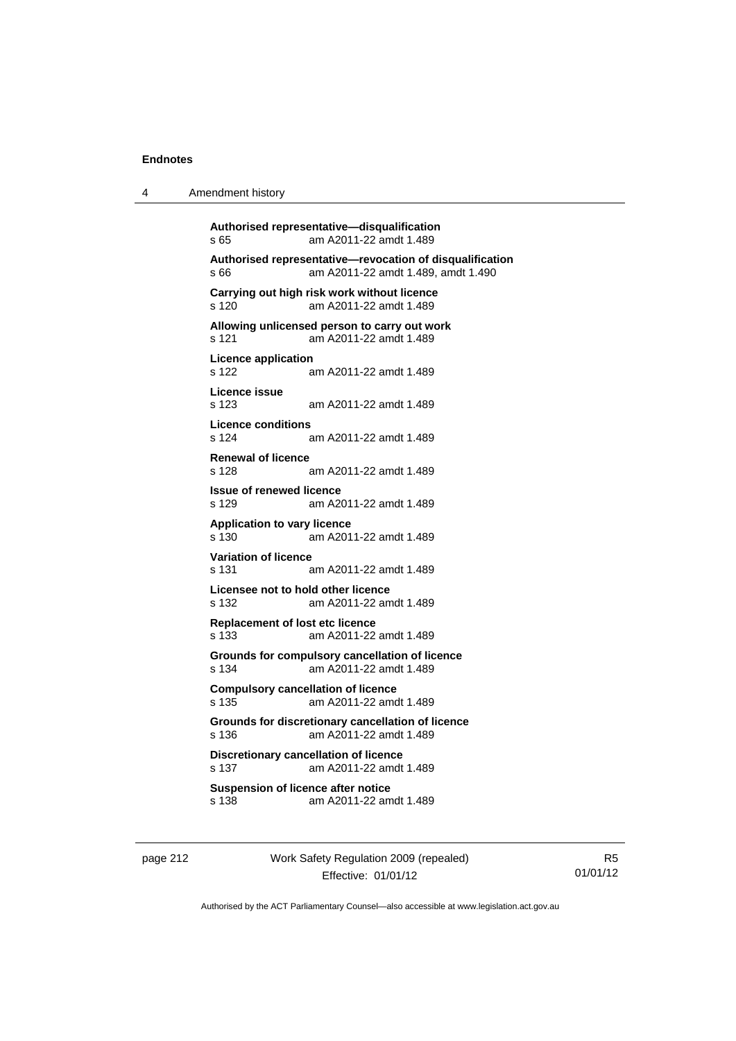**Authorised representative—disqualification**
s 65 am A2011-22 amdt 1.489

**Authorised representative—revocation of disqualification**
s 66 am A2011-22 amdt 1.489, amdt 1.490

**Carrying out high risk work without licence**
s 120 am A2011-22 amdt 1.489

**Allowing unlicensed person to carry out work**
s 121 am A2011-22 amdt 1.489

**Licence application**
s 122 am A2011-22 amdt 1.489

**Licence issue**
s 123 am A2011-22 amdt 1.489

**Licence conditions**
s 124 am A2011-22 amdt 1.489

**Renewal of licence**
s 128 am A2011-22 amdt 1.489

**Issue of renewed licence**
s 129 am A2011-22 amdt 1.489

**Application to vary licence**
s 130 am A2011-22 amdt 1.489

**Variation of licence**
s 131 am A2011-22 amdt 1.489

**Licensee not to hold other licence**
s 132 am A2011-22 amdt 1.489

**Replacement of lost etc licence**
s 133 am A2011-22 amdt 1.489

**Grounds for compulsory cancellation of licence**
s 134 am A2011-22 amdt 1.489

**Compulsory cancellation of licence**
s 135 am A2011-22 amdt 1.489

**Grounds for discretionary cancellation of licence**
s 136 am A2011-22 amdt 1.489

**Discretionary cancellation of licence**
s 137 am A2011-22 amdt 1.489

**Suspension of licence after notice**
s 138 am A2011-22 amdt 1.489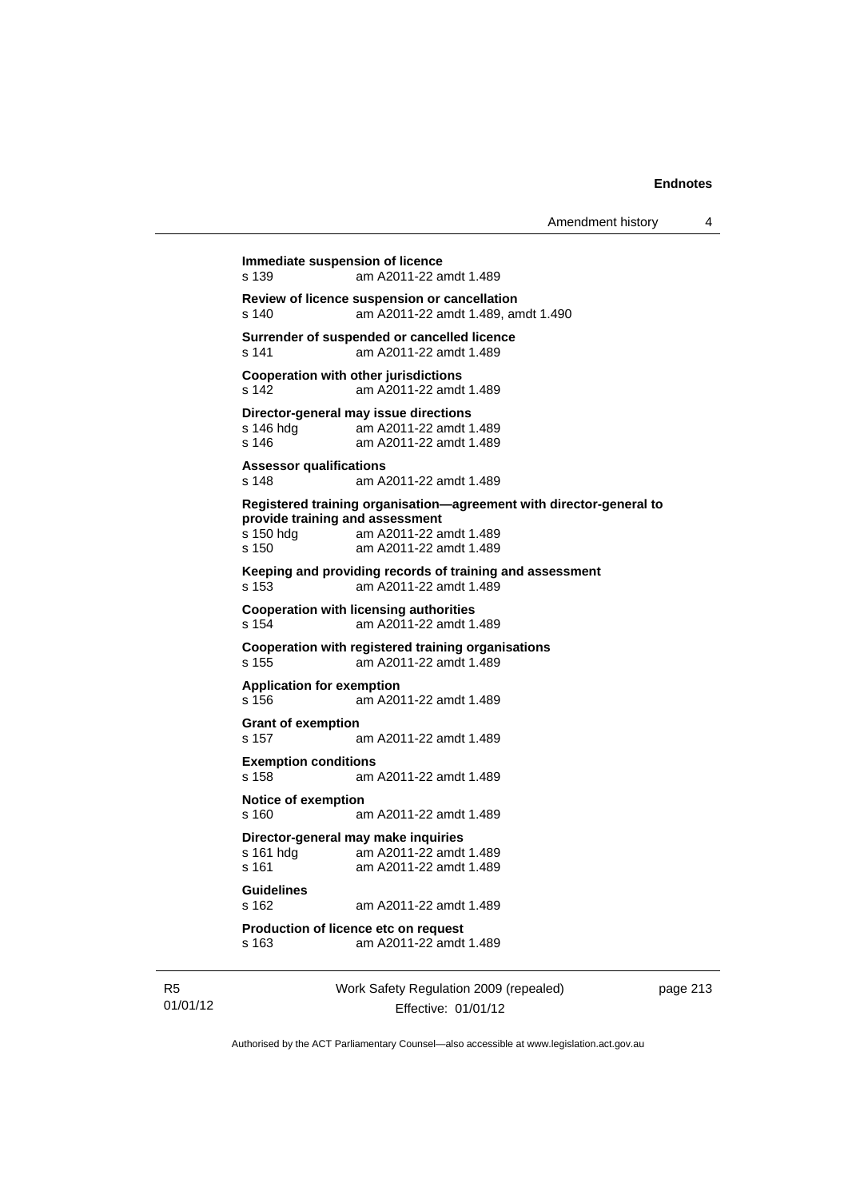**Immediate suspension of licence**
s 139 am A2011-22 amdt 1.489

**Review of licence suspension or cancellation**
s 140 am A2011-22 amdt 1.489, amdt 1.490

**Surrender of suspended or cancelled licence**
s 141 am A2011-22 amdt 1.489

**Cooperation with other jurisdictions**
s 142 am A2011-22 amdt 1.489

**Director-general may issue directions**
s 146 hdg am A2011-22 amdt 1.489
s 146 am A2011-22 amdt 1.489

**Assessor qualifications**
s 148 am A2011-22 amdt 1.489

**Registered training organisation—agreement with director-general to provide training and assessment**
s 150 hdg am A2011-22 amdt 1.489
s 150 am A2011-22 amdt 1.489

**Keeping and providing records of training and assessment**
s 153 am A2011-22 amdt 1.489

**Cooperation with licensing authorities**
s 154 am A2011-22 amdt 1.489

**Cooperation with registered training organisations**
s 155 am A2011-22 amdt 1.489

**Application for exemption**
s 156 am A2011-22 amdt 1.489

**Grant of exemption**
s 157 am A2011-22 amdt 1.489

**Exemption conditions**
s 158 am A2011-22 amdt 1.489

**Notice of exemption**
s 160 am A2011-22 amdt 1.489

**Director-general may make inquiries**
s 161 hdg am A2011-22 amdt 1.489
s 161 am A2011-22 amdt 1.489

**Guidelines**
s 162 am A2011-22 amdt 1.489

**Production of licence etc on request**
s 163 am A2011-22 amdt 1.489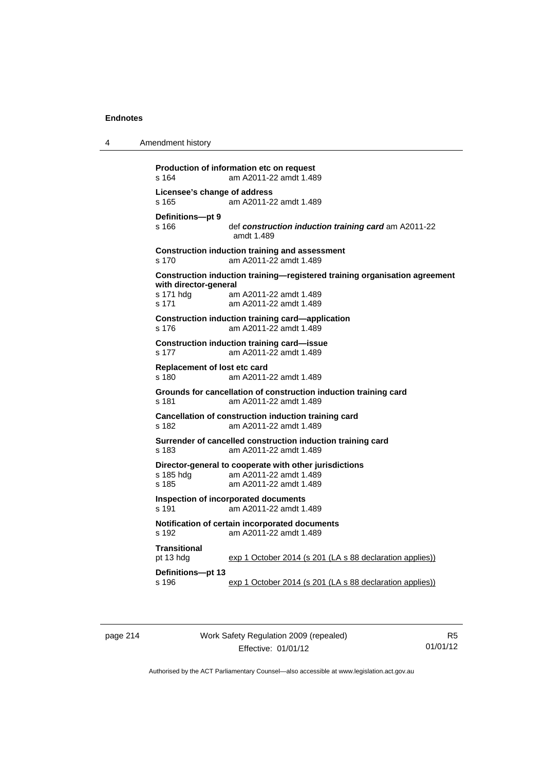**Production of information etc on request**
s 164 am A2011-22 amdt 1.489

**Licensee's change of address**
s 165 am A2011-22 amdt 1.489

**Definitions—pt 9**
s 166 def ***construction induction training card*** am A2011-22 amdt 1.489

**Construction induction training and assessment**
s 170 am A2011-22 amdt 1.489

**Construction induction training—registered training organisation agreement with director-general**
s 171 hdg am A2011-22 amdt 1.489
s 171 am A2011-22 amdt 1.489

**Construction induction training card—application**
s 176 am A2011-22 amdt 1.489

**Construction induction training card—issue**
s 177 am A2011-22 amdt 1.489

**Replacement of lost etc card**
s 180 am A2011-22 amdt 1.489

**Grounds for cancellation of construction induction training card**
s 181 am A2011-22 amdt 1.489

**Cancellation of construction induction training card**
s 182 am A2011-22 amdt 1.489

**Surrender of cancelled construction induction training card**
s 183 am A2011-22 amdt 1.489

**Director-general to cooperate with other jurisdictions**
s 185 hdg am A2011-22 amdt 1.489
s 185 am A2011-22 amdt 1.489

**Inspection of incorporated documents**
s 191 am A2011-22 amdt 1.489

**Notification of certain incorporated documents**
s 192 am A2011-22 amdt 1.489

**Transitional**
pt 13 hdg exp 1 October 2014 (s 201 (LA s 88 declaration applies))

**Definitions—pt 13**
s 196 exp 1 October 2014 (s 201 (LA s 88 declaration applies))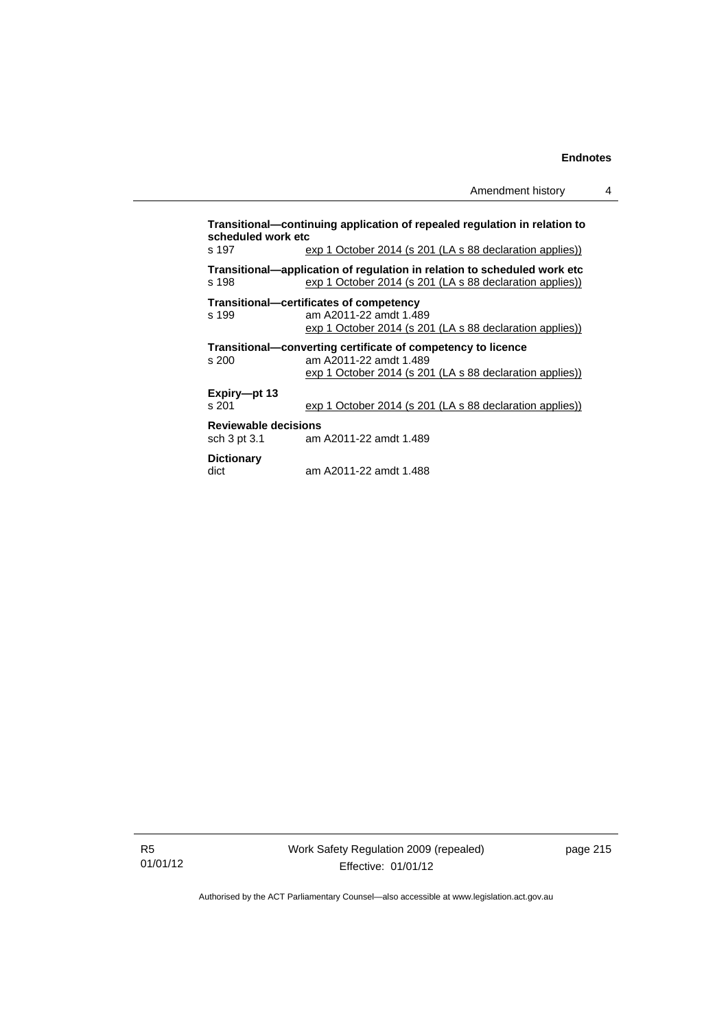**Transitional—continuing application of repealed regulation in relation to scheduled work etc**
s 197 exp 1 October 2014 (s 201 (LA s 88 declaration applies))

**Transitional—application of regulation in relation to scheduled work etc**
s 198 exp 1 October 2014 (s 201 (LA s 88 declaration applies))

**Transitional—certificates of competency**
s 199 am A2011-22 amdt 1.489
exp 1 October 2014 (s 201 (LA s 88 declaration applies))

**Transitional—converting certificate of competency to licence**
s 200 am A2011-22 amdt 1.489
exp 1 October 2014 (s 201 (LA s 88 declaration applies))

**Expiry—pt 13**
s 201 exp 1 October 2014 (s 201 (LA s 88 declaration applies))

**Reviewable decisions**
sch 3 pt 3.1 am A2011-22 amdt 1.489

**Dictionary**
dict am A2011-22 amdt 1.488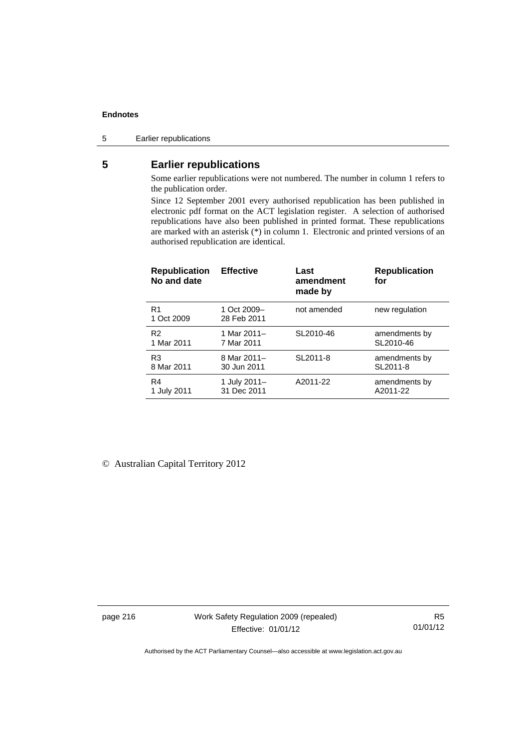## 5 Earlier republications

Some earlier republications were not numbered. The number in column 1 refers to the publication order.

Since 12 September 2001 every authorised republication has been published in electronic pdf format on the ACT legislation register. A selection of authorised republications have also been published in printed format. These republications are marked with an asterisk (*) in column 1. Electronic and printed versions of an authorised republication are identical.

| Republication No and date | Effective | Last amendment made by | Republication for |
|---|---|---|---|
| R1 1 Oct 2009 | 1 Oct 2009– 28 Feb 2011 | not amended | new regulation |
| R2 1 Mar 2011 | 1 Mar 2011– 7 Mar 2011 | SL2010-46 | amendments by SL2010-46 |
| R3 8 Mar 2011 | 8 Mar 2011– 30 Jun 2011 | SL2011-8 | amendments by SL2011-8 |
| R4 1 July 2011 | 1 July 2011– 31 Dec 2011 | A2011-22 | amendments by A2011-22 |

© Australian Capital Territory 2012